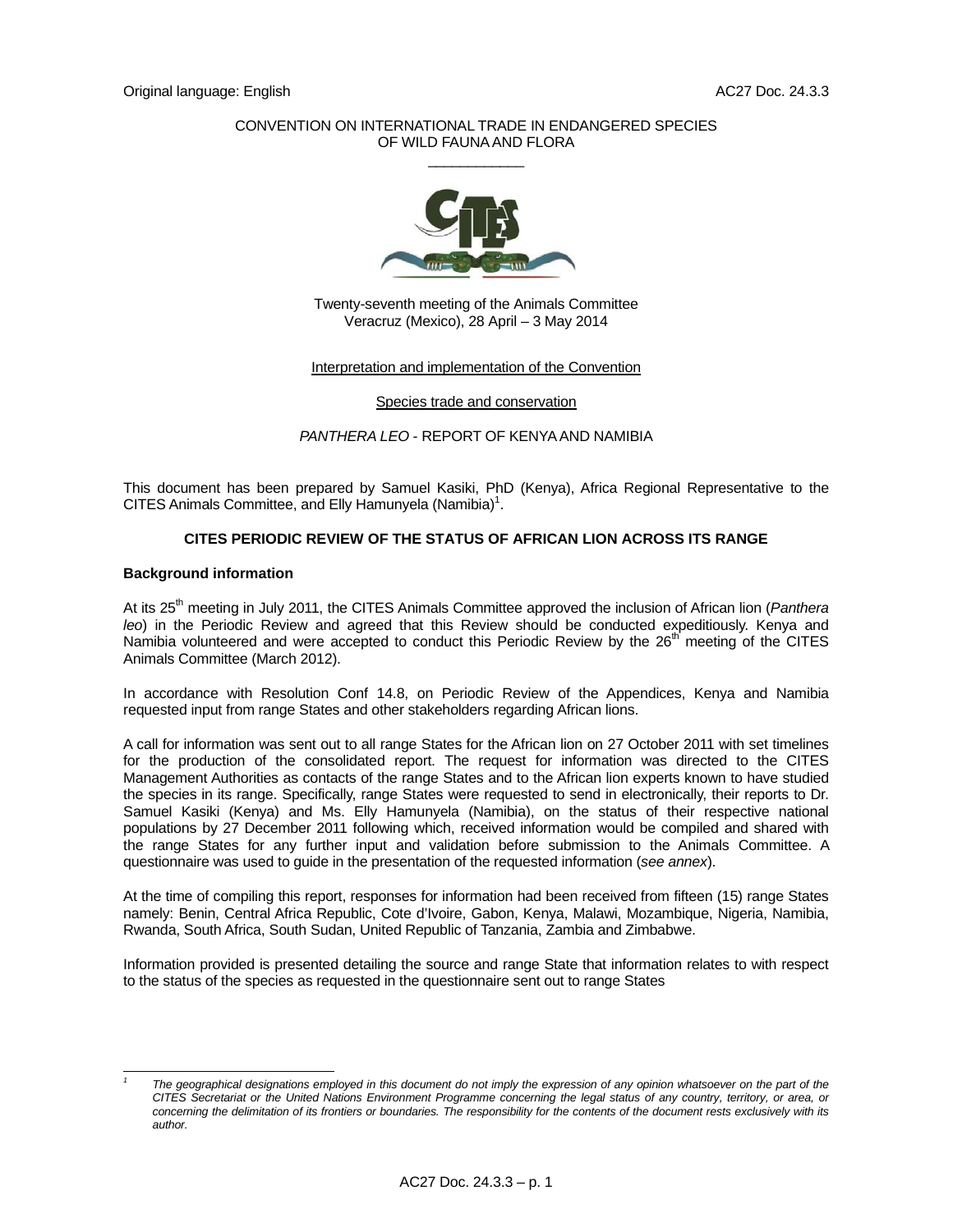Original language: English

AC27 Doc. 24.3.3

CONVENTION ON INTERNATIONAL TRADE IN ENDANGERED SPECIES OF WILD FAUNA AND FLORA

\_\_\_\_\_\_\_\_\_\_\_\_\_\_\_\_\_\_\_\_

Twenty-seventh meeting of the Animals Committee
Veracruz (Mexico), 28 April – 3 May 2014

Interpretation and implementation of the Convention

Species trade and conservation

*PANTHERA LEO* - REPORT OF KENYA AND NAMIBIA

This document has been prepared by Samuel Kasiki, PhD (Kenya), Africa Regional Representative to the CITES Animals Committee, and Elly Hamunyela (Namibia)[1].

## CITES PERIODIC REVIEW OF THE STATUS OF AFRICAN LION ACROSS ITS RANGE

### Background information

At its 25th meeting in July 2011, the CITES Animals Committee approved the inclusion of African lion (*Panthera leo*) in the Periodic Review and agreed that this Review should be conducted expeditiously. Kenya and Namibia volunteered and were accepted to conduct this Periodic Review by the 26th meeting of the CITES Animals Committee (March 2012).

In accordance with Resolution Conf 14.8, on Periodic Review of the Appendices, Kenya and Namibia requested input from range States and other stakeholders regarding African lions.

A call for information was sent out to all range States for the African lion on 27 October 2011 with set timelines for the production of the consolidated report. The request for information was directed to the CITES Management Authorities as contacts of the range States and to the African lion experts known to have studied the species in its range. Specifically, range States were requested to send in electronically, their reports to Dr. Samuel Kasiki (Kenya) and Ms. Elly Hamunyela (Namibia), on the status of their respective national populations by 27 December 2011 following which, received information would be compiled and shared with the range States for any further input and validation before submission to the Animals Committee. A questionnaire was used to guide in the presentation of the requested information (*see annex*).

At the time of compiling this report, responses for information had been received from fifteen (15) range States namely: Benin, Central Africa Republic, Cote d'Ivoire, Gabon, Kenya, Malawi, Mozambique, Nigeria, Namibia, Rwanda, South Africa, South Sudan, United Republic of Tanzania, Zambia and Zimbabwe.

Information provided is presented detailing the source and range State that information relates to with respect to the status of the species as requested in the questionnaire sent out to range States

---

[1] *The geographical designations employed in this document do not imply the expression of any opinion whatsoever on the part of the CITES Secretariat or the United Nations Environment Programme concerning the legal status of any country, territory, or area, or concerning the delimitation of its frontiers or boundaries. The responsibility for the contents of the document rests exclusively with its author.*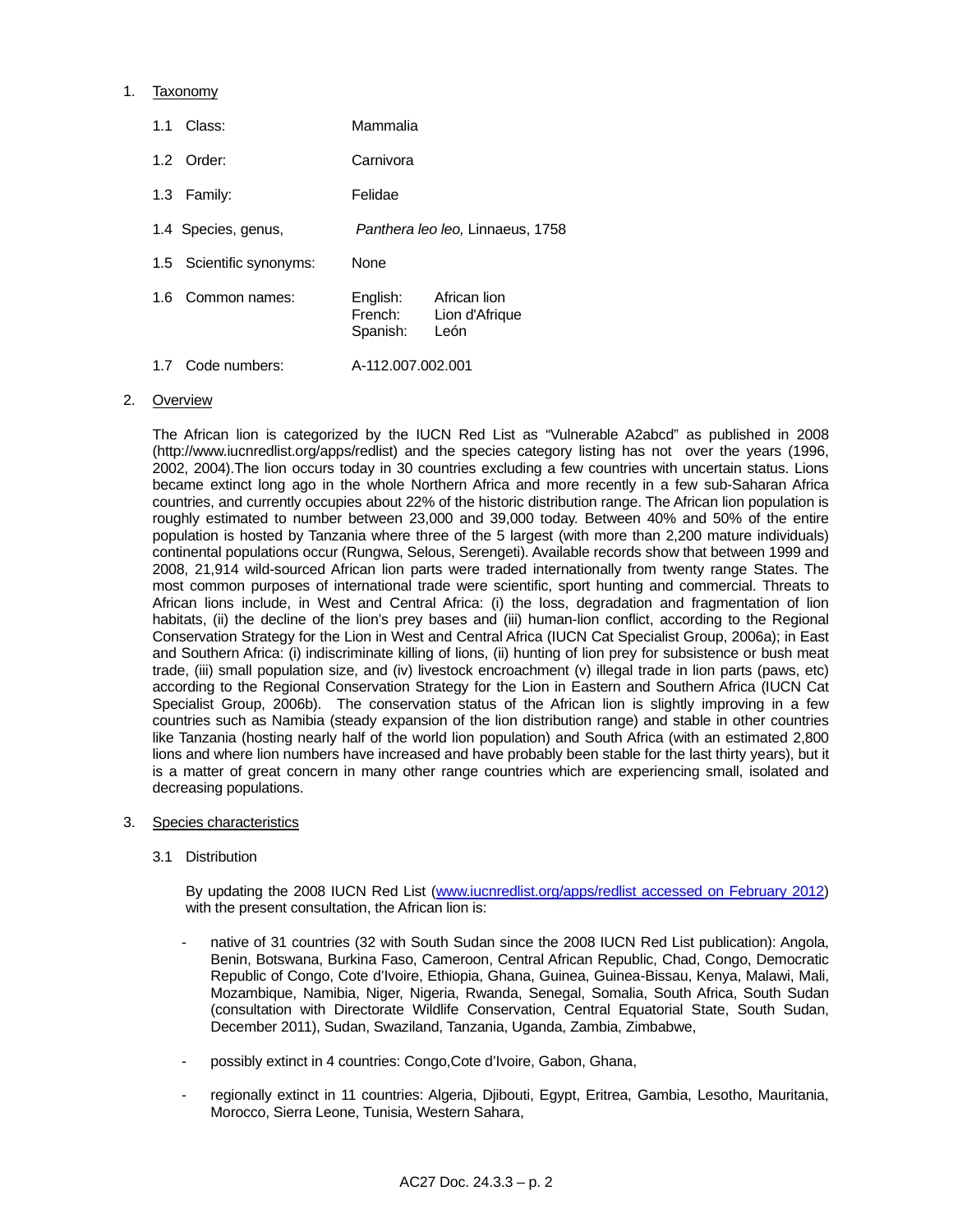1. Taxonomy

| | |
|---|---|
| 1.1 Class: | Mammalia |
| 1.2 Order: | Carnivora |
| 1.3 Family: | Felidae |
| 1.4 Species, genus, | *Panthera leo leo,* Linnaeus, 1758 |
| 1.5 Scientific synonyms: | None |
| 1.6 Common names: | English: African lion<br>French: Lion d'Afrique<br>Spanish: León |
| 1.7 Code numbers: | A-112.007.002.001 |

2. Overview

The African lion is categorized by the IUCN Red List as "Vulnerable A2abcd" as published in 2008 (http://www.iucnredlist.org/apps/redlist) and the species category listing has not over the years (1996, 2002, 2004).The lion occurs today in 30 countries excluding a few countries with uncertain status. Lions became extinct long ago in the whole Northern Africa and more recently in a few sub-Saharan Africa countries, and currently occupies about 22% of the historic distribution range. The African lion population is roughly estimated to number between 23,000 and 39,000 today. Between 40% and 50% of the entire population is hosted by Tanzania where three of the 5 largest (with more than 2,200 mature individuals) continental populations occur (Rungwa, Selous, Serengeti). Available records show that between 1999 and 2008, 21,914 wild-sourced African lion parts were traded internationally from twenty range States. The most common purposes of international trade were scientific, sport hunting and commercial. Threats to African lions include, in West and Central Africa: (i) the loss, degradation and fragmentation of lion habitats, (ii) the decline of the lion's prey bases and (iii) human-lion conflict, according to the Regional Conservation Strategy for the Lion in West and Central Africa (IUCN Cat Specialist Group, 2006a); in East and Southern Africa: (i) indiscriminate killing of lions, (ii) hunting of lion prey for subsistence or bush meat trade, (iii) small population size, and (iv) livestock encroachment (v) illegal trade in lion parts (paws, etc) according to the Regional Conservation Strategy for the Lion in Eastern and Southern Africa (IUCN Cat Specialist Group, 2006b). The conservation status of the African lion is slightly improving in a few countries such as Namibia (steady expansion of the lion distribution range) and stable in other countries like Tanzania (hosting nearly half of the world lion population) and South Africa (with an estimated 2,800 lions and where lion numbers have increased and have probably been stable for the last thirty years), but it is a matter of great concern in many other range countries which are experiencing small, isolated and decreasing populations.

3. Species characteristics

3.1 Distribution

By updating the 2008 IUCN Red List (www.iucnredlist.org/apps/redlist accessed on February 2012) with the present consultation, the African lion is:

- native of 31 countries (32 with South Sudan since the 2008 IUCN Red List publication): Angola, Benin, Botswana, Burkina Faso, Cameroon, Central African Republic, Chad, Congo, Democratic Republic of Congo, Cote d'Ivoire, Ethiopia, Ghana, Guinea, Guinea-Bissau, Kenya, Malawi, Mali, Mozambique, Namibia, Niger, Nigeria, Rwanda, Senegal, Somalia, South Africa, South Sudan (consultation with Directorate Wildlife Conservation, Central Equatorial State, South Sudan, December 2011), Sudan, Swaziland, Tanzania, Uganda, Zambia, Zimbabwe,
- possibly extinct in 4 countries: Congo,Cote d'Ivoire, Gabon, Ghana,
- regionally extinct in 11 countries: Algeria, Djibouti, Egypt, Eritrea, Gambia, Lesotho, Mauritania, Morocco, Sierra Leone, Tunisia, Western Sahara,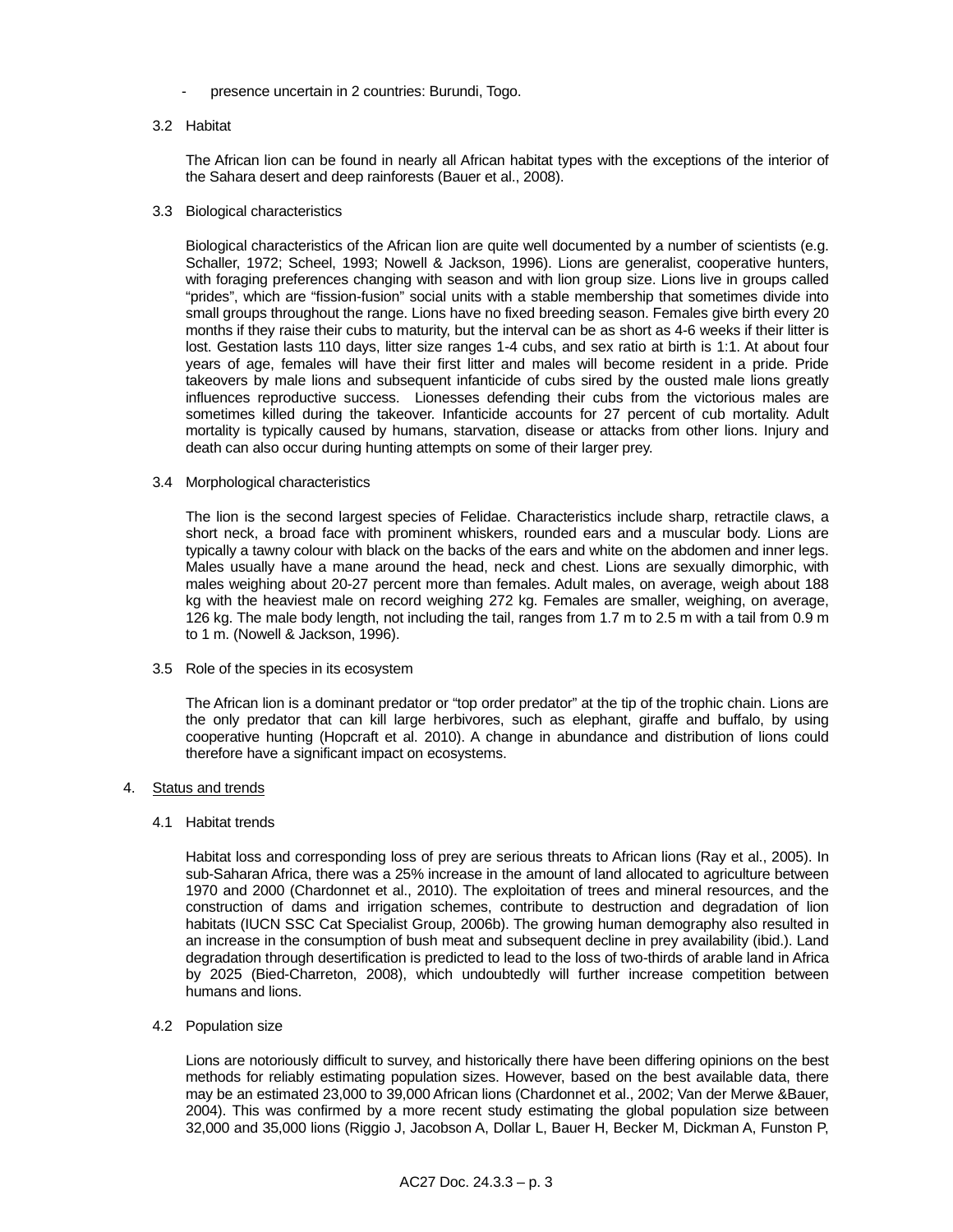- presence uncertain in 2 countries: Burundi, Togo.

### 3.2 Habitat

The African lion can be found in nearly all African habitat types with the exceptions of the interior of the Sahara desert and deep rainforests (Bauer et al., 2008).

### 3.3 Biological characteristics

Biological characteristics of the African lion are quite well documented by a number of scientists (e.g. Schaller, 1972; Scheel, 1993; Nowell & Jackson, 1996). Lions are generalist, cooperative hunters, with foraging preferences changing with season and with lion group size. Lions live in groups called “prides”, which are “fission-fusion” social units with a stable membership that sometimes divide into small groups throughout the range. Lions have no fixed breeding season. Females give birth every 20 months if they raise their cubs to maturity, but the interval can be as short as 4-6 weeks if their litter is lost. Gestation lasts 110 days, litter size ranges 1-4 cubs, and sex ratio at birth is 1:1. At about four years of age, females will have their first litter and males will become resident in a pride. Pride takeovers by male lions and subsequent infanticide of cubs sired by the ousted male lions greatly influences reproductive success. Lionesses defending their cubs from the victorious males are sometimes killed during the takeover. Infanticide accounts for 27 percent of cub mortality. Adult mortality is typically caused by humans, starvation, disease or attacks from other lions. Injury and death can also occur during hunting attempts on some of their larger prey.

### 3.4 Morphological characteristics

The lion is the second largest species of Felidae. Characteristics include sharp, retractile claws, a short neck, a broad face with prominent whiskers, rounded ears and a muscular body. Lions are typically a tawny colour with black on the backs of the ears and white on the abdomen and inner legs. Males usually have a mane around the head, neck and chest. Lions are sexually dimorphic, with males weighing about 20-27 percent more than females. Adult males, on average, weigh about 188 kg with the heaviest male on record weighing 272 kg. Females are smaller, weighing, on average, 126 kg. The male body length, not including the tail, ranges from 1.7 m to 2.5 m with a tail from 0.9 m to 1 m. (Nowell & Jackson, 1996).

### 3.5 Role of the species in its ecosystem

The African lion is a dominant predator or “top order predator” at the tip of the trophic chain. Lions are the only predator that can kill large herbivores, such as elephant, giraffe and buffalo, by using cooperative hunting (Hopcraft et al. 2010). A change in abundance and distribution of lions could therefore have a significant impact on ecosystems.

## 4. Status and trends

### 4.1 Habitat trends

Habitat loss and corresponding loss of prey are serious threats to African lions (Ray et al., 2005). In sub-Saharan Africa, there was a 25% increase in the amount of land allocated to agriculture between 1970 and 2000 (Chardonnet et al., 2010). The exploitation of trees and mineral resources, and the construction of dams and irrigation schemes, contribute to destruction and degradation of lion habitats (IUCN SSC Cat Specialist Group, 2006b). The growing human demography also resulted in an increase in the consumption of bush meat and subsequent decline in prey availability (ibid.). Land degradation through desertification is predicted to lead to the loss of two-thirds of arable land in Africa by 2025 (Bied-Charreton, 2008), which undoubtedly will further increase competition between humans and lions.

### 4.2 Population size

Lions are notoriously difficult to survey, and historically there have been differing opinions on the best methods for reliably estimating population sizes. However, based on the best available data, there may be an estimated 23,000 to 39,000 African lions (Chardonnet et al., 2002; Van der Merwe &Bauer, 2004). This was confirmed by a more recent study estimating the global population size between 32,000 and 35,000 lions (Riggio J, Jacobson A, Dollar L, Bauer H, Becker M, Dickman A, Funston P,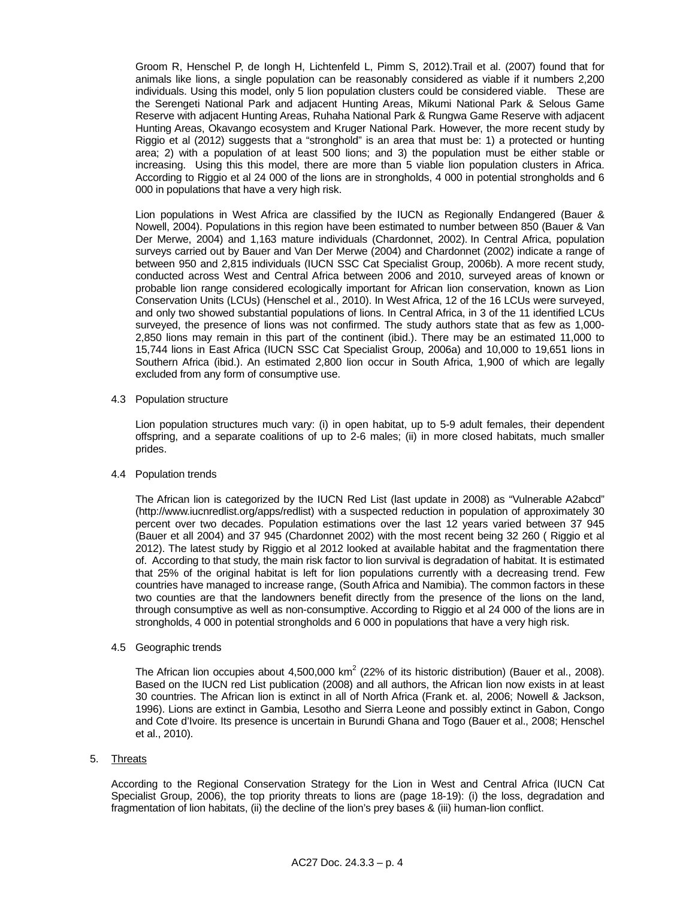Groom R, Henschel P, de Iongh H, Lichtenfeld L, Pimm S, 2012).Trail et al. (2007) found that for animals like lions, a single population can be reasonably considered as viable if it numbers 2,200 individuals. Using this model, only 5 lion population clusters could be considered viable. These are the Serengeti National Park and adjacent Hunting Areas, Mikumi National Park & Selous Game Reserve with adjacent Hunting Areas, Ruhaha National Park & Rungwa Game Reserve with adjacent Hunting Areas, Okavango ecosystem and Kruger National Park. However, the more recent study by Riggio et al (2012) suggests that a "stronghold" is an area that must be: 1) a protected or hunting area; 2) with a population of at least 500 lions; and 3) the population must be either stable or increasing. Using this this model, there are more than 5 viable lion population clusters in Africa. According to Riggio et al 24 000 of the lions are in strongholds, 4 000 in potential strongholds and 6 000 in populations that have a very high risk.

Lion populations in West Africa are classified by the IUCN as Regionally Endangered (Bauer & Nowell, 2004). Populations in this region have been estimated to number between 850 (Bauer & Van Der Merwe, 2004) and 1,163 mature individuals (Chardonnet, 2002). In Central Africa, population surveys carried out by Bauer and Van Der Merwe (2004) and Chardonnet (2002) indicate a range of between 950 and 2,815 individuals (IUCN SSC Cat Specialist Group, 2006b). A more recent study, conducted across West and Central Africa between 2006 and 2010, surveyed areas of known or probable lion range considered ecologically important for African lion conservation, known as Lion Conservation Units (LCUs) (Henschel et al., 2010). In West Africa, 12 of the 16 LCUs were surveyed, and only two showed substantial populations of lions. In Central Africa, in 3 of the 11 identified LCUs surveyed, the presence of lions was not confirmed. The study authors state that as few as 1,000-2,850 lions may remain in this part of the continent (ibid.). There may be an estimated 11,000 to 15,744 lions in East Africa (IUCN SSC Cat Specialist Group, 2006a) and 10,000 to 19,651 lions in Southern Africa (ibid.). An estimated 2,800 lion occur in South Africa, 1,900 of which are legally excluded from any form of consumptive use.

4.3 Population structure

Lion population structures much vary: (i) in open habitat, up to 5-9 adult females, their dependent offspring, and a separate coalitions of up to 2-6 males; (ii) in more closed habitats, much smaller prides.

4.4 Population trends

The African lion is categorized by the IUCN Red List (last update in 2008) as "Vulnerable A2abcd" (http://www.iucnredlist.org/apps/redlist) with a suspected reduction in population of approximately 30 percent over two decades. Population estimations over the last 12 years varied between 37 945 (Bauer et all 2004) and 37 945 (Chardonnet 2002) with the most recent being 32 260 ( Riggio et al 2012). The latest study by Riggio et al 2012 looked at available habitat and the fragmentation there of. According to that study, the main risk factor to lion survival is degradation of habitat. It is estimated that 25% of the original habitat is left for lion populations currently with a decreasing trend. Few countries have managed to increase range, (South Africa and Namibia). The common factors in these two counties are that the landowners benefit directly from the presence of the lions on the land, through consumptive as well as non-consumptive. According to Riggio et al 24 000 of the lions are in strongholds, 4 000 in potential strongholds and 6 000 in populations that have a very high risk.

4.5 Geographic trends

The African lion occupies about 4,500,000 km$^2$ (22% of its historic distribution) (Bauer et al., 2008). Based on the IUCN red List publication (2008) and all authors, the African lion now exists in at least 30 countries. The African lion is extinct in all of North Africa (Frank et. al, 2006; Nowell & Jackson, 1996). Lions are extinct in Gambia, Lesotho and Sierra Leone and possibly extinct in Gabon, Congo and Cote d'Ivoire. Its presence is uncertain in Burundi Ghana and Togo (Bauer et al., 2008; Henschel et al., 2010).

5. Threats

According to the Regional Conservation Strategy for the Lion in West and Central Africa (IUCN Cat Specialist Group, 2006), the top priority threats to lions are (page 18-19): (i) the loss, degradation and fragmentation of lion habitats, (ii) the decline of the lion's prey bases & (iii) human-lion conflict.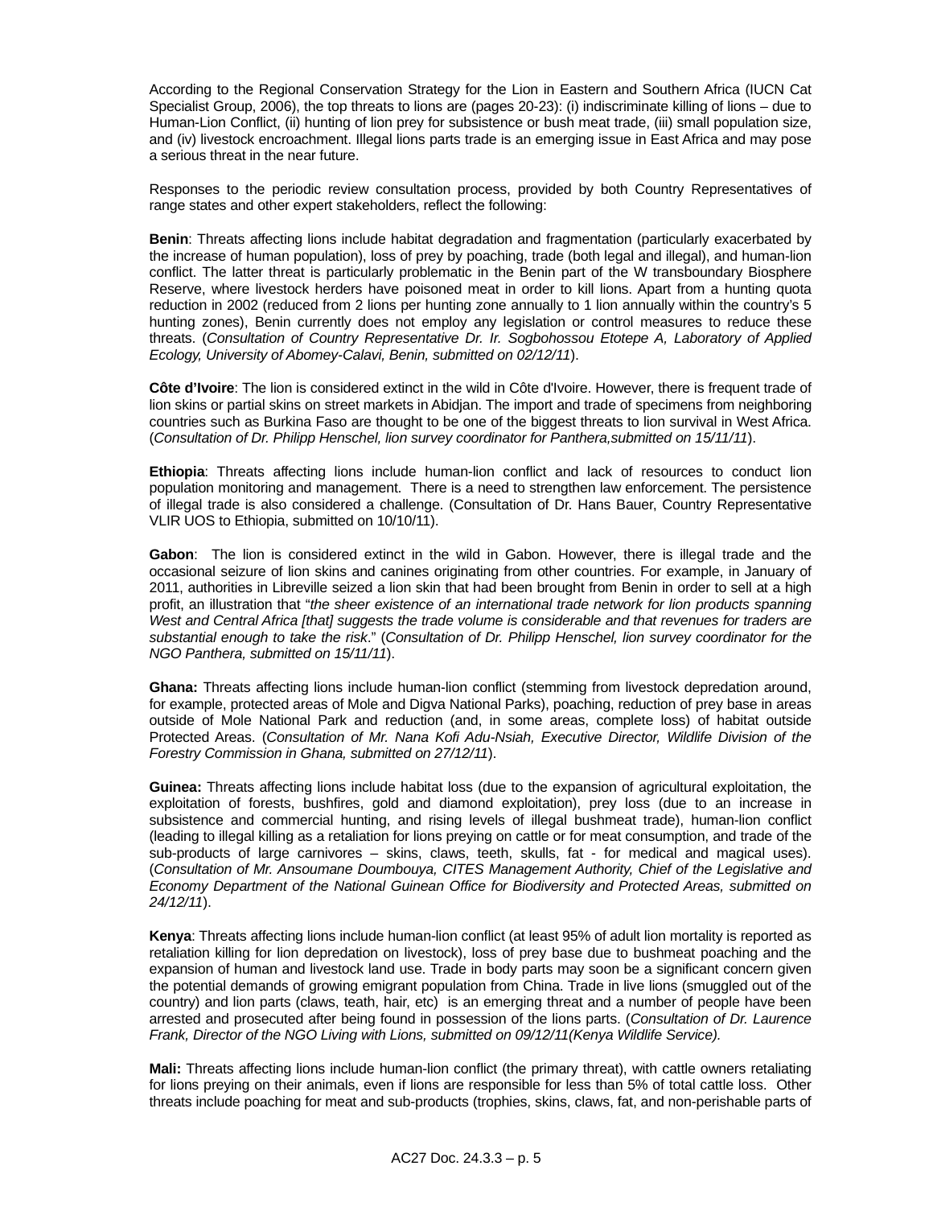According to the Regional Conservation Strategy for the Lion in Eastern and Southern Africa (IUCN Cat Specialist Group, 2006), the top threats to lions are (pages 20-23): (i) indiscriminate killing of lions – due to Human-Lion Conflict, (ii) hunting of lion prey for subsistence or bush meat trade, (iii) small population size, and (iv) livestock encroachment. Illegal lions parts trade is an emerging issue in East Africa and may pose a serious threat in the near future.

Responses to the periodic review consultation process, provided by both Country Representatives of range states and other expert stakeholders, reflect the following:

**Benin**: Threats affecting lions include habitat degradation and fragmentation (particularly exacerbated by the increase of human population), loss of prey by poaching, trade (both legal and illegal), and human-lion conflict. The latter threat is particularly problematic in the Benin part of the W transboundary Biosphere Reserve, where livestock herders have poisoned meat in order to kill lions. Apart from a hunting quota reduction in 2002 (reduced from 2 lions per hunting zone annually to 1 lion annually within the country's 5 hunting zones), Benin currently does not employ any legislation or control measures to reduce these threats. (*Consultation of Country Representative Dr. Ir. Sogbohossou Etotepe A, Laboratory of Applied Ecology, University of Abomey-Calavi, Benin, submitted on 02/12/11*).

**Côte d'Ivoire**: The lion is considered extinct in the wild in Côte d'Ivoire. However, there is frequent trade of lion skins or partial skins on street markets in Abidjan. The import and trade of specimens from neighboring countries such as Burkina Faso are thought to be one of the biggest threats to lion survival in West Africa. (*Consultation of Dr. Philipp Henschel, lion survey coordinator for Panthera,submitted on 15/11/11*).

**Ethiopia**: Threats affecting lions include human-lion conflict and lack of resources to conduct lion population monitoring and management. There is a need to strengthen law enforcement. The persistence of illegal trade is also considered a challenge. (Consultation of Dr. Hans Bauer, Country Representative VLIR UOS to Ethiopia, submitted on 10/10/11).

**Gabon**: The lion is considered extinct in the wild in Gabon. However, there is illegal trade and the occasional seizure of lion skins and canines originating from other countries. For example, in January of 2011, authorities in Libreville seized a lion skin that had been brought from Benin in order to sell at a high profit, an illustration that "*the sheer existence of an international trade network for lion products spanning West and Central Africa [that] suggests the trade volume is considerable and that revenues for traders are substantial enough to take the risk*." (*Consultation of Dr. Philipp Henschel, lion survey coordinator for the NGO Panthera, submitted on 15/11/11*).

**Ghana:** Threats affecting lions include human-lion conflict (stemming from livestock depredation around, for example, protected areas of Mole and Digva National Parks), poaching, reduction of prey base in areas outside of Mole National Park and reduction (and, in some areas, complete loss) of habitat outside Protected Areas. (*Consultation of Mr. Nana Kofi Adu-Nsiah, Executive Director, Wildlife Division of the Forestry Commission in Ghana, submitted on 27/12/11*).

**Guinea:** Threats affecting lions include habitat loss (due to the expansion of agricultural exploitation, the exploitation of forests, bushfires, gold and diamond exploitation), prey loss (due to an increase in subsistence and commercial hunting, and rising levels of illegal bushmeat trade), human-lion conflict (leading to illegal killing as a retaliation for lions preying on cattle or for meat consumption, and trade of the sub-products of large carnivores – skins, claws, teeth, skulls, fat - for medical and magical uses). (*Consultation of Mr. Ansoumane Doumbouya, CITES Management Authority, Chief of the Legislative and Economy Department of the National Guinean Office for Biodiversity and Protected Areas, submitted on 24/12/11*).

**Kenya**: Threats affecting lions include human-lion conflict (at least 95% of adult lion mortality is reported as retaliation killing for lion depredation on livestock), loss of prey base due to bushmeat poaching and the expansion of human and livestock land use. Trade in body parts may soon be a significant concern given the potential demands of growing emigrant population from China. Trade in live lions (smuggled out of the country) and lion parts (claws, teath, hair, etc) is an emerging threat and a number of people have been arrested and prosecuted after being found in possession of the lions parts. (*Consultation of Dr. Laurence Frank, Director of the NGO Living with Lions, submitted on 09/12/11(Kenya Wildlife Service).*

**Mali:** Threats affecting lions include human-lion conflict (the primary threat), with cattle owners retaliating for lions preying on their animals, even if lions are responsible for less than 5% of total cattle loss. Other threats include poaching for meat and sub-products (trophies, skins, claws, fat, and non-perishable parts of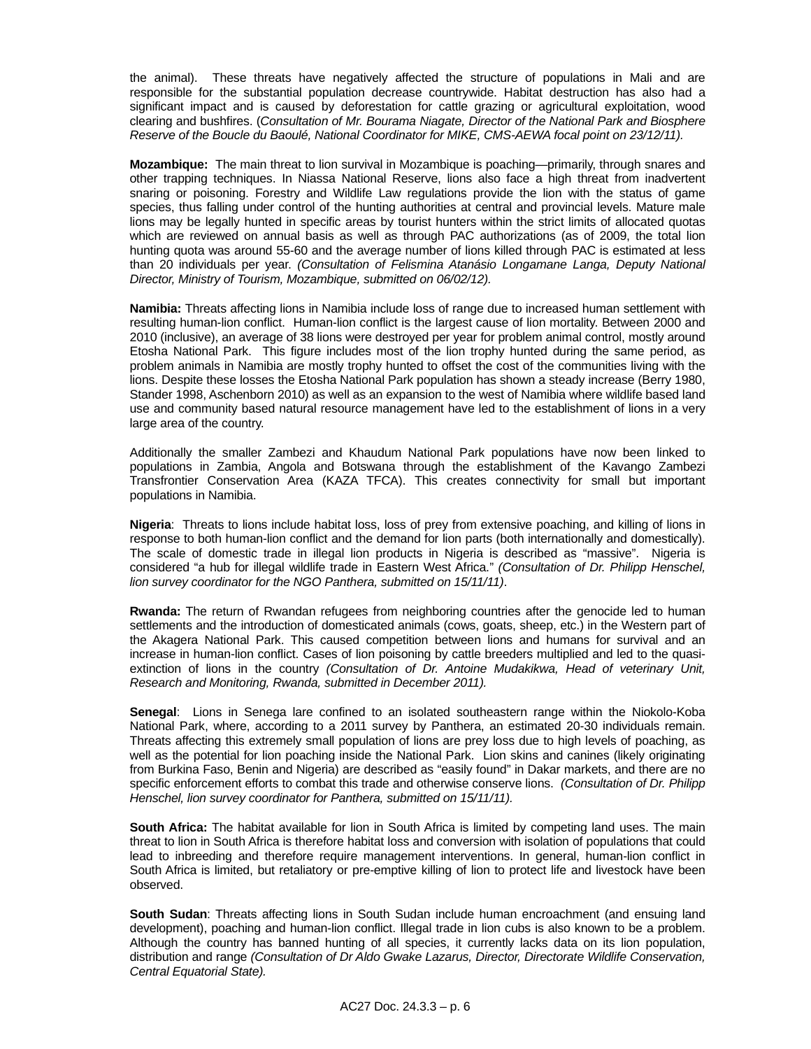the animal). These threats have negatively affected the structure of populations in Mali and are responsible for the substantial population decrease countrywide. Habitat destruction has also had a significant impact and is caused by deforestation for cattle grazing or agricultural exploitation, wood clearing and bushfires. (*Consultation of Mr. Bourama Niagate, Director of the National Park and Biosphere Reserve of the Boucle du Baoulé, National Coordinator for MIKE, CMS-AEWA focal point on 23/12/11).*

**Mozambique:** The main threat to lion survival in Mozambique is poaching—primarily, through snares and other trapping techniques. In Niassa National Reserve, lions also face a high threat from inadvertent snaring or poisoning. Forestry and Wildlife Law regulations provide the lion with the status of game species, thus falling under control of the hunting authorities at central and provincial levels. Mature male lions may be legally hunted in specific areas by tourist hunters within the strict limits of allocated quotas which are reviewed on annual basis as well as through PAC authorizations (as of 2009, the total lion hunting quota was around 55-60 and the average number of lions killed through PAC is estimated at less than 20 individuals per year. *(Consultation of Felismina Atanásio Longamane Langa, Deputy National Director, Ministry of Tourism, Mozambique, submitted on 06/02/12).*

**Namibia:** Threats affecting lions in Namibia include loss of range due to increased human settlement with resulting human-lion conflict. Human-lion conflict is the largest cause of lion mortality. Between 2000 and 2010 (inclusive), an average of 38 lions were destroyed per year for problem animal control, mostly around Etosha National Park. This figure includes most of the lion trophy hunted during the same period, as problem animals in Namibia are mostly trophy hunted to offset the cost of the communities living with the lions. Despite these losses the Etosha National Park population has shown a steady increase (Berry 1980, Stander 1998, Aschenborn 2010) as well as an expansion to the west of Namibia where wildlife based land use and community based natural resource management have led to the establishment of lions in a very large area of the country.

Additionally the smaller Zambezi and Khaudum National Park populations have now been linked to populations in Zambia, Angola and Botswana through the establishment of the Kavango Zambezi Transfrontier Conservation Area (KAZA TFCA). This creates connectivity for small but important populations in Namibia.

**Nigeria**: Threats to lions include habitat loss, loss of prey from extensive poaching, and killing of lions in response to both human-lion conflict and the demand for lion parts (both internationally and domestically). The scale of domestic trade in illegal lion products in Nigeria is described as "massive". Nigeria is considered "a hub for illegal wildlife trade in Eastern West Africa." *(Consultation of Dr. Philipp Henschel, lion survey coordinator for the NGO Panthera, submitted on 15/11/11)*.

**Rwanda:** The return of Rwandan refugees from neighboring countries after the genocide led to human settlements and the introduction of domesticated animals (cows, goats, sheep, etc.) in the Western part of the Akagera National Park. This caused competition between lions and humans for survival and an increase in human-lion conflict. Cases of lion poisoning by cattle breeders multiplied and led to the quasi-extinction of lions in the country *(Consultation of Dr. Antoine Mudakikwa, Head of veterinary Unit, Research and Monitoring, Rwanda, submitted in December 2011).*

**Senegal**: Lions in Senega lare confined to an isolated southeastern range within the Niokolo-Koba National Park, where, according to a 2011 survey by Panthera, an estimated 20-30 individuals remain. Threats affecting this extremely small population of lions are prey loss due to high levels of poaching, as well as the potential for lion poaching inside the National Park. Lion skins and canines (likely originating from Burkina Faso, Benin and Nigeria) are described as "easily found" in Dakar markets, and there are no specific enforcement efforts to combat this trade and otherwise conserve lions. *(Consultation of Dr. Philipp Henschel, lion survey coordinator for Panthera, submitted on 15/11/11).*

**South Africa:** The habitat available for lion in South Africa is limited by competing land uses. The main threat to lion in South Africa is therefore habitat loss and conversion with isolation of populations that could lead to inbreeding and therefore require management interventions. In general, human-lion conflict in South Africa is limited, but retaliatory or pre-emptive killing of lion to protect life and livestock have been observed.

**South Sudan**: Threats affecting lions in South Sudan include human encroachment (and ensuing land development), poaching and human-lion conflict. Illegal trade in lion cubs is also known to be a problem. Although the country has banned hunting of all species, it currently lacks data on its lion population, distribution and range *(Consultation of Dr Aldo Gwake Lazarus, Director, Directorate Wildlife Conservation, Central Equatorial State).*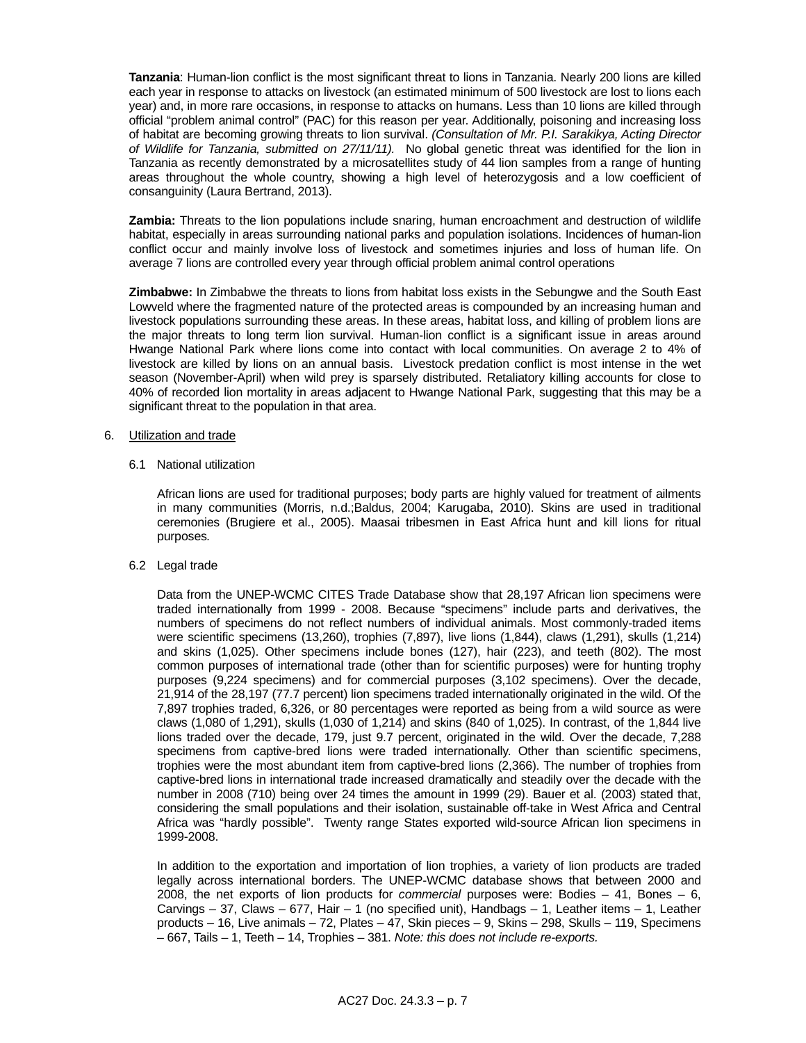**Tanzania**: Human-lion conflict is the most significant threat to lions in Tanzania. Nearly 200 lions are killed each year in response to attacks on livestock (an estimated minimum of 500 livestock are lost to lions each year) and, in more rare occasions, in response to attacks on humans. Less than 10 lions are killed through official "problem animal control" (PAC) for this reason per year. Additionally, poisoning and increasing loss of habitat are becoming growing threats to lion survival. *(Consultation of Mr. P.I. Sarakikya, Acting Director of Wildlife for Tanzania, submitted on 27/11/11).* No global genetic threat was identified for the lion in Tanzania as recently demonstrated by a microsatellites study of 44 lion samples from a range of hunting areas throughout the whole country, showing a high level of heterozygosis and a low coefficient of consanguinity (Laura Bertrand, 2013).

**Zambia:** Threats to the lion populations include snaring, human encroachment and destruction of wildlife habitat, especially in areas surrounding national parks and population isolations. Incidences of human-lion conflict occur and mainly involve loss of livestock and sometimes injuries and loss of human life. On average 7 lions are controlled every year through official problem animal control operations

**Zimbabwe:** In Zimbabwe the threats to lions from habitat loss exists in the Sebungwe and the South East Lowveld where the fragmented nature of the protected areas is compounded by an increasing human and livestock populations surrounding these areas. In these areas, habitat loss, and killing of problem lions are the major threats to long term lion survival. Human-lion conflict is a significant issue in areas around Hwange National Park where lions come into contact with local communities. On average 2 to 4% of livestock are killed by lions on an annual basis. Livestock predation conflict is most intense in the wet season (November-April) when wild prey is sparsely distributed. Retaliatory killing accounts for close to 40% of recorded lion mortality in areas adjacent to Hwange National Park, suggesting that this may be a significant threat to the population in that area.

6. Utilization and trade

6.1 National utilization

African lions are used for traditional purposes; body parts are highly valued for treatment of ailments in many communities (Morris, n.d.;Baldus, 2004; Karugaba, 2010). Skins are used in traditional ceremonies (Brugiere et al., 2005). Maasai tribesmen in East Africa hunt and kill lions for ritual purposes*.*

6.2 Legal trade

Data from the UNEP-WCMC CITES Trade Database show that 28,197 African lion specimens were traded internationally from 1999 - 2008. Because "specimens" include parts and derivatives, the numbers of specimens do not reflect numbers of individual animals. Most commonly-traded items were scientific specimens (13,260), trophies (7,897), live lions (1,844), claws (1,291), skulls (1,214) and skins (1,025). Other specimens include bones (127), hair (223), and teeth (802). The most common purposes of international trade (other than for scientific purposes) were for hunting trophy purposes (9,224 specimens) and for commercial purposes (3,102 specimens). Over the decade, 21,914 of the 28,197 (77.7 percent) lion specimens traded internationally originated in the wild. Of the 7,897 trophies traded, 6,326, or 80 percentages were reported as being from a wild source as were claws (1,080 of 1,291), skulls (1,030 of 1,214) and skins (840 of 1,025). In contrast, of the 1,844 live lions traded over the decade, 179, just 9.7 percent, originated in the wild. Over the decade, 7,288 specimens from captive-bred lions were traded internationally. Other than scientific specimens, trophies were the most abundant item from captive-bred lions (2,366). The number of trophies from captive-bred lions in international trade increased dramatically and steadily over the decade with the number in 2008 (710) being over 24 times the amount in 1999 (29). Bauer et al. (2003) stated that, considering the small populations and their isolation, sustainable off-take in West Africa and Central Africa was "hardly possible". Twenty range States exported wild-source African lion specimens in 1999-2008.

In addition to the exportation and importation of lion trophies, a variety of lion products are traded legally across international borders. The UNEP-WCMC database shows that between 2000 and 2008, the net exports of lion products for *commercial* purposes were: Bodies – 41, Bones – 6, Carvings – 37, Claws – 677, Hair – 1 (no specified unit), Handbags – 1, Leather items – 1, Leather products – 16, Live animals – 72, Plates – 47, Skin pieces – 9, Skins – 298, Skulls – 119, Specimens – 667, Tails – 1, Teeth – 14, Trophies – 381. *Note: this does not include re-exports.*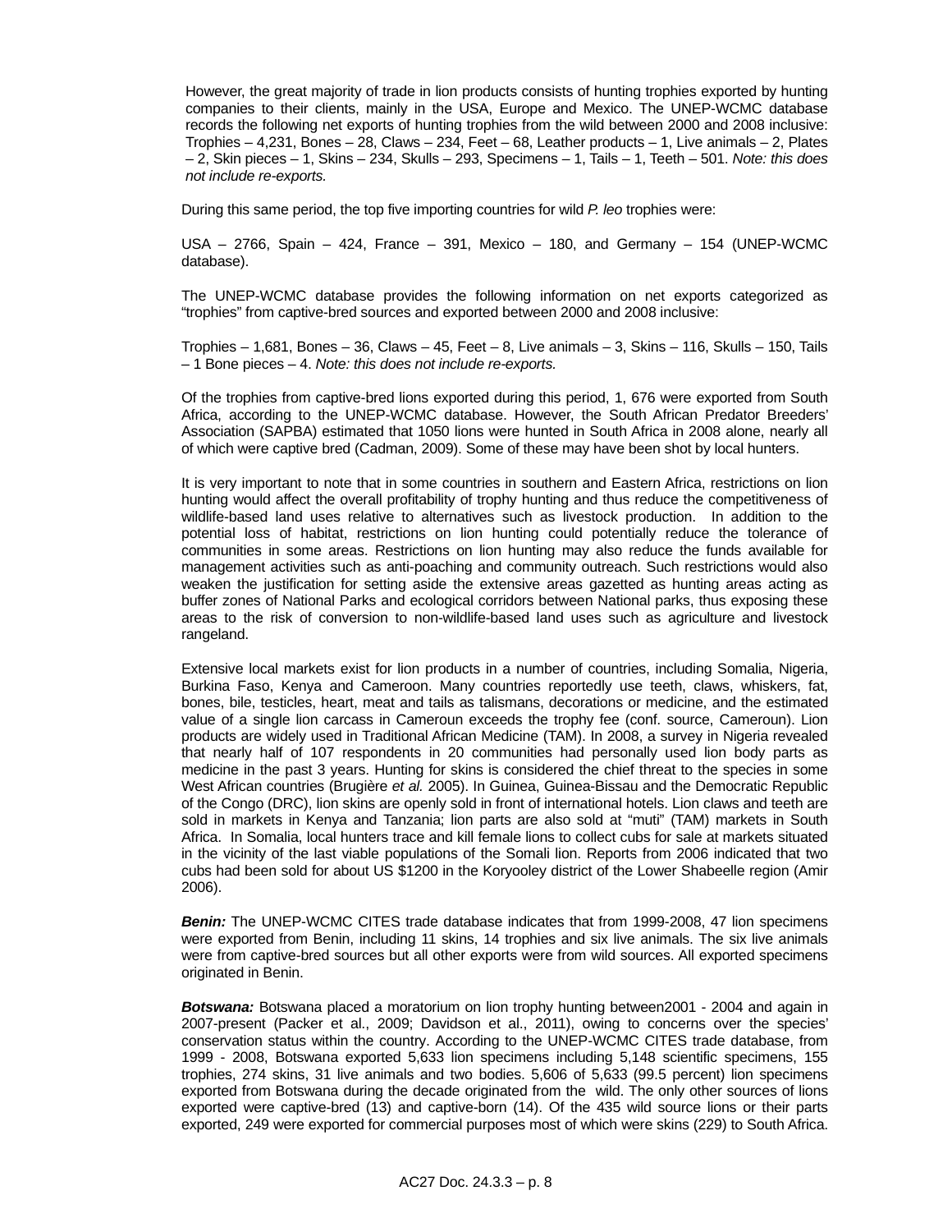However, the great majority of trade in lion products consists of hunting trophies exported by hunting companies to their clients, mainly in the USA, Europe and Mexico. The UNEP-WCMC database records the following net exports of hunting trophies from the wild between 2000 and 2008 inclusive: Trophies – 4,231, Bones – 28, Claws – 234, Feet – 68, Leather products – 1, Live animals – 2, Plates – 2, Skin pieces – 1, Skins – 234, Skulls – 293, Specimens – 1, Tails – 1, Teeth – 501. *Note: this does not include re-exports.*

During this same period, the top five importing countries for wild *P. leo* trophies were:

USA – 2766, Spain – 424, France – 391, Mexico – 180, and Germany – 154 (UNEP-WCMC database).

The UNEP-WCMC database provides the following information on net exports categorized as "trophies" from captive-bred sources and exported between 2000 and 2008 inclusive:

Trophies – 1,681, Bones – 36, Claws – 45, Feet – 8, Live animals – 3, Skins – 116, Skulls – 150, Tails – 1 Bone pieces – 4. *Note: this does not include re-exports.*

Of the trophies from captive-bred lions exported during this period, 1, 676 were exported from South Africa, according to the UNEP-WCMC database. However, the South African Predator Breeders' Association (SAPBA) estimated that 1050 lions were hunted in South Africa in 2008 alone, nearly all of which were captive bred (Cadman, 2009). Some of these may have been shot by local hunters.

It is very important to note that in some countries in southern and Eastern Africa, restrictions on lion hunting would affect the overall profitability of trophy hunting and thus reduce the competitiveness of wildlife-based land uses relative to alternatives such as livestock production. In addition to the potential loss of habitat, restrictions on lion hunting could potentially reduce the tolerance of communities in some areas. Restrictions on lion hunting may also reduce the funds available for management activities such as anti-poaching and community outreach. Such restrictions would also weaken the justification for setting aside the extensive areas gazetted as hunting areas acting as buffer zones of National Parks and ecological corridors between National parks, thus exposing these areas to the risk of conversion to non-wildlife-based land uses such as agriculture and livestock rangeland.

Extensive local markets exist for lion products in a number of countries, including Somalia, Nigeria, Burkina Faso, Kenya and Cameroon. Many countries reportedly use teeth, claws, whiskers, fat, bones, bile, testicles, heart, meat and tails as talismans, decorations or medicine, and the estimated value of a single lion carcass in Cameroun exceeds the trophy fee (conf. source, Cameroun). Lion products are widely used in Traditional African Medicine (TAM). In 2008, a survey in Nigeria revealed that nearly half of 107 respondents in 20 communities had personally used lion body parts as medicine in the past 3 years. Hunting for skins is considered the chief threat to the species in some West African countries (Brugière *et al.* 2005). In Guinea, Guinea-Bissau and the Democratic Republic of the Congo (DRC), lion skins are openly sold in front of international hotels. Lion claws and teeth are sold in markets in Kenya and Tanzania; lion parts are also sold at "muti" (TAM) markets in South Africa. In Somalia, local hunters trace and kill female lions to collect cubs for sale at markets situated in the vicinity of the last viable populations of the Somali lion. Reports from 2006 indicated that two cubs had been sold for about US $1200 in the Koryooley district of the Lower Shabeelle region (Amir 2006).

***Benin:*** The UNEP-WCMC CITES trade database indicates that from 1999-2008, 47 lion specimens were exported from Benin, including 11 skins, 14 trophies and six live animals. The six live animals were from captive-bred sources but all other exports were from wild sources. All exported specimens originated in Benin.

***Botswana:*** Botswana placed a moratorium on lion trophy hunting between2001 - 2004 and again in 2007-present (Packer et al., 2009; Davidson et al., 2011), owing to concerns over the species' conservation status within the country. According to the UNEP-WCMC CITES trade database, from 1999 - 2008, Botswana exported 5,633 lion specimens including 5,148 scientific specimens, 155 trophies, 274 skins, 31 live animals and two bodies. 5,606 of 5,633 (99.5 percent) lion specimens exported from Botswana during the decade originated from the wild. The only other sources of lions exported were captive-bred (13) and captive-born (14). Of the 435 wild source lions or their parts exported, 249 were exported for commercial purposes most of which were skins (229) to South Africa.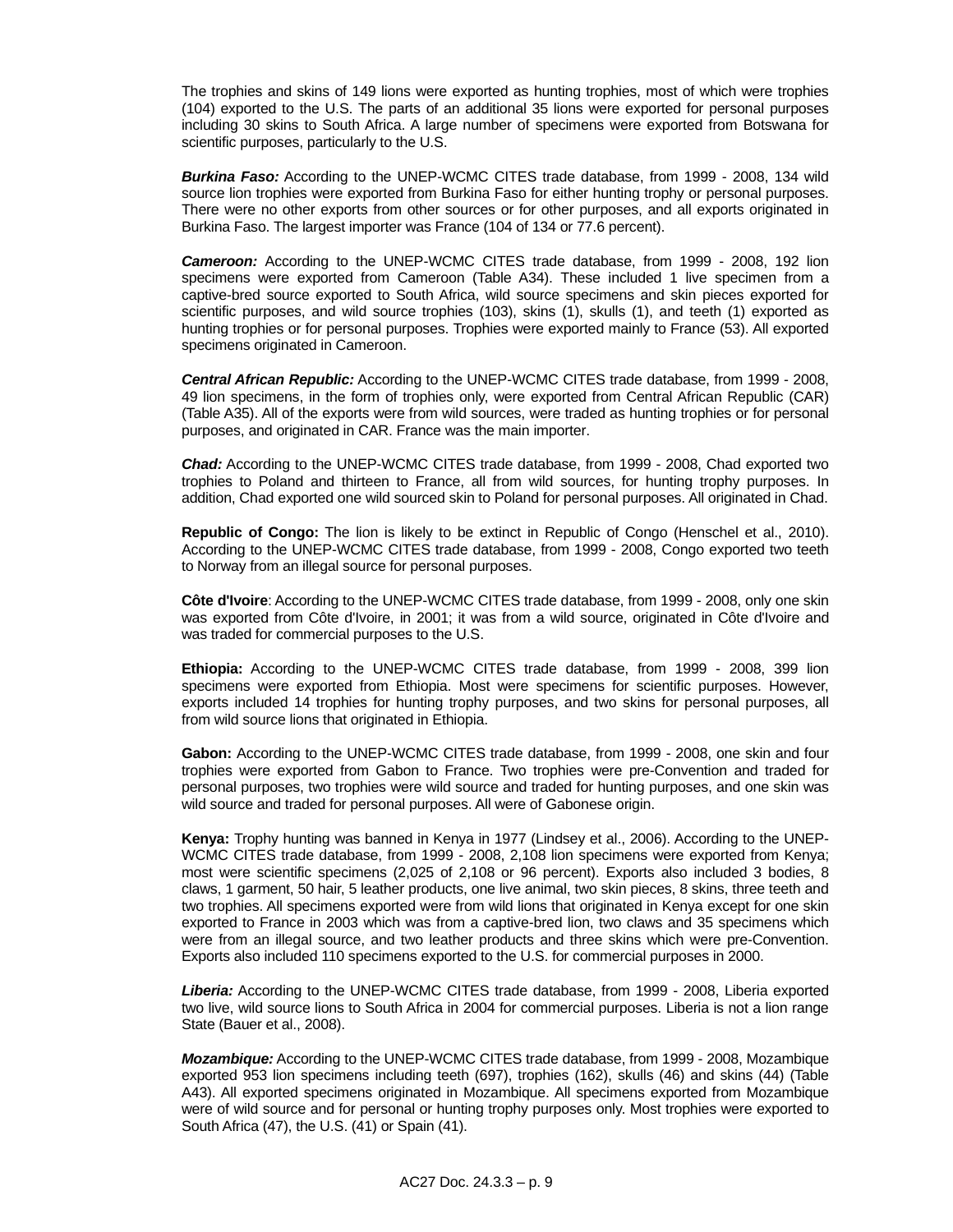The trophies and skins of 149 lions were exported as hunting trophies, most of which were trophies (104) exported to the U.S. The parts of an additional 35 lions were exported for personal purposes including 30 skins to South Africa. A large number of specimens were exported from Botswana for scientific purposes, particularly to the U.S.

***Burkina Faso:*** According to the UNEP-WCMC CITES trade database, from 1999 - 2008, 134 wild source lion trophies were exported from Burkina Faso for either hunting trophy or personal purposes. There were no other exports from other sources or for other purposes, and all exports originated in Burkina Faso. The largest importer was France (104 of 134 or 77.6 percent).

***Cameroon:*** According to the UNEP-WCMC CITES trade database, from 1999 - 2008, 192 lion specimens were exported from Cameroon (Table A34). These included 1 live specimen from a captive-bred source exported to South Africa, wild source specimens and skin pieces exported for scientific purposes, and wild source trophies (103), skins (1), skulls (1), and teeth (1) exported as hunting trophies or for personal purposes. Trophies were exported mainly to France (53). All exported specimens originated in Cameroon.

***Central African Republic:*** According to the UNEP-WCMC CITES trade database, from 1999 - 2008, 49 lion specimens, in the form of trophies only, were exported from Central African Republic (CAR) (Table A35). All of the exports were from wild sources, were traded as hunting trophies or for personal purposes, and originated in CAR. France was the main importer.

***Chad:*** According to the UNEP-WCMC CITES trade database, from 1999 - 2008, Chad exported two trophies to Poland and thirteen to France, all from wild sources, for hunting trophy purposes. In addition, Chad exported one wild sourced skin to Poland for personal purposes. All originated in Chad.

**Republic of Congo:** The lion is likely to be extinct in Republic of Congo (Henschel et al., 2010). According to the UNEP-WCMC CITES trade database, from 1999 - 2008, Congo exported two teeth to Norway from an illegal source for personal purposes.

**Côte d'Ivoire**: According to the UNEP-WCMC CITES trade database, from 1999 - 2008, only one skin was exported from Côte d'Ivoire, in 2001; it was from a wild source, originated in Côte d'Ivoire and was traded for commercial purposes to the U.S.

**Ethiopia:** According to the UNEP-WCMC CITES trade database, from 1999 - 2008, 399 lion specimens were exported from Ethiopia. Most were specimens for scientific purposes. However, exports included 14 trophies for hunting trophy purposes, and two skins for personal purposes, all from wild source lions that originated in Ethiopia.

**Gabon:** According to the UNEP-WCMC CITES trade database, from 1999 - 2008, one skin and four trophies were exported from Gabon to France. Two trophies were pre-Convention and traded for personal purposes, two trophies were wild source and traded for hunting purposes, and one skin was wild source and traded for personal purposes. All were of Gabonese origin.

**Kenya:** Trophy hunting was banned in Kenya in 1977 (Lindsey et al., 2006). According to the UNEP-WCMC CITES trade database, from 1999 - 2008, 2,108 lion specimens were exported from Kenya; most were scientific specimens (2,025 of 2,108 or 96 percent). Exports also included 3 bodies, 8 claws, 1 garment, 50 hair, 5 leather products, one live animal, two skin pieces, 8 skins, three teeth and two trophies. All specimens exported were from wild lions that originated in Kenya except for one skin exported to France in 2003 which was from a captive-bred lion, two claws and 35 specimens which were from an illegal source, and two leather products and three skins which were pre-Convention. Exports also included 110 specimens exported to the U.S. for commercial purposes in 2000.

***Liberia:*** According to the UNEP-WCMC CITES trade database, from 1999 - 2008, Liberia exported two live, wild source lions to South Africa in 2004 for commercial purposes. Liberia is not a lion range State (Bauer et al., 2008).

***Mozambique:*** According to the UNEP-WCMC CITES trade database, from 1999 - 2008, Mozambique exported 953 lion specimens including teeth (697), trophies (162), skulls (46) and skins (44) (Table A43). All exported specimens originated in Mozambique. All specimens exported from Mozambique were of wild source and for personal or hunting trophy purposes only. Most trophies were exported to South Africa (47), the U.S. (41) or Spain (41).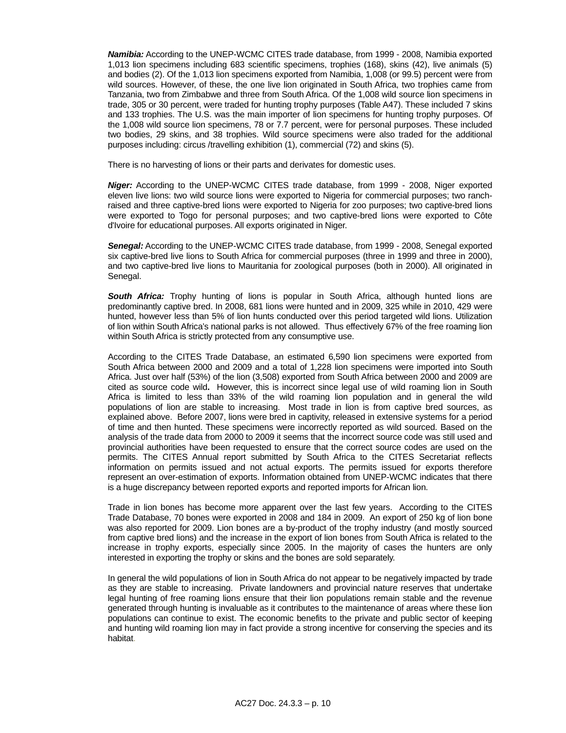***Namibia:*** According to the UNEP-WCMC CITES trade database, from 1999 - 2008, Namibia exported 1,013 lion specimens including 683 scientific specimens, trophies (168), skins (42), live animals (5) and bodies (2). Of the 1,013 lion specimens exported from Namibia, 1,008 (or 99.5) percent were from wild sources. However, of these, the one live lion originated in South Africa, two trophies came from Tanzania, two from Zimbabwe and three from South Africa. Of the 1,008 wild source lion specimens in trade, 305 or 30 percent, were traded for hunting trophy purposes (Table A47). These included 7 skins and 133 trophies. The U.S. was the main importer of lion specimens for hunting trophy purposes. Of the 1,008 wild source lion specimens, 78 or 7.7 percent, were for personal purposes. These included two bodies, 29 skins, and 38 trophies. Wild source specimens were also traded for the additional purposes including: circus /travelling exhibition (1), commercial (72) and skins (5).

There is no harvesting of lions or their parts and derivates for domestic uses.

***Niger:*** According to the UNEP-WCMC CITES trade database, from 1999 - 2008, Niger exported eleven live lions: two wild source lions were exported to Nigeria for commercial purposes; two ranch-raised and three captive-bred lions were exported to Nigeria for zoo purposes; two captive-bred lions were exported to Togo for personal purposes; and two captive-bred lions were exported to Côte d'Ivoire for educational purposes. All exports originated in Niger.

***Senegal:*** According to the UNEP-WCMC CITES trade database, from 1999 - 2008, Senegal exported six captive-bred live lions to South Africa for commercial purposes (three in 1999 and three in 2000), and two captive-bred live lions to Mauritania for zoological purposes (both in 2000). All originated in Senegal.

***South Africa:*** Trophy hunting of lions is popular in South Africa, although hunted lions are predominantly captive bred. In 2008, 681 lions were hunted and in 2009, 325 while in 2010, 429 were hunted, however less than 5% of lion hunts conducted over this period targeted wild lions. Utilization of lion within South Africa's national parks is not allowed. Thus effectively 67% of the free roaming lion within South Africa is strictly protected from any consumptive use.

According to the CITES Trade Database, an estimated 6,590 lion specimens were exported from South Africa between 2000 and 2009 and a total of 1,228 lion specimens were imported into South Africa. Just over half (53%) of the lion (3,508) exported from South Africa between 2000 and 2009 are cited as source code wild**.** However, this is incorrect since legal use of wild roaming lion in South Africa is limited to less than 33% of the wild roaming lion population and in general the wild populations of lion are stable to increasing. Most trade in lion is from captive bred sources, as explained above. Before 2007, lions were bred in captivity, released in extensive systems for a period of time and then hunted. These specimens were incorrectly reported as wild sourced. Based on the analysis of the trade data from 2000 to 2009 it seems that the incorrect source code was still used and provincial authorities have been requested to ensure that the correct source codes are used on the permits. The CITES Annual report submitted by South Africa to the CITES Secretariat reflects information on permits issued and not actual exports. The permits issued for exports therefore represent an over-estimation of exports. Information obtained from UNEP-WCMC indicates that there is a huge discrepancy between reported exports and reported imports for African lion.

Trade in lion bones has become more apparent over the last few years. According to the CITES Trade Database, 70 bones were exported in 2008 and 184 in 2009. An export of 250 kg of lion bone was also reported for 2009. Lion bones are a by-product of the trophy industry (and mostly sourced from captive bred lions) and the increase in the export of lion bones from South Africa is related to the increase in trophy exports, especially since 2005. In the majority of cases the hunters are only interested in exporting the trophy or skins and the bones are sold separately.

In general the wild populations of lion in South Africa do not appear to be negatively impacted by trade as they are stable to increasing. Private landowners and provincial nature reserves that undertake legal hunting of free roaming lions ensure that their lion populations remain stable and the revenue generated through hunting is invaluable as it contributes to the maintenance of areas where these lion populations can continue to exist. The economic benefits to the private and public sector of keeping and hunting wild roaming lion may in fact provide a strong incentive for conserving the species and its habitat.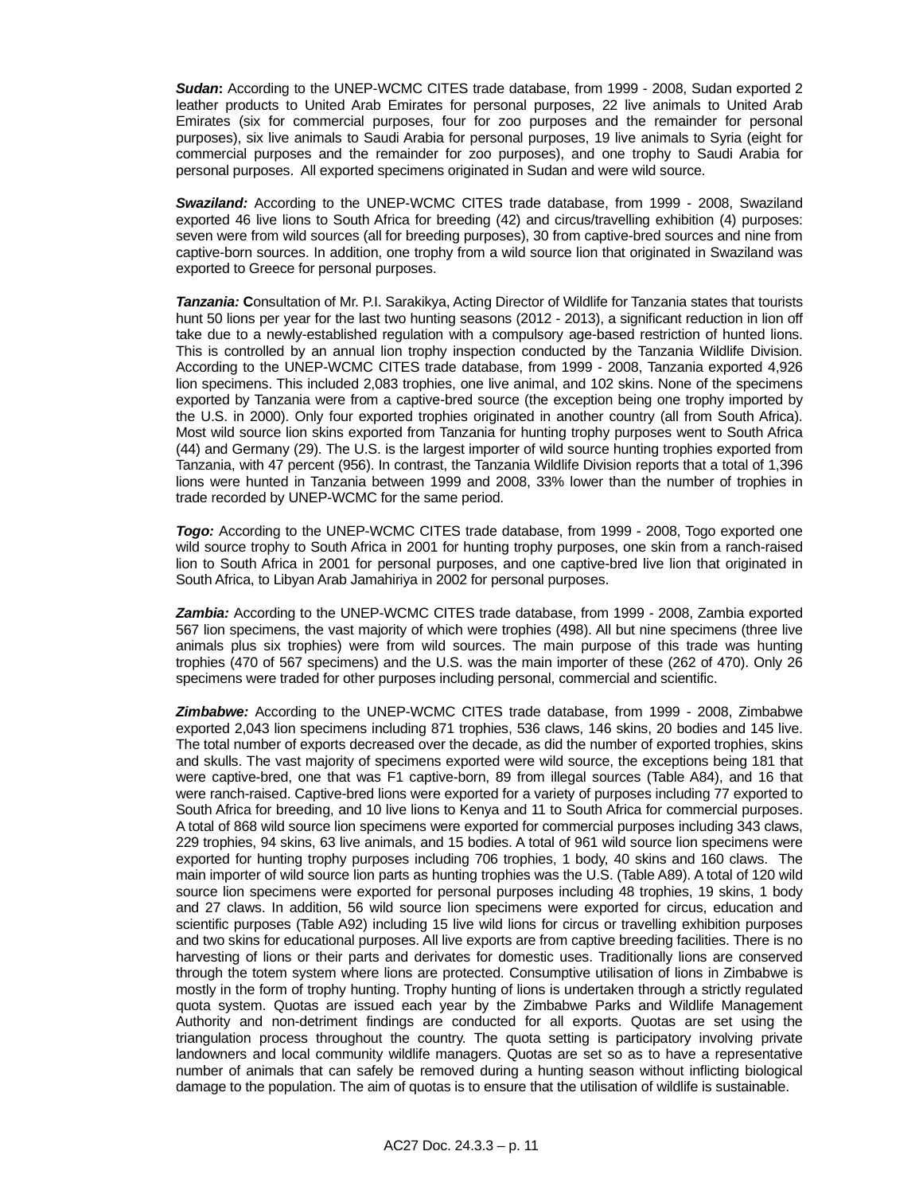***Sudan*****:** According to the UNEP-WCMC CITES trade database, from 1999 - 2008, Sudan exported 2 leather products to United Arab Emirates for personal purposes, 22 live animals to United Arab Emirates (six for commercial purposes, four for zoo purposes and the remainder for personal purposes), six live animals to Saudi Arabia for personal purposes, 19 live animals to Syria (eight for commercial purposes and the remainder for zoo purposes), and one trophy to Saudi Arabia for personal purposes. All exported specimens originated in Sudan and were wild source.

***Swaziland:*** According to the UNEP-WCMC CITES trade database, from 1999 - 2008, Swaziland exported 46 live lions to South Africa for breeding (42) and circus/travelling exhibition (4) purposes: seven were from wild sources (all for breeding purposes), 30 from captive-bred sources and nine from captive-born sources. In addition, one trophy from a wild source lion that originated in Swaziland was exported to Greece for personal purposes.

***Tanzania:*** **C**onsultation of Mr. P.I. Sarakikya, Acting Director of Wildlife for Tanzania states that tourists hunt 50 lions per year for the last two hunting seasons (2012 - 2013), a significant reduction in lion off take due to a newly-established regulation with a compulsory age-based restriction of hunted lions. This is controlled by an annual lion trophy inspection conducted by the Tanzania Wildlife Division. According to the UNEP-WCMC CITES trade database, from 1999 - 2008, Tanzania exported 4,926 lion specimens. This included 2,083 trophies, one live animal, and 102 skins. None of the specimens exported by Tanzania were from a captive-bred source (the exception being one trophy imported by the U.S. in 2000). Only four exported trophies originated in another country (all from South Africa). Most wild source lion skins exported from Tanzania for hunting trophy purposes went to South Africa (44) and Germany (29). The U.S. is the largest importer of wild source hunting trophies exported from Tanzania, with 47 percent (956). In contrast, the Tanzania Wildlife Division reports that a total of 1,396 lions were hunted in Tanzania between 1999 and 2008, 33% lower than the number of trophies in trade recorded by UNEP-WCMC for the same period.

***Togo:*** According to the UNEP-WCMC CITES trade database, from 1999 - 2008, Togo exported one wild source trophy to South Africa in 2001 for hunting trophy purposes, one skin from a ranch-raised lion to South Africa in 2001 for personal purposes, and one captive-bred live lion that originated in South Africa, to Libyan Arab Jamahiriya in 2002 for personal purposes.

***Zambia:*** According to the UNEP-WCMC CITES trade database, from 1999 - 2008, Zambia exported 567 lion specimens, the vast majority of which were trophies (498). All but nine specimens (three live animals plus six trophies) were from wild sources. The main purpose of this trade was hunting trophies (470 of 567 specimens) and the U.S. was the main importer of these (262 of 470). Only 26 specimens were traded for other purposes including personal, commercial and scientific.

***Zimbabwe:*** According to the UNEP-WCMC CITES trade database, from 1999 - 2008, Zimbabwe exported 2,043 lion specimens including 871 trophies, 536 claws, 146 skins, 20 bodies and 145 live. The total number of exports decreased over the decade, as did the number of exported trophies, skins and skulls. The vast majority of specimens exported were wild source, the exceptions being 181 that were captive-bred, one that was F1 captive-born, 89 from illegal sources (Table A84), and 16 that were ranch-raised. Captive-bred lions were exported for a variety of purposes including 77 exported to South Africa for breeding, and 10 live lions to Kenya and 11 to South Africa for commercial purposes. A total of 868 wild source lion specimens were exported for commercial purposes including 343 claws, 229 trophies, 94 skins, 63 live animals, and 15 bodies. A total of 961 wild source lion specimens were exported for hunting trophy purposes including 706 trophies, 1 body, 40 skins and 160 claws. The main importer of wild source lion parts as hunting trophies was the U.S. (Table A89). A total of 120 wild source lion specimens were exported for personal purposes including 48 trophies, 19 skins, 1 body and 27 claws. In addition, 56 wild source lion specimens were exported for circus, education and scientific purposes (Table A92) including 15 live wild lions for circus or travelling exhibition purposes and two skins for educational purposes. All live exports are from captive breeding facilities. There is no harvesting of lions or their parts and derivates for domestic uses. Traditionally lions are conserved through the totem system where lions are protected. Consumptive utilisation of lions in Zimbabwe is mostly in the form of trophy hunting. Trophy hunting of lions is undertaken through a strictly regulated quota system. Quotas are issued each year by the Zimbabwe Parks and Wildlife Management Authority and non-detriment findings are conducted for all exports. Quotas are set using the triangulation process throughout the country. The quota setting is participatory involving private landowners and local community wildlife managers. Quotas are set so as to have a representative number of animals that can safely be removed during a hunting season without inflicting biological damage to the population. The aim of quotas is to ensure that the utilisation of wildlife is sustainable.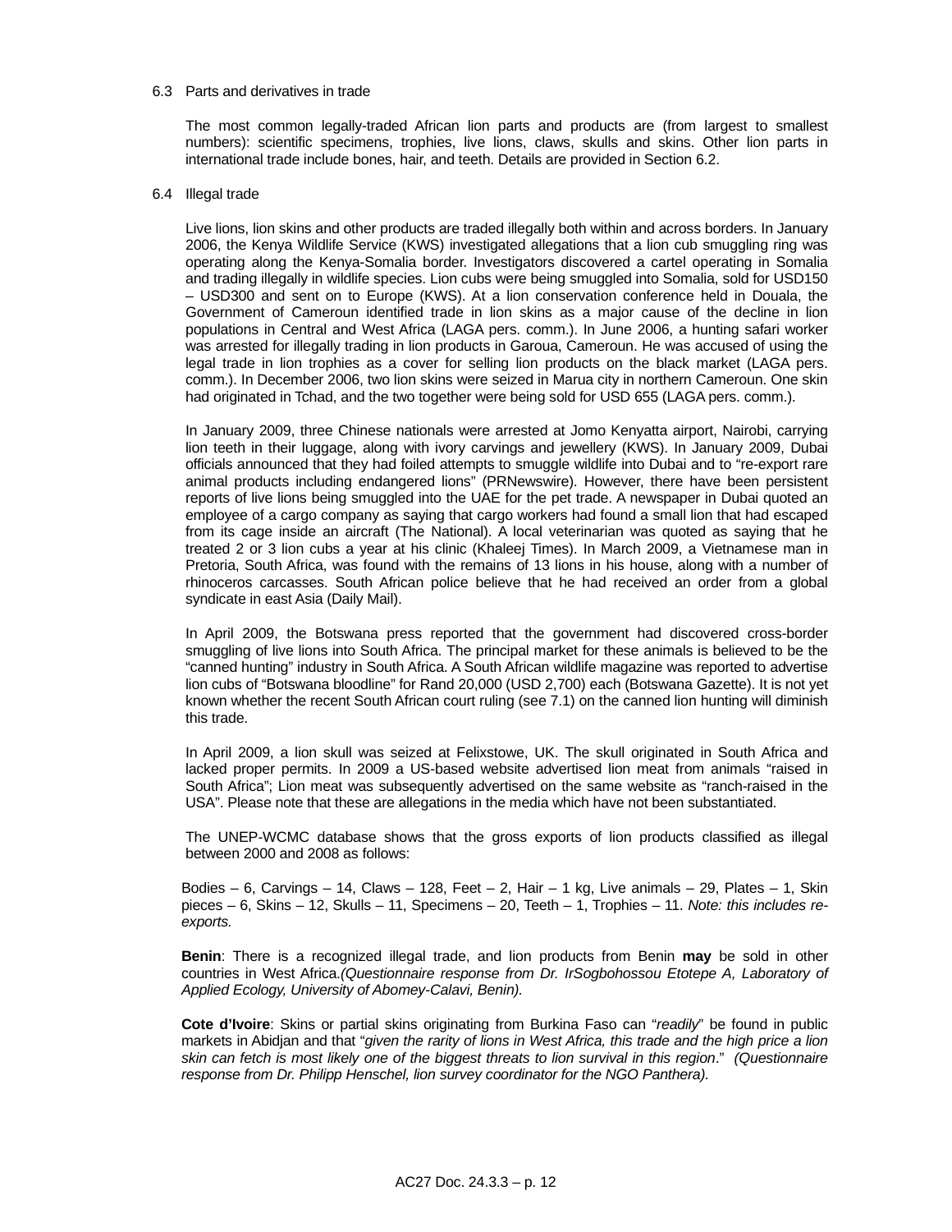6.3 Parts and derivatives in trade

The most common legally-traded African lion parts and products are (from largest to smallest numbers): scientific specimens, trophies, live lions, claws, skulls and skins. Other lion parts in international trade include bones, hair, and teeth. Details are provided in Section 6.2.

6.4 Illegal trade

Live lions, lion skins and other products are traded illegally both within and across borders. In January 2006, the Kenya Wildlife Service (KWS) investigated allegations that a lion cub smuggling ring was operating along the Kenya-Somalia border. Investigators discovered a cartel operating in Somalia and trading illegally in wildlife species. Lion cubs were being smuggled into Somalia, sold for USD150 – USD300 and sent on to Europe (KWS). At a lion conservation conference held in Douala, the Government of Cameroun identified trade in lion skins as a major cause of the decline in lion populations in Central and West Africa (LAGA pers. comm.). In June 2006, a hunting safari worker was arrested for illegally trading in lion products in Garoua, Cameroun. He was accused of using the legal trade in lion trophies as a cover for selling lion products on the black market (LAGA pers. comm.). In December 2006, two lion skins were seized in Marua city in northern Cameroun. One skin had originated in Tchad, and the two together were being sold for USD 655 (LAGA pers. comm.).

In January 2009, three Chinese nationals were arrested at Jomo Kenyatta airport, Nairobi, carrying lion teeth in their luggage, along with ivory carvings and jewellery (KWS). In January 2009, Dubai officials announced that they had foiled attempts to smuggle wildlife into Dubai and to "re-export rare animal products including endangered lions" (PRNewswire). However, there have been persistent reports of live lions being smuggled into the UAE for the pet trade. A newspaper in Dubai quoted an employee of a cargo company as saying that cargo workers had found a small lion that had escaped from its cage inside an aircraft (The National). A local veterinarian was quoted as saying that he treated 2 or 3 lion cubs a year at his clinic (Khaleej Times). In March 2009, a Vietnamese man in Pretoria, South Africa, was found with the remains of 13 lions in his house, along with a number of rhinoceros carcasses. South African police believe that he had received an order from a global syndicate in east Asia (Daily Mail).

In April 2009, the Botswana press reported that the government had discovered cross-border smuggling of live lions into South Africa. The principal market for these animals is believed to be the "canned hunting" industry in South Africa. A South African wildlife magazine was reported to advertise lion cubs of "Botswana bloodline" for Rand 20,000 (USD 2,700) each (Botswana Gazette). It is not yet known whether the recent South African court ruling (see 7.1) on the canned lion hunting will diminish this trade.

In April 2009, a lion skull was seized at Felixstowe, UK. The skull originated in South Africa and lacked proper permits. In 2009 a US-based website advertised lion meat from animals "raised in South Africa"; Lion meat was subsequently advertised on the same website as "ranch-raised in the USA". Please note that these are allegations in the media which have not been substantiated.

The UNEP-WCMC database shows that the gross exports of lion products classified as illegal between 2000 and 2008 as follows:

Bodies – 6, Carvings – 14, Claws – 128, Feet – 2, Hair – 1 kg, Live animals – 29, Plates – 1, Skin pieces – 6, Skins – 12, Skulls – 11, Specimens – 20, Teeth – 1, Trophies – 11. *Note: this includes re-exports.*

**Benin**: There is a recognized illegal trade, and lion products from Benin **may** be sold in other countries in West Africa.*(Questionnaire response from Dr. IrSogbohossou Etotepe A, Laboratory of Applied Ecology, University of Abomey-Calavi, Benin).*

**Cote d'Ivoire**: Skins or partial skins originating from Burkina Faso can "*readily*" be found in public markets in Abidjan and that "*given the rarity of lions in West Africa, this trade and the high price a lion skin can fetch is most likely one of the biggest threats to lion survival in this region*." *(Questionnaire response from Dr. Philipp Henschel, lion survey coordinator for the NGO Panthera).*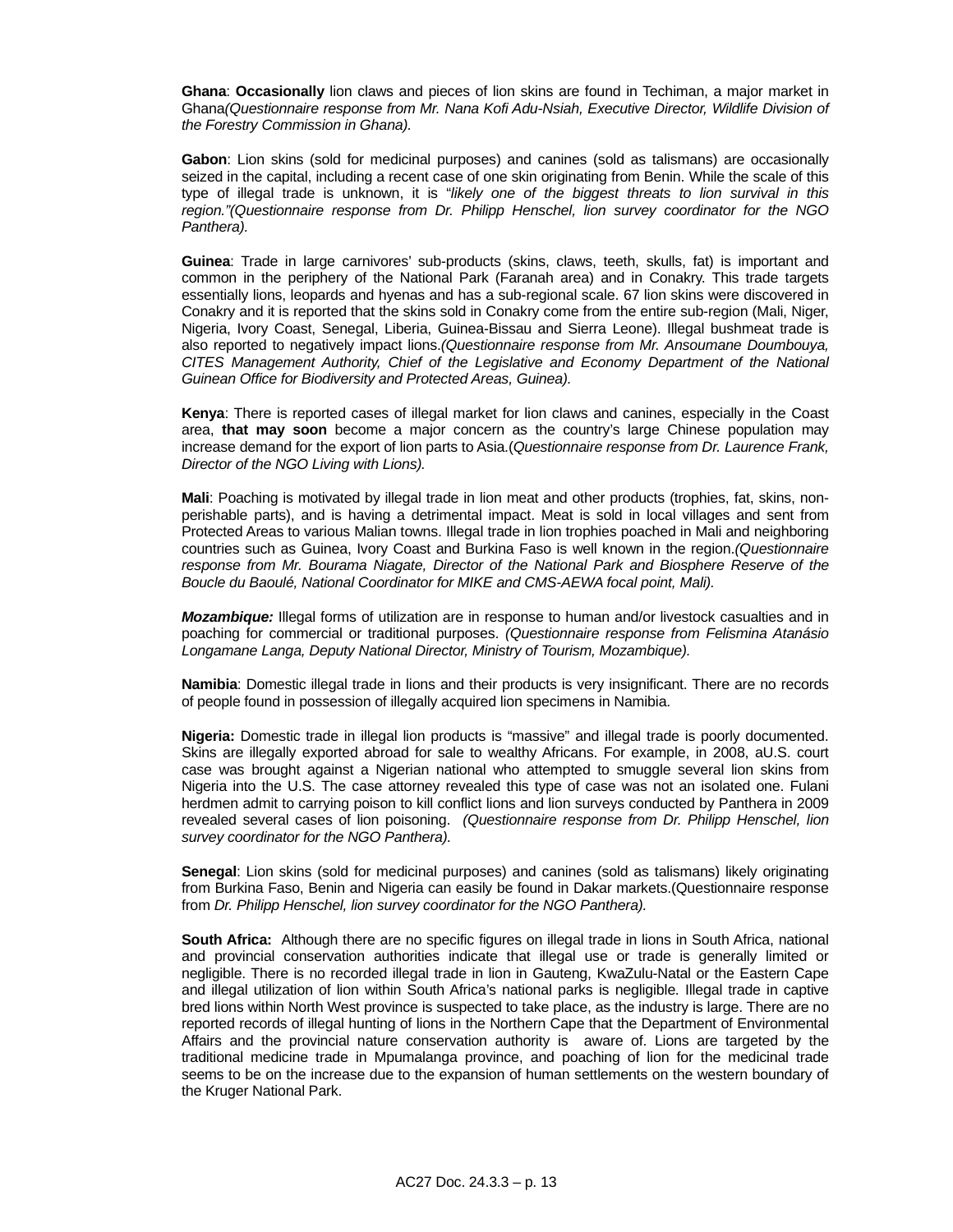**Ghana**: **Occasionally** lion claws and pieces of lion skins are found in Techiman, a major market in Ghana*(Questionnaire response from Mr. Nana Kofi Adu-Nsiah, Executive Director, Wildlife Division of the Forestry Commission in Ghana).*

**Gabon**: Lion skins (sold for medicinal purposes) and canines (sold as talismans) are occasionally seized in the capital, including a recent case of one skin originating from Benin. While the scale of this type of illegal trade is unknown, it is "*likely one of the biggest threats to lion survival in this region."(Questionnaire response from Dr. Philipp Henschel, lion survey coordinator for the NGO Panthera).*

**Guinea**: Trade in large carnivores' sub-products (skins, claws, teeth, skulls, fat) is important and common in the periphery of the National Park (Faranah area) and in Conakry. This trade targets essentially lions, leopards and hyenas and has a sub-regional scale. 67 lion skins were discovered in Conakry and it is reported that the skins sold in Conakry come from the entire sub-region (Mali, Niger, Nigeria, Ivory Coast, Senegal, Liberia, Guinea-Bissau and Sierra Leone). Illegal bushmeat trade is also reported to negatively impact lions.*(Questionnaire response from Mr. Ansoumane Doumbouya, CITES Management Authority, Chief of the Legislative and Economy Department of the National Guinean Office for Biodiversity and Protected Areas, Guinea).*

**Kenya**: There is reported cases of illegal market for lion claws and canines, especially in the Coast area, **that may soon** become a major concern as the country's large Chinese population may increase demand for the export of lion parts to Asia.(*Questionnaire response from Dr. Laurence Frank, Director of the NGO Living with Lions).*

**Mali**: Poaching is motivated by illegal trade in lion meat and other products (trophies, fat, skins, non-perishable parts), and is having a detrimental impact. Meat is sold in local villages and sent from Protected Areas to various Malian towns. Illegal trade in lion trophies poached in Mali and neighboring countries such as Guinea, Ivory Coast and Burkina Faso is well known in the region.*(Questionnaire response from Mr. Bourama Niagate, Director of the National Park and Biosphere Reserve of the Boucle du Baoulé, National Coordinator for MIKE and CMS-AEWA focal point, Mali).*

***Mozambique:*** Illegal forms of utilization are in response to human and/or livestock casualties and in poaching for commercial or traditional purposes. *(Questionnaire response from Felismina Atanásio Longamane Langa, Deputy National Director, Ministry of Tourism, Mozambique).*

**Namibia**: Domestic illegal trade in lions and their products is very insignificant. There are no records of people found in possession of illegally acquired lion specimens in Namibia.

**Nigeria:** Domestic trade in illegal lion products is "massive" and illegal trade is poorly documented. Skins are illegally exported abroad for sale to wealthy Africans. For example, in 2008, aU.S. court case was brought against a Nigerian national who attempted to smuggle several lion skins from Nigeria into the U.S. The case attorney revealed this type of case was not an isolated one. Fulani herdmen admit to carrying poison to kill conflict lions and lion surveys conducted by Panthera in 2009 revealed several cases of lion poisoning. *(Questionnaire response from Dr. Philipp Henschel, lion survey coordinator for the NGO Panthera).*

**Senegal**: Lion skins (sold for medicinal purposes) and canines (sold as talismans) likely originating from Burkina Faso, Benin and Nigeria can easily be found in Dakar markets.(Questionnaire response from *Dr. Philipp Henschel, lion survey coordinator for the NGO Panthera).*

**South Africa:** Although there are no specific figures on illegal trade in lions in South Africa, national and provincial conservation authorities indicate that illegal use or trade is generally limited or negligible. There is no recorded illegal trade in lion in Gauteng, KwaZulu-Natal or the Eastern Cape and illegal utilization of lion within South Africa's national parks is negligible. Illegal trade in captive bred lions within North West province is suspected to take place, as the industry is large. There are no reported records of illegal hunting of lions in the Northern Cape that the Department of Environmental Affairs and the provincial nature conservation authority is aware of. Lions are targeted by the traditional medicine trade in Mpumalanga province, and poaching of lion for the medicinal trade seems to be on the increase due to the expansion of human settlements on the western boundary of the Kruger National Park.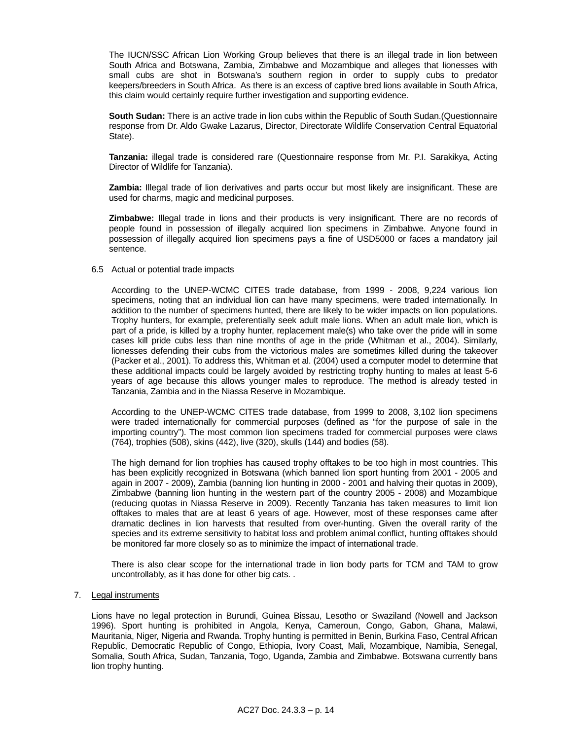The IUCN/SSC African Lion Working Group believes that there is an illegal trade in lion between South Africa and Botswana, Zambia, Zimbabwe and Mozambique and alleges that lionesses with small cubs are shot in Botswana's southern region in order to supply cubs to predator keepers/breeders in South Africa. As there is an excess of captive bred lions available in South Africa, this claim would certainly require further investigation and supporting evidence.

**South Sudan:** There is an active trade in lion cubs within the Republic of South Sudan.(Questionnaire response from Dr. Aldo Gwake Lazarus, Director, Directorate Wildlife Conservation Central Equatorial State).

**Tanzania:** illegal trade is considered rare (Questionnaire response from Mr. P.I. Sarakikya, Acting Director of Wildlife for Tanzania).

**Zambia:** Illegal trade of lion derivatives and parts occur but most likely are insignificant. These are used for charms, magic and medicinal purposes.

**Zimbabwe:** Illegal trade in lions and their products is very insignificant. There are no records of people found in possession of illegally acquired lion specimens in Zimbabwe. Anyone found in possession of illegally acquired lion specimens pays a fine of USD5000 or faces a mandatory jail sentence.

6.5 Actual or potential trade impacts

According to the UNEP-WCMC CITES trade database, from 1999 - 2008, 9,224 various lion specimens, noting that an individual lion can have many specimens, were traded internationally. In addition to the number of specimens hunted, there are likely to be wider impacts on lion populations. Trophy hunters, for example, preferentially seek adult male lions. When an adult male lion, which is part of a pride, is killed by a trophy hunter, replacement male(s) who take over the pride will in some cases kill pride cubs less than nine months of age in the pride (Whitman et al., 2004). Similarly, lionesses defending their cubs from the victorious males are sometimes killed during the takeover (Packer et al., 2001). To address this, Whitman et al. (2004) used a computer model to determine that these additional impacts could be largely avoided by restricting trophy hunting to males at least 5-6 years of age because this allows younger males to reproduce. The method is already tested in Tanzania, Zambia and in the Niassa Reserve in Mozambique.

According to the UNEP-WCMC CITES trade database, from 1999 to 2008, 3,102 lion specimens were traded internationally for commercial purposes (defined as "for the purpose of sale in the importing country"). The most common lion specimens traded for commercial purposes were claws (764), trophies (508), skins (442), live (320), skulls (144) and bodies (58).

The high demand for lion trophies has caused trophy offtakes to be too high in most countries. This has been explicitly recognized in Botswana (which banned lion sport hunting from 2001 - 2005 and again in 2007 - 2009), Zambia (banning lion hunting in 2000 - 2001 and halving their quotas in 2009), Zimbabwe (banning lion hunting in the western part of the country 2005 - 2008) and Mozambique (reducing quotas in Niassa Reserve in 2009). Recently Tanzania has taken measures to limit lion offtakes to males that are at least 6 years of age. However, most of these responses came after dramatic declines in lion harvests that resulted from over-hunting. Given the overall rarity of the species and its extreme sensitivity to habitat loss and problem animal conflict, hunting offtakes should be monitored far more closely so as to minimize the impact of international trade.

There is also clear scope for the international trade in lion body parts for TCM and TAM to grow uncontrollably, as it has done for other big cats. .

7. Legal instruments

Lions have no legal protection in Burundi, Guinea Bissau, Lesotho or Swaziland (Nowell and Jackson 1996). Sport hunting is prohibited in Angola, Kenya, Cameroun, Congo, Gabon, Ghana, Malawi, Mauritania, Niger, Nigeria and Rwanda. Trophy hunting is permitted in Benin, Burkina Faso, Central African Republic, Democratic Republic of Congo, Ethiopia, Ivory Coast, Mali, Mozambique, Namibia, Senegal, Somalia, South Africa, Sudan, Tanzania, Togo, Uganda, Zambia and Zimbabwe. Botswana currently bans lion trophy hunting.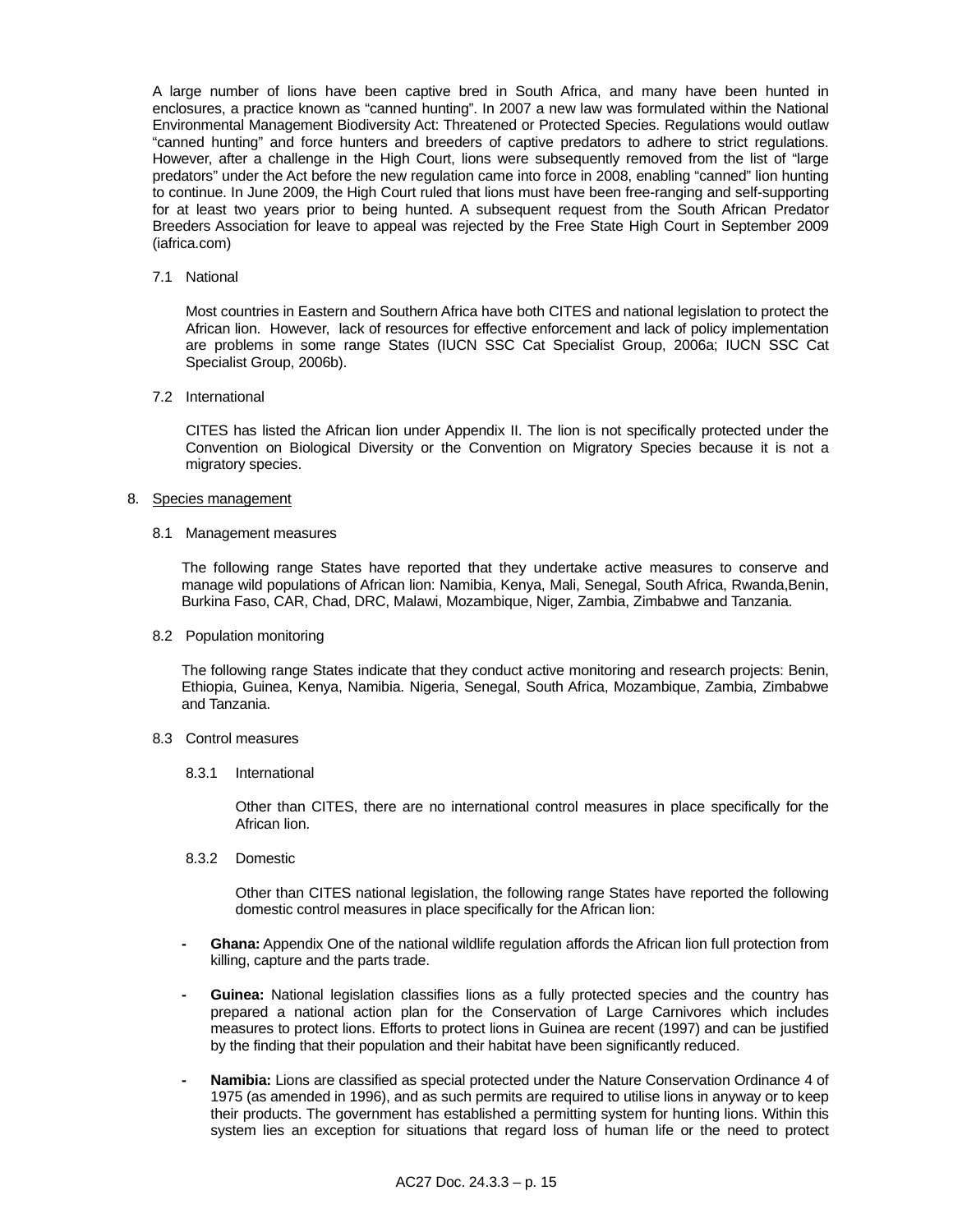A large number of lions have been captive bred in South Africa, and many have been hunted in enclosures, a practice known as “canned hunting”. In 2007 a new law was formulated within the National Environmental Management Biodiversity Act: Threatened or Protected Species. Regulations would outlaw “canned hunting” and force hunters and breeders of captive predators to adhere to strict regulations. However, after a challenge in the High Court, lions were subsequently removed from the list of “large predators” under the Act before the new regulation came into force in 2008, enabling “canned” lion hunting to continue. In June 2009, the High Court ruled that lions must have been free-ranging and self-supporting for at least two years prior to being hunted. A subsequent request from the South African Predator Breeders Association for leave to appeal was rejected by the Free State High Court in September 2009 (iafrica.com)

7.1 National

Most countries in Eastern and Southern Africa have both CITES and national legislation to protect the African lion. However, lack of resources for effective enforcement and lack of policy implementation are problems in some range States (IUCN SSC Cat Specialist Group, 2006a; IUCN SSC Cat Specialist Group, 2006b).

7.2 International

CITES has listed the African lion under Appendix II. The lion is not specifically protected under the Convention on Biological Diversity or the Convention on Migratory Species because it is not a migratory species.

8. Species management

8.1 Management measures

The following range States have reported that they undertake active measures to conserve and manage wild populations of African lion: Namibia, Kenya, Mali, Senegal, South Africa, Rwanda,Benin, Burkina Faso, CAR, Chad, DRC, Malawi, Mozambique, Niger, Zambia, Zimbabwe and Tanzania.

8.2 Population monitoring

The following range States indicate that they conduct active monitoring and research projects: Benin, Ethiopia, Guinea, Kenya, Namibia. Nigeria, Senegal, South Africa, Mozambique, Zambia, Zimbabwe and Tanzania.

8.3 Control measures

8.3.1 International

Other than CITES, there are no international control measures in place specifically for the African lion.

8.3.2 Domestic

Other than CITES national legislation, the following range States have reported the following domestic control measures in place specifically for the African lion:

- **Ghana:** Appendix One of the national wildlife regulation affords the African lion full protection from killing, capture and the parts trade.

- **Guinea:** National legislation classifies lions as a fully protected species and the country has prepared a national action plan for the Conservation of Large Carnivores which includes measures to protect lions. Efforts to protect lions in Guinea are recent (1997) and can be justified by the finding that their population and their habitat have been significantly reduced.

- **Namibia:** Lions are classified as special protected under the Nature Conservation Ordinance 4 of 1975 (as amended in 1996), and as such permits are required to utilise lions in anyway or to keep their products. The government has established a permitting system for hunting lions. Within this system lies an exception for situations that regard loss of human life or the need to protect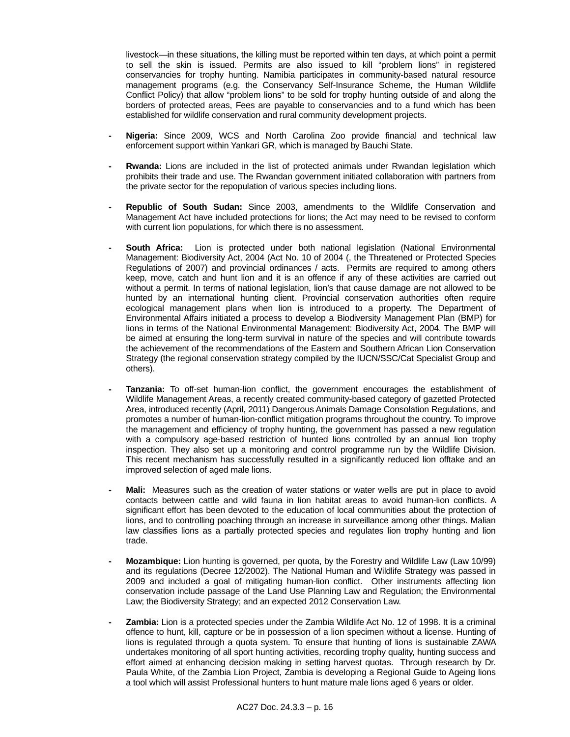livestock—in these situations, the killing must be reported within ten days, at which point a permit to sell the skin is issued. Permits are also issued to kill "problem lions" in registered conservancies for trophy hunting. Namibia participates in community-based natural resource management programs (e.g. the Conservancy Self-Insurance Scheme, the Human Wildlife Conflict Policy) that allow "problem lions" to be sold for trophy hunting outside of and along the borders of protected areas, Fees are payable to conservancies and to a fund which has been established for wildlife conservation and rural community development projects.

- **Nigeria:** Since 2009, WCS and North Carolina Zoo provide financial and technical law enforcement support within Yankari GR, which is managed by Bauchi State.

- **Rwanda:** Lions are included in the list of protected animals under Rwandan legislation which prohibits their trade and use. The Rwandan government initiated collaboration with partners from the private sector for the repopulation of various species including lions.

- **Republic of South Sudan:** Since 2003, amendments to the Wildlife Conservation and Management Act have included protections for lions; the Act may need to be revised to conform with current lion populations, for which there is no assessment.

- **South Africa:** Lion is protected under both national legislation (National Environmental Management: Biodiversity Act, 2004 (Act No. 10 of 2004 (, the Threatened or Protected Species Regulations of 2007) and provincial ordinances / acts. Permits are required to among others keep, move, catch and hunt lion and it is an offence if any of these activities are carried out without a permit. In terms of national legislation, lion's that cause damage are not allowed to be hunted by an international hunting client. Provincial conservation authorities often require ecological management plans when lion is introduced to a property. The Department of Environmental Affairs initiated a process to develop a Biodiversity Management Plan (BMP) for lions in terms of the National Environmental Management: Biodiversity Act, 2004. The BMP will be aimed at ensuring the long-term survival in nature of the species and will contribute towards the achievement of the recommendations of the Eastern and Southern African Lion Conservation Strategy (the regional conservation strategy compiled by the IUCN/SSC/Cat Specialist Group and others).

- **Tanzania:** To off-set human-lion conflict, the government encourages the establishment of Wildlife Management Areas, a recently created community-based category of gazetted Protected Area, introduced recently (April, 2011) Dangerous Animals Damage Consolation Regulations, and promotes a number of human-lion-conflict mitigation programs throughout the country. To improve the management and efficiency of trophy hunting, the government has passed a new regulation with a compulsory age-based restriction of hunted lions controlled by an annual lion trophy inspection. They also set up a monitoring and control programme run by the Wildlife Division. This recent mechanism has successfully resulted in a significantly reduced lion offtake and an improved selection of aged male lions.

- **Mali:** Measures such as the creation of water stations or water wells are put in place to avoid contacts between cattle and wild fauna in lion habitat areas to avoid human-lion conflicts. A significant effort has been devoted to the education of local communities about the protection of lions, and to controlling poaching through an increase in surveillance among other things. Malian law classifies lions as a partially protected species and regulates lion trophy hunting and lion trade.

- **Mozambique:** Lion hunting is governed, per quota, by the Forestry and Wildlife Law (Law 10/99) and its regulations (Decree 12/2002). The National Human and Wildlife Strategy was passed in 2009 and included a goal of mitigating human-lion conflict. Other instruments affecting lion conservation include passage of the Land Use Planning Law and Regulation; the Environmental Law; the Biodiversity Strategy; and an expected 2012 Conservation Law.

- **Zambia:** Lion is a protected species under the Zambia Wildlife Act No. 12 of 1998. It is a criminal offence to hunt, kill, capture or be in possession of a lion specimen without a license. Hunting of lions is regulated through a quota system. To ensure that hunting of lions is sustainable ZAWA undertakes monitoring of all sport hunting activities, recording trophy quality, hunting success and effort aimed at enhancing decision making in setting harvest quotas. Through research by Dr. Paula White, of the Zambia Lion Project, Zambia is developing a Regional Guide to Ageing lions a tool which will assist Professional hunters to hunt mature male lions aged 6 years or older.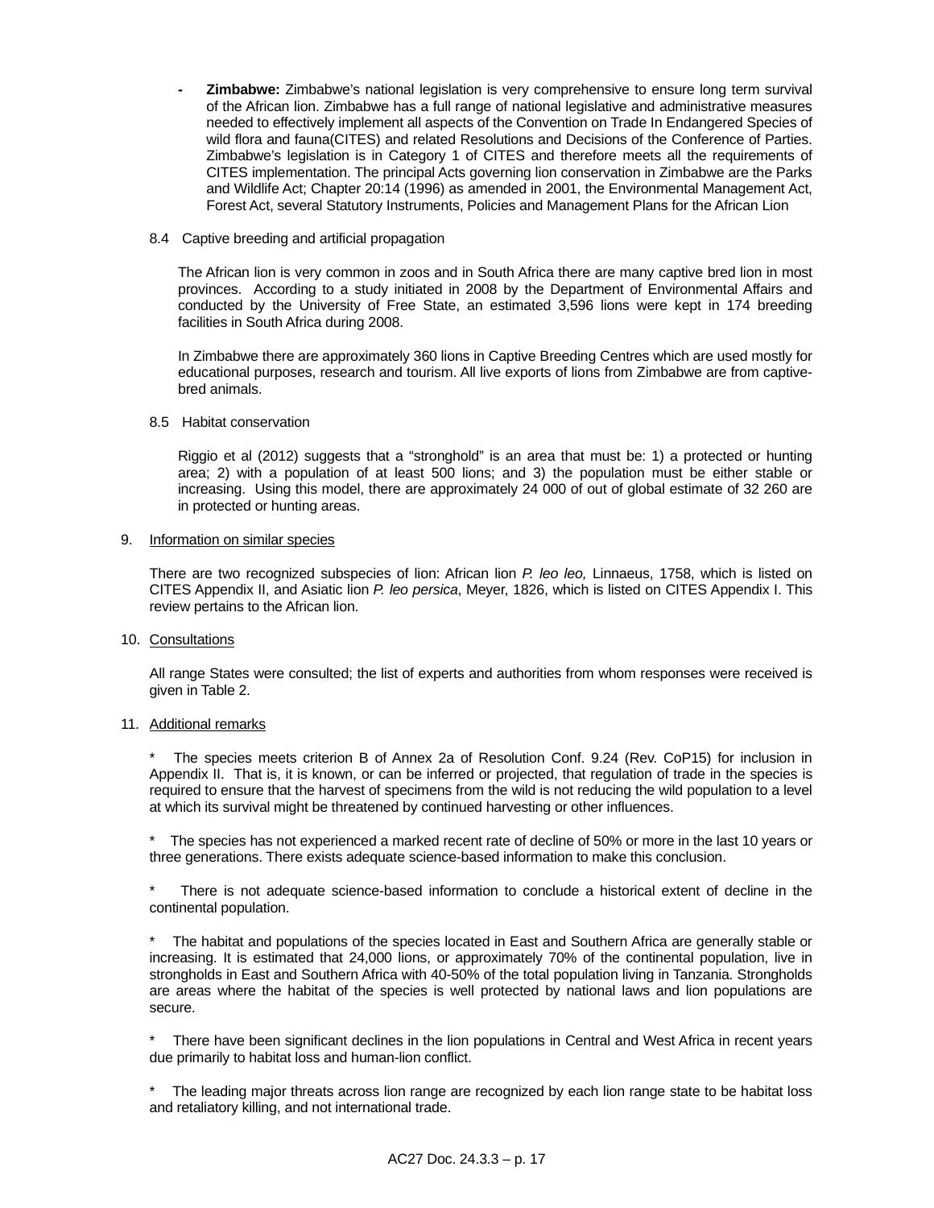- **Zimbabwe:** Zimbabwe's national legislation is very comprehensive to ensure long term survival of the African lion. Zimbabwe has a full range of national legislative and administrative measures needed to effectively implement all aspects of the Convention on Trade In Endangered Species of wild flora and fauna(CITES) and related Resolutions and Decisions of the Conference of Parties. Zimbabwe's legislation is in Category 1 of CITES and therefore meets all the requirements of CITES implementation. The principal Acts governing lion conservation in Zimbabwe are the Parks and Wildlife Act; Chapter 20:14 (1996) as amended in 2001, the Environmental Management Act, Forest Act, several Statutory Instruments, Policies and Management Plans for the African Lion

8.4 Captive breeding and artificial propagation

The African lion is very common in zoos and in South Africa there are many captive bred lion in most provinces. According to a study initiated in 2008 by the Department of Environmental Affairs and conducted by the University of Free State, an estimated 3,596 lions were kept in 174 breeding facilities in South Africa during 2008.

In Zimbabwe there are approximately 360 lions in Captive Breeding Centres which are used mostly for educational purposes, research and tourism. All live exports of lions from Zimbabwe are from captive-bred animals.

8.5 Habitat conservation

Riggio et al (2012) suggests that a "stronghold" is an area that must be: 1) a protected or hunting area; 2) with a population of at least 500 lions; and 3) the population must be either stable or increasing. Using this model, there are approximately 24 000 of out of global estimate of 32 260 are in protected or hunting areas.

9. Information on similar species

There are two recognized subspecies of lion: African lion *P. leo leo,* Linnaeus, 1758, which is listed on CITES Appendix II, and Asiatic lion *P. leo persica*, Meyer, 1826, which is listed on CITES Appendix I. This review pertains to the African lion.

10. Consultations

All range States were consulted; the list of experts and authorities from whom responses were received is given in Table 2.

11. Additional remarks

* The species meets criterion B of Annex 2a of Resolution Conf. 9.24 (Rev. CoP15) for inclusion in Appendix II. That is, it is known, or can be inferred or projected, that regulation of trade in the species is required to ensure that the harvest of specimens from the wild is not reducing the wild population to a level at which its survival might be threatened by continued harvesting or other influences.

* The species has not experienced a marked recent rate of decline of 50% or more in the last 10 years or three generations. There exists adequate science-based information to make this conclusion.

* There is not adequate science-based information to conclude a historical extent of decline in the continental population.

* The habitat and populations of the species located in East and Southern Africa are generally stable or increasing. It is estimated that 24,000 lions, or approximately 70% of the continental population, live in strongholds in East and Southern Africa with 40-50% of the total population living in Tanzania. Strongholds are areas where the habitat of the species is well protected by national laws and lion populations are secure.

* There have been significant declines in the lion populations in Central and West Africa in recent years due primarily to habitat loss and human-lion conflict.

* The leading major threats across lion range are recognized by each lion range state to be habitat loss and retaliatory killing, and not international trade.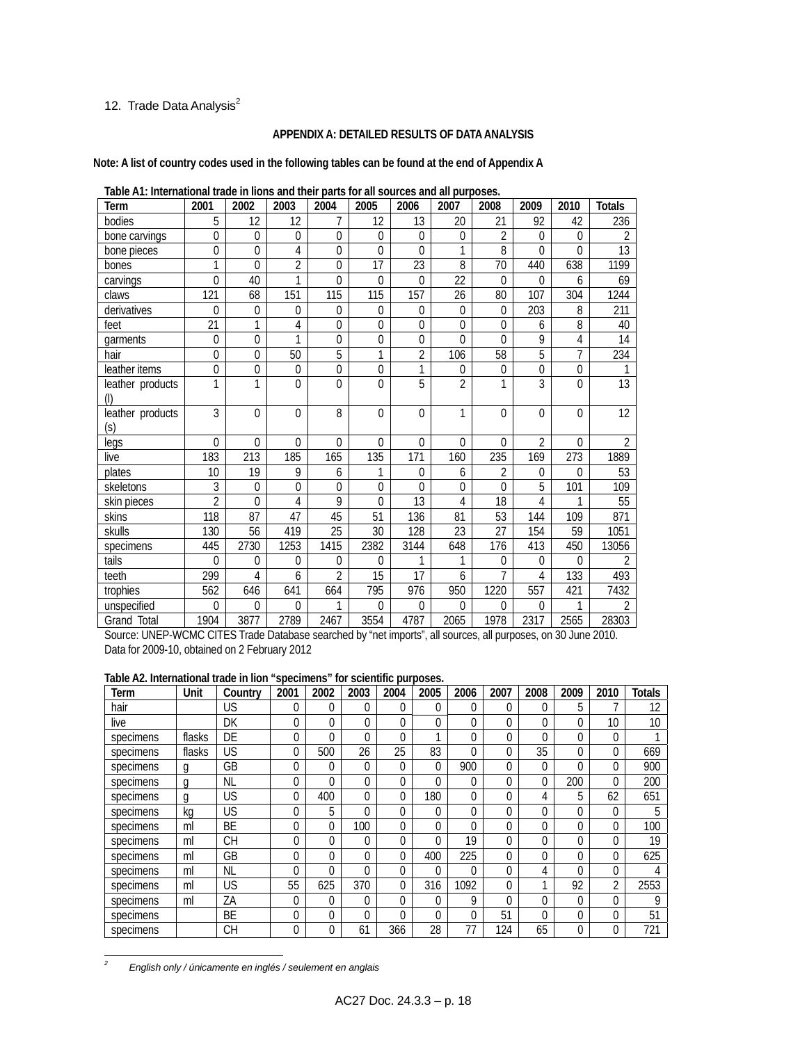12. Trade Data Analysis[2]

**APPENDIX A: DETAILED RESULTS OF DATA ANALYSIS**

**Note: A list of country codes used in the following tables can be found at the end of Appendix A**

**Table A1: International trade in lions and their parts for all sources and all purposes.**

| Term | 2001 | 2002 | 2003 | 2004 | 2005 | 2006 | 2007 | 2008 | 2009 | 2010 | Totals |
|---|---|---|---|---|---|---|---|---|---|---|---|
| bodies | 5 | 12 | 12 | 7 | 12 | 13 | 20 | 21 | 92 | 42 | 236 |
| bone carvings | 0 | 0 | 0 | 0 | 0 | 0 | 0 | 2 | 0 | 0 | 2 |
| bone pieces | 0 | 0 | 4 | 0 | 0 | 0 | 1 | 8 | 0 | 0 | 13 |
| bones | 1 | 0 | 2 | 0 | 17 | 23 | 8 | 70 | 440 | 638 | 1199 |
| carvings | 0 | 40 | 1 | 0 | 0 | 0 | 22 | 0 | 0 | 6 | 69 |
| claws | 121 | 68 | 151 | 115 | 115 | 157 | 26 | 80 | 107 | 304 | 1244 |
| derivatives | 0 | 0 | 0 | 0 | 0 | 0 | 0 | 0 | 203 | 8 | 211 |
| feet | 21 | 1 | 4 | 0 | 0 | 0 | 0 | 0 | 6 | 8 | 40 |
| garments | 0 | 0 | 1 | 0 | 0 | 0 | 0 | 0 | 9 | 4 | 14 |
| hair | 0 | 0 | 50 | 5 | 1 | 2 | 106 | 58 | 5 | 7 | 234 |
| leather items | 0 | 0 | 0 | 0 | 0 | 1 | 0 | 0 | 0 | 0 | 1 |
| leather products (l) | 1 | 1 | 0 | 0 | 0 | 5 | 2 | 1 | 3 | 0 | 13 |
| leather products (s) | 3 | 0 | 0 | 8 | 0 | 0 | 1 | 0 | 0 | 0 | 12 |
| legs | 0 | 0 | 0 | 0 | 0 | 0 | 0 | 0 | 2 | 0 | 2 |
| live | 183 | 213 | 185 | 165 | 135 | 171 | 160 | 235 | 169 | 273 | 1889 |
| plates | 10 | 19 | 9 | 6 | 1 | 0 | 6 | 2 | 0 | 0 | 53 |
| skeletons | 3 | 0 | 0 | 0 | 0 | 0 | 0 | 0 | 5 | 101 | 109 |
| skin pieces | 2 | 0 | 4 | 9 | 0 | 13 | 4 | 18 | 4 | 1 | 55 |
| skins | 118 | 87 | 47 | 45 | 51 | 136 | 81 | 53 | 144 | 109 | 871 |
| skulls | 130 | 56 | 419 | 25 | 30 | 128 | 23 | 27 | 154 | 59 | 1051 |
| specimens | 445 | 2730 | 1253 | 1415 | 2382 | 3144 | 648 | 176 | 413 | 450 | 13056 |
| tails | 0 | 0 | 0 | 0 | 0 | 1 | 1 | 0 | 0 | 0 | 2 |
| teeth | 299 | 4 | 6 | 2 | 15 | 17 | 6 | 7 | 4 | 133 | 493 |
| trophies | 562 | 646 | 641 | 664 | 795 | 976 | 950 | 1220 | 557 | 421 | 7432 |
| unspecified | 0 | 0 | 0 | 1 | 0 | 0 | 0 | 0 | 0 | 1 | 2 |
| Grand Total | 1904 | 3877 | 2789 | 2467 | 3554 | 4787 | 2065 | 1978 | 2317 | 2565 | 28303 |

Source: UNEP-WCMC CITES Trade Database searched by “net imports”, all sources, all purposes, on 30 June 2010. Data for 2009-10, obtained on 2 February 2012

**Table A2. International trade in lion “specimens” for scientific purposes.**

| Term | Unit | Country | 2001 | 2002 | 2003 | 2004 | 2005 | 2006 | 2007 | 2008 | 2009 | 2010 | Totals |
|---|---|---|---|---|---|---|---|---|---|---|---|---|---|
| hair | | US | 0 | 0 | 0 | 0 | 0 | 0 | 0 | 0 | 5 | 7 | 12 |
| live | | DK | 0 | 0 | 0 | 0 | 0 | 0 | 0 | 0 | 0 | 10 | 10 |
| specimens | flasks | DE | 0 | 0 | 0 | 0 | 1 | 0 | 0 | 0 | 0 | 0 | 1 |
| specimens | flasks | US | 0 | 500 | 26 | 25 | 83 | 0 | 0 | 35 | 0 | 0 | 669 |
| specimens | g | GB | 0 | 0 | 0 | 0 | 0 | 900 | 0 | 0 | 0 | 0 | 900 |
| specimens | g | NL | 0 | 0 | 0 | 0 | 0 | 0 | 0 | 0 | 200 | 0 | 200 |
| specimens | g | US | 0 | 400 | 0 | 0 | 180 | 0 | 0 | 4 | 5 | 62 | 651 |
| specimens | kg | US | 0 | 5 | 0 | 0 | 0 | 0 | 0 | 0 | 0 | 0 | 5 |
| specimens | ml | BE | 0 | 0 | 100 | 0 | 0 | 0 | 0 | 0 | 0 | 0 | 100 |
| specimens | ml | CH | 0 | 0 | 0 | 0 | 0 | 19 | 0 | 0 | 0 | 0 | 19 |
| specimens | ml | GB | 0 | 0 | 0 | 0 | 400 | 225 | 0 | 0 | 0 | 0 | 625 |
| specimens | ml | NL | 0 | 0 | 0 | 0 | 0 | 0 | 0 | 4 | 0 | 0 | 4 |
| specimens | ml | US | 55 | 625 | 370 | 0 | 316 | 1092 | 0 | 1 | 92 | 2 | 2553 |
| specimens | ml | ZA | 0 | 0 | 0 | 0 | 0 | 9 | 0 | 0 | 0 | 0 | 9 |
| specimens | | BE | 0 | 0 | 0 | 0 | 0 | 0 | 51 | 0 | 0 | 0 | 51 |
| specimens | | CH | 0 | 0 | 61 | 366 | 28 | 77 | 124 | 65 | 0 | 0 | 721 |

[2] *English only / únicamente en inglés / seulement en anglais*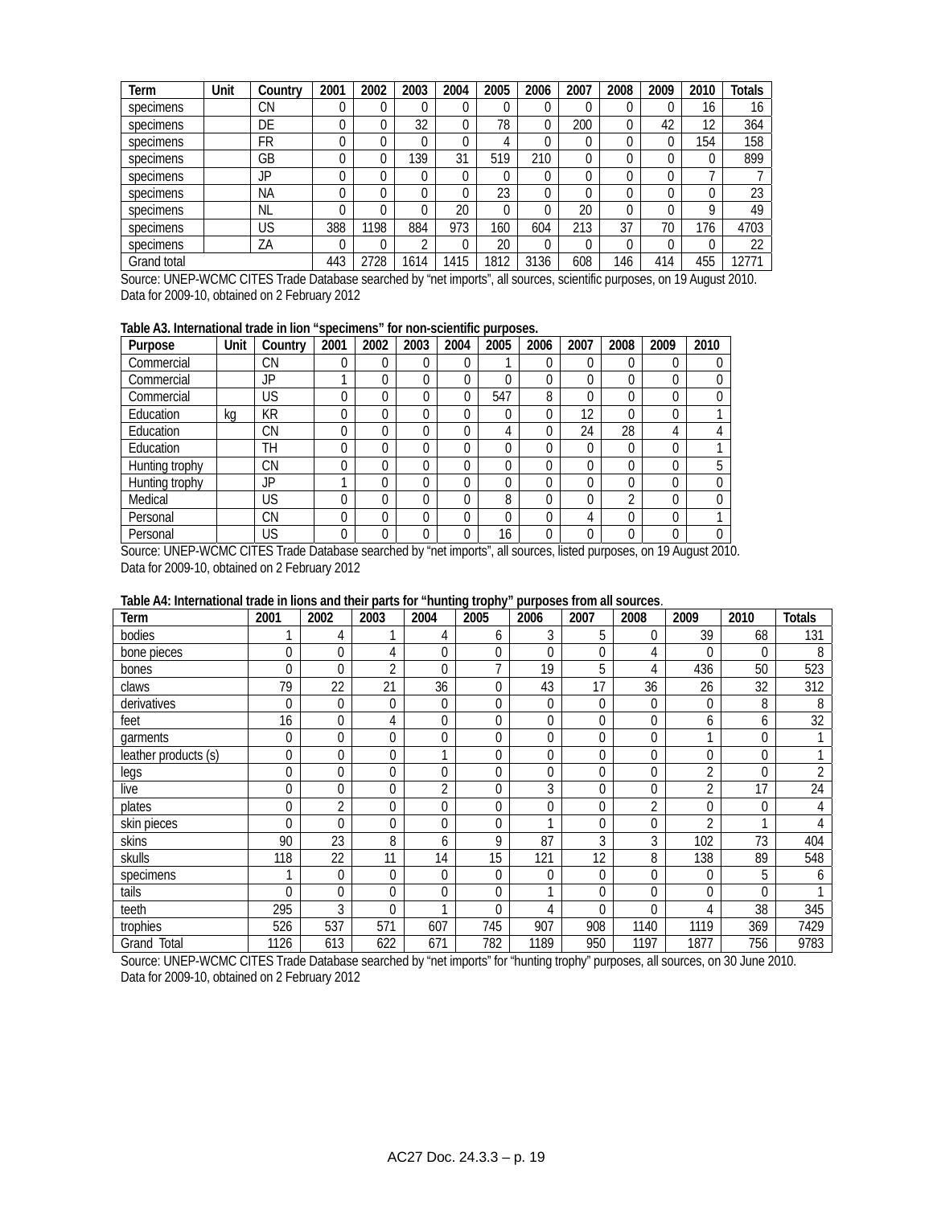| Term | Unit | Country | 2001 | 2002 | 2003 | 2004 | 2005 | 2006 | 2007 | 2008 | 2009 | 2010 | Totals |
|---|---|---|---|---|---|---|---|---|---|---|---|---|---|
| specimens | | CN | 0 | 0 | 0 | 0 | 0 | 0 | 0 | 0 | 0 | 16 | 16 |
| specimens | | DE | 0 | 0 | 32 | 0 | 78 | 0 | 200 | 0 | 42 | 12 | 364 |
| specimens | | FR | 0 | 0 | 0 | 0 | 4 | 0 | 0 | 0 | 0 | 154 | 158 |
| specimens | | GB | 0 | 0 | 139 | 31 | 519 | 210 | 0 | 0 | 0 | 0 | 899 |
| specimens | | JP | 0 | 0 | 0 | 0 | 0 | 0 | 0 | 0 | 0 | 7 | 7 |
| specimens | | NA | 0 | 0 | 0 | 0 | 23 | 0 | 0 | 0 | 0 | 0 | 23 |
| specimens | | NL | 0 | 0 | 0 | 20 | 0 | 0 | 20 | 0 | 0 | 9 | 49 |
| specimens | | US | 388 | 1198 | 884 | 973 | 160 | 604 | 213 | 37 | 70 | 176 | 4703 |
| specimens | | ZA | 0 | 0 | 2 | 0 | 20 | 0 | 0 | 0 | 0 | 0 | 22 |
| Grand total | | | 443 | 2728 | 1614 | 1415 | 1812 | 3136 | 608 | 146 | 414 | 455 | 12771 |

Source: UNEP-WCMC CITES Trade Database searched by "net imports", all sources, scientific purposes, on 19 August 2010. Data for 2009-10, obtained on 2 February 2012

**Table A3. International trade in lion "specimens" for non-scientific purposes.**

| Purpose | Unit | Country | 2001 | 2002 | 2003 | 2004 | 2005 | 2006 | 2007 | 2008 | 2009 | 2010 |
|---|---|---|---|---|---|---|---|---|---|---|---|---|
| Commercial | | CN | 0 | 0 | 0 | 0 | 1 | 0 | 0 | 0 | 0 | 0 |
| Commercial | | JP | 1 | 0 | 0 | 0 | 0 | 0 | 0 | 0 | 0 | 0 |
| Commercial | | US | 0 | 0 | 0 | 0 | 547 | 8 | 0 | 0 | 0 | 0 |
| Education | kg | KR | 0 | 0 | 0 | 0 | 0 | 0 | 12 | 0 | 0 | 1 |
| Education | | CN | 0 | 0 | 0 | 0 | 4 | 0 | 24 | 28 | 4 | 4 |
| Education | | TH | 0 | 0 | 0 | 0 | 0 | 0 | 0 | 0 | 0 | 1 |
| Hunting trophy | | CN | 0 | 0 | 0 | 0 | 0 | 0 | 0 | 0 | 0 | 5 |
| Hunting trophy | | JP | 1 | 0 | 0 | 0 | 0 | 0 | 0 | 0 | 0 | 0 |
| Medical | | US | 0 | 0 | 0 | 0 | 8 | 0 | 0 | 2 | 0 | 0 |
| Personal | | CN | 0 | 0 | 0 | 0 | 0 | 0 | 4 | 0 | 0 | 1 |
| Personal | | US | 0 | 0 | 0 | 0 | 16 | 0 | 0 | 0 | 0 | 0 |

Source: UNEP-WCMC CITES Trade Database searched by "net imports", all sources, listed purposes, on 19 August 2010. Data for 2009-10, obtained on 2 February 2012

**Table A4: International trade in lions and their parts for "hunting trophy" purposes from all sources.**

| Term | 2001 | 2002 | 2003 | 2004 | 2005 | 2006 | 2007 | 2008 | 2009 | 2010 | Totals |
|---|---|---|---|---|---|---|---|---|---|---|---|
| bodies | 1 | 4 | 1 | 4 | 6 | 3 | 5 | 0 | 39 | 68 | 131 |
| bone pieces | 0 | 0 | 4 | 0 | 0 | 0 | 0 | 4 | 0 | 0 | 8 |
| bones | 0 | 0 | 2 | 0 | 7 | 19 | 5 | 4 | 436 | 50 | 523 |
| claws | 79 | 22 | 21 | 36 | 0 | 43 | 17 | 36 | 26 | 32 | 312 |
| derivatives | 0 | 0 | 0 | 0 | 0 | 0 | 0 | 0 | 0 | 8 | 8 |
| feet | 16 | 0 | 4 | 0 | 0 | 0 | 0 | 0 | 6 | 6 | 32 |
| garments | 0 | 0 | 0 | 0 | 0 | 0 | 0 | 0 | 1 | 0 | 1 |
| leather products (s) | 0 | 0 | 0 | 1 | 0 | 0 | 0 | 0 | 0 | 0 | 1 |
| legs | 0 | 0 | 0 | 0 | 0 | 0 | 0 | 0 | 2 | 0 | 2 |
| live | 0 | 0 | 0 | 2 | 0 | 3 | 0 | 0 | 2 | 17 | 24 |
| plates | 0 | 2 | 0 | 0 | 0 | 0 | 0 | 2 | 0 | 0 | 4 |
| skin pieces | 0 | 0 | 0 | 0 | 0 | 1 | 0 | 0 | 2 | 1 | 4 |
| skins | 90 | 23 | 8 | 6 | 9 | 87 | 3 | 3 | 102 | 73 | 404 |
| skulls | 118 | 22 | 11 | 14 | 15 | 121 | 12 | 8 | 138 | 89 | 548 |
| specimens | 1 | 0 | 0 | 0 | 0 | 0 | 0 | 0 | 0 | 5 | 6 |
| tails | 0 | 0 | 0 | 0 | 0 | 1 | 0 | 0 | 0 | 0 | 1 |
| teeth | 295 | 3 | 0 | 1 | 0 | 4 | 0 | 0 | 4 | 38 | 345 |
| trophies | 526 | 537 | 571 | 607 | 745 | 907 | 908 | 1140 | 1119 | 369 | 7429 |
| Grand Total | 1126 | 613 | 622 | 671 | 782 | 1189 | 950 | 1197 | 1877 | 756 | 9783 |

Source: UNEP-WCMC CITES Trade Database searched by "net imports" for "hunting trophy" purposes, all sources, on 30 June 2010. Data for 2009-10, obtained on 2 February 2012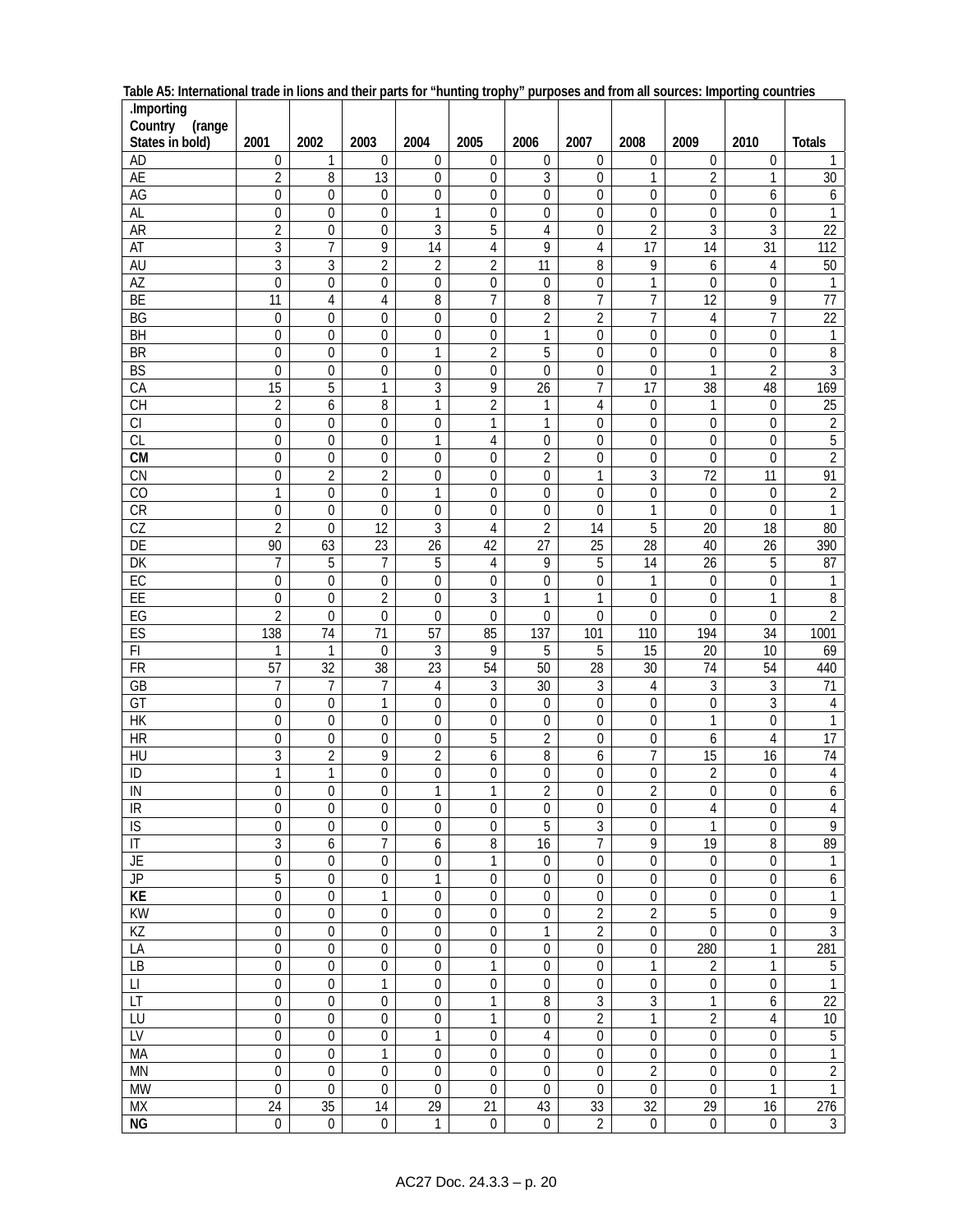**Table A5: International trade in lions and their parts for "hunting trophy" purposes and from all sources: Importing countries**

| .Importing Country (range States in bold) | 2001 | 2002 | 2003 | 2004 | 2005 | 2006 | 2007 | 2008 | 2009 | 2010 | Totals |
|---|---|---|---|---|---|---|---|---|---|---|---|
| AD | 0 | 1 | 0 | 0 | 0 | 0 | 0 | 0 | 0 | 0 | 1 |
| AE | 2 | 8 | 13 | 0 | 0 | 3 | 0 | 1 | 2 | 1 | 30 |
| AG | 0 | 0 | 0 | 0 | 0 | 0 | 0 | 0 | 0 | 6 | 6 |
| AL | 0 | 0 | 0 | 1 | 0 | 0 | 0 | 0 | 0 | 0 | 1 |
| AR | 2 | 0 | 0 | 3 | 5 | 4 | 0 | 2 | 3 | 3 | 22 |
| AT | 3 | 7 | 9 | 14 | 4 | 9 | 4 | 17 | 14 | 31 | 112 |
| AU | 3 | 3 | 2 | 2 | 2 | 11 | 8 | 9 | 6 | 4 | 50 |
| AZ | 0 | 0 | 0 | 0 | 0 | 0 | 0 | 1 | 0 | 0 | 1 |
| BE | 11 | 4 | 4 | 8 | 7 | 8 | 7 | 7 | 12 | 9 | 77 |
| BG | 0 | 0 | 0 | 0 | 0 | 2 | 2 | 7 | 4 | 7 | 22 |
| BH | 0 | 0 | 0 | 0 | 0 | 1 | 0 | 0 | 0 | 0 | 1 |
| BR | 0 | 0 | 0 | 1 | 2 | 5 | 0 | 0 | 0 | 0 | 8 |
| BS | 0 | 0 | 0 | 0 | 0 | 0 | 0 | 0 | 1 | 2 | 3 |
| CA | 15 | 5 | 1 | 3 | 9 | 26 | 7 | 17 | 38 | 48 | 169 |
| CH | 2 | 6 | 8 | 1 | 2 | 1 | 4 | 0 | 1 | 0 | 25 |
| CI | 0 | 0 | 0 | 0 | 1 | 1 | 0 | 0 | 0 | 0 | 2 |
| CL | 0 | 0 | 0 | 1 | 4 | 0 | 0 | 0 | 0 | 0 | 5 |
| **CM** | 0 | 0 | 0 | 0 | 0 | 2 | 0 | 0 | 0 | 0 | 2 |
| CN | 0 | 2 | 2 | 0 | 0 | 0 | 1 | 3 | 72 | 11 | 91 |
| CO | 1 | 0 | 0 | 1 | 0 | 0 | 0 | 0 | 0 | 0 | 2 |
| CR | 0 | 0 | 0 | 0 | 0 | 0 | 0 | 1 | 0 | 0 | 1 |
| CZ | 2 | 0 | 12 | 3 | 4 | 2 | 14 | 5 | 20 | 18 | 80 |
| DE | 90 | 63 | 23 | 26 | 42 | 27 | 25 | 28 | 40 | 26 | 390 |
| DK | 7 | 5 | 7 | 5 | 4 | 9 | 5 | 14 | 26 | 5 | 87 |
| EC | 0 | 0 | 0 | 0 | 0 | 0 | 0 | 1 | 0 | 0 | 1 |
| EE | 0 | 0 | 2 | 0 | 3 | 1 | 1 | 0 | 0 | 1 | 8 |
| EG | 2 | 0 | 0 | 0 | 0 | 0 | 0 | 0 | 0 | 0 | 2 |
| ES | 138 | 74 | 71 | 57 | 85 | 137 | 101 | 110 | 194 | 34 | 1001 |
| FI | 1 | 1 | 0 | 3 | 9 | 5 | 5 | 15 | 20 | 10 | 69 |
| FR | 57 | 32 | 38 | 23 | 54 | 50 | 28 | 30 | 74 | 54 | 440 |
| GB | 7 | 7 | 7 | 4 | 3 | 30 | 3 | 4 | 3 | 3 | 71 |
| GT | 0 | 0 | 1 | 0 | 0 | 0 | 0 | 0 | 0 | 3 | 4 |
| HK | 0 | 0 | 0 | 0 | 0 | 0 | 0 | 0 | 1 | 0 | 1 |
| HR | 0 | 0 | 0 | 0 | 5 | 2 | 0 | 0 | 6 | 4 | 17 |
| HU | 3 | 2 | 9 | 2 | 6 | 8 | 6 | 7 | 15 | 16 | 74 |
| ID | 1 | 1 | 0 | 0 | 0 | 0 | 0 | 0 | 2 | 0 | 4 |
| IN | 0 | 0 | 0 | 1 | 1 | 2 | 0 | 2 | 0 | 0 | 6 |
| IR | 0 | 0 | 0 | 0 | 0 | 0 | 0 | 0 | 4 | 0 | 4 |
| IS | 0 | 0 | 0 | 0 | 0 | 5 | 3 | 0 | 1 | 0 | 9 |
| IT | 3 | 6 | 7 | 6 | 8 | 16 | 7 | 9 | 19 | 8 | 89 |
| JE | 0 | 0 | 0 | 0 | 1 | 0 | 0 | 0 | 0 | 0 | 1 |
| JP | 5 | 0 | 0 | 1 | 0 | 0 | 0 | 0 | 0 | 0 | 6 |
| **KE** | 0 | 0 | 1 | 0 | 0 | 0 | 0 | 0 | 0 | 0 | 1 |
| KW | 0 | 0 | 0 | 0 | 0 | 0 | 2 | 2 | 5 | 0 | 9 |
| KZ | 0 | 0 | 0 | 0 | 0 | 1 | 2 | 0 | 0 | 0 | 3 |
| LA | 0 | 0 | 0 | 0 | 0 | 0 | 0 | 0 | 280 | 1 | 281 |
| LB | 0 | 0 | 0 | 0 | 1 | 0 | 0 | 1 | 2 | 1 | 5 |
| LI | 0 | 0 | 1 | 0 | 0 | 0 | 0 | 0 | 0 | 0 | 1 |
| LT | 0 | 0 | 0 | 0 | 1 | 8 | 3 | 3 | 1 | 6 | 22 |
| LU | 0 | 0 | 0 | 0 | 1 | 0 | 2 | 1 | 2 | 4 | 10 |
| LV | 0 | 0 | 0 | 1 | 0 | 4 | 0 | 0 | 0 | 0 | 5 |
| MA | 0 | 0 | 1 | 0 | 0 | 0 | 0 | 0 | 0 | 0 | 1 |
| MN | 0 | 0 | 0 | 0 | 0 | 0 | 0 | 2 | 0 | 0 | 2 |
| MW | 0 | 0 | 0 | 0 | 0 | 0 | 0 | 0 | 0 | 1 | 1 |
| MX | 24 | 35 | 14 | 29 | 21 | 43 | 33 | 32 | 29 | 16 | 276 |
| **NG** | 0 | 0 | 0 | 1 | 0 | 0 | 2 | 0 | 0 | 0 | 3 |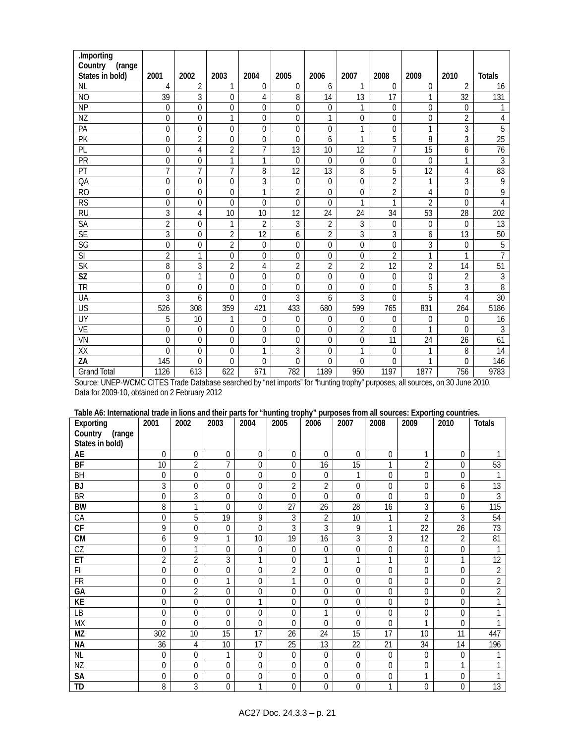| .Importing Country (range States in bold) | 2001 | 2002 | 2003 | 2004 | 2005 | 2006 | 2007 | 2008 | 2009 | 2010 | Totals |
|---|---|---|---|---|---|---|---|---|---|---|---|
| NL | 4 | 2 | 1 | 0 | 0 | 6 | 1 | 0 | 0 | 2 | 16 |
| NO | 39 | 3 | 0 | 4 | 8 | 14 | 13 | 17 | 1 | 32 | 131 |
| NP | 0 | 0 | 0 | 0 | 0 | 0 | 1 | 0 | 0 | 0 | 1 |
| NZ | 0 | 0 | 1 | 0 | 0 | 1 | 0 | 0 | 0 | 2 | 4 |
| PA | 0 | 0 | 0 | 0 | 0 | 0 | 1 | 0 | 1 | 3 | 5 |
| PK | 0 | 2 | 0 | 0 | 0 | 6 | 1 | 5 | 8 | 3 | 25 |
| PL | 0 | 4 | 2 | 7 | 13 | 10 | 12 | 7 | 15 | 6 | 76 |
| PR | 0 | 0 | 1 | 1 | 0 | 0 | 0 | 0 | 0 | 1 | 3 |
| PT | 7 | 7 | 7 | 8 | 12 | 13 | 8 | 5 | 12 | 4 | 83 |
| QA | 0 | 0 | 0 | 3 | 0 | 0 | 0 | 2 | 1 | 3 | 9 |
| RO | 0 | 0 | 0 | 1 | 2 | 0 | 0 | 2 | 4 | 0 | 9 |
| RS | 0 | 0 | 0 | 0 | 0 | 0 | 1 | 1 | 2 | 0 | 4 |
| RU | 3 | 4 | 10 | 10 | 12 | 24 | 24 | 34 | 53 | 28 | 202 |
| SA | 2 | 0 | 1 | 2 | 3 | 2 | 3 | 0 | 0 | 0 | 13 |
| SE | 3 | 0 | 2 | 12 | 6 | 2 | 3 | 3 | 6 | 13 | 50 |
| SG | 0 | 0 | 2 | 0 | 0 | 0 | 0 | 0 | 3 | 0 | 5 |
| SI | 2 | 1 | 0 | 0 | 0 | 0 | 0 | 2 | 1 | 1 | 7 |
| SK | 8 | 3 | 2 | 4 | 2 | 2 | 2 | 12 | 2 | 14 | 51 |
| **SZ** | 0 | 1 | 0 | 0 | 0 | 0 | 0 | 0 | 0 | 2 | 3 |
| TR | 0 | 0 | 0 | 0 | 0 | 0 | 0 | 0 | 5 | 3 | 8 |
| UA | 3 | 6 | 0 | 0 | 3 | 6 | 3 | 0 | 5 | 4 | 30 |
| US | 526 | 308 | 359 | 421 | 433 | 680 | 599 | 765 | 831 | 264 | 5186 |
| UY | 5 | 10 | 1 | 0 | 0 | 0 | 0 | 0 | 0 | 0 | 16 |
| VE | 0 | 0 | 0 | 0 | 0 | 0 | 2 | 0 | 1 | 0 | 3 |
| VN | 0 | 0 | 0 | 0 | 0 | 0 | 0 | 11 | 24 | 26 | 61 |
| XX | 0 | 0 | 0 | 1 | 3 | 0 | 1 | 0 | 1 | 8 | 14 |
| **ZA** | 145 | 0 | 0 | 0 | 0 | 0 | 0 | 0 | 1 | 0 | 146 |
| Grand Total | 1126 | 613 | 622 | 671 | 782 | 1189 | 950 | 1197 | 1877 | 756 | 9783 |

Source: UNEP-WCMC CITES Trade Database searched by "net imports" for "hunting trophy" purposes, all sources, on 30 June 2010. Data for 2009-10, obtained on 2 February 2012

**Table A6: International trade in lions and their parts for "hunting trophy" purposes from all sources: Exporting countries.**

| Exporting Country (range States in bold) | 2001 | 2002 | 2003 | 2004 | 2005 | 2006 | 2007 | 2008 | 2009 | 2010 | Totals |
|---|---|---|---|---|---|---|---|---|---|---|---|
| **AE** | 0 | 0 | 0 | 0 | 0 | 0 | 0 | 0 | 1 | 0 | 1 |
| **BF** | 10 | 2 | 7 | 0 | 0 | 16 | 15 | 1 | 2 | 0 | 53 |
| BH | 0 | 0 | 0 | 0 | 0 | 0 | 1 | 0 | 0 | 0 | 1 |
| **BJ** | 3 | 0 | 0 | 0 | 2 | 2 | 0 | 0 | 0 | 6 | 13 |
| BR | 0 | 3 | 0 | 0 | 0 | 0 | 0 | 0 | 0 | 0 | 3 |
| **BW** | 8 | 1 | 0 | 0 | 27 | 26 | 28 | 16 | 3 | 6 | 115 |
| CA | 0 | 5 | 19 | 9 | 3 | 2 | 10 | 1 | 2 | 3 | 54 |
| **CF** | 9 | 0 | 0 | 0 | 3 | 3 | 9 | 1 | 22 | 26 | 73 |
| **CM** | 6 | 9 | 1 | 10 | 19 | 16 | 3 | 3 | 12 | 2 | 81 |
| CZ | 0 | 1 | 0 | 0 | 0 | 0 | 0 | 0 | 0 | 0 | 1 |
| **ET** | 2 | 2 | 3 | 1 | 0 | 1 | 1 | 1 | 0 | 1 | 12 |
| FI | 0 | 0 | 0 | 0 | 2 | 0 | 0 | 0 | 0 | 0 | 2 |
| FR | 0 | 0 | 1 | 0 | 1 | 0 | 0 | 0 | 0 | 0 | 2 |
| **GA** | 0 | 2 | 0 | 0 | 0 | 0 | 0 | 0 | 0 | 0 | 2 |
| **KE** | 0 | 0 | 0 | 1 | 0 | 0 | 0 | 0 | 0 | 0 | 1 |
| LB | 0 | 0 | 0 | 0 | 0 | 1 | 0 | 0 | 0 | 0 | 1 |
| MX | 0 | 0 | 0 | 0 | 0 | 0 | 0 | 0 | 1 | 0 | 1 |
| **MZ** | 302 | 10 | 15 | 17 | 26 | 24 | 15 | 17 | 10 | 11 | 447 |
| **NA** | 36 | 4 | 10 | 17 | 25 | 13 | 22 | 21 | 34 | 14 | 196 |
| NL | 0 | 0 | 1 | 0 | 0 | 0 | 0 | 0 | 0 | 0 | 1 |
| NZ | 0 | 0 | 0 | 0 | 0 | 0 | 0 | 0 | 0 | 1 | 1 |
| **SA** | 0 | 0 | 0 | 0 | 0 | 0 | 0 | 0 | 1 | 0 | 1 |
| **TD** | 8 | 3 | 0 | 1 | 0 | 0 | 0 | 1 | 0 | 0 | 13 |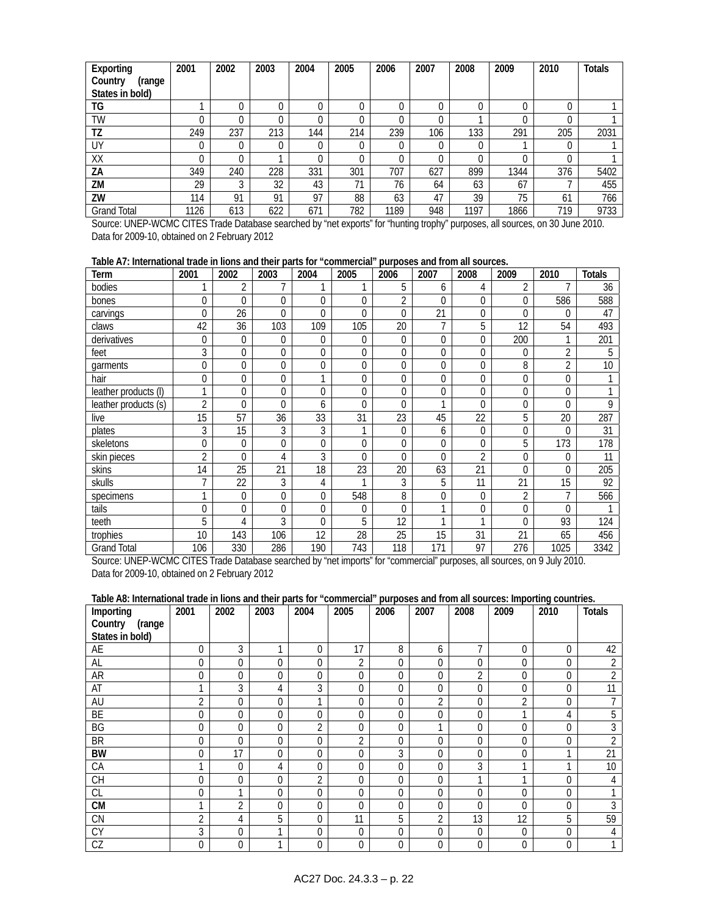| Exporting Country (range States in bold) | 2001 | 2002 | 2003 | 2004 | 2005 | 2006 | 2007 | 2008 | 2009 | 2010 | Totals |
|---|---|---|---|---|---|---|---|---|---|---|---|
| **TG** | 1 | 0 | 0 | 0 | 0 | 0 | 0 | 0 | 0 | 0 | 1 |
| TW | 0 | 0 | 0 | 0 | 0 | 0 | 0 | 1 | 0 | 0 | 1 |
| **TZ** | 249 | 237 | 213 | 144 | 214 | 239 | 106 | 133 | 291 | 205 | 2031 |
| UY | 0 | 0 | 0 | 0 | 0 | 0 | 0 | 0 | 1 | 0 | 1 |
| XX | 0 | 0 | 1 | 0 | 0 | 0 | 0 | 0 | 0 | 0 | 1 |
| **ZA** | 349 | 240 | 228 | 331 | 301 | 707 | 627 | 899 | 1344 | 376 | 5402 |
| **ZM** | 29 | 3 | 32 | 43 | 71 | 76 | 64 | 63 | 67 | 7 | 455 |
| **ZW** | 114 | 91 | 91 | 97 | 88 | 63 | 47 | 39 | 75 | 61 | 766 |
| Grand Total | 1126 | 613 | 622 | 671 | 782 | 1189 | 948 | 1197 | 1866 | 719 | 9733 |

Source: UNEP-WCMC CITES Trade Database searched by "net exports" for "hunting trophy" purposes, all sources, on 30 June 2010. Data for 2009-10, obtained on 2 February 2012

**Table A7: International trade in lions and their parts for "commercial" purposes and from all sources.**

| Term | 2001 | 2002 | 2003 | 2004 | 2005 | 2006 | 2007 | 2008 | 2009 | 2010 | Totals |
|---|---|---|---|---|---|---|---|---|---|---|---|
| bodies | 1 | 2 | 7 | 1 | 1 | 5 | 6 | 4 | 2 | 7 | 36 |
| bones | 0 | 0 | 0 | 0 | 0 | 2 | 0 | 0 | 0 | 586 | 588 |
| carvings | 0 | 26 | 0 | 0 | 0 | 0 | 21 | 0 | 0 | 0 | 47 |
| claws | 42 | 36 | 103 | 109 | 105 | 20 | 7 | 5 | 12 | 54 | 493 |
| derivatives | 0 | 0 | 0 | 0 | 0 | 0 | 0 | 0 | 200 | 1 | 201 |
| feet | 3 | 0 | 0 | 0 | 0 | 0 | 0 | 0 | 0 | 2 | 5 |
| garments | 0 | 0 | 0 | 0 | 0 | 0 | 0 | 0 | 8 | 2 | 10 |
| hair | 0 | 0 | 0 | 1 | 0 | 0 | 0 | 0 | 0 | 0 | 1 |
| leather products (l) | 1 | 0 | 0 | 0 | 0 | 0 | 0 | 0 | 0 | 0 | 1 |
| leather products (s) | 2 | 0 | 0 | 6 | 0 | 0 | 1 | 0 | 0 | 0 | 9 |
| live | 15 | 57 | 36 | 33 | 31 | 23 | 45 | 22 | 5 | 20 | 287 |
| plates | 3 | 15 | 3 | 3 | 1 | 0 | 6 | 0 | 0 | 0 | 31 |
| skeletons | 0 | 0 | 0 | 0 | 0 | 0 | 0 | 0 | 5 | 173 | 178 |
| skin pieces | 2 | 0 | 4 | 3 | 0 | 0 | 0 | 2 | 0 | 0 | 11 |
| skins | 14 | 25 | 21 | 18 | 23 | 20 | 63 | 21 | 0 | 0 | 205 |
| skulls | 7 | 22 | 3 | 4 | 1 | 3 | 5 | 11 | 21 | 15 | 92 |
| specimens | 1 | 0 | 0 | 0 | 548 | 8 | 0 | 0 | 2 | 7 | 566 |
| tails | 0 | 0 | 0 | 0 | 0 | 0 | 1 | 0 | 0 | 0 | 1 |
| teeth | 5 | 4 | 3 | 0 | 5 | 12 | 1 | 1 | 0 | 93 | 124 |
| trophies | 10 | 143 | 106 | 12 | 28 | 25 | 15 | 31 | 21 | 65 | 456 |
| Grand Total | 106 | 330 | 286 | 190 | 743 | 118 | 171 | 97 | 276 | 1025 | 3342 |

Source: UNEP-WCMC CITES Trade Database searched by "net imports" for "commercial" purposes, all sources, on 9 July 2010. Data for 2009-10, obtained on 2 February 2012

**Table A8: International trade in lions and their parts for "commercial" purposes and from all sources: Importing countries.**

| Importing Country (range States in bold) | 2001 | 2002 | 2003 | 2004 | 2005 | 2006 | 2007 | 2008 | 2009 | 2010 | Totals |
|---|---|---|---|---|---|---|---|---|---|---|---|
| AE | 0 | 3 | 1 | 0 | 17 | 8 | 6 | 7 | 0 | 0 | 42 |
| AL | 0 | 0 | 0 | 0 | 2 | 0 | 0 | 0 | 0 | 0 | 2 |
| AR | 0 | 0 | 0 | 0 | 0 | 0 | 0 | 2 | 0 | 0 | 2 |
| AT | 1 | 3 | 4 | 3 | 0 | 0 | 0 | 0 | 0 | 0 | 11 |
| AU | 2 | 0 | 0 | 1 | 0 | 0 | 2 | 0 | 2 | 0 | 7 |
| BE | 0 | 0 | 0 | 0 | 0 | 0 | 0 | 0 | 1 | 4 | 5 |
| BG | 0 | 0 | 0 | 2 | 0 | 0 | 1 | 0 | 0 | 0 | 3 |
| BR | 0 | 0 | 0 | 0 | 2 | 0 | 0 | 0 | 0 | 0 | 2 |
| **BW** | 0 | 17 | 0 | 0 | 0 | 3 | 0 | 0 | 0 | 1 | 21 |
| CA | 1 | 0 | 4 | 0 | 0 | 0 | 0 | 3 | 1 | 1 | 10 |
| CH | 0 | 0 | 0 | 2 | 0 | 0 | 0 | 1 | 1 | 0 | 4 |
| CL | 0 | 1 | 0 | 0 | 0 | 0 | 0 | 0 | 0 | 0 | 1 |
| **CM** | 1 | 2 | 0 | 0 | 0 | 0 | 0 | 0 | 0 | 0 | 3 |
| CN | 2 | 4 | 5 | 0 | 11 | 5 | 2 | 13 | 12 | 5 | 59 |
| CY | 3 | 0 | 1 | 0 | 0 | 0 | 0 | 0 | 0 | 0 | 4 |
| CZ | 0 | 0 | 1 | 0 | 0 | 0 | 0 | 0 | 0 | 0 | 1 |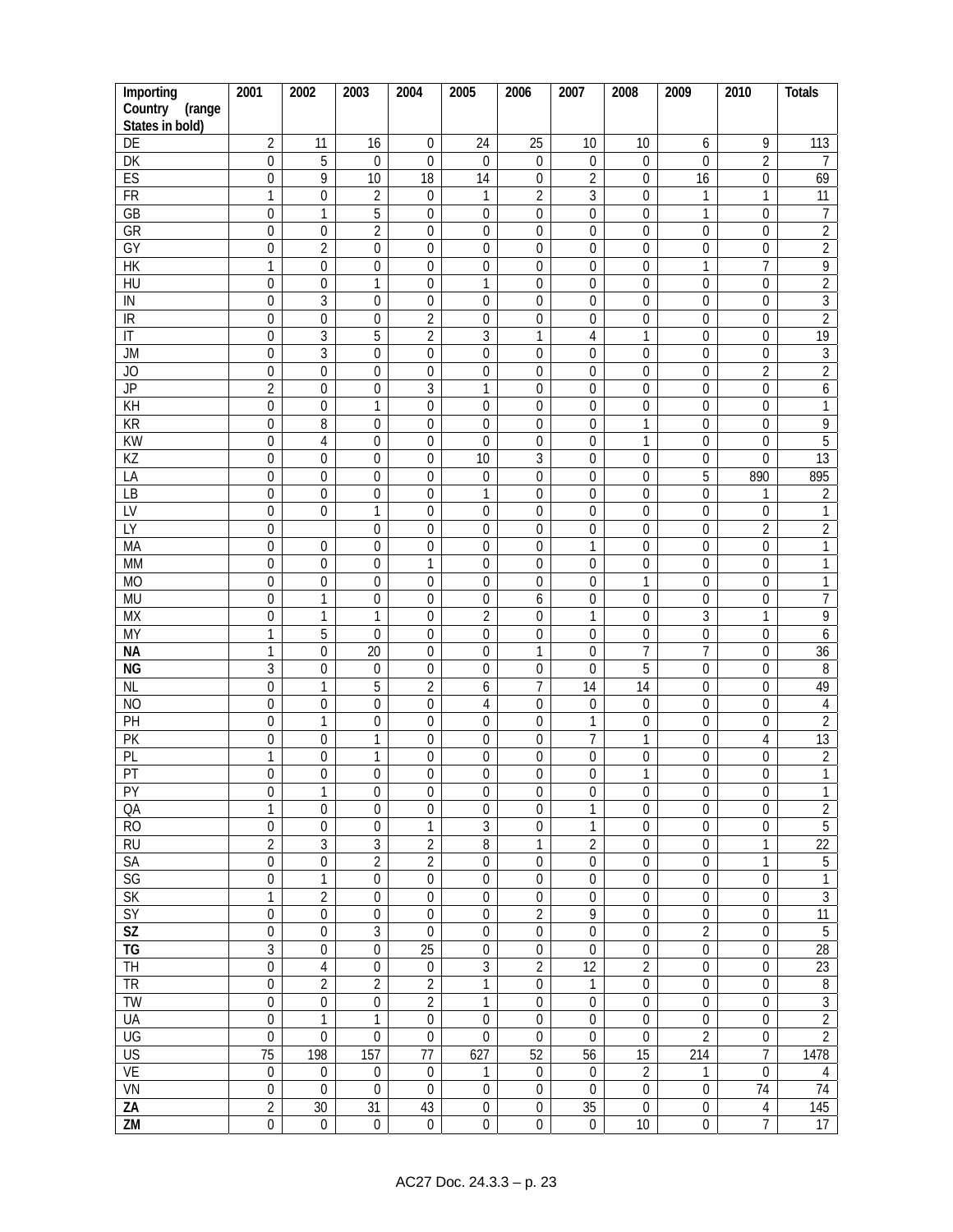| Importing Country (range States in bold) | 2001 | 2002 | 2003 | 2004 | 2005 | 2006 | 2007 | 2008 | 2009 | 2010 | Totals |
|---|---|---|---|---|---|---|---|---|---|---|---|
| DE | 2 | 11 | 16 | 0 | 24 | 25 | 10 | 10 | 6 | 9 | 113 |
| DK | 0 | 5 | 0 | 0 | 0 | 0 | 0 | 0 | 0 | 2 | 7 |
| ES | 0 | 9 | 10 | 18 | 14 | 0 | 2 | 0 | 16 | 0 | 69 |
| FR | 1 | 0 | 2 | 0 | 1 | 2 | 3 | 0 | 1 | 1 | 11 |
| GB | 0 | 1 | 5 | 0 | 0 | 0 | 0 | 0 | 1 | 0 | 7 |
| GR | 0 | 0 | 2 | 0 | 0 | 0 | 0 | 0 | 0 | 0 | 2 |
| GY | 0 | 2 | 0 | 0 | 0 | 0 | 0 | 0 | 0 | 0 | 2 |
| HK | 1 | 0 | 0 | 0 | 0 | 0 | 0 | 0 | 1 | 7 | 9 |
| HU | 0 | 0 | 1 | 0 | 1 | 0 | 0 | 0 | 0 | 0 | 2 |
| IN | 0 | 3 | 0 | 0 | 0 | 0 | 0 | 0 | 0 | 0 | 3 |
| IR | 0 | 0 | 0 | 2 | 0 | 0 | 0 | 0 | 0 | 0 | 2 |
| IT | 0 | 3 | 5 | 2 | 3 | 1 | 4 | 1 | 0 | 0 | 19 |
| JM | 0 | 3 | 0 | 0 | 0 | 0 | 0 | 0 | 0 | 0 | 3 |
| JO | 0 | 0 | 0 | 0 | 0 | 0 | 0 | 0 | 0 | 2 | 2 |
| JP | 2 | 0 | 0 | 3 | 1 | 0 | 0 | 0 | 0 | 0 | 6 |
| KH | 0 | 0 | 1 | 0 | 0 | 0 | 0 | 0 | 0 | 0 | 1 |
| KR | 0 | 8 | 0 | 0 | 0 | 0 | 0 | 1 | 0 | 0 | 9 |
| KW | 0 | 4 | 0 | 0 | 0 | 0 | 0 | 1 | 0 | 0 | 5 |
| KZ | 0 | 0 | 0 | 0 | 10 | 3 | 0 | 0 | 0 | 0 | 13 |
| LA | 0 | 0 | 0 | 0 | 0 | 0 | 0 | 0 | 5 | 890 | 895 |
| LB | 0 | 0 | 0 | 0 | 1 | 0 | 0 | 0 | 0 | 1 | 2 |
| LV | 0 | 0 | 1 | 0 | 0 | 0 | 0 | 0 | 0 | 0 | 1 |
| LY | 0 | | 0 | 0 | 0 | 0 | 0 | 0 | 0 | 2 | 2 |
| MA | 0 | 0 | 0 | 0 | 0 | 0 | 1 | 0 | 0 | 0 | 1 |
| MM | 0 | 0 | 0 | 1 | 0 | 0 | 0 | 0 | 0 | 0 | 1 |
| MO | 0 | 0 | 0 | 0 | 0 | 0 | 0 | 1 | 0 | 0 | 1 |
| MU | 0 | 1 | 0 | 0 | 0 | 6 | 0 | 0 | 0 | 0 | 7 |
| MX | 0 | 1 | 1 | 0 | 2 | 0 | 1 | 0 | 3 | 1 | 9 |
| MY | 1 | 5 | 0 | 0 | 0 | 0 | 0 | 0 | 0 | 0 | 6 |
| **NA** | 1 | 0 | 20 | 0 | 0 | 1 | 0 | 7 | 7 | 0 | 36 |
| **NG** | 3 | 0 | 0 | 0 | 0 | 0 | 0 | 5 | 0 | 0 | 8 |
| NL | 0 | 1 | 5 | 2 | 6 | 7 | 14 | 14 | 0 | 0 | 49 |
| NO | 0 | 0 | 0 | 0 | 4 | 0 | 0 | 0 | 0 | 0 | 4 |
| PH | 0 | 1 | 0 | 0 | 0 | 0 | 1 | 0 | 0 | 0 | 2 |
| PK | 0 | 0 | 1 | 0 | 0 | 0 | 7 | 1 | 0 | 4 | 13 |
| PL | 1 | 0 | 1 | 0 | 0 | 0 | 0 | 0 | 0 | 0 | 2 |
| PT | 0 | 0 | 0 | 0 | 0 | 0 | 0 | 1 | 0 | 0 | 1 |
| PY | 0 | 1 | 0 | 0 | 0 | 0 | 0 | 0 | 0 | 0 | 1 |
| QA | 1 | 0 | 0 | 0 | 0 | 0 | 1 | 0 | 0 | 0 | 2 |
| RO | 0 | 0 | 0 | 1 | 3 | 0 | 1 | 0 | 0 | 0 | 5 |
| RU | 2 | 3 | 3 | 2 | 8 | 1 | 2 | 0 | 0 | 1 | 22 |
| SA | 0 | 0 | 2 | 2 | 0 | 0 | 0 | 0 | 0 | 1 | 5 |
| SG | 0 | 1 | 0 | 0 | 0 | 0 | 0 | 0 | 0 | 0 | 1 |
| SK | 1 | 2 | 0 | 0 | 0 | 0 | 0 | 0 | 0 | 0 | 3 |
| SY | 0 | 0 | 0 | 0 | 0 | 2 | 9 | 0 | 0 | 0 | 11 |
| **SZ** | 0 | 0 | 3 | 0 | 0 | 0 | 0 | 0 | 2 | 0 | 5 |
| **TG** | 3 | 0 | 0 | 25 | 0 | 0 | 0 | 0 | 0 | 0 | 28 |
| TH | 0 | 4 | 0 | 0 | 3 | 2 | 12 | 2 | 0 | 0 | 23 |
| TR | 0 | 2 | 2 | 2 | 1 | 0 | 1 | 0 | 0 | 0 | 8 |
| TW | 0 | 0 | 0 | 2 | 1 | 0 | 0 | 0 | 0 | 0 | 3 |
| UA | 0 | 1 | 1 | 0 | 0 | 0 | 0 | 0 | 0 | 0 | 2 |
| UG | 0 | 0 | 0 | 0 | 0 | 0 | 0 | 0 | 2 | 0 | 2 |
| US | 75 | 198 | 157 | 77 | 627 | 52 | 56 | 15 | 214 | 7 | 1478 |
| VE | 0 | 0 | 0 | 0 | 1 | 0 | 0 | 2 | 1 | 0 | 4 |
| VN | 0 | 0 | 0 | 0 | 0 | 0 | 0 | 0 | 0 | 74 | 74 |
| **ZA** | 2 | 30 | 31 | 43 | 0 | 0 | 35 | 0 | 0 | 4 | 145 |
| **ZM** | 0 | 0 | 0 | 0 | 0 | 0 | 0 | 10 | 0 | 7 | 17 |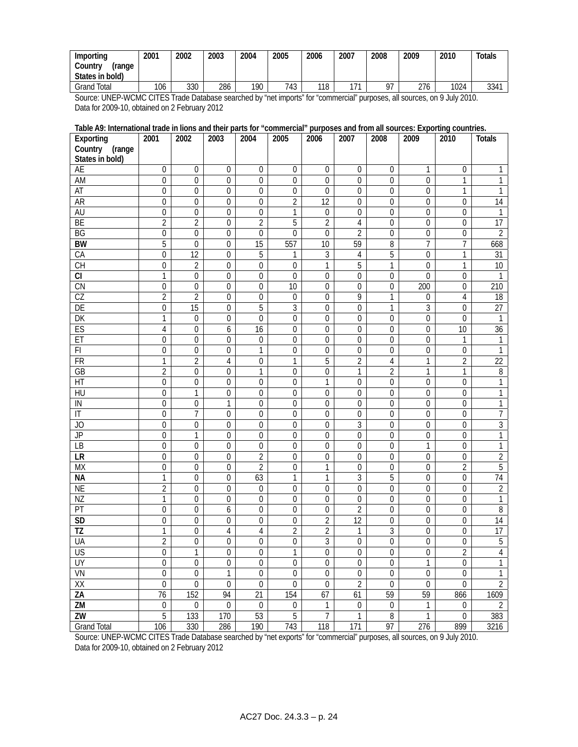| Importing Country (range States in bold) | 2001 | 2002 | 2003 | 2004 | 2005 | 2006 | 2007 | 2008 | 2009 | 2010 | Totals |
|---|---|---|---|---|---|---|---|---|---|---|---|
| Grand Total | 106 | 330 | 286 | 190 | 743 | 118 | 171 | 97 | 276 | 1024 | 3341 |

Source: UNEP-WCMC CITES Trade Database searched by "net imports" for "commercial" purposes, all sources, on 9 July 2010. Data for 2009-10, obtained on 2 February 2012

**Table A9: International trade in lions and their parts for "commercial" purposes and from all sources: Exporting countries.**

| Exporting Country (range States in bold) | 2001 | 2002 | 2003 | 2004 | 2005 | 2006 | 2007 | 2008 | 2009 | 2010 | Totals |
|---|---|---|---|---|---|---|---|---|---|---|---|
| AE | 0 | 0 | 0 | 0 | 0 | 0 | 0 | 0 | 1 | 0 | 1 |
| AM | 0 | 0 | 0 | 0 | 0 | 0 | 0 | 0 | 0 | 1 | 1 |
| AT | 0 | 0 | 0 | 0 | 0 | 0 | 0 | 0 | 0 | 1 | 1 |
| AR | 0 | 0 | 0 | 0 | 2 | 12 | 0 | 0 | 0 | 0 | 14 |
| AU | 0 | 0 | 0 | 0 | 1 | 0 | 0 | 0 | 0 | 0 | 1 |
| BE | 2 | 2 | 0 | 2 | 5 | 2 | 4 | 0 | 0 | 0 | 17 |
| BG | 0 | 0 | 0 | 0 | 0 | 0 | 2 | 0 | 0 | 0 | 2 |
| **BW** | 5 | 0 | 0 | 15 | 557 | 10 | 59 | 8 | 7 | 7 | 668 |
| CA | 0 | 12 | 0 | 5 | 1 | 3 | 4 | 5 | 0 | 1 | 31 |
| CH | 0 | 2 | 0 | 0 | 0 | 1 | 5 | 1 | 0 | 1 | 10 |
| **CI** | 1 | 0 | 0 | 0 | 0 | 0 | 0 | 0 | 0 | 0 | 1 |
| CN | 0 | 0 | 0 | 0 | 10 | 0 | 0 | 0 | 200 | 0 | 210 |
| CZ | 2 | 2 | 0 | 0 | 0 | 0 | 9 | 1 | 0 | 4 | 18 |
| DE | 0 | 15 | 0 | 5 | 3 | 0 | 0 | 1 | 3 | 0 | 27 |
| DK | 1 | 0 | 0 | 0 | 0 | 0 | 0 | 0 | 0 | 0 | 1 |
| ES | 4 | 0 | 6 | 16 | 0 | 0 | 0 | 0 | 0 | 10 | 36 |
| ET | 0 | 0 | 0 | 0 | 0 | 0 | 0 | 0 | 0 | 1 | 1 |
| FI | 0 | 0 | 0 | 1 | 0 | 0 | 0 | 0 | 0 | 0 | 1 |
| FR | 1 | 2 | 4 | 0 | 1 | 5 | 2 | 4 | 1 | 2 | 22 |
| GB | 2 | 0 | 0 | 1 | 0 | 0 | 1 | 2 | 1 | 1 | 8 |
| HT | 0 | 0 | 0 | 0 | 0 | 1 | 0 | 0 | 0 | 0 | 1 |
| HU | 0 | 1 | 0 | 0 | 0 | 0 | 0 | 0 | 0 | 0 | 1 |
| IN | 0 | 0 | 1 | 0 | 0 | 0 | 0 | 0 | 0 | 0 | 1 |
| IT | 0 | 7 | 0 | 0 | 0 | 0 | 0 | 0 | 0 | 0 | 7 |
| JO | 0 | 0 | 0 | 0 | 0 | 0 | 3 | 0 | 0 | 0 | 3 |
| JP | 0 | 1 | 0 | 0 | 0 | 0 | 0 | 0 | 0 | 0 | 1 |
| LB | 0 | 0 | 0 | 0 | 0 | 0 | 0 | 0 | 1 | 0 | 1 |
| **LR** | 0 | 0 | 0 | 2 | 0 | 0 | 0 | 0 | 0 | 0 | 2 |
| MX | 0 | 0 | 0 | 2 | 0 | 1 | 0 | 0 | 0 | 2 | 5 |
| **NA** | 1 | 0 | 0 | 63 | 1 | 1 | 3 | 5 | 0 | 0 | 74 |
| NE | 2 | 0 | 0 | 0 | 0 | 0 | 0 | 0 | 0 | 0 | 2 |
| NZ | 1 | 0 | 0 | 0 | 0 | 0 | 0 | 0 | 0 | 0 | 1 |
| PT | 0 | 0 | 6 | 0 | 0 | 0 | 2 | 0 | 0 | 0 | 8 |
| **SD** | 0 | 0 | 0 | 0 | 0 | 2 | 12 | 0 | 0 | 0 | 14 |
| **TZ** | 1 | 0 | 4 | 4 | 2 | 2 | 1 | 3 | 0 | 0 | 17 |
| UA | 2 | 0 | 0 | 0 | 0 | 3 | 0 | 0 | 0 | 0 | 5 |
| US | 0 | 1 | 0 | 0 | 1 | 0 | 0 | 0 | 0 | 2 | 4 |
| UY | 0 | 0 | 0 | 0 | 0 | 0 | 0 | 0 | 1 | 0 | 1 |
| VN | 0 | 0 | 1 | 0 | 0 | 0 | 0 | 0 | 0 | 0 | 1 |
| XX | 0 | 0 | 0 | 0 | 0 | 0 | 2 | 0 | 0 | 0 | 2 |
| **ZA** | 76 | 152 | 94 | 21 | 154 | 67 | 61 | 59 | 59 | 866 | 1609 |
| **ZM** | 0 | 0 | 0 | 0 | 0 | 1 | 0 | 0 | 1 | 0 | 2 |
| **ZW** | 5 | 133 | 170 | 53 | 5 | 7 | 1 | 8 | 1 | 0 | 383 |
| Grand Total | 106 | 330 | 286 | 190 | 743 | 118 | 171 | 97 | 276 | 899 | 3216 |

Source: UNEP-WCMC CITES Trade Database searched by "net exports" for "commercial" purposes, all sources, on 9 July 2010. Data for 2009-10, obtained on 2 February 2012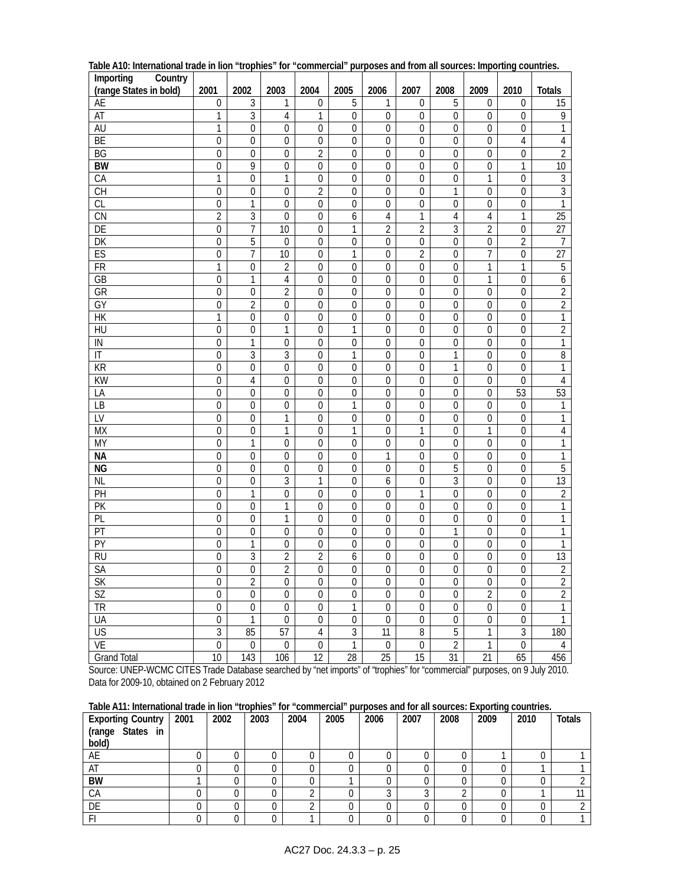**Table A10: International trade in lion “trophies” for “commercial” purposes and from all sources: Importing countries.**

| Importing Country (range States in bold) | 2001 | 2002 | 2003 | 2004 | 2005 | 2006 | 2007 | 2008 | 2009 | 2010 | Totals |
|---|---|---|---|---|---|---|---|---|---|---|---|
| AE | 0 | 3 | 1 | 0 | 5 | 1 | 0 | 5 | 0 | 0 | 15 |
| AT | 1 | 3 | 4 | 1 | 0 | 0 | 0 | 0 | 0 | 0 | 9 |
| AU | 1 | 0 | 0 | 0 | 0 | 0 | 0 | 0 | 0 | 0 | 1 |
| BE | 0 | 0 | 0 | 0 | 0 | 0 | 0 | 0 | 0 | 4 | 4 |
| BG | 0 | 0 | 0 | 2 | 0 | 0 | 0 | 0 | 0 | 0 | 2 |
| **BW** | 0 | 9 | 0 | 0 | 0 | 0 | 0 | 0 | 0 | 1 | 10 |
| CA | 1 | 0 | 1 | 0 | 0 | 0 | 0 | 0 | 1 | 0 | 3 |
| CH | 0 | 0 | 0 | 2 | 0 | 0 | 0 | 1 | 0 | 0 | 3 |
| CL | 0 | 1 | 0 | 0 | 0 | 0 | 0 | 0 | 0 | 0 | 1 |
| CN | 2 | 3 | 0 | 0 | 6 | 4 | 1 | 4 | 4 | 1 | 25 |
| DE | 0 | 7 | 10 | 0 | 1 | 2 | 2 | 3 | 2 | 0 | 27 |
| DK | 0 | 5 | 0 | 0 | 0 | 0 | 0 | 0 | 0 | 2 | 7 |
| ES | 0 | 7 | 10 | 0 | 1 | 0 | 2 | 0 | 7 | 0 | 27 |
| FR | 1 | 0 | 2 | 0 | 0 | 0 | 0 | 0 | 1 | 1 | 5 |
| GB | 0 | 1 | 4 | 0 | 0 | 0 | 0 | 0 | 1 | 0 | 6 |
| GR | 0 | 0 | 2 | 0 | 0 | 0 | 0 | 0 | 0 | 0 | 2 |
| GY | 0 | 2 | 0 | 0 | 0 | 0 | 0 | 0 | 0 | 0 | 2 |
| HK | 1 | 0 | 0 | 0 | 0 | 0 | 0 | 0 | 0 | 0 | 1 |
| HU | 0 | 0 | 1 | 0 | 1 | 0 | 0 | 0 | 0 | 0 | 2 |
| IN | 0 | 1 | 0 | 0 | 0 | 0 | 0 | 0 | 0 | 0 | 1 |
| IT | 0 | 3 | 3 | 0 | 1 | 0 | 0 | 1 | 0 | 0 | 8 |
| KR | 0 | 0 | 0 | 0 | 0 | 0 | 0 | 1 | 0 | 0 | 1 |
| KW | 0 | 4 | 0 | 0 | 0 | 0 | 0 | 0 | 0 | 0 | 4 |
| LA | 0 | 0 | 0 | 0 | 0 | 0 | 0 | 0 | 0 | 53 | 53 |
| LB | 0 | 0 | 0 | 0 | 1 | 0 | 0 | 0 | 0 | 0 | 1 |
| LV | 0 | 0 | 1 | 0 | 0 | 0 | 0 | 0 | 0 | 0 | 1 |
| MX | 0 | 0 | 1 | 0 | 1 | 0 | 1 | 0 | 1 | 0 | 4 |
| MY | 0 | 1 | 0 | 0 | 0 | 0 | 0 | 0 | 0 | 0 | 1 |
| **NA** | 0 | 0 | 0 | 0 | 0 | 1 | 0 | 0 | 0 | 0 | 1 |
| **NG** | 0 | 0 | 0 | 0 | 0 | 0 | 0 | 5 | 0 | 0 | 5 |
| NL | 0 | 0 | 3 | 1 | 0 | 6 | 0 | 3 | 0 | 0 | 13 |
| PH | 0 | 1 | 0 | 0 | 0 | 0 | 1 | 0 | 0 | 0 | 2 |
| PK | 0 | 0 | 1 | 0 | 0 | 0 | 0 | 0 | 0 | 0 | 1 |
| PL | 0 | 0 | 1 | 0 | 0 | 0 | 0 | 0 | 0 | 0 | 1 |
| PT | 0 | 0 | 0 | 0 | 0 | 0 | 0 | 1 | 0 | 0 | 1 |
| PY | 0 | 1 | 0 | 0 | 0 | 0 | 0 | 0 | 0 | 0 | 1 |
| RU | 0 | 3 | 2 | 2 | 6 | 0 | 0 | 0 | 0 | 0 | 13 |
| SA | 0 | 0 | 2 | 0 | 0 | 0 | 0 | 0 | 0 | 0 | 2 |
| SK | 0 | 2 | 0 | 0 | 0 | 0 | 0 | 0 | 0 | 0 | 2 |
| SZ | 0 | 0 | 0 | 0 | 0 | 0 | 0 | 0 | 2 | 0 | 2 |
| TR | 0 | 0 | 0 | 0 | 1 | 0 | 0 | 0 | 0 | 0 | 1 |
| UA | 0 | 1 | 0 | 0 | 0 | 0 | 0 | 0 | 0 | 0 | 1 |
| US | 3 | 85 | 57 | 4 | 3 | 11 | 8 | 5 | 1 | 3 | 180 |
| VE | 0 | 0 | 0 | 0 | 1 | 0 | 0 | 2 | 1 | 0 | 4 |
| Grand Total | 10 | 143 | 106 | 12 | 28 | 25 | 15 | 31 | 21 | 65 | 456 |

Source: UNEP-WCMC CITES Trade Database searched by “net imports” of “trophies” for “commercial” purposes, on 9 July 2010. Data for 2009-10, obtained on 2 February 2012

**Table A11: International trade in lion “trophies” for “commercial” purposes and for all sources: Exporting countries.**

| Exporting Country (range States in bold) | 2001 | 2002 | 2003 | 2004 | 2005 | 2006 | 2007 | 2008 | 2009 | 2010 | Totals |
|---|---|---|---|---|---|---|---|---|---|---|---|
| AE | 0 | 0 | 0 | 0 | 0 | 0 | 0 | 0 | 1 | 0 | 1 |
| AT | 0 | 0 | 0 | 0 | 0 | 0 | 0 | 0 | 0 | 1 | 1 |
| **BW** | 1 | 0 | 0 | 0 | 1 | 0 | 0 | 0 | 0 | 0 | 2 |
| CA | 0 | 0 | 0 | 2 | 0 | 3 | 3 | 2 | 0 | 1 | 11 |
| DE | 0 | 0 | 0 | 2 | 0 | 0 | 0 | 0 | 0 | 0 | 2 |
| FI | 0 | 0 | 0 | 1 | 0 | 0 | 0 | 0 | 0 | 0 | 1 |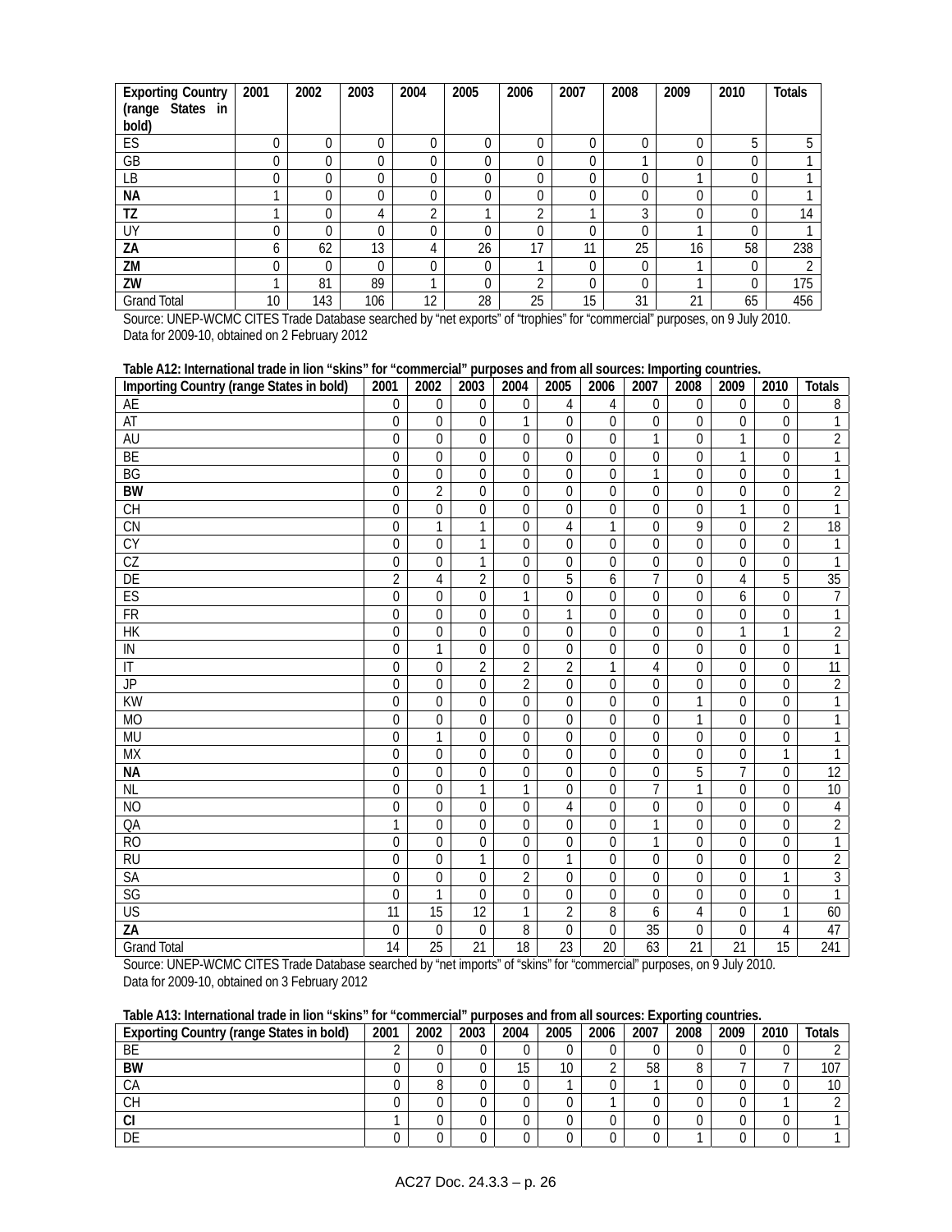| Exporting Country (range States in bold) | 2001 | 2002 | 2003 | 2004 | 2005 | 2006 | 2007 | 2008 | 2009 | 2010 | Totals |
|---|---|---|---|---|---|---|---|---|---|---|---|
| ES | 0 | 0 | 0 | 0 | 0 | 0 | 0 | 0 | 0 | 5 | 5 |
| GB | 0 | 0 | 0 | 0 | 0 | 0 | 0 | 1 | 0 | 0 | 1 |
| LB | 0 | 0 | 0 | 0 | 0 | 0 | 0 | 0 | 1 | 0 | 1 |
| **NA** | 1 | 0 | 0 | 0 | 0 | 0 | 0 | 0 | 0 | 0 | 1 |
| **TZ** | 1 | 0 | 4 | 2 | 1 | 2 | 1 | 3 | 0 | 0 | 14 |
| UY | 0 | 0 | 0 | 0 | 0 | 0 | 0 | 0 | 1 | 0 | 1 |
| **ZA** | 6 | 62 | 13 | 4 | 26 | 17 | 11 | 25 | 16 | 58 | 238 |
| **ZM** | 0 | 0 | 0 | 0 | 0 | 1 | 0 | 0 | 1 | 0 | 2 |
| **ZW** | 1 | 81 | 89 | 1 | 0 | 2 | 0 | 0 | 1 | 0 | 175 |
| Grand Total | 10 | 143 | 106 | 12 | 28 | 25 | 15 | 31 | 21 | 65 | 456 |

Source: UNEP-WCMC CITES Trade Database searched by "net exports" of "trophies" for "commercial" purposes, on 9 July 2010. Data for 2009-10, obtained on 2 February 2012

**Table A12: International trade in lion "skins" for "commercial" purposes and from all sources: Importing countries.**

| Importing Country (range States in bold) | 2001 | 2002 | 2003 | 2004 | 2005 | 2006 | 2007 | 2008 | 2009 | 2010 | Totals |
|---|---|---|---|---|---|---|---|---|---|---|---|
| AE | 0 | 0 | 0 | 0 | 4 | 4 | 0 | 0 | 0 | 0 | 8 |
| AT | 0 | 0 | 0 | 1 | 0 | 0 | 0 | 0 | 0 | 0 | 1 |
| AU | 0 | 0 | 0 | 0 | 0 | 0 | 1 | 0 | 1 | 0 | 2 |
| BE | 0 | 0 | 0 | 0 | 0 | 0 | 0 | 0 | 1 | 0 | 1 |
| BG | 0 | 0 | 0 | 0 | 0 | 0 | 1 | 0 | 0 | 0 | 1 |
| **BW** | 0 | 2 | 0 | 0 | 0 | 0 | 0 | 0 | 0 | 0 | 2 |
| CH | 0 | 0 | 0 | 0 | 0 | 0 | 0 | 0 | 1 | 0 | 1 |
| CN | 0 | 1 | 1 | 0 | 4 | 1 | 0 | 9 | 0 | 2 | 18 |
| CY | 0 | 0 | 1 | 0 | 0 | 0 | 0 | 0 | 0 | 0 | 1 |
| CZ | 0 | 0 | 1 | 0 | 0 | 0 | 0 | 0 | 0 | 0 | 1 |
| DE | 2 | 4 | 2 | 0 | 5 | 6 | 7 | 0 | 4 | 5 | 35 |
| ES | 0 | 0 | 0 | 1 | 0 | 0 | 0 | 0 | 6 | 0 | 7 |
| FR | 0 | 0 | 0 | 0 | 1 | 0 | 0 | 0 | 0 | 0 | 1 |
| HK | 0 | 0 | 0 | 0 | 0 | 0 | 0 | 0 | 1 | 1 | 2 |
| IN | 0 | 1 | 0 | 0 | 0 | 0 | 0 | 0 | 0 | 0 | 1 |
| IT | 0 | 0 | 2 | 2 | 2 | 1 | 4 | 0 | 0 | 0 | 11 |
| JP | 0 | 0 | 0 | 2 | 0 | 0 | 0 | 0 | 0 | 0 | 2 |
| KW | 0 | 0 | 0 | 0 | 0 | 0 | 0 | 1 | 0 | 0 | 1 |
| MO | 0 | 0 | 0 | 0 | 0 | 0 | 0 | 1 | 0 | 0 | 1 |
| MU | 0 | 1 | 0 | 0 | 0 | 0 | 0 | 0 | 0 | 0 | 1 |
| MX | 0 | 0 | 0 | 0 | 0 | 0 | 0 | 0 | 0 | 1 | 1 |
| **NA** | 0 | 0 | 0 | 0 | 0 | 0 | 0 | 5 | 7 | 0 | 12 |
| NL | 0 | 0 | 1 | 1 | 0 | 0 | 7 | 1 | 0 | 0 | 10 |
| NO | 0 | 0 | 0 | 0 | 4 | 0 | 0 | 0 | 0 | 0 | 4 |
| QA | 1 | 0 | 0 | 0 | 0 | 0 | 1 | 0 | 0 | 0 | 2 |
| RO | 0 | 0 | 0 | 0 | 0 | 0 | 1 | 0 | 0 | 0 | 1 |
| RU | 0 | 0 | 1 | 0 | 1 | 0 | 0 | 0 | 0 | 0 | 2 |
| SA | 0 | 0 | 0 | 2 | 0 | 0 | 0 | 0 | 0 | 1 | 3 |
| SG | 0 | 1 | 0 | 0 | 0 | 0 | 0 | 0 | 0 | 0 | 1 |
| US | 11 | 15 | 12 | 1 | 2 | 8 | 6 | 4 | 0 | 1 | 60 |
| **ZA** | 0 | 0 | 0 | 8 | 0 | 0 | 35 | 0 | 0 | 4 | 47 |
| Grand Total | 14 | 25 | 21 | 18 | 23 | 20 | 63 | 21 | 21 | 15 | 241 |

Source: UNEP-WCMC CITES Trade Database searched by "net imports" of "skins" for "commercial" purposes, on 9 July 2010. Data for 2009-10, obtained on 3 February 2012

**Table A13: International trade in lion "skins" for "commercial" purposes and from all sources: Exporting countries.**

| Exporting Country (range States in bold) | 2001 | 2002 | 2003 | 2004 | 2005 | 2006 | 2007 | 2008 | 2009 | 2010 | Totals |
|---|---|---|---|---|---|---|---|---|---|---|---|
| BE | 2 | 0 | 0 | 0 | 0 | 0 | 0 | 0 | 0 | 0 | 2 |
| **BW** | 0 | 0 | 0 | 15 | 10 | 2 | 58 | 8 | 7 | 7 | 107 |
| CA | 0 | 8 | 0 | 0 | 1 | 0 | 1 | 0 | 0 | 0 | 10 |
| CH | 0 | 0 | 0 | 0 | 0 | 1 | 0 | 0 | 0 | 1 | 2 |
| **CI** | 1 | 0 | 0 | 0 | 0 | 0 | 0 | 0 | 0 | 0 | 1 |
| DE | 0 | 0 | 0 | 0 | 0 | 0 | 0 | 1 | 0 | 0 | 1 |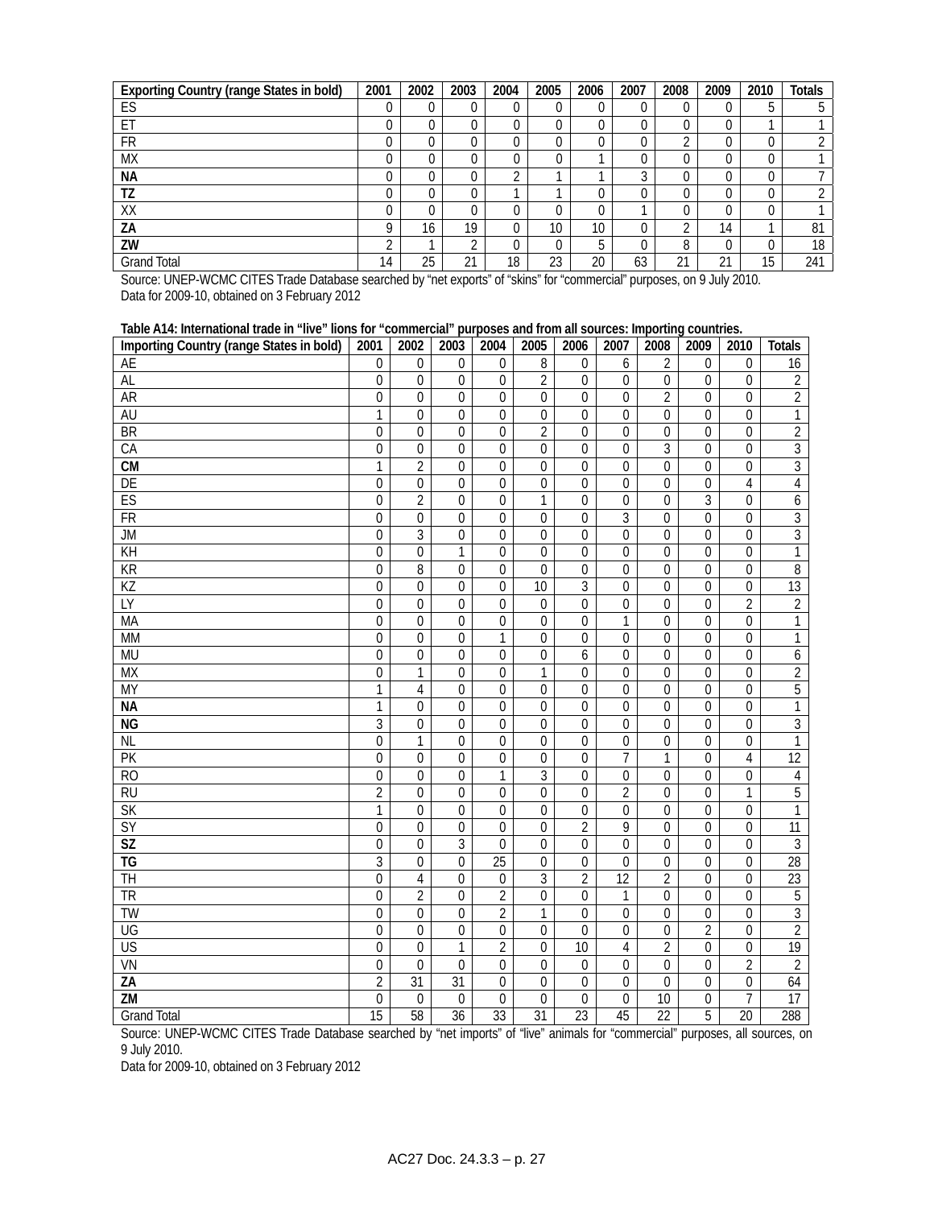| Exporting Country (range States in bold) | 2001 | 2002 | 2003 | 2004 | 2005 | 2006 | 2007 | 2008 | 2009 | 2010 | Totals |
|---|---|---|---|---|---|---|---|---|---|---|---|
| ES | 0 | 0 | 0 | 0 | 0 | 0 | 0 | 0 | 0 | 5 | 5 |
| ET | 0 | 0 | 0 | 0 | 0 | 0 | 0 | 0 | 0 | 1 | 1 |
| FR | 0 | 0 | 0 | 0 | 0 | 0 | 0 | 2 | 0 | 0 | 2 |
| MX | 0 | 0 | 0 | 0 | 0 | 1 | 0 | 0 | 0 | 0 | 1 |
| **NA** | 0 | 0 | 0 | 2 | 1 | 1 | 3 | 0 | 0 | 0 | 7 |
| **TZ** | 0 | 0 | 0 | 1 | 1 | 0 | 0 | 0 | 0 | 0 | 2 |
| XX | 0 | 0 | 0 | 0 | 0 | 0 | 1 | 0 | 0 | 0 | 1 |
| **ZA** | 9 | 16 | 19 | 0 | 10 | 10 | 0 | 2 | 14 | 1 | 81 |
| **ZW** | 2 | 1 | 2 | 0 | 0 | 5 | 0 | 8 | 0 | 0 | 18 |
| Grand Total | 14 | 25 | 21 | 18 | 23 | 20 | 63 | 21 | 21 | 15 | 241 |

Source: UNEP-WCMC CITES Trade Database searched by "net exports" of "skins" for "commercial" purposes, on 9 July 2010.
Data for 2009-10, obtained on 3 February 2012

**Table A14: International trade in "live" lions for "commercial" purposes and from all sources: Importing countries.**

| Importing Country (range States in bold) | 2001 | 2002 | 2003 | 2004 | 2005 | 2006 | 2007 | 2008 | 2009 | 2010 | Totals |
|---|---|---|---|---|---|---|---|---|---|---|---|
| AE | 0 | 0 | 0 | 0 | 8 | 0 | 6 | 2 | 0 | 0 | 16 |
| AL | 0 | 0 | 0 | 0 | 2 | 0 | 0 | 0 | 0 | 0 | 2 |
| AR | 0 | 0 | 0 | 0 | 0 | 0 | 0 | 2 | 0 | 0 | 2 |
| AU | 1 | 0 | 0 | 0 | 0 | 0 | 0 | 0 | 0 | 0 | 1 |
| BR | 0 | 0 | 0 | 0 | 2 | 0 | 0 | 0 | 0 | 0 | 2 |
| CA | 0 | 0 | 0 | 0 | 0 | 0 | 0 | 3 | 0 | 0 | 3 |
| **CM** | 1 | 2 | 0 | 0 | 0 | 0 | 0 | 0 | 0 | 0 | 3 |
| DE | 0 | 0 | 0 | 0 | 0 | 0 | 0 | 0 | 0 | 4 | 4 |
| ES | 0 | 2 | 0 | 0 | 1 | 0 | 0 | 0 | 3 | 0 | 6 |
| FR | 0 | 0 | 0 | 0 | 0 | 0 | 3 | 0 | 0 | 0 | 3 |
| JM | 0 | 3 | 0 | 0 | 0 | 0 | 0 | 0 | 0 | 0 | 3 |
| KH | 0 | 0 | 1 | 0 | 0 | 0 | 0 | 0 | 0 | 0 | 1 |
| KR | 0 | 8 | 0 | 0 | 0 | 0 | 0 | 0 | 0 | 0 | 8 |
| KZ | 0 | 0 | 0 | 0 | 10 | 3 | 0 | 0 | 0 | 0 | 13 |
| LY | 0 | 0 | 0 | 0 | 0 | 0 | 0 | 0 | 0 | 2 | 2 |
| MA | 0 | 0 | 0 | 0 | 0 | 0 | 1 | 0 | 0 | 0 | 1 |
| MM | 0 | 0 | 0 | 1 | 0 | 0 | 0 | 0 | 0 | 0 | 1 |
| MU | 0 | 0 | 0 | 0 | 0 | 6 | 0 | 0 | 0 | 0 | 6 |
| MX | 0 | 1 | 0 | 0 | 1 | 0 | 0 | 0 | 0 | 0 | 2 |
| MY | 1 | 4 | 0 | 0 | 0 | 0 | 0 | 0 | 0 | 0 | 5 |
| **NA** | 1 | 0 | 0 | 0 | 0 | 0 | 0 | 0 | 0 | 0 | 1 |
| **NG** | 3 | 0 | 0 | 0 | 0 | 0 | 0 | 0 | 0 | 0 | 3 |
| NL | 0 | 1 | 0 | 0 | 0 | 0 | 0 | 0 | 0 | 0 | 1 |
| PK | 0 | 0 | 0 | 0 | 0 | 0 | 7 | 1 | 0 | 4 | 12 |
| RO | 0 | 0 | 0 | 1 | 3 | 0 | 0 | 0 | 0 | 0 | 4 |
| RU | 2 | 0 | 0 | 0 | 0 | 0 | 2 | 0 | 0 | 1 | 5 |
| SK | 1 | 0 | 0 | 0 | 0 | 0 | 0 | 0 | 0 | 0 | 1 |
| SY | 0 | 0 | 0 | 0 | 0 | 2 | 9 | 0 | 0 | 0 | 11 |
| **SZ** | 0 | 0 | 3 | 0 | 0 | 0 | 0 | 0 | 0 | 0 | 3 |
| **TG** | 3 | 0 | 0 | 25 | 0 | 0 | 0 | 0 | 0 | 0 | 28 |
| TH | 0 | 4 | 0 | 0 | 3 | 2 | 12 | 2 | 0 | 0 | 23 |
| TR | 0 | 2 | 0 | 2 | 0 | 0 | 1 | 0 | 0 | 0 | 5 |
| TW | 0 | 0 | 0 | 2 | 1 | 0 | 0 | 0 | 0 | 0 | 3 |
| UG | 0 | 0 | 0 | 0 | 0 | 0 | 0 | 0 | 2 | 0 | 2 |
| US | 0 | 0 | 1 | 2 | 0 | 10 | 4 | 2 | 0 | 0 | 19 |
| VN | 0 | 0 | 0 | 0 | 0 | 0 | 0 | 0 | 0 | 2 | 2 |
| **ZA** | 2 | 31 | 31 | 0 | 0 | 0 | 0 | 0 | 0 | 0 | 64 |
| **ZM** | 0 | 0 | 0 | 0 | 0 | 0 | 0 | 10 | 0 | 7 | 17 |
| Grand Total | 15 | 58 | 36 | 33 | 31 | 23 | 45 | 22 | 5 | 20 | 288 |

Source: UNEP-WCMC CITES Trade Database searched by "net imports" of "live" animals for "commercial" purposes, all sources, on 9 July 2010.
Data for 2009-10, obtained on 3 February 2012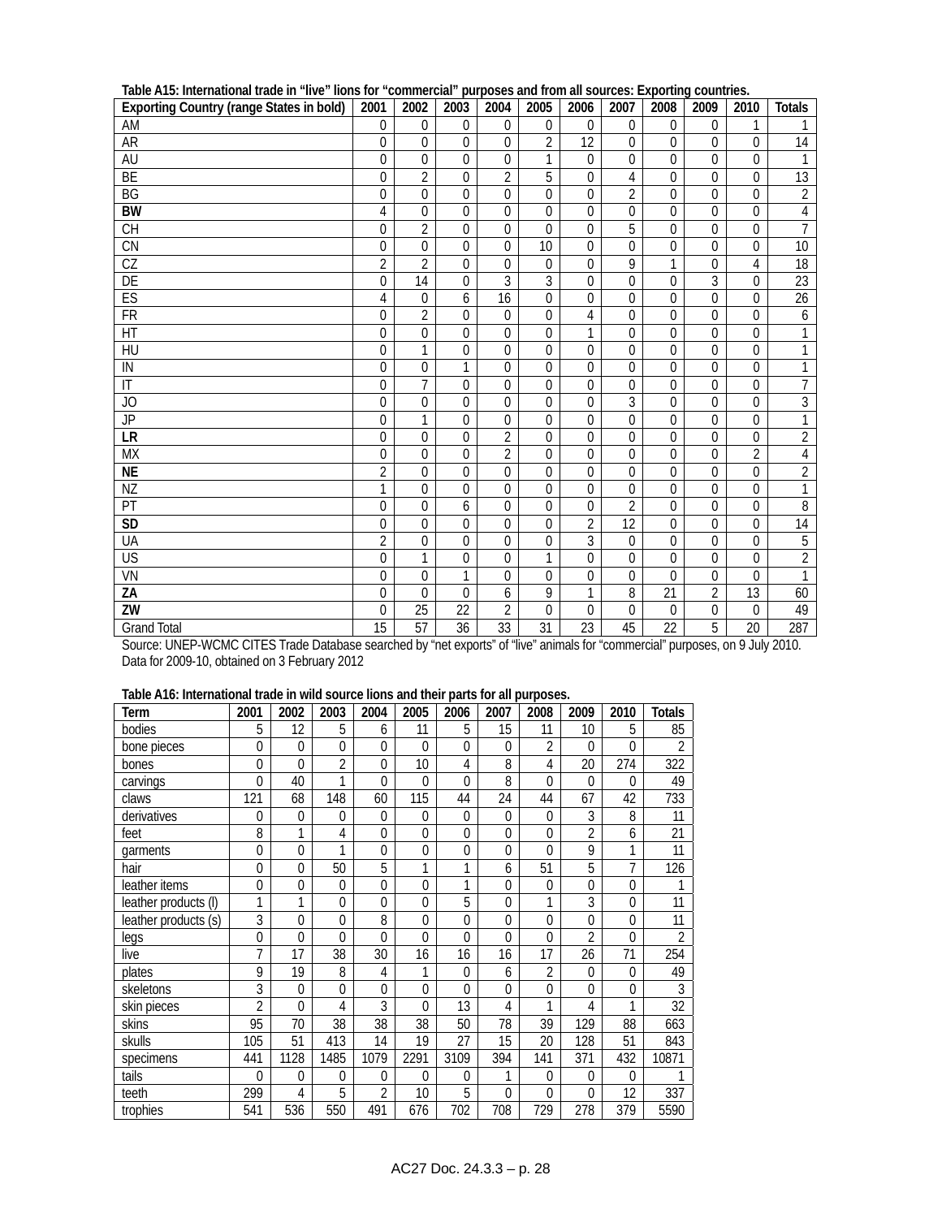**Table A15: International trade in "live" lions for "commercial" purposes and from all sources: Exporting countries.**

| Exporting Country (range States in bold) | 2001 | 2002 | 2003 | 2004 | 2005 | 2006 | 2007 | 2008 | 2009 | 2010 | Totals |
|---|---|---|---|---|---|---|---|---|---|---|---|
| AM | 0 | 0 | 0 | 0 | 0 | 0 | 0 | 0 | 0 | 1 | 1 |
| AR | 0 | 0 | 0 | 0 | 2 | 12 | 0 | 0 | 0 | 0 | 14 |
| AU | 0 | 0 | 0 | 0 | 1 | 0 | 0 | 0 | 0 | 0 | 1 |
| BE | 0 | 2 | 0 | 2 | 5 | 0 | 4 | 0 | 0 | 0 | 13 |
| BG | 0 | 0 | 0 | 0 | 0 | 0 | 2 | 0 | 0 | 0 | 2 |
| **BW** | 4 | 0 | 0 | 0 | 0 | 0 | 0 | 0 | 0 | 0 | 4 |
| CH | 0 | 2 | 0 | 0 | 0 | 0 | 5 | 0 | 0 | 0 | 7 |
| CN | 0 | 0 | 0 | 0 | 10 | 0 | 0 | 0 | 0 | 0 | 10 |
| CZ | 2 | 2 | 0 | 0 | 0 | 0 | 9 | 1 | 0 | 4 | 18 |
| DE | 0 | 14 | 0 | 3 | 3 | 0 | 0 | 0 | 3 | 0 | 23 |
| ES | 4 | 0 | 6 | 16 | 0 | 0 | 0 | 0 | 0 | 0 | 26 |
| FR | 0 | 2 | 0 | 0 | 0 | 4 | 0 | 0 | 0 | 0 | 6 |
| HT | 0 | 0 | 0 | 0 | 0 | 1 | 0 | 0 | 0 | 0 | 1 |
| HU | 0 | 1 | 0 | 0 | 0 | 0 | 0 | 0 | 0 | 0 | 1 |
| IN | 0 | 0 | 1 | 0 | 0 | 0 | 0 | 0 | 0 | 0 | 1 |
| IT | 0 | 7 | 0 | 0 | 0 | 0 | 0 | 0 | 0 | 0 | 7 |
| JO | 0 | 0 | 0 | 0 | 0 | 0 | 3 | 0 | 0 | 0 | 3 |
| JP | 0 | 1 | 0 | 0 | 0 | 0 | 0 | 0 | 0 | 0 | 1 |
| **LR** | 0 | 0 | 0 | 2 | 0 | 0 | 0 | 0 | 0 | 0 | 2 |
| MX | 0 | 0 | 0 | 2 | 0 | 0 | 0 | 0 | 0 | 2 | 4 |
| **NE** | 2 | 0 | 0 | 0 | 0 | 0 | 0 | 0 | 0 | 0 | 2 |
| NZ | 1 | 0 | 0 | 0 | 0 | 0 | 0 | 0 | 0 | 0 | 1 |
| PT | 0 | 0 | 6 | 0 | 0 | 0 | 2 | 0 | 0 | 0 | 8 |
| **SD** | 0 | 0 | 0 | 0 | 0 | 2 | 12 | 0 | 0 | 0 | 14 |
| UA | 2 | 0 | 0 | 0 | 0 | 3 | 0 | 0 | 0 | 0 | 5 |
| US | 0 | 1 | 0 | 0 | 1 | 0 | 0 | 0 | 0 | 0 | 2 |
| VN | 0 | 0 | 1 | 0 | 0 | 0 | 0 | 0 | 0 | 0 | 1 |
| **ZA** | 0 | 0 | 0 | 6 | 9 | 1 | 8 | 21 | 2 | 13 | 60 |
| **ZW** | 0 | 25 | 22 | 2 | 0 | 0 | 0 | 0 | 0 | 0 | 49 |
| Grand Total | 15 | 57 | 36 | 33 | 31 | 23 | 45 | 22 | 5 | 20 | 287 |

Source: UNEP-WCMC CITES Trade Database searched by "net exports" of "live" animals for "commercial" purposes, on 9 July 2010. Data for 2009-10, obtained on 3 February 2012

**Table A16: International trade in wild source lions and their parts for all purposes.**

| Term | 2001 | 2002 | 2003 | 2004 | 2005 | 2006 | 2007 | 2008 | 2009 | 2010 | Totals |
|---|---|---|---|---|---|---|---|---|---|---|---|
| bodies | 5 | 12 | 5 | 6 | 11 | 5 | 15 | 11 | 10 | 5 | 85 |
| bone pieces | 0 | 0 | 0 | 0 | 0 | 0 | 0 | 2 | 0 | 0 | 2 |
| bones | 0 | 0 | 2 | 0 | 10 | 4 | 8 | 4 | 20 | 274 | 322 |
| carvings | 0 | 40 | 1 | 0 | 0 | 0 | 8 | 0 | 0 | 0 | 49 |
| claws | 121 | 68 | 148 | 60 | 115 | 44 | 24 | 44 | 67 | 42 | 733 |
| derivatives | 0 | 0 | 0 | 0 | 0 | 0 | 0 | 0 | 3 | 8 | 11 |
| feet | 8 | 1 | 4 | 0 | 0 | 0 | 0 | 0 | 2 | 6 | 21 |
| garments | 0 | 0 | 1 | 0 | 0 | 0 | 0 | 0 | 9 | 1 | 11 |
| hair | 0 | 0 | 50 | 5 | 1 | 1 | 6 | 51 | 5 | 7 | 126 |
| leather items | 0 | 0 | 0 | 0 | 0 | 1 | 0 | 0 | 0 | 0 | 1 |
| leather products (l) | 1 | 1 | 0 | 0 | 0 | 5 | 0 | 1 | 3 | 0 | 11 |
| leather products (s) | 3 | 0 | 0 | 8 | 0 | 0 | 0 | 0 | 0 | 0 | 11 |
| legs | 0 | 0 | 0 | 0 | 0 | 0 | 0 | 0 | 2 | 0 | 2 |
| live | 7 | 17 | 38 | 30 | 16 | 16 | 16 | 17 | 26 | 71 | 254 |
| plates | 9 | 19 | 8 | 4 | 1 | 0 | 6 | 2 | 0 | 0 | 49 |
| skeletons | 3 | 0 | 0 | 0 | 0 | 0 | 0 | 0 | 0 | 0 | 3 |
| skin pieces | 2 | 0 | 4 | 3 | 0 | 13 | 4 | 1 | 4 | 1 | 32 |
| skins | 95 | 70 | 38 | 38 | 38 | 50 | 78 | 39 | 129 | 88 | 663 |
| skulls | 105 | 51 | 413 | 14 | 19 | 27 | 15 | 20 | 128 | 51 | 843 |
| specimens | 441 | 1128 | 1485 | 1079 | 2291 | 3109 | 394 | 141 | 371 | 432 | 10871 |
| tails | 0 | 0 | 0 | 0 | 0 | 0 | 1 | 0 | 0 | 0 | 1 |
| teeth | 299 | 4 | 5 | 2 | 10 | 5 | 0 | 0 | 0 | 12 | 337 |
| trophies | 541 | 536 | 550 | 491 | 676 | 702 | 708 | 729 | 278 | 379 | 5590 |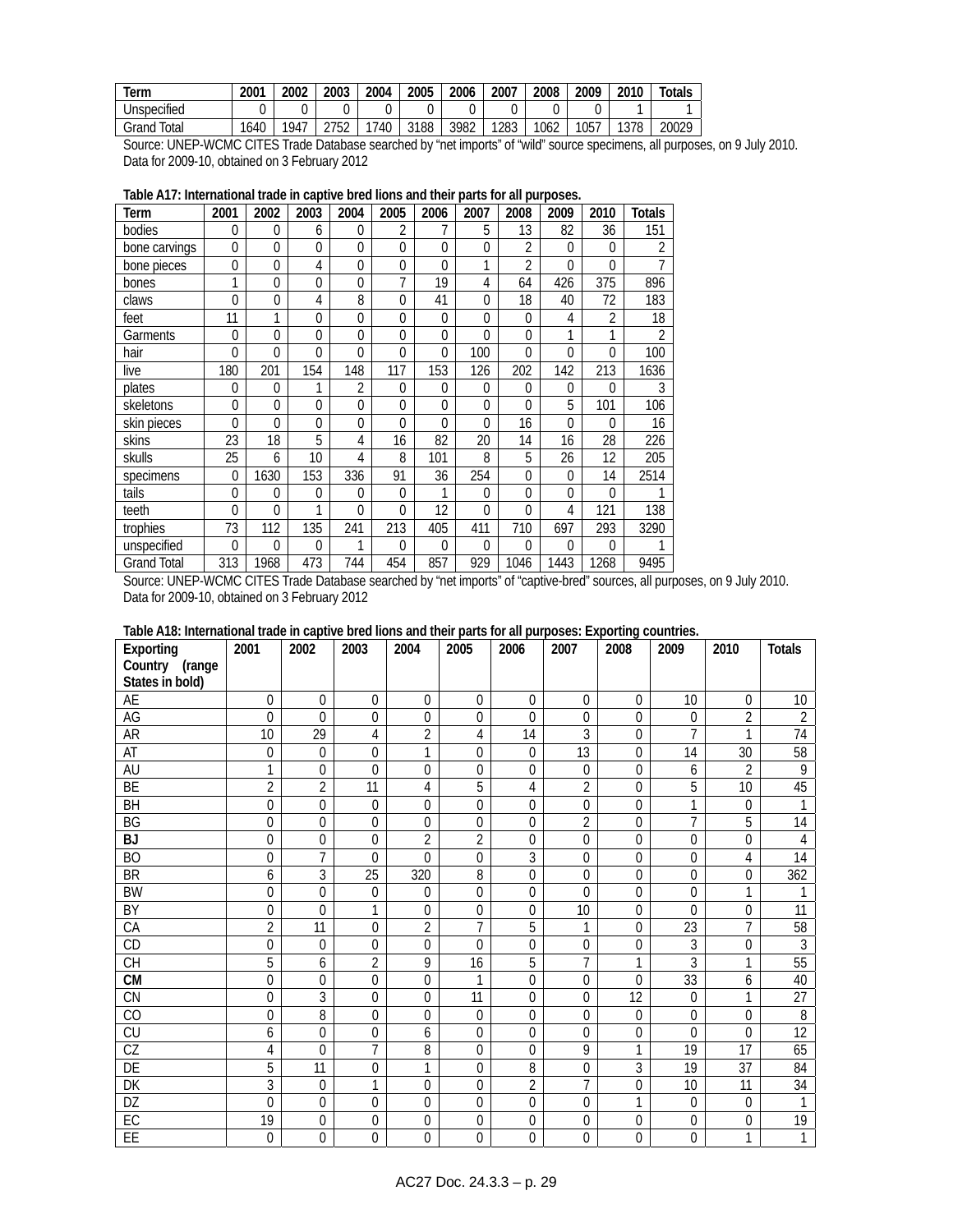| Term | 2001 | 2002 | 2003 | 2004 | 2005 | 2006 | 2007 | 2008 | 2009 | 2010 | Totals |
|---|---|---|---|---|---|---|---|---|---|---|---|
| Unspecified | 0 | 0 | 0 | 0 | 0 | 0 | 0 | 0 | 0 | 1 | 1 |
| Grand Total | 1640 | 1947 | 2752 | 1740 | 3188 | 3982 | 1283 | 1062 | 1057 | 1378 | 20029 |

Source: UNEP-WCMC CITES Trade Database searched by "net imports" of "wild" source specimens, all purposes, on 9 July 2010. Data for 2009-10, obtained on 3 February 2012

**Table A17: International trade in captive bred lions and their parts for all purposes.**

| Term | 2001 | 2002 | 2003 | 2004 | 2005 | 2006 | 2007 | 2008 | 2009 | 2010 | Totals |
|---|---|---|---|---|---|---|---|---|---|---|---|
| bodies | 0 | 0 | 6 | 0 | 2 | 7 | 5 | 13 | 82 | 36 | 151 |
| bone carvings | 0 | 0 | 0 | 0 | 0 | 0 | 0 | 2 | 0 | 0 | 2 |
| bone pieces | 0 | 0 | 4 | 0 | 0 | 0 | 1 | 2 | 0 | 0 | 7 |
| bones | 1 | 0 | 0 | 0 | 7 | 19 | 4 | 64 | 426 | 375 | 896 |
| claws | 0 | 0 | 4 | 8 | 0 | 41 | 0 | 18 | 40 | 72 | 183 |
| feet | 11 | 1 | 0 | 0 | 0 | 0 | 0 | 0 | 4 | 2 | 18 |
| Garments | 0 | 0 | 0 | 0 | 0 | 0 | 0 | 0 | 1 | 1 | 2 |
| hair | 0 | 0 | 0 | 0 | 0 | 0 | 100 | 0 | 0 | 0 | 100 |
| live | 180 | 201 | 154 | 148 | 117 | 153 | 126 | 202 | 142 | 213 | 1636 |
| plates | 0 | 0 | 1 | 2 | 0 | 0 | 0 | 0 | 0 | 0 | 3 |
| skeletons | 0 | 0 | 0 | 0 | 0 | 0 | 0 | 0 | 5 | 101 | 106 |
| skin pieces | 0 | 0 | 0 | 0 | 0 | 0 | 0 | 16 | 0 | 0 | 16 |
| skins | 23 | 18 | 5 | 4 | 16 | 82 | 20 | 14 | 16 | 28 | 226 |
| skulls | 25 | 6 | 10 | 4 | 8 | 101 | 8 | 5 | 26 | 12 | 205 |
| specimens | 0 | 1630 | 153 | 336 | 91 | 36 | 254 | 0 | 0 | 14 | 2514 |
| tails | 0 | 0 | 0 | 0 | 0 | 1 | 0 | 0 | 0 | 0 | 1 |
| teeth | 0 | 0 | 1 | 0 | 0 | 12 | 0 | 0 | 4 | 121 | 138 |
| trophies | 73 | 112 | 135 | 241 | 213 | 405 | 411 | 710 | 697 | 293 | 3290 |
| unspecified | 0 | 0 | 0 | 1 | 0 | 0 | 0 | 0 | 0 | 0 | 1 |
| Grand Total | 313 | 1968 | 473 | 744 | 454 | 857 | 929 | 1046 | 1443 | 1268 | 9495 |

Source: UNEP-WCMC CITES Trade Database searched by "net imports" of "captive-bred" sources, all purposes, on 9 July 2010. Data for 2009-10, obtained on 3 February 2012

**Table A18: International trade in captive bred lions and their parts for all purposes: Exporting countries.**

| Exporting Country (range States in bold) | 2001 | 2002 | 2003 | 2004 | 2005 | 2006 | 2007 | 2008 | 2009 | 2010 | Totals |
|---|---|---|---|---|---|---|---|---|---|---|---|
| AE | 0 | 0 | 0 | 0 | 0 | 0 | 0 | 0 | 10 | 0 | 10 |
| AG | 0 | 0 | 0 | 0 | 0 | 0 | 0 | 0 | 0 | 2 | 2 |
| AR | 10 | 29 | 4 | 2 | 4 | 14 | 3 | 0 | 7 | 1 | 74 |
| AT | 0 | 0 | 0 | 1 | 0 | 0 | 13 | 0 | 14 | 30 | 58 |
| AU | 1 | 0 | 0 | 0 | 0 | 0 | 0 | 0 | 6 | 2 | 9 |
| BE | 2 | 2 | 11 | 4 | 5 | 4 | 2 | 0 | 5 | 10 | 45 |
| BH | 0 | 0 | 0 | 0 | 0 | 0 | 0 | 0 | 1 | 0 | 1 |
| BG | 0 | 0 | 0 | 0 | 0 | 0 | 2 | 0 | 7 | 5 | 14 |
| **BJ** | 0 | 0 | 0 | 2 | 2 | 0 | 0 | 0 | 0 | 0 | 4 |
| BO | 0 | 7 | 0 | 0 | 0 | 3 | 0 | 0 | 0 | 4 | 14 |
| BR | 6 | 3 | 25 | 320 | 8 | 0 | 0 | 0 | 0 | 0 | 362 |
| BW | 0 | 0 | 0 | 0 | 0 | 0 | 0 | 0 | 0 | 1 | 1 |
| BY | 0 | 0 | 1 | 0 | 0 | 0 | 10 | 0 | 0 | 0 | 11 |
| CA | 2 | 11 | 0 | 2 | 7 | 5 | 1 | 0 | 23 | 7 | 58 |
| CD | 0 | 0 | 0 | 0 | 0 | 0 | 0 | 0 | 3 | 0 | 3 |
| CH | 5 | 6 | 2 | 9 | 16 | 5 | 7 | 1 | 3 | 1 | 55 |
| **CM** | 0 | 0 | 0 | 0 | 1 | 0 | 0 | 0 | 33 | 6 | 40 |
| CN | 0 | 3 | 0 | 0 | 11 | 0 | 0 | 12 | 0 | 1 | 27 |
| CO | 0 | 8 | 0 | 0 | 0 | 0 | 0 | 0 | 0 | 0 | 8 |
| CU | 6 | 0 | 0 | 6 | 0 | 0 | 0 | 0 | 0 | 0 | 12 |
| CZ | 4 | 0 | 7 | 8 | 0 | 0 | 9 | 1 | 19 | 17 | 65 |
| DE | 5 | 11 | 0 | 1 | 0 | 8 | 0 | 3 | 19 | 37 | 84 |
| DK | 3 | 0 | 1 | 0 | 0 | 2 | 7 | 0 | 10 | 11 | 34 |
| DZ | 0 | 0 | 0 | 0 | 0 | 0 | 0 | 1 | 0 | 0 | 1 |
| EC | 19 | 0 | 0 | 0 | 0 | 0 | 0 | 0 | 0 | 0 | 19 |
| EE | 0 | 0 | 0 | 0 | 0 | 0 | 0 | 0 | 0 | 1 | 1 |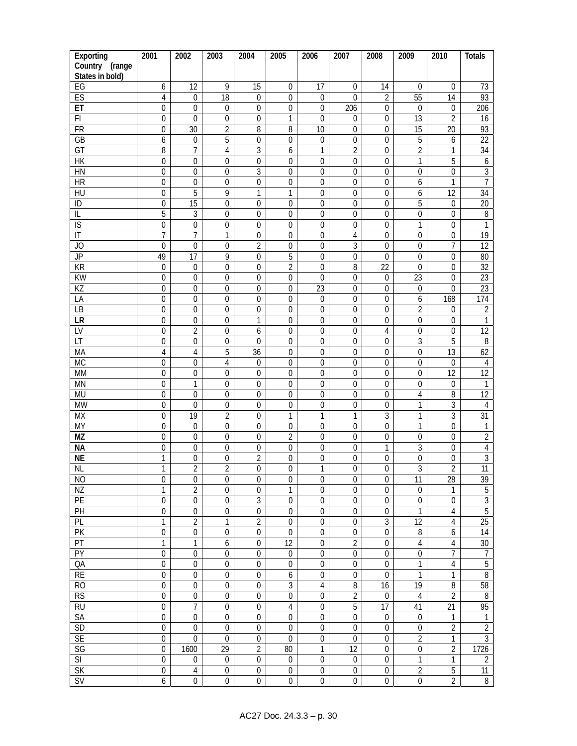| Exporting Country (range States in bold) | 2001 | 2002 | 2003 | 2004 | 2005 | 2006 | 2007 | 2008 | 2009 | 2010 | Totals |
|---|---|---|---|---|---|---|---|---|---|---|---|
| EG | 6 | 12 | 9 | 15 | 0 | 17 | 0 | 14 | 0 | 0 | 73 |
| ES | 4 | 0 | 18 | 0 | 0 | 0 | 0 | 2 | 55 | 14 | 93 |
| **ET** | 0 | 0 | 0 | 0 | 0 | 0 | 206 | 0 | 0 | 0 | 206 |
| FI | 0 | 0 | 0 | 0 | 1 | 0 | 0 | 0 | 13 | 2 | 16 |
| FR | 0 | 30 | 2 | 8 | 8 | 10 | 0 | 0 | 15 | 20 | 93 |
| GB | 6 | 0 | 5 | 0 | 0 | 0 | 0 | 0 | 5 | 6 | 22 |
| GT | 8 | 7 | 4 | 3 | 6 | 1 | 2 | 0 | 2 | 1 | 34 |
| HK | 0 | 0 | 0 | 0 | 0 | 0 | 0 | 0 | 1 | 5 | 6 |
| HN | 0 | 0 | 0 | 3 | 0 | 0 | 0 | 0 | 0 | 0 | 3 |
| HR | 0 | 0 | 0 | 0 | 0 | 0 | 0 | 0 | 6 | 1 | 7 |
| HU | 0 | 5 | 9 | 1 | 1 | 0 | 0 | 0 | 6 | 12 | 34 |
| ID | 0 | 15 | 0 | 0 | 0 | 0 | 0 | 0 | 5 | 0 | 20 |
| IL | 5 | 3 | 0 | 0 | 0 | 0 | 0 | 0 | 0 | 0 | 8 |
| IS | 0 | 0 | 0 | 0 | 0 | 0 | 0 | 0 | 1 | 0 | 1 |
| IT | 7 | 7 | 1 | 0 | 0 | 0 | 4 | 0 | 0 | 0 | 19 |
| JO | 0 | 0 | 0 | 2 | 0 | 0 | 3 | 0 | 0 | 7 | 12 |
| JP | 49 | 17 | 9 | 0 | 5 | 0 | 0 | 0 | 0 | 0 | 80 |
| KR | 0 | 0 | 0 | 0 | 2 | 0 | 8 | 22 | 0 | 0 | 32 |
| KW | 0 | 0 | 0 | 0 | 0 | 0 | 0 | 0 | 23 | 0 | 23 |
| KZ | 0 | 0 | 0 | 0 | 0 | 23 | 0 | 0 | 0 | 0 | 23 |
| LA | 0 | 0 | 0 | 0 | 0 | 0 | 0 | 0 | 6 | 168 | 174 |
| LB | 0 | 0 | 0 | 0 | 0 | 0 | 0 | 0 | 2 | 0 | 2 |
| **LR** | 0 | 0 | 0 | 1 | 0 | 0 | 0 | 0 | 0 | 0 | 1 |
| LV | 0 | 2 | 0 | 6 | 0 | 0 | 0 | 4 | 0 | 0 | 12 |
| LT | 0 | 0 | 0 | 0 | 0 | 0 | 0 | 0 | 3 | 5 | 8 |
| MA | 4 | 4 | 5 | 36 | 0 | 0 | 0 | 0 | 0 | 13 | 62 |
| MC | 0 | 0 | 4 | 0 | 0 | 0 | 0 | 0 | 0 | 0 | 4 |
| MM | 0 | 0 | 0 | 0 | 0 | 0 | 0 | 0 | 0 | 12 | 12 |
| MN | 0 | 1 | 0 | 0 | 0 | 0 | 0 | 0 | 0 | 0 | 1 |
| MU | 0 | 0 | 0 | 0 | 0 | 0 | 0 | 0 | 4 | 8 | 12 |
| MW | 0 | 0 | 0 | 0 | 0 | 0 | 0 | 0 | 1 | 3 | 4 |
| MX | 0 | 19 | 2 | 0 | 1 | 1 | 1 | 3 | 1 | 3 | 31 |
| MY | 0 | 0 | 0 | 0 | 0 | 0 | 0 | 0 | 1 | 0 | 1 |
| **MZ** | 0 | 0 | 0 | 0 | 2 | 0 | 0 | 0 | 0 | 0 | 2 |
| **NA** | 0 | 0 | 0 | 0 | 0 | 0 | 0 | 1 | 3 | 0 | 4 |
| **NE** | 1 | 0 | 0 | 2 | 0 | 0 | 0 | 0 | 0 | 0 | 3 |
| NL | 1 | 2 | 2 | 0 | 0 | 1 | 0 | 0 | 3 | 2 | 11 |
| NO | 0 | 0 | 0 | 0 | 0 | 0 | 0 | 0 | 11 | 28 | 39 |
| NZ | 1 | 2 | 0 | 0 | 1 | 0 | 0 | 0 | 0 | 1 | 5 |
| PE | 0 | 0 | 0 | 3 | 0 | 0 | 0 | 0 | 0 | 0 | 3 |
| PH | 0 | 0 | 0 | 0 | 0 | 0 | 0 | 0 | 1 | 4 | 5 |
| PL | 1 | 2 | 1 | 2 | 0 | 0 | 0 | 3 | 12 | 4 | 25 |
| PK | 0 | 0 | 0 | 0 | 0 | 0 | 0 | 0 | 8 | 6 | 14 |
| PT | 1 | 1 | 6 | 0 | 12 | 0 | 2 | 0 | 4 | 4 | 30 |
| PY | 0 | 0 | 0 | 0 | 0 | 0 | 0 | 0 | 0 | 7 | 7 |
| QA | 0 | 0 | 0 | 0 | 0 | 0 | 0 | 0 | 1 | 4 | 5 |
| RE | 0 | 0 | 0 | 0 | 6 | 0 | 0 | 0 | 1 | 1 | 8 |
| RO | 0 | 0 | 0 | 0 | 3 | 4 | 8 | 16 | 19 | 8 | 58 |
| RS | 0 | 0 | 0 | 0 | 0 | 0 | 2 | 0 | 4 | 2 | 8 |
| RU | 0 | 7 | 0 | 0 | 4 | 0 | 5 | 17 | 41 | 21 | 95 |
| SA | 0 | 0 | 0 | 0 | 0 | 0 | 0 | 0 | 0 | 1 | 1 |
| SD | 0 | 0 | 0 | 0 | 0 | 0 | 0 | 0 | 0 | 2 | 2 |
| SE | 0 | 0 | 0 | 0 | 0 | 0 | 0 | 0 | 2 | 1 | 3 |
| SG | 0 | 1600 | 29 | 2 | 80 | 1 | 12 | 0 | 0 | 2 | 1726 |
| SI | 0 | 0 | 0 | 0 | 0 | 0 | 0 | 0 | 1 | 1 | 2 |
| SK | 0 | 4 | 0 | 0 | 0 | 0 | 0 | 0 | 2 | 5 | 11 |
| SV | 6 | 0 | 0 | 0 | 0 | 0 | 0 | 0 | 0 | 2 | 8 |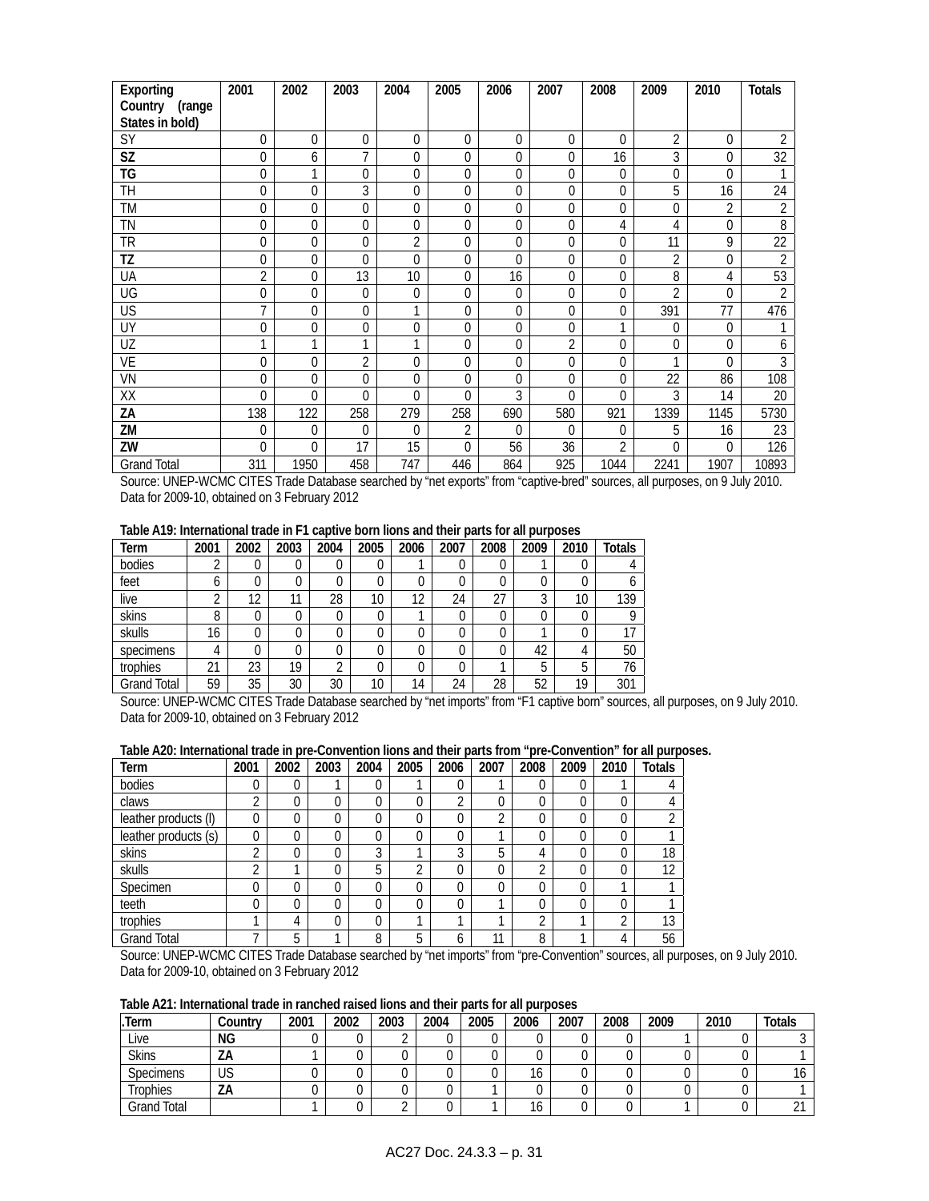| Exporting Country (range States in bold) | 2001 | 2002 | 2003 | 2004 | 2005 | 2006 | 2007 | 2008 | 2009 | 2010 | Totals |
|---|---|---|---|---|---|---|---|---|---|---|---|
| SY | 0 | 0 | 0 | 0 | 0 | 0 | 0 | 0 | 2 | 0 | 2 |
| **SZ** | 0 | 6 | 7 | 0 | 0 | 0 | 0 | 16 | 3 | 0 | 32 |
| **TG** | 0 | 1 | 0 | 0 | 0 | 0 | 0 | 0 | 0 | 0 | 1 |
| TH | 0 | 0 | 3 | 0 | 0 | 0 | 0 | 0 | 5 | 16 | 24 |
| TM | 0 | 0 | 0 | 0 | 0 | 0 | 0 | 0 | 0 | 2 | 2 |
| TN | 0 | 0 | 0 | 0 | 0 | 0 | 0 | 4 | 4 | 0 | 8 |
| TR | 0 | 0 | 0 | 2 | 0 | 0 | 0 | 0 | 11 | 9 | 22 |
| **TZ** | 0 | 0 | 0 | 0 | 0 | 0 | 0 | 0 | 2 | 0 | 2 |
| UA | 2 | 0 | 13 | 10 | 0 | 16 | 0 | 0 | 8 | 4 | 53 |
| UG | 0 | 0 | 0 | 0 | 0 | 0 | 0 | 0 | 2 | 0 | 2 |
| US | 7 | 0 | 0 | 1 | 0 | 0 | 0 | 0 | 391 | 77 | 476 |
| UY | 0 | 0 | 0 | 0 | 0 | 0 | 0 | 1 | 0 | 0 | 1 |
| UZ | 1 | 1 | 1 | 1 | 0 | 0 | 2 | 0 | 0 | 0 | 6 |
| VE | 0 | 0 | 2 | 0 | 0 | 0 | 0 | 0 | 1 | 0 | 3 |
| VN | 0 | 0 | 0 | 0 | 0 | 0 | 0 | 0 | 22 | 86 | 108 |
| XX | 0 | 0 | 0 | 0 | 0 | 3 | 0 | 0 | 3 | 14 | 20 |
| **ZA** | 138 | 122 | 258 | 279 | 258 | 690 | 580 | 921 | 1339 | 1145 | 5730 |
| **ZM** | 0 | 0 | 0 | 0 | 2 | 0 | 0 | 0 | 5 | 16 | 23 |
| **ZW** | 0 | 0 | 17 | 15 | 0 | 56 | 36 | 2 | 0 | 0 | 126 |
| Grand Total | 311 | 1950 | 458 | 747 | 446 | 864 | 925 | 1044 | 2241 | 1907 | 10893 |

Source: UNEP-WCMC CITES Trade Database searched by "net exports" from "captive-bred" sources, all purposes, on 9 July 2010. Data for 2009-10, obtained on 3 February 2012

**Table A19: International trade in F1 captive born lions and their parts for all purposes**

| Term | 2001 | 2002 | 2003 | 2004 | 2005 | 2006 | 2007 | 2008 | 2009 | 2010 | Totals |
|---|---|---|---|---|---|---|---|---|---|---|---|
| bodies | 2 | 0 | 0 | 0 | 0 | 1 | 0 | 0 | 1 | 0 | 4 |
| feet | 6 | 0 | 0 | 0 | 0 | 0 | 0 | 0 | 0 | 0 | 6 |
| live | 2 | 12 | 11 | 28 | 10 | 12 | 24 | 27 | 3 | 10 | 139 |
| skins | 8 | 0 | 0 | 0 | 0 | 1 | 0 | 0 | 0 | 0 | 9 |
| skulls | 16 | 0 | 0 | 0 | 0 | 0 | 0 | 0 | 1 | 0 | 17 |
| specimens | 4 | 0 | 0 | 0 | 0 | 0 | 0 | 0 | 42 | 4 | 50 |
| trophies | 21 | 23 | 19 | 2 | 0 | 0 | 0 | 1 | 5 | 5 | 76 |
| Grand Total | 59 | 35 | 30 | 30 | 10 | 14 | 24 | 28 | 52 | 19 | 301 |

Source: UNEP-WCMC CITES Trade Database searched by "net imports" from "F1 captive born" sources, all purposes, on 9 July 2010. Data for 2009-10, obtained on 3 February 2012

**Table A20: International trade in pre-Convention lions and their parts from "pre-Convention" for all purposes.**

| Term | 2001 | 2002 | 2003 | 2004 | 2005 | 2006 | 2007 | 2008 | 2009 | 2010 | Totals |
|---|---|---|---|---|---|---|---|---|---|---|---|
| bodies | 0 | 0 | 1 | 0 | 1 | 0 | 1 | 0 | 0 | 1 | 4 |
| claws | 2 | 0 | 0 | 0 | 0 | 2 | 0 | 0 | 0 | 0 | 4 |
| leather products (l) | 0 | 0 | 0 | 0 | 0 | 0 | 2 | 0 | 0 | 0 | 2 |
| leather products (s) | 0 | 0 | 0 | 0 | 0 | 0 | 1 | 0 | 0 | 0 | 1 |
| skins | 2 | 0 | 0 | 3 | 1 | 3 | 5 | 4 | 0 | 0 | 18 |
| skulls | 2 | 1 | 0 | 5 | 2 | 0 | 0 | 2 | 0 | 0 | 12 |
| Specimen | 0 | 0 | 0 | 0 | 0 | 0 | 0 | 0 | 0 | 1 | 1 |
| teeth | 0 | 0 | 0 | 0 | 0 | 0 | 1 | 0 | 0 | 0 | 1 |
| trophies | 1 | 4 | 0 | 0 | 1 | 1 | 1 | 2 | 1 | 2 | 13 |
| Grand Total | 7 | 5 | 1 | 8 | 5 | 6 | 11 | 8 | 1 | 4 | 56 |

Source: UNEP-WCMC CITES Trade Database searched by "net imports" from "pre-Convention" sources, all purposes, on 9 July 2010. Data for 2009-10, obtained on 3 February 2012

**Table A21: International trade in ranched raised lions and their parts for all purposes**

| .Term | Country | 2001 | 2002 | 2003 | 2004 | 2005 | 2006 | 2007 | 2008 | 2009 | 2010 | Totals |
|---|---|---|---|---|---|---|---|---|---|---|---|---|
| Live | **NG** | 0 | 0 | 2 | 0 | 0 | 0 | 0 | 0 | 1 | 0 | 3 |
| Skins | **ZA** | 1 | 0 | 0 | 0 | 0 | 0 | 0 | 0 | 0 | 0 | 1 |
| Specimens | US | 0 | 0 | 0 | 0 | 0 | 16 | 0 | 0 | 0 | 0 | 16 |
| Trophies | **ZA** | 0 | 0 | 0 | 0 | 1 | 0 | 0 | 0 | 0 | 0 | 1 |
| Grand Total | | 1 | 0 | 2 | 0 | 1 | 16 | 0 | 0 | 1 | 0 | 21 |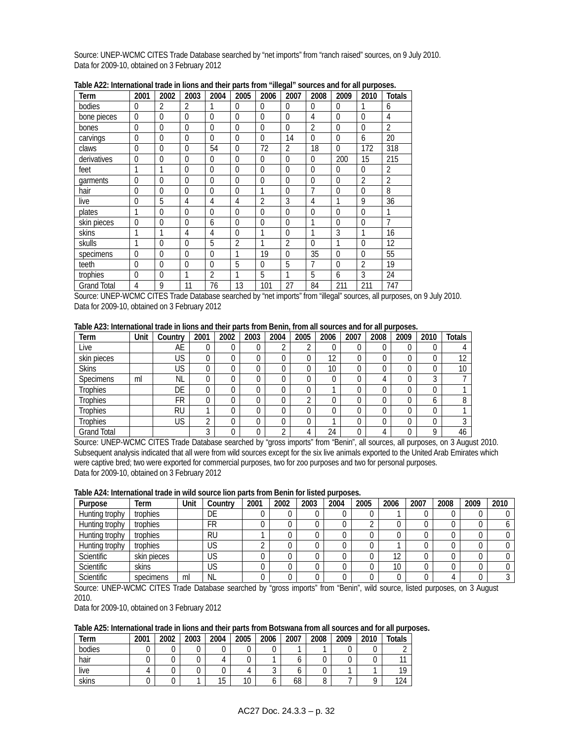Source: UNEP-WCMC CITES Trade Database searched by "net imports" from "ranch raised" sources, on 9 July 2010.
Data for 2009-10, obtained on 3 February 2012

**Table A22: International trade in lions and their parts from "illegal" sources and for all purposes.**

| Term | 2001 | 2002 | 2003 | 2004 | 2005 | 2006 | 2007 | 2008 | 2009 | 2010 | Totals |
|---|---|---|---|---|---|---|---|---|---|---|---|
| bodies | 0 | 2 | 2 | 1 | 0 | 0 | 0 | 0 | 0 | 1 | 6 |
| bone pieces | 0 | 0 | 0 | 0 | 0 | 0 | 0 | 4 | 0 | 0 | 4 |
| bones | 0 | 0 | 0 | 0 | 0 | 0 | 0 | 2 | 0 | 0 | 2 |
| carvings | 0 | 0 | 0 | 0 | 0 | 0 | 14 | 0 | 0 | 6 | 20 |
| claws | 0 | 0 | 0 | 54 | 0 | 72 | 2 | 18 | 0 | 172 | 318 |
| derivatives | 0 | 0 | 0 | 0 | 0 | 0 | 0 | 0 | 200 | 15 | 215 |
| feet | 1 | 1 | 0 | 0 | 0 | 0 | 0 | 0 | 0 | 0 | 2 |
| garments | 0 | 0 | 0 | 0 | 0 | 0 | 0 | 0 | 0 | 2 | 2 |
| hair | 0 | 0 | 0 | 0 | 0 | 1 | 0 | 7 | 0 | 0 | 8 |
| live | 0 | 5 | 4 | 4 | 4 | 2 | 3 | 4 | 1 | 9 | 36 |
| plates | 1 | 0 | 0 | 0 | 0 | 0 | 0 | 0 | 0 | 0 | 1 |
| skin pieces | 0 | 0 | 0 | 6 | 0 | 0 | 0 | 1 | 0 | 0 | 7 |
| skins | 1 | 1 | 4 | 4 | 0 | 1 | 0 | 1 | 3 | 1 | 16 |
| skulls | 1 | 0 | 0 | 5 | 2 | 1 | 2 | 0 | 1 | 0 | 12 |
| specimens | 0 | 0 | 0 | 0 | 1 | 19 | 0 | 35 | 0 | 0 | 55 |
| teeth | 0 | 0 | 0 | 0 | 5 | 0 | 5 | 7 | 0 | 2 | 19 |
| trophies | 0 | 0 | 1 | 2 | 1 | 5 | 1 | 5 | 6 | 3 | 24 |
| Grand Total | 4 | 9 | 11 | 76 | 13 | 101 | 27 | 84 | 211 | 211 | 747 |

Source: UNEP-WCMC CITES Trade Database searched by "net imports" from "illegal" sources, all purposes, on 9 July 2010.
Data for 2009-10, obtained on 3 February 2012

**Table A23: International trade in lions and their parts from Benin, from all sources and for all purposes.**

| Term | Unit | Country | 2001 | 2002 | 2003 | 2004 | 2005 | 2006 | 2007 | 2008 | 2009 | 2010 | Totals |
|---|---|---|---|---|---|---|---|---|---|---|---|---|---|
| Live | | AE | 0 | 0 | 0 | 2 | 2 | 0 | 0 | 0 | 0 | 0 | 4 |
| skin pieces | | US | 0 | 0 | 0 | 0 | 0 | 12 | 0 | 0 | 0 | 0 | 12 |
| Skins | | US | 0 | 0 | 0 | 0 | 0 | 10 | 0 | 0 | 0 | 0 | 10 |
| Specimens | ml | NL | 0 | 0 | 0 | 0 | 0 | 0 | 0 | 4 | 0 | 3 | 7 |
| Trophies | | DE | 0 | 0 | 0 | 0 | 0 | 1 | 0 | 0 | 0 | 0 | 1 |
| Trophies | | FR | 0 | 0 | 0 | 0 | 2 | 0 | 0 | 0 | 0 | 6 | 8 |
| Trophies | | RU | 1 | 0 | 0 | 0 | 0 | 0 | 0 | 0 | 0 | 0 | 1 |
| Trophies | | US | 2 | 0 | 0 | 0 | 0 | 1 | 0 | 0 | 0 | 0 | 3 |
| Grand Total | | | 3 | 0 | 0 | 2 | 4 | 24 | 0 | 4 | 0 | 9 | 46 |

Source: UNEP-WCMC CITES Trade Database searched by "gross imports" from "Benin", all sources, all purposes, on 3 August 2010.
Subsequent analysis indicated that all were from wild sources except for the six live animals exported to the United Arab Emirates which were captive bred; two were exported for commercial purposes, two for zoo purposes and two for personal purposes.
Data for 2009-10, obtained on 3 February 2012

**Table A24: International trade in wild source lion parts from Benin for listed purposes.**

| Purpose | Term | Unit | Country | 2001 | 2002 | 2003 | 2004 | 2005 | 2006 | 2007 | 2008 | 2009 | 2010 |
|---|---|---|---|---|---|---|---|---|---|---|---|---|---|
| Hunting trophy | trophies | | DE | 0 | 0 | 0 | 0 | 0 | 1 | 0 | 0 | 0 | 0 |
| Hunting trophy | trophies | | FR | 0 | 0 | 0 | 0 | 2 | 0 | 0 | 0 | 0 | 6 |
| Hunting trophy | trophies | | RU | 1 | 0 | 0 | 0 | 0 | 0 | 0 | 0 | 0 | 0 |
| Hunting trophy | trophies | | US | 2 | 0 | 0 | 0 | 0 | 1 | 0 | 0 | 0 | 0 |
| Scientific | skin pieces | | US | 0 | 0 | 0 | 0 | 0 | 12 | 0 | 0 | 0 | 0 |
| Scientific | skins | | US | 0 | 0 | 0 | 0 | 0 | 10 | 0 | 0 | 0 | 0 |
| Scientific | specimens | ml | NL | 0 | 0 | 0 | 0 | 0 | 0 | 0 | 4 | 0 | 3 |

Source: UNEP-WCMC CITES Trade Database searched by "gross imports" from "Benin", wild source, listed purposes, on 3 August 2010.
Data for 2009-10, obtained on 3 February 2012

**Table A25: International trade in lions and their parts from Botswana from all sources and for all purposes.**

| Term | 2001 | 2002 | 2003 | 2004 | 2005 | 2006 | 2007 | 2008 | 2009 | 2010 | Totals |
|---|---|---|---|---|---|---|---|---|---|---|---|
| bodies | 0 | 0 | 0 | 0 | 0 | 0 | 1 | 1 | 0 | 0 | 2 |
| hair | 0 | 0 | 0 | 4 | 0 | 1 | 6 | 0 | 0 | 0 | 11 |
| live | 4 | 0 | 0 | 0 | 4 | 3 | 6 | 0 | 1 | 1 | 19 |
| skins | 0 | 0 | 1 | 15 | 10 | 6 | 68 | 8 | 7 | 9 | 124 |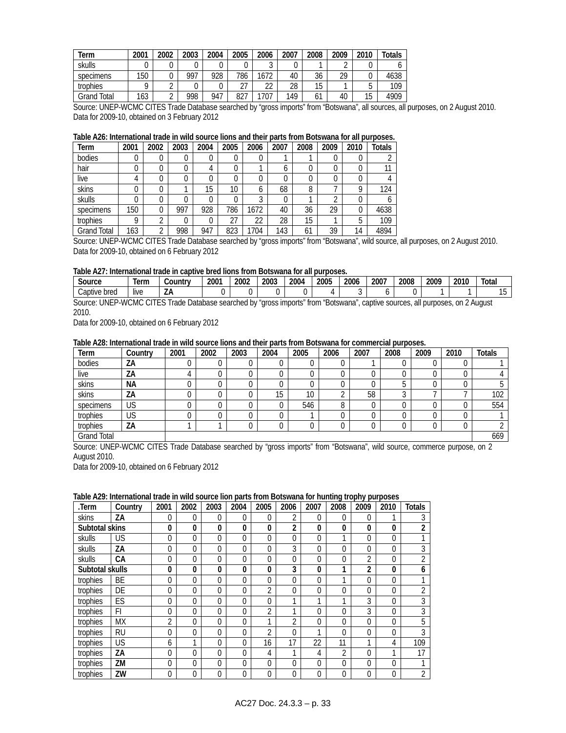| Term | 2001 | 2002 | 2003 | 2004 | 2005 | 2006 | 2007 | 2008 | 2009 | 2010 | Totals |
|---|---|---|---|---|---|---|---|---|---|---|---|
| skulls | 0 | 0 | 0 | 0 | 0 | 3 | 0 | 1 | 2 | 0 | 6 |
| specimens | 150 | 0 | 997 | 928 | 786 | 1672 | 40 | 36 | 29 | 0 | 4638 |
| trophies | 9 | 2 | 0 | 0 | 27 | 22 | 28 | 15 | 1 | 5 | 109 |
| Grand Total | 163 | 2 | 998 | 947 | 827 | 1707 | 149 | 61 | 40 | 15 | 4909 |

Source: UNEP-WCMC CITES Trade Database searched by "gross imports" from "Botswana", all sources, all purposes, on 2 August 2010. Data for 2009-10, obtained on 3 February 2012

**Table A26: International trade in wild source lions and their parts from Botswana for all purposes.**

| Term | 2001 | 2002 | 2003 | 2004 | 2005 | 2006 | 2007 | 2008 | 2009 | 2010 | Totals |
|---|---|---|---|---|---|---|---|---|---|---|---|
| bodies | 0 | 0 | 0 | 0 | 0 | 0 | 1 | 1 | 0 | 0 | 2 |
| hair | 0 | 0 | 0 | 4 | 0 | 1 | 6 | 0 | 0 | 0 | 11 |
| live | 4 | 0 | 0 | 0 | 0 | 0 | 0 | 0 | 0 | 0 | 4 |
| skins | 0 | 0 | 1 | 15 | 10 | 6 | 68 | 8 | 7 | 9 | 124 |
| skulls | 0 | 0 | 0 | 0 | 0 | 3 | 0 | 1 | 2 | 0 | 6 |
| specimens | 150 | 0 | 997 | 928 | 786 | 1672 | 40 | 36 | 29 | 0 | 4638 |
| trophies | 9 | 2 | 0 | 0 | 27 | 22 | 28 | 15 | 1 | 5 | 109 |
| Grand Total | 163 | 2 | 998 | 947 | 823 | 1704 | 143 | 61 | 39 | 14 | 4894 |

Source: UNEP-WCMC CITES Trade Database searched by "gross imports" from "Botswana", wild source, all purposes, on 2 August 2010. Data for 2009-10, obtained on 6 February 2012

**Table A27: International trade in captive bred lions from Botswana for all purposes.**

| Source | Term | Country | 2001 | 2002 | 2003 | 2004 | 2005 | 2006 | 2007 | 2008 | 2009 | 2010 | Total |
|---|---|---|---|---|---|---|---|---|---|---|---|---|---|
| Captive bred | live | **ZA** | 0 | 0 | 0 | 0 | 4 | 3 | 6 | 0 | 1 | 1 | 15 |

Source: UNEP-WCMC CITES Trade Database searched by "gross imports" from "Botswana", captive sources, all purposes, on 2 August 2010.

Data for 2009-10, obtained on 6 February 2012

**Table A28: International trade in wild source lions and their parts from Botswana for commercial purposes.**

| Term | Country | 2001 | 2002 | 2003 | 2004 | 2005 | 2006 | 2007 | 2008 | 2009 | 2010 | Totals |
|---|---|---|---|---|---|---|---|---|---|---|---|---|
| bodies | **ZA** | 0 | 0 | 0 | 0 | 0 | 0 | 1 | 0 | 0 | 0 | 1 |
| live | **ZA** | 4 | 0 | 0 | 0 | 0 | 0 | 0 | 0 | 0 | 0 | 4 |
| skins | **NA** | 0 | 0 | 0 | 0 | 0 | 0 | 0 | 5 | 0 | 0 | 5 |
| skins | **ZA** | 0 | 0 | 0 | 15 | 10 | 2 | 58 | 3 | 7 | 7 | 102 |
| specimens | US | 0 | 0 | 0 | 0 | 546 | 8 | 0 | 0 | 0 | 0 | 554 |
| trophies | US | 0 | 0 | 0 | 0 | 1 | 0 | 0 | 0 | 0 | 0 | 1 |
| trophies | **ZA** | 1 | 1 | 0 | 0 | 0 | 0 | 0 | 0 | 0 | 0 | 2 |
| Grand Total | | | | | | | | | | | | 669 |

Source: UNEP-WCMC CITES Trade Database searched by "gross imports" from "Botswana", wild source, commerce purpose, on 2 August 2010.

Data for 2009-10, obtained on 6 February 2012

**Table A29: International trade in wild source lion parts from Botswana for hunting trophy purposes**

| .Term | Country | 2001 | 2002 | 2003 | 2004 | 2005 | 2006 | 2007 | 2008 | 2009 | 2010 | Totals |
|---|---|---|---|---|---|---|---|---|---|---|---|---|
| skins | **ZA** | 0 | 0 | 0 | 0 | 0 | 2 | 0 | 0 | 0 | 1 | 3 |
| **Subtotal skins** | | **0** | **0** | **0** | **0** | **0** | **2** | **0** | **0** | **0** | **0** | **2** |
| skulls | US | 0 | 0 | 0 | 0 | 0 | 0 | 0 | 1 | 0 | 0 | 1 |
| skulls | **ZA** | 0 | 0 | 0 | 0 | 0 | 3 | 0 | 0 | 0 | 0 | 3 |
| skulls | **CA** | 0 | 0 | 0 | 0 | 0 | 0 | 0 | 0 | 2 | 0 | 2 |
| **Subtotal skulls** | | **0** | **0** | **0** | **0** | **0** | **3** | **0** | **1** | **2** | **0** | **6** |
| trophies | BE | 0 | 0 | 0 | 0 | 0 | 0 | 0 | 1 | 0 | 0 | 1 |
| trophies | DE | 0 | 0 | 0 | 0 | 2 | 0 | 0 | 0 | 0 | 0 | 2 |
| trophies | ES | 0 | 0 | 0 | 0 | 0 | 1 | 1 | 1 | 3 | 0 | 3 |
| trophies | FI | 0 | 0 | 0 | 0 | 2 | 1 | 0 | 0 | 3 | 0 | 3 |
| trophies | MX | 2 | 0 | 0 | 0 | 1 | 2 | 0 | 0 | 0 | 0 | 5 |
| trophies | RU | 0 | 0 | 0 | 0 | 2 | 0 | 1 | 0 | 0 | 0 | 3 |
| trophies | US | 6 | 1 | 0 | 0 | 16 | 17 | 22 | 11 | 1 | 4 | 109 |
| trophies | **ZA** | 0 | 0 | 0 | 0 | 4 | 1 | 4 | 2 | 0 | 1 | 17 |
| trophies | **ZM** | 0 | 0 | 0 | 0 | 0 | 0 | 0 | 0 | 0 | 0 | 1 |
| trophies | **ZW** | 0 | 0 | 0 | 0 | 0 | 0 | 0 | 0 | 0 | 0 | 2 |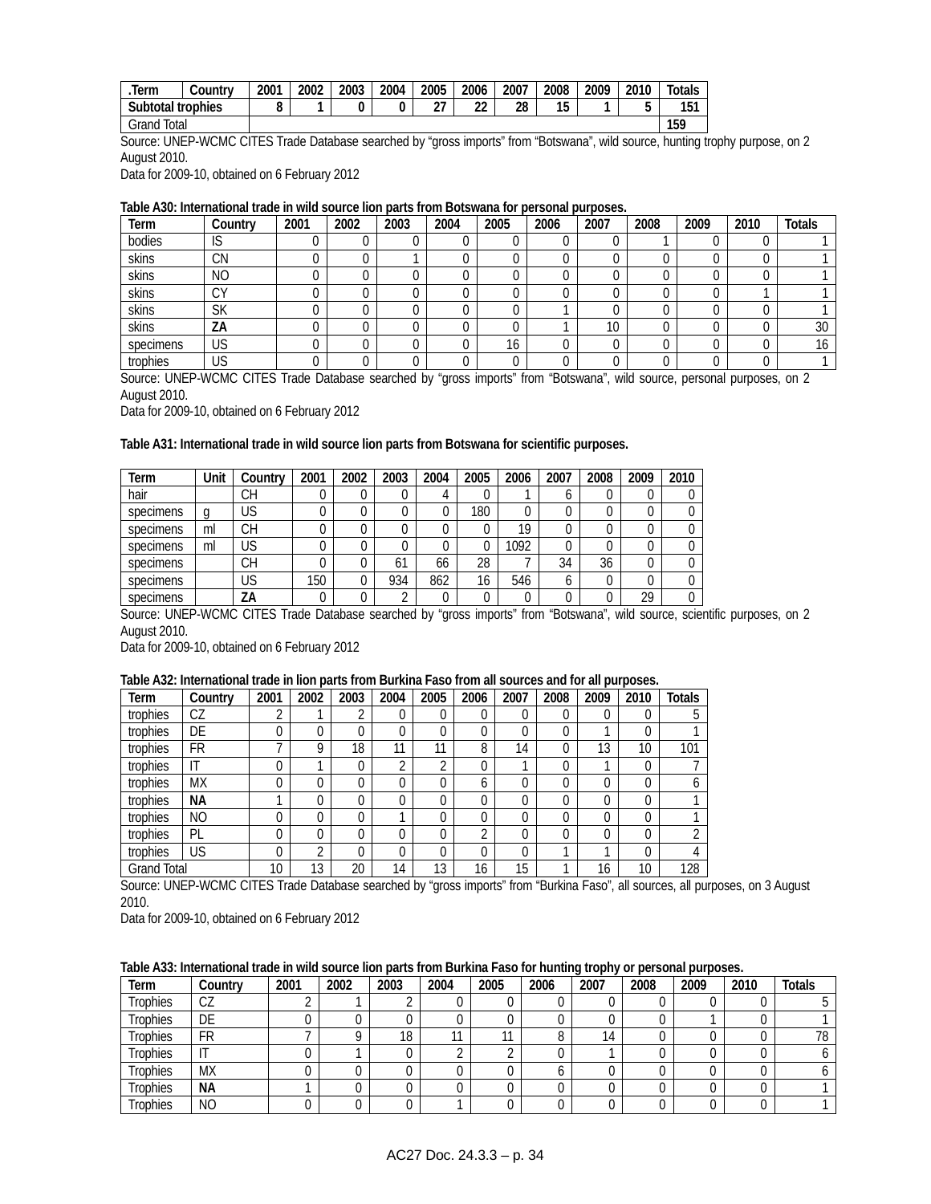| .Term | Country | 2001 | 2002 | 2003 | 2004 | 2005 | 2006 | 2007 | 2008 | 2009 | 2010 | Totals |
|---|---|---|---|---|---|---|---|---|---|---|---|---|
| **Subtotal trophies** | | **8** | **1** | **0** | **0** | **27** | **22** | **28** | **15** | **1** | **5** | **151** |
| Grand Total | | | | | | | | | | | | **159** |

Source: UNEP-WCMC CITES Trade Database searched by "gross imports" from "Botswana", wild source, hunting trophy purpose, on 2 August 2010.

Data for 2009-10, obtained on 6 February 2012

**Table A30: International trade in wild source lion parts from Botswana for personal purposes.**

| Term | Country | 2001 | 2002 | 2003 | 2004 | 2005 | 2006 | 2007 | 2008 | 2009 | 2010 | Totals |
|---|---|---|---|---|---|---|---|---|---|---|---|---|
| bodies | IS | 0 | 0 | 0 | 0 | 0 | 0 | 0 | 1 | 0 | 0 | 1 |
| skins | CN | 0 | 0 | 1 | 0 | 0 | 0 | 0 | 0 | 0 | 0 | 1 |
| skins | NO | 0 | 0 | 0 | 0 | 0 | 0 | 0 | 0 | 0 | 0 | 1 |
| skins | CY | 0 | 0 | 0 | 0 | 0 | 0 | 0 | 0 | 0 | 1 | 1 |
| skins | SK | 0 | 0 | 0 | 0 | 0 | 1 | 0 | 0 | 0 | 0 | 1 |
| skins | **ZA** | 0 | 0 | 0 | 0 | 0 | 1 | 10 | 0 | 0 | 0 | 30 |
| specimens | US | 0 | 0 | 0 | 0 | 16 | 0 | 0 | 0 | 0 | 0 | 16 |
| trophies | US | 0 | 0 | 0 | 0 | 0 | 0 | 0 | 0 | 0 | 0 | 1 |

Source: UNEP-WCMC CITES Trade Database searched by "gross imports" from "Botswana", wild source, personal purposes, on 2 August 2010.

Data for 2009-10, obtained on 6 February 2012

**Table A31: International trade in wild source lion parts from Botswana for scientific purposes.**

| Term | Unit | Country | 2001 | 2002 | 2003 | 2004 | 2005 | 2006 | 2007 | 2008 | 2009 | 2010 |
|---|---|---|---|---|---|---|---|---|---|---|---|---|
| hair | | CH | 0 | 0 | 0 | 4 | 0 | 1 | 6 | 0 | 0 | 0 |
| specimens | g | US | 0 | 0 | 0 | 0 | 180 | 0 | 0 | 0 | 0 | 0 |
| specimens | ml | CH | 0 | 0 | 0 | 0 | 0 | 19 | 0 | 0 | 0 | 0 |
| specimens | ml | US | 0 | 0 | 0 | 0 | 0 | 1092 | 0 | 0 | 0 | 0 |
| specimens | | CH | 0 | 0 | 61 | 66 | 28 | 7 | 34 | 36 | 0 | 0 |
| specimens | | US | 150 | 0 | 934 | 862 | 16 | 546 | 6 | 0 | 0 | 0 |
| specimens | | **ZA** | 0 | 0 | 2 | 0 | 0 | 0 | 0 | 0 | 29 | 0 |

Source: UNEP-WCMC CITES Trade Database searched by "gross imports" from "Botswana", wild source, scientific purposes, on 2 August 2010.

Data for 2009-10, obtained on 6 February 2012

**Table A32: International trade in lion parts from Burkina Faso from all sources and for all purposes.**

| Term | Country | 2001 | 2002 | 2003 | 2004 | 2005 | 2006 | 2007 | 2008 | 2009 | 2010 | Totals |
|---|---|---|---|---|---|---|---|---|---|---|---|---|
| trophies | CZ | 2 | 1 | 2 | 0 | 0 | 0 | 0 | 0 | 0 | 0 | 5 |
| trophies | DE | 0 | 0 | 0 | 0 | 0 | 0 | 0 | 0 | 1 | 0 | 1 |
| trophies | FR | 7 | 9 | 18 | 11 | 11 | 8 | 14 | 0 | 13 | 10 | 101 |
| trophies | IT | 0 | 1 | 0 | 2 | 2 | 0 | 1 | 0 | 1 | 0 | 7 |
| trophies | MX | 0 | 0 | 0 | 0 | 0 | 6 | 0 | 0 | 0 | 0 | 6 |
| trophies | **NA** | 1 | 0 | 0 | 0 | 0 | 0 | 0 | 0 | 0 | 0 | 1 |
| trophies | NO | 0 | 0 | 0 | 1 | 0 | 0 | 0 | 0 | 0 | 0 | 1 |
| trophies | PL | 0 | 0 | 0 | 0 | 0 | 2 | 0 | 0 | 0 | 0 | 2 |
| trophies | US | 0 | 2 | 0 | 0 | 0 | 0 | 0 | 1 | 1 | 0 | 4 |
| Grand Total | | 10 | 13 | 20 | 14 | 13 | 16 | 15 | 1 | 16 | 10 | 128 |

Source: UNEP-WCMC CITES Trade Database searched by "gross imports" from "Burkina Faso", all sources, all purposes, on 3 August 2010.

Data for 2009-10, obtained on 6 February 2012

**Table A33: International trade in wild source lion parts from Burkina Faso for hunting trophy or personal purposes.**

| Term | Country | 2001 | 2002 | 2003 | 2004 | 2005 | 2006 | 2007 | 2008 | 2009 | 2010 | Totals |
|---|---|---|---|---|---|---|---|---|---|---|---|---|
| Trophies | CZ | 2 | 1 | 2 | 0 | 0 | 0 | 0 | 0 | 0 | 0 | 5 |
| Trophies | DE | 0 | 0 | 0 | 0 | 0 | 0 | 0 | 0 | 1 | 0 | 1 |
| Trophies | FR | 7 | 9 | 18 | 11 | 11 | 8 | 14 | 0 | 0 | 0 | 78 |
| Trophies | IT | 0 | 1 | 0 | 2 | 2 | 0 | 1 | 0 | 0 | 0 | 6 |
| Trophies | MX | 0 | 0 | 0 | 0 | 0 | 6 | 0 | 0 | 0 | 0 | 6 |
| Trophies | **NA** | 1 | 0 | 0 | 0 | 0 | 0 | 0 | 0 | 0 | 0 | 1 |
| Trophies | NO | 0 | 0 | 0 | 1 | 0 | 0 | 0 | 0 | 0 | 0 | 1 |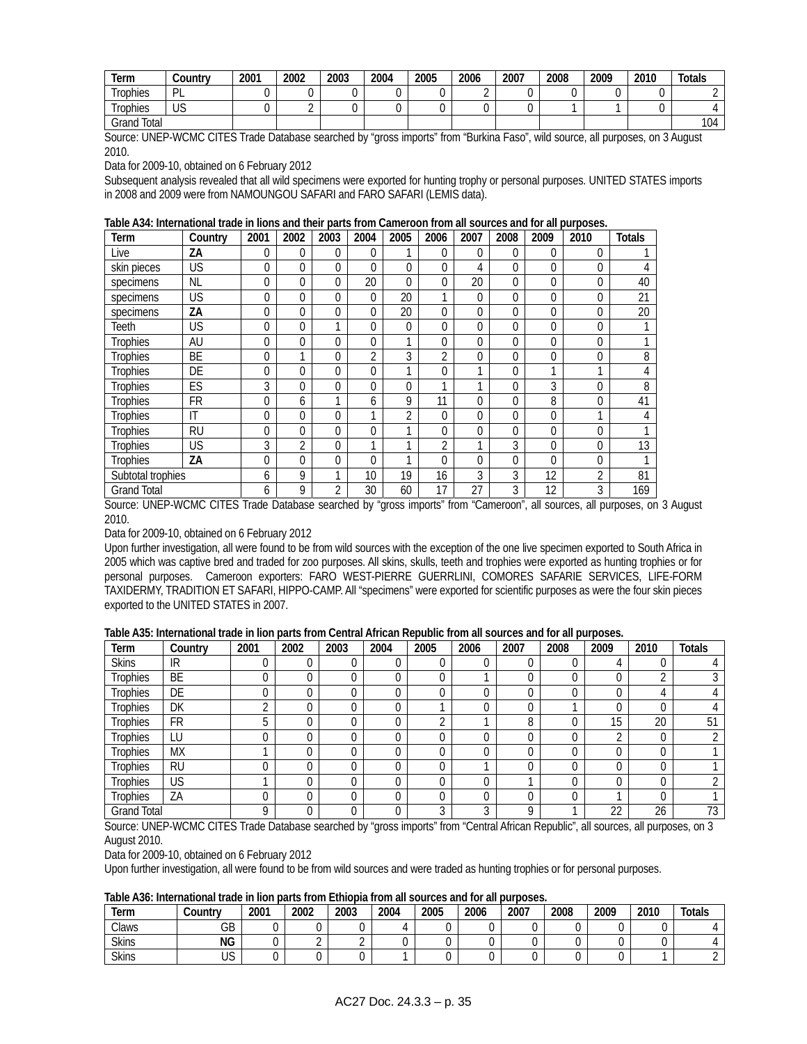| Term | Country | 2001 | 2002 | 2003 | 2004 | 2005 | 2006 | 2007 | 2008 | 2009 | 2010 | Totals |
|---|---|---|---|---|---|---|---|---|---|---|---|---|
| Trophies | PL | 0 | 0 | 0 | 0 | 0 | 2 | 0 | 0 | 0 | 0 | 2 |
| Trophies | US | 0 | 2 | 0 | 0 | 0 | 0 | 0 | 1 | 1 | 0 | 4 |
| Grand Total | | | | | | | | | | | | 104 |

Source: UNEP-WCMC CITES Trade Database searched by "gross imports" from "Burkina Faso", wild source, all purposes, on 3 August 2010.

Data for 2009-10, obtained on 6 February 2012

Subsequent analysis revealed that all wild specimens were exported for hunting trophy or personal purposes. UNITED STATES imports in 2008 and 2009 were from NAMOUNGOU SAFARI and FARO SAFARI (LEMIS data).

**Table A34: International trade in lions and their parts from Cameroon from all sources and for all purposes.**

| Term | Country | 2001 | 2002 | 2003 | 2004 | 2005 | 2006 | 2007 | 2008 | 2009 | 2010 | Totals |
|---|---|---|---|---|---|---|---|---|---|---|---|---|
| Live | **ZA** | 0 | 0 | 0 | 0 | 1 | 0 | 0 | 0 | 0 | 0 | 1 |
| skin pieces | US | 0 | 0 | 0 | 0 | 0 | 0 | 4 | 0 | 0 | 0 | 4 |
| specimens | NL | 0 | 0 | 0 | 20 | 0 | 0 | 20 | 0 | 0 | 0 | 40 |
| specimens | US | 0 | 0 | 0 | 0 | 20 | 1 | 0 | 0 | 0 | 0 | 21 |
| specimens | **ZA** | 0 | 0 | 0 | 0 | 20 | 0 | 0 | 0 | 0 | 0 | 20 |
| Teeth | US | 0 | 0 | 1 | 0 | 0 | 0 | 0 | 0 | 0 | 0 | 1 |
| Trophies | AU | 0 | 0 | 0 | 0 | 1 | 0 | 0 | 0 | 0 | 0 | 1 |
| Trophies | BE | 0 | 1 | 0 | 2 | 3 | 2 | 0 | 0 | 0 | 0 | 8 |
| Trophies | DE | 0 | 0 | 0 | 0 | 1 | 0 | 1 | 0 | 1 | 1 | 4 |
| Trophies | ES | 3 | 0 | 0 | 0 | 0 | 1 | 1 | 0 | 3 | 0 | 8 |
| Trophies | FR | 0 | 6 | 1 | 6 | 9 | 11 | 0 | 0 | 8 | 0 | 41 |
| Trophies | IT | 0 | 0 | 0 | 1 | 2 | 0 | 0 | 0 | 0 | 1 | 4 |
| Trophies | RU | 0 | 0 | 0 | 0 | 1 | 0 | 0 | 0 | 0 | 0 | 1 |
| Trophies | US | 3 | 2 | 0 | 1 | 1 | 2 | 1 | 3 | 0 | 0 | 13 |
| Trophies | **ZA** | 0 | 0 | 0 | 0 | 1 | 0 | 0 | 0 | 0 | 0 | 1 |
| Subtotal trophies | | 6 | 9 | 1 | 10 | 19 | 16 | 3 | 3 | 12 | 2 | 81 |
| Grand Total | | 6 | 9 | 2 | 30 | 60 | 17 | 27 | 3 | 12 | 3 | 169 |

Source: UNEP-WCMC CITES Trade Database searched by "gross imports" from "Cameroon", all sources, all purposes, on 3 August 2010.

Data for 2009-10, obtained on 6 February 2012

Upon further investigation, all were found to be from wild sources with the exception of the one live specimen exported to South Africa in 2005 which was captive bred and traded for zoo purposes. All skins, skulls, teeth and trophies were exported as hunting trophies or for personal purposes. Cameroon exporters: FARO WEST-PIERRE GUERRLINI, COMORES SAFARIE SERVICES, LIFE-FORM TAXIDERMY, TRADITION ET SAFARI, HIPPO-CAMP. All "specimens" were exported for scientific purposes as were the four skin pieces exported to the UNITED STATES in 2007.

**Table A35: International trade in lion parts from Central African Republic from all sources and for all purposes.**

| Term | Country | 2001 | 2002 | 2003 | 2004 | 2005 | 2006 | 2007 | 2008 | 2009 | 2010 | Totals |
|---|---|---|---|---|---|---|---|---|---|---|---|---|
| Skins | IR | 0 | 0 | 0 | 0 | 0 | 0 | 0 | 0 | 4 | 0 | 4 |
| Trophies | BE | 0 | 0 | 0 | 0 | 0 | 1 | 0 | 0 | 0 | 2 | 3 |
| Trophies | DE | 0 | 0 | 0 | 0 | 0 | 0 | 0 | 0 | 0 | 4 | 4 |
| Trophies | DK | 2 | 0 | 0 | 0 | 1 | 0 | 0 | 1 | 0 | 0 | 4 |
| Trophies | FR | 5 | 0 | 0 | 0 | 2 | 1 | 8 | 0 | 15 | 20 | 51 |
| Trophies | LU | 0 | 0 | 0 | 0 | 0 | 0 | 0 | 0 | 2 | 0 | 2 |
| Trophies | MX | 1 | 0 | 0 | 0 | 0 | 0 | 0 | 0 | 0 | 0 | 1 |
| Trophies | RU | 0 | 0 | 0 | 0 | 0 | 1 | 0 | 0 | 0 | 0 | 1 |
| Trophies | US | 1 | 0 | 0 | 0 | 0 | 0 | 1 | 0 | 0 | 0 | 2 |
| Trophies | ZA | 0 | 0 | 0 | 0 | 0 | 0 | 0 | 0 | 1 | 0 | 1 |
| Grand Total | | 9 | 0 | 0 | 0 | 3 | 3 | 9 | 1 | 22 | 26 | 73 |

Source: UNEP-WCMC CITES Trade Database searched by "gross imports" from "Central African Republic", all sources, all purposes, on 3 August 2010.

Data for 2009-10, obtained on 6 February 2012

Upon further investigation, all were found to be from wild sources and were traded as hunting trophies or for personal purposes.

**Table A36: International trade in lion parts from Ethiopia from all sources and for all purposes.**

| Term | Country | 2001 | 2002 | 2003 | 2004 | 2005 | 2006 | 2007 | 2008 | 2009 | 2010 | Totals |
|---|---|---|---|---|---|---|---|---|---|---|---|---|
| Claws | GB | 0 | 0 | 0 | 4 | 0 | 0 | 0 | 0 | 0 | 0 | 4 |
| Skins | **NG** | 0 | 2 | 2 | 0 | 0 | 0 | 0 | 0 | 0 | 0 | 4 |
| Skins | US | 0 | 0 | 0 | 1 | 0 | 0 | 0 | 0 | 0 | 1 | 2 |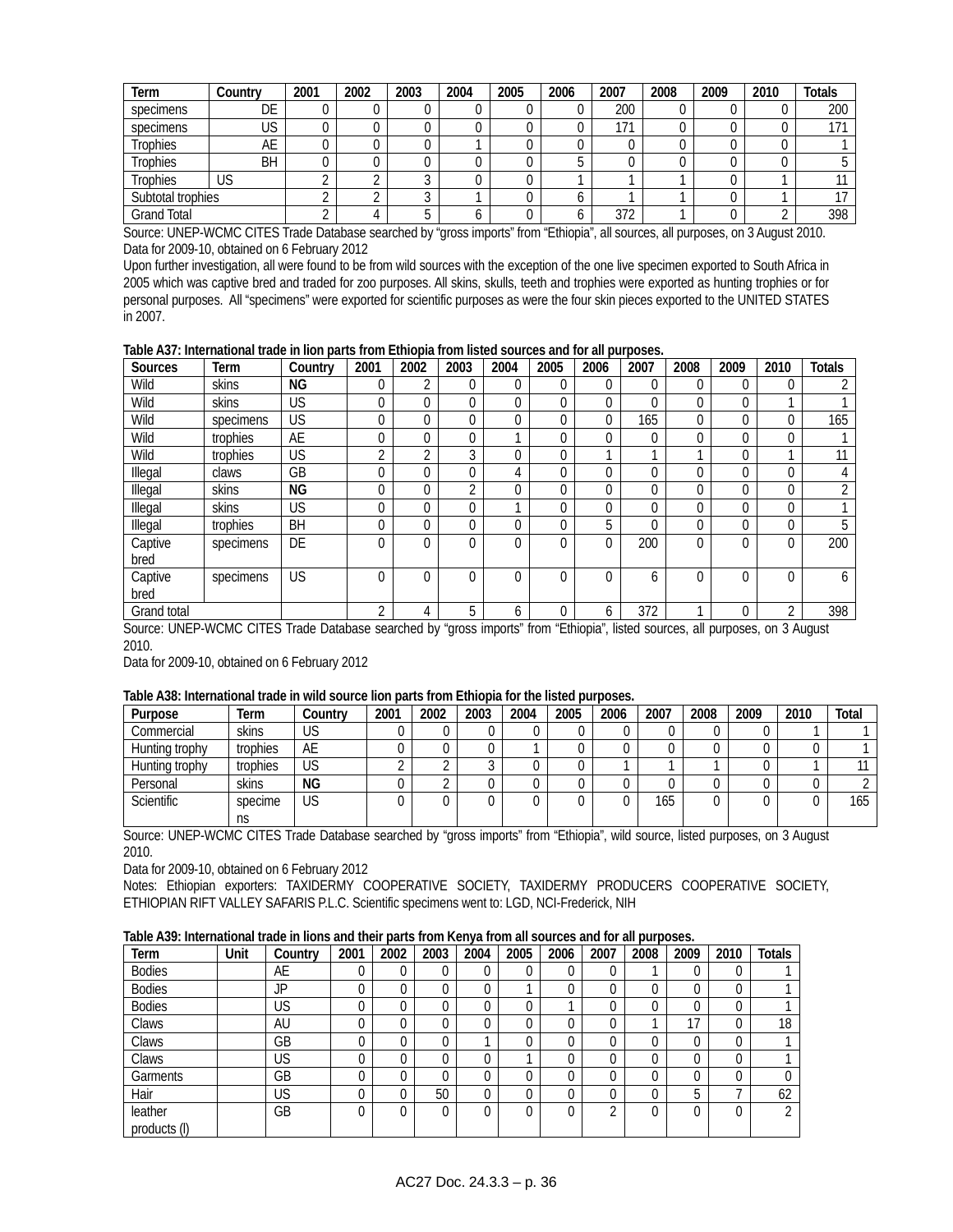| Term | Country | 2001 | 2002 | 2003 | 2004 | 2005 | 2006 | 2007 | 2008 | 2009 | 2010 | Totals |
|---|---|---|---|---|---|---|---|---|---|---|---|---|
| specimens | DE | 0 | 0 | 0 | 0 | 0 | 0 | 200 | 0 | 0 | 0 | 200 |
| specimens | US | 0 | 0 | 0 | 0 | 0 | 0 | 171 | 0 | 0 | 0 | 171 |
| Trophies | AE | 0 | 0 | 0 | 1 | 0 | 0 | 0 | 0 | 0 | 0 | 1 |
| Trophies | BH | 0 | 0 | 0 | 0 | 0 | 5 | 0 | 0 | 0 | 0 | 5 |
| Trophies | US | 2 | 2 | 3 | 0 | 0 | 1 | 1 | 1 | 0 | 1 | 11 |
| Subtotal trophies | | 2 | 2 | 3 | 1 | 0 | 6 | 1 | 1 | 0 | 1 | 17 |
| Grand Total | | 2 | 4 | 5 | 6 | 0 | 6 | 372 | 1 | 0 | 2 | 398 |

Source: UNEP-WCMC CITES Trade Database searched by "gross imports" from "Ethiopia", all sources, all purposes, on 3 August 2010. Data for 2009-10, obtained on 6 February 2012

Upon further investigation, all were found to be from wild sources with the exception of the one live specimen exported to South Africa in 2005 which was captive bred and traded for zoo purposes. All skins, skulls, teeth and trophies were exported as hunting trophies or for personal purposes. All "specimens" were exported for scientific purposes as were the four skin pieces exported to the UNITED STATES in 2007.

**Table A37: International trade in lion parts from Ethiopia from listed sources and for all purposes.**

| Sources | Term | Country | 2001 | 2002 | 2003 | 2004 | 2005 | 2006 | 2007 | 2008 | 2009 | 2010 | Totals |
|---|---|---|---|---|---|---|---|---|---|---|---|---|---|
| Wild | skins | **NG** | 0 | 2 | 0 | 0 | 0 | 0 | 0 | 0 | 0 | 0 | 2 |
| Wild | skins | US | 0 | 0 | 0 | 0 | 0 | 0 | 0 | 0 | 0 | 1 | 1 |
| Wild | specimens | US | 0 | 0 | 0 | 0 | 0 | 0 | 165 | 0 | 0 | 0 | 165 |
| Wild | trophies | AE | 0 | 0 | 0 | 1 | 0 | 0 | 0 | 0 | 0 | 0 | 1 |
| Wild | trophies | US | 2 | 2 | 3 | 0 | 0 | 1 | 1 | 1 | 0 | 1 | 11 |
| Illegal | claws | GB | 0 | 0 | 0 | 4 | 0 | 0 | 0 | 0 | 0 | 0 | 4 |
| Illegal | skins | **NG** | 0 | 0 | 2 | 0 | 0 | 0 | 0 | 0 | 0 | 0 | 2 |
| Illegal | skins | US | 0 | 0 | 0 | 1 | 0 | 0 | 0 | 0 | 0 | 0 | 1 |
| Illegal | trophies | BH | 0 | 0 | 0 | 0 | 0 | 5 | 0 | 0 | 0 | 0 | 5 |
| Captive bred | specimens | DE | 0 | 0 | 0 | 0 | 0 | 0 | 200 | 0 | 0 | 0 | 200 |
| Captive bred | specimens | US | 0 | 0 | 0 | 0 | 0 | 0 | 6 | 0 | 0 | 0 | 6 |
| Grand total | | | 2 | 4 | 5 | 6 | 0 | 6 | 372 | 1 | 0 | 2 | 398 |

Source: UNEP-WCMC CITES Trade Database searched by "gross imports" from "Ethiopia", listed sources, all purposes, on 3 August 2010.

Data for 2009-10, obtained on 6 February 2012

**Table A38: International trade in wild source lion parts from Ethiopia for the listed purposes.**

| Purpose | Term | Country | 2001 | 2002 | 2003 | 2004 | 2005 | 2006 | 2007 | 2008 | 2009 | 2010 | Total |
|---|---|---|---|---|---|---|---|---|---|---|---|---|---|
| Commercial | skins | US | 0 | 0 | 0 | 0 | 0 | 0 | 0 | 0 | 0 | 1 | 1 |
| Hunting trophy | trophies | AE | 0 | 0 | 0 | 1 | 0 | 0 | 0 | 0 | 0 | 0 | 1 |
| Hunting trophy | trophies | US | 2 | 2 | 3 | 0 | 0 | 1 | 1 | 1 | 0 | 1 | 11 |
| Personal | skins | **NG** | 0 | 2 | 0 | 0 | 0 | 0 | 0 | 0 | 0 | 0 | 2 |
| Scientific | specimens | US | 0 | 0 | 0 | 0 | 0 | 0 | 165 | 0 | 0 | 0 | 165 |

Source: UNEP-WCMC CITES Trade Database searched by "gross imports" from "Ethiopia", wild source, listed purposes, on 3 August 2010.

Data for 2009-10, obtained on 6 February 2012

Notes: Ethiopian exporters: TAXIDERMY COOPERATIVE SOCIETY, TAXIDERMY PRODUCERS COOPERATIVE SOCIETY, ETHIOPIAN RIFT VALLEY SAFARIS P.L.C. Scientific specimens went to: LGD, NCI-Frederick, NIH

**Table A39: International trade in lions and their parts from Kenya from all sources and for all purposes.**

| Term | Unit | Country | 2001 | 2002 | 2003 | 2004 | 2005 | 2006 | 2007 | 2008 | 2009 | 2010 | Totals |
|---|---|---|---|---|---|---|---|---|---|---|---|---|---|
| Bodies | | AE | 0 | 0 | 0 | 0 | 0 | 0 | 0 | 1 | 0 | 0 | 1 |
| Bodies | | JP | 0 | 0 | 0 | 0 | 1 | 0 | 0 | 0 | 0 | 0 | 1 |
| Bodies | | US | 0 | 0 | 0 | 0 | 0 | 1 | 0 | 0 | 0 | 0 | 1 |
| Claws | | AU | 0 | 0 | 0 | 0 | 0 | 0 | 0 | 1 | 17 | 0 | 18 |
| Claws | | GB | 0 | 0 | 0 | 1 | 0 | 0 | 0 | 0 | 0 | 0 | 1 |
| Claws | | US | 0 | 0 | 0 | 0 | 1 | 0 | 0 | 0 | 0 | 0 | 1 |
| Garments | | GB | 0 | 0 | 0 | 0 | 0 | 0 | 0 | 0 | 0 | 0 | 0 |
| Hair | | US | 0 | 0 | 50 | 0 | 0 | 0 | 0 | 0 | 5 | 7 | 62 |
| leather products (l) | | GB | 0 | 0 | 0 | 0 | 0 | 0 | 2 | 0 | 0 | 0 | 2 |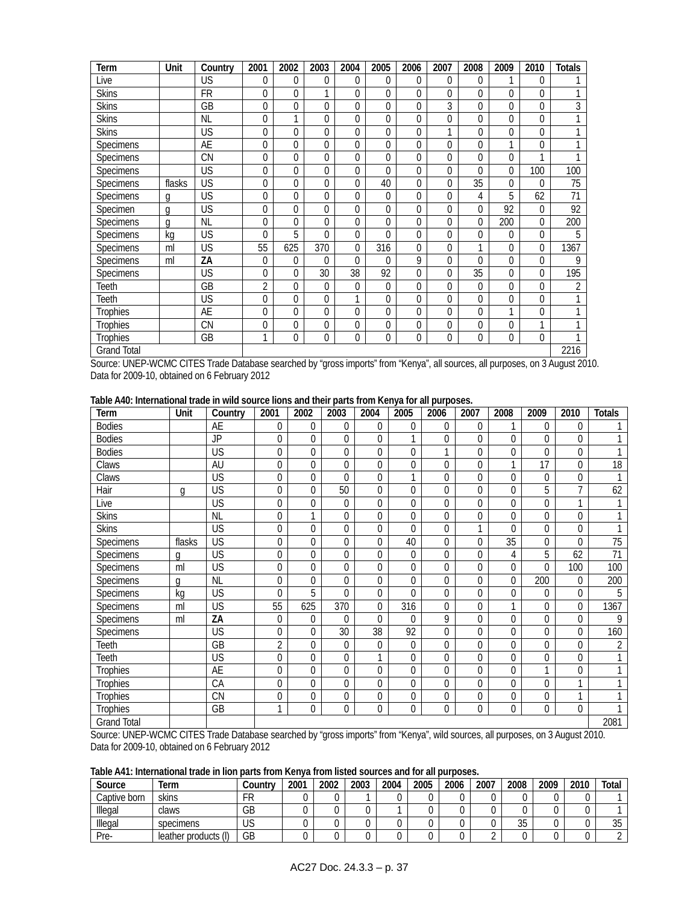| Term | Unit | Country | 2001 | 2002 | 2003 | 2004 | 2005 | 2006 | 2007 | 2008 | 2009 | 2010 | Totals |
|---|---|---|---|---|---|---|---|---|---|---|---|---|---|
| Live | | US | 0 | 0 | 0 | 0 | 0 | 0 | 0 | 0 | 1 | 0 | 1 |
| Skins | | FR | 0 | 0 | 1 | 0 | 0 | 0 | 0 | 0 | 0 | 0 | 1 |
| Skins | | GB | 0 | 0 | 0 | 0 | 0 | 0 | 3 | 0 | 0 | 0 | 3 |
| Skins | | NL | 0 | 1 | 0 | 0 | 0 | 0 | 0 | 0 | 0 | 0 | 1 |
| Skins | | US | 0 | 0 | 0 | 0 | 0 | 0 | 1 | 0 | 0 | 0 | 1 |
| Specimens | | AE | 0 | 0 | 0 | 0 | 0 | 0 | 0 | 0 | 1 | 0 | 1 |
| Specimens | | CN | 0 | 0 | 0 | 0 | 0 | 0 | 0 | 0 | 0 | 1 | 1 |
| Specimens | | US | 0 | 0 | 0 | 0 | 0 | 0 | 0 | 0 | 0 | 100 | 100 |
| Specimens | flasks | US | 0 | 0 | 0 | 0 | 40 | 0 | 0 | 35 | 0 | 0 | 75 |
| Specimens | g | US | 0 | 0 | 0 | 0 | 0 | 0 | 0 | 4 | 5 | 62 | 71 |
| Specimen | g | US | 0 | 0 | 0 | 0 | 0 | 0 | 0 | 0 | 92 | 0 | 92 |
| Specimens | g | NL | 0 | 0 | 0 | 0 | 0 | 0 | 0 | 0 | 200 | 0 | 200 |
| Specimens | kg | US | 0 | 5 | 0 | 0 | 0 | 0 | 0 | 0 | 0 | 0 | 5 |
| Specimens | ml | US | 55 | 625 | 370 | 0 | 316 | 0 | 0 | 1 | 0 | 0 | 1367 |
| Specimens | ml | **ZA** | 0 | 0 | 0 | 0 | 0 | 9 | 0 | 0 | 0 | 0 | 9 |
| Specimens | | US | 0 | 0 | 30 | 38 | 92 | 0 | 0 | 35 | 0 | 0 | 195 |
| Teeth | | GB | 2 | 0 | 0 | 0 | 0 | 0 | 0 | 0 | 0 | 0 | 2 |
| Teeth | | US | 0 | 0 | 0 | 1 | 0 | 0 | 0 | 0 | 0 | 0 | 1 |
| Trophies | | AE | 0 | 0 | 0 | 0 | 0 | 0 | 0 | 0 | 1 | 0 | 1 |
| Trophies | | CN | 0 | 0 | 0 | 0 | 0 | 0 | 0 | 0 | 0 | 1 | 1 |
| Trophies | | GB | 1 | 0 | 0 | 0 | 0 | 0 | 0 | 0 | 0 | 0 | 1 |
| Grand Total | | | | | | | | | | | | | 2216 |

Source: UNEP-WCMC CITES Trade Database searched by "gross imports" from "Kenya", all sources, all purposes, on 3 August 2010. Data for 2009-10, obtained on 6 February 2012

**Table A40: International trade in wild source lions and their parts from Kenya for all purposes.**

| Term | Unit | Country | 2001 | 2002 | 2003 | 2004 | 2005 | 2006 | 2007 | 2008 | 2009 | 2010 | Totals |
|---|---|---|---|---|---|---|---|---|---|---|---|---|---|
| Bodies | | AE | 0 | 0 | 0 | 0 | 0 | 0 | 0 | 1 | 0 | 0 | 1 |
| Bodies | | JP | 0 | 0 | 0 | 0 | 1 | 0 | 0 | 0 | 0 | 0 | 1 |
| Bodies | | US | 0 | 0 | 0 | 0 | 0 | 1 | 0 | 0 | 0 | 0 | 1 |
| Claws | | AU | 0 | 0 | 0 | 0 | 0 | 0 | 0 | 1 | 17 | 0 | 18 |
| Claws | | US | 0 | 0 | 0 | 0 | 1 | 0 | 0 | 0 | 0 | 0 | 1 |
| Hair | g | US | 0 | 0 | 50 | 0 | 0 | 0 | 0 | 0 | 5 | 7 | 62 |
| Live | | US | 0 | 0 | 0 | 0 | 0 | 0 | 0 | 0 | 0 | 1 | 1 |
| Skins | | NL | 0 | 1 | 0 | 0 | 0 | 0 | 0 | 0 | 0 | 0 | 1 |
| Skins | | US | 0 | 0 | 0 | 0 | 0 | 0 | 1 | 0 | 0 | 0 | 1 |
| Specimens | flasks | US | 0 | 0 | 0 | 0 | 40 | 0 | 0 | 35 | 0 | 0 | 75 |
| Specimens | g | US | 0 | 0 | 0 | 0 | 0 | 0 | 0 | 4 | 5 | 62 | 71 |
| Specimens | ml | US | 0 | 0 | 0 | 0 | 0 | 0 | 0 | 0 | 0 | 100 | 100 |
| Specimens | g | NL | 0 | 0 | 0 | 0 | 0 | 0 | 0 | 0 | 200 | 0 | 200 |
| Specimens | kg | US | 0 | 5 | 0 | 0 | 0 | 0 | 0 | 0 | 0 | 0 | 5 |
| Specimens | ml | US | 55 | 625 | 370 | 0 | 316 | 0 | 0 | 1 | 0 | 0 | 1367 |
| Specimens | ml | **ZA** | 0 | 0 | 0 | 0 | 0 | 9 | 0 | 0 | 0 | 0 | 9 |
| Specimens | | US | 0 | 0 | 30 | 38 | 92 | 0 | 0 | 0 | 0 | 0 | 160 |
| Teeth | | GB | 2 | 0 | 0 | 0 | 0 | 0 | 0 | 0 | 0 | 0 | 2 |
| Teeth | | US | 0 | 0 | 0 | 1 | 0 | 0 | 0 | 0 | 0 | 0 | 1 |
| Trophies | | AE | 0 | 0 | 0 | 0 | 0 | 0 | 0 | 0 | 1 | 0 | 1 |
| Trophies | | CA | 0 | 0 | 0 | 0 | 0 | 0 | 0 | 0 | 0 | 1 | 1 |
| Trophies | | CN | 0 | 0 | 0 | 0 | 0 | 0 | 0 | 0 | 0 | 1 | 1 |
| Trophies | | GB | 1 | 0 | 0 | 0 | 0 | 0 | 0 | 0 | 0 | 0 | 1 |
| Grand Total | | | | | | | | | | | | | 2081 |

Source: UNEP-WCMC CITES Trade Database searched by "gross imports" from "Kenya", wild sources, all purposes, on 3 August 2010. Data for 2009-10, obtained on 6 February 2012

**Table A41: International trade in lion parts from Kenya from listed sources and for all purposes.**

| Source | Term | Country | 2001 | 2002 | 2003 | 2004 | 2005 | 2006 | 2007 | 2008 | 2009 | 2010 | Total |
|---|---|---|---|---|---|---|---|---|---|---|---|---|---|
| Captive born | skins | FR | 0 | 0 | 1 | 0 | 0 | 0 | 0 | 0 | 0 | 0 | 1 |
| Illegal | claws | GB | 0 | 0 | 0 | 1 | 0 | 0 | 0 | 0 | 0 | 0 | 1 |
| Illegal | specimens | US | 0 | 0 | 0 | 0 | 0 | 0 | 0 | 35 | 0 | 0 | 35 |
| Pre- | leather products (l) | GB | 0 | 0 | 0 | 0 | 0 | 0 | 2 | 0 | 0 | 0 | 2 |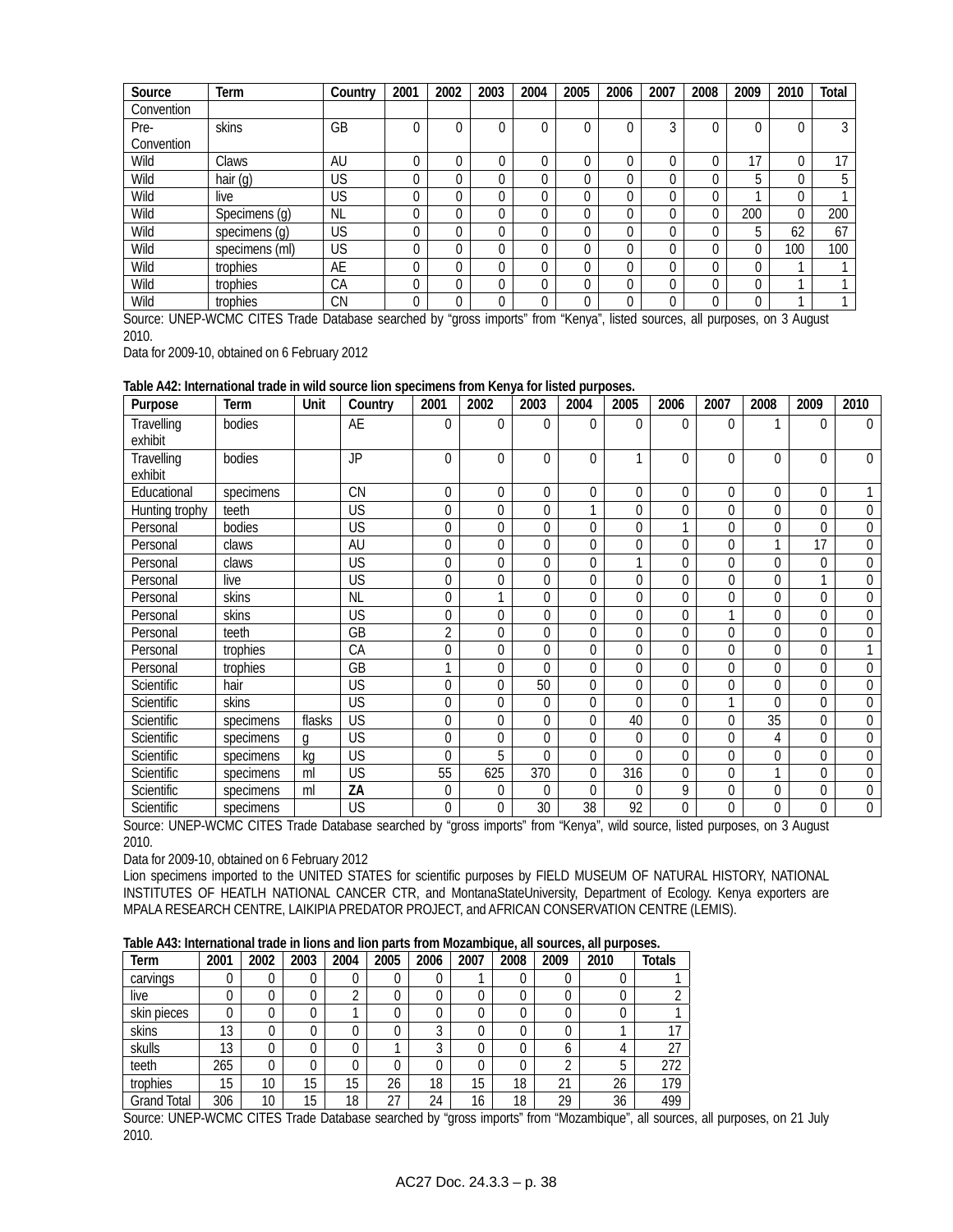| Source | Term | Country | 2001 | 2002 | 2003 | 2004 | 2005 | 2006 | 2007 | 2008 | 2009 | 2010 | Total |
|---|---|---|---|---|---|---|---|---|---|---|---|---|---|
| Convention | | | | | | | | | | | | | |
| Pre-Convention | skins | GB | 0 | 0 | 0 | 0 | 0 | 0 | 3 | 0 | 0 | 0 | 3 |
| Wild | Claws | AU | 0 | 0 | 0 | 0 | 0 | 0 | 0 | 0 | 17 | 0 | 17 |
| Wild | hair (g) | US | 0 | 0 | 0 | 0 | 0 | 0 | 0 | 0 | 5 | 0 | 5 |
| Wild | live | US | 0 | 0 | 0 | 0 | 0 | 0 | 0 | 0 | 1 | 0 | 1 |
| Wild | Specimens (g) | NL | 0 | 0 | 0 | 0 | 0 | 0 | 0 | 0 | 200 | 0 | 200 |
| Wild | specimens (g) | US | 0 | 0 | 0 | 0 | 0 | 0 | 0 | 0 | 5 | 62 | 67 |
| Wild | specimens (ml) | US | 0 | 0 | 0 | 0 | 0 | 0 | 0 | 0 | 0 | 100 | 100 |
| Wild | trophies | AE | 0 | 0 | 0 | 0 | 0 | 0 | 0 | 0 | 0 | 1 | 1 |
| Wild | trophies | CA | 0 | 0 | 0 | 0 | 0 | 0 | 0 | 0 | 0 | 1 | 1 |
| Wild | trophies | CN | 0 | 0 | 0 | 0 | 0 | 0 | 0 | 0 | 0 | 1 | 1 |

Source: UNEP-WCMC CITES Trade Database searched by "gross imports" from "Kenya", listed sources, all purposes, on 3 August 2010.

Data for 2009-10, obtained on 6 February 2012

**Table A42: International trade in wild source lion specimens from Kenya for listed purposes.**

| Purpose | Term | Unit | Country | 2001 | 2002 | 2003 | 2004 | 2005 | 2006 | 2007 | 2008 | 2009 | 2010 |
|---|---|---|---|---|---|---|---|---|---|---|---|---|---|
| Travelling exhibit | bodies | | AE | 0 | 0 | 0 | 0 | 0 | 0 | 0 | 1 | 0 | 0 |
| Travelling exhibit | bodies | | JP | 0 | 0 | 0 | 0 | 1 | 0 | 0 | 0 | 0 | 0 |
| Educational | specimens | | CN | 0 | 0 | 0 | 0 | 0 | 0 | 0 | 0 | 0 | 1 |
| Hunting trophy | teeth | | US | 0 | 0 | 0 | 1 | 0 | 0 | 0 | 0 | 0 | 0 |
| Personal | bodies | | US | 0 | 0 | 0 | 0 | 0 | 1 | 0 | 0 | 0 | 0 |
| Personal | claws | | AU | 0 | 0 | 0 | 0 | 0 | 0 | 0 | 1 | 17 | 0 |
| Personal | claws | | US | 0 | 0 | 0 | 0 | 1 | 0 | 0 | 0 | 0 | 0 |
| Personal | live | | US | 0 | 0 | 0 | 0 | 0 | 0 | 0 | 0 | 1 | 0 |
| Personal | skins | | NL | 0 | 1 | 0 | 0 | 0 | 0 | 0 | 0 | 0 | 0 |
| Personal | skins | | US | 0 | 0 | 0 | 0 | 0 | 0 | 1 | 0 | 0 | 0 |
| Personal | teeth | | GB | 2 | 0 | 0 | 0 | 0 | 0 | 0 | 0 | 0 | 0 |
| Personal | trophies | | CA | 0 | 0 | 0 | 0 | 0 | 0 | 0 | 0 | 0 | 1 |
| Personal | trophies | | GB | 1 | 0 | 0 | 0 | 0 | 0 | 0 | 0 | 0 | 0 |
| Scientific | hair | | US | 0 | 0 | 50 | 0 | 0 | 0 | 0 | 0 | 0 | 0 |
| Scientific | skins | | US | 0 | 0 | 0 | 0 | 0 | 0 | 1 | 0 | 0 | 0 |
| Scientific | specimens | flasks | US | 0 | 0 | 0 | 0 | 40 | 0 | 0 | 35 | 0 | 0 |
| Scientific | specimens | g | US | 0 | 0 | 0 | 0 | 0 | 0 | 0 | 4 | 0 | 0 |
| Scientific | specimens | kg | US | 0 | 5 | 0 | 0 | 0 | 0 | 0 | 0 | 0 | 0 |
| Scientific | specimens | ml | US | 55 | 625 | 370 | 0 | 316 | 0 | 0 | 1 | 0 | 0 |
| Scientific | specimens | ml | **ZA** | 0 | 0 | 0 | 0 | 0 | 9 | 0 | 0 | 0 | 0 |
| Scientific | specimens | | US | 0 | 0 | 30 | 38 | 92 | 0 | 0 | 0 | 0 | 0 |

Source: UNEP-WCMC CITES Trade Database searched by "gross imports" from "Kenya", wild source, listed purposes, on 3 August 2010.

Data for 2009-10, obtained on 6 February 2012

Lion specimens imported to the UNITED STATES for scientific purposes by FIELD MUSEUM OF NATURAL HISTORY, NATIONAL INSTITUTES OF HEATLH NATIONAL CANCER CTR, and MontanaStateUniversity, Department of Ecology. Kenya exporters are MPALA RESEARCH CENTRE, LAIKIPIA PREDATOR PROJECT, and AFRICAN CONSERVATION CENTRE (LEMIS).

**Table A43: International trade in lions and lion parts from Mozambique, all sources, all purposes.**

| Term | 2001 | 2002 | 2003 | 2004 | 2005 | 2006 | 2007 | 2008 | 2009 | 2010 | Totals |
|---|---|---|---|---|---|---|---|---|---|---|---|
| carvings | 0 | 0 | 0 | 0 | 0 | 0 | 1 | 0 | 0 | 0 | 1 |
| live | 0 | 0 | 0 | 2 | 0 | 0 | 0 | 0 | 0 | 0 | 2 |
| skin pieces | 0 | 0 | 0 | 1 | 0 | 0 | 0 | 0 | 0 | 0 | 1 |
| skins | 13 | 0 | 0 | 0 | 0 | 3 | 0 | 0 | 0 | 1 | 17 |
| skulls | 13 | 0 | 0 | 0 | 1 | 3 | 0 | 0 | 6 | 4 | 27 |
| teeth | 265 | 0 | 0 | 0 | 0 | 0 | 0 | 0 | 2 | 5 | 272 |
| trophies | 15 | 10 | 15 | 15 | 26 | 18 | 15 | 18 | 21 | 26 | 179 |
| Grand Total | 306 | 10 | 15 | 18 | 27 | 24 | 16 | 18 | 29 | 36 | 499 |

Source: UNEP-WCMC CITES Trade Database searched by "gross imports" from "Mozambique", all sources, all purposes, on 21 July 2010.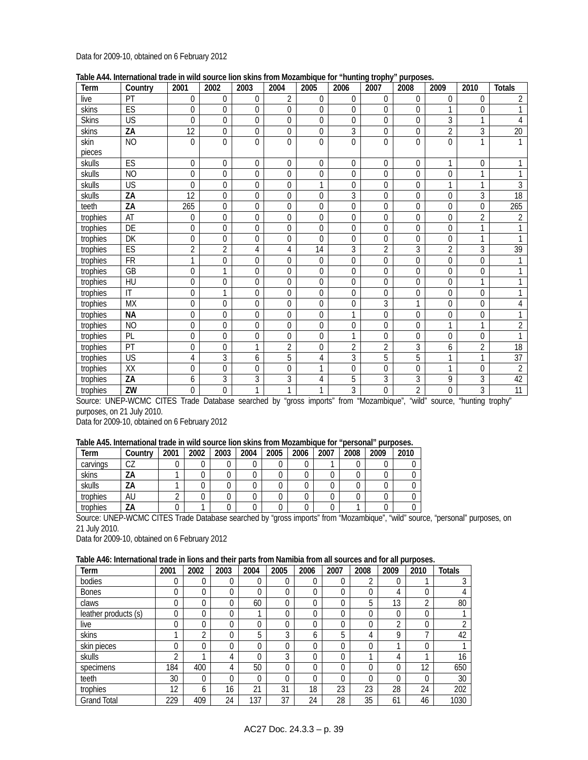Data for 2009-10, obtained on 6 February 2012

**Table A44. International trade in wild source lion skins from Mozambique for "hunting trophy" purposes.**

| Term | Country | 2001 | 2002 | 2003 | 2004 | 2005 | 2006 | 2007 | 2008 | 2009 | 2010 | Totals |
|---|---|---|---|---|---|---|---|---|---|---|---|---|
| live | PT | 0 | 0 | 0 | 2 | 0 | 0 | 0 | 0 | 0 | 0 | 2 |
| skins | ES | 0 | 0 | 0 | 0 | 0 | 0 | 0 | 0 | 1 | 0 | 1 |
| Skins | US | 0 | 0 | 0 | 0 | 0 | 0 | 0 | 0 | 3 | 1 | 4 |
| skins | **ZA** | 12 | 0 | 0 | 0 | 0 | 3 | 0 | 0 | 2 | 3 | 20 |
| skin pieces | NO | 0 | 0 | 0 | 0 | 0 | 0 | 0 | 0 | 0 | 1 | 1 |
| skulls | ES | 0 | 0 | 0 | 0 | 0 | 0 | 0 | 0 | 1 | 0 | 1 |
| skulls | NO | 0 | 0 | 0 | 0 | 0 | 0 | 0 | 0 | 0 | 1 | 1 |
| skulls | US | 0 | 0 | 0 | 0 | 1 | 0 | 0 | 0 | 1 | 1 | 3 |
| skulls | **ZA** | 12 | 0 | 0 | 0 | 0 | 3 | 0 | 0 | 0 | 3 | 18 |
| teeth | **ZA** | 265 | 0 | 0 | 0 | 0 | 0 | 0 | 0 | 0 | 0 | 265 |
| trophies | AT | 0 | 0 | 0 | 0 | 0 | 0 | 0 | 0 | 0 | 2 | 2 |
| trophies | DE | 0 | 0 | 0 | 0 | 0 | 0 | 0 | 0 | 0 | 1 | 1 |
| trophies | DK | 0 | 0 | 0 | 0 | 0 | 0 | 0 | 0 | 0 | 1 | 1 |
| trophies | ES | 2 | 2 | 4 | 4 | 14 | 3 | 2 | 3 | 2 | 3 | 39 |
| trophies | FR | 1 | 0 | 0 | 0 | 0 | 0 | 0 | 0 | 0 | 0 | 1 |
| trophies | GB | 0 | 1 | 0 | 0 | 0 | 0 | 0 | 0 | 0 | 0 | 1 |
| trophies | HU | 0 | 0 | 0 | 0 | 0 | 0 | 0 | 0 | 0 | 1 | 1 |
| trophies | IT | 0 | 1 | 0 | 0 | 0 | 0 | 0 | 0 | 0 | 0 | 1 |
| trophies | MX | 0 | 0 | 0 | 0 | 0 | 0 | 3 | 1 | 0 | 0 | 4 |
| trophies | **NA** | 0 | 0 | 0 | 0 | 0 | 1 | 0 | 0 | 0 | 0 | 1 |
| trophies | NO | 0 | 0 | 0 | 0 | 0 | 0 | 0 | 0 | 1 | 1 | 2 |
| trophies | PL | 0 | 0 | 0 | 0 | 0 | 1 | 0 | 0 | 0 | 0 | 1 |
| trophies | PT | 0 | 0 | 1 | 2 | 0 | 2 | 2 | 3 | 6 | 2 | 18 |
| trophies | US | 4 | 3 | 6 | 5 | 4 | 3 | 5 | 5 | 1 | 1 | 37 |
| trophies | XX | 0 | 0 | 0 | 0 | 1 | 0 | 0 | 0 | 1 | 0 | 2 |
| trophies | **ZA** | 6 | 3 | 3 | 3 | 4 | 5 | 3 | 3 | 9 | 3 | 42 |
| trophies | **ZW** | 0 | 0 | 1 | 1 | 1 | 3 | 0 | 2 | 0 | 3 | 11 |

Source: UNEP-WCMC CITES Trade Database searched by "gross imports" from "Mozambique", "wild" source, "hunting trophy" purposes, on 21 July 2010.
Data for 2009-10, obtained on 6 February 2012

**Table A45. International trade in wild source lion skins from Mozambique for "personal" purposes.**

| Term | Country | 2001 | 2002 | 2003 | 2004 | 2005 | 2006 | 2007 | 2008 | 2009 | 2010 |
|---|---|---|---|---|---|---|---|---|---|---|---|
| carvings | CZ | 0 | 0 | 0 | 0 | 0 | 0 | 1 | 0 | 0 | 0 |
| skins | **ZA** | 1 | 0 | 0 | 0 | 0 | 0 | 0 | 0 | 0 | 0 |
| skulls | **ZA** | 1 | 0 | 0 | 0 | 0 | 0 | 0 | 0 | 0 | 0 |
| trophies | AU | 2 | 0 | 0 | 0 | 0 | 0 | 0 | 0 | 0 | 0 |
| trophies | **ZA** | 0 | 1 | 0 | 0 | 0 | 0 | 0 | 1 | 0 | 0 |

Source: UNEP-WCMC CITES Trade Database searched by "gross imports" from "Mozambique", "wild" source, "personal" purposes, on 21 July 2010.
Data for 2009-10, obtained on 6 February 2012

**Table A46: International trade in lions and their parts from Namibia from all sources and for all purposes.**

| Term | 2001 | 2002 | 2003 | 2004 | 2005 | 2006 | 2007 | 2008 | 2009 | 2010 | Totals |
|---|---|---|---|---|---|---|---|---|---|---|---|
| bodies | 0 | 0 | 0 | 0 | 0 | 0 | 0 | 2 | 0 | 1 | 3 |
| Bones | 0 | 0 | 0 | 0 | 0 | 0 | 0 | 0 | 4 | 0 | 4 |
| claws | 0 | 0 | 0 | 60 | 0 | 0 | 0 | 5 | 13 | 2 | 80 |
| leather products (s) | 0 | 0 | 0 | 1 | 0 | 0 | 0 | 0 | 0 | 0 | 1 |
| live | 0 | 0 | 0 | 0 | 0 | 0 | 0 | 0 | 2 | 0 | 2 |
| skins | 1 | 2 | 0 | 5 | 3 | 6 | 5 | 4 | 9 | 7 | 42 |
| skin pieces | 0 | 0 | 0 | 0 | 0 | 0 | 0 | 0 | 1 | 0 | 1 |
| skulls | 2 | 1 | 4 | 0 | 3 | 0 | 0 | 1 | 4 | 1 | 16 |
| specimens | 184 | 400 | 4 | 50 | 0 | 0 | 0 | 0 | 0 | 12 | 650 |
| teeth | 30 | 0 | 0 | 0 | 0 | 0 | 0 | 0 | 0 | 0 | 30 |
| trophies | 12 | 6 | 16 | 21 | 31 | 18 | 23 | 23 | 28 | 24 | 202 |
| Grand Total | 229 | 409 | 24 | 137 | 37 | 24 | 28 | 35 | 61 | 46 | 1030 |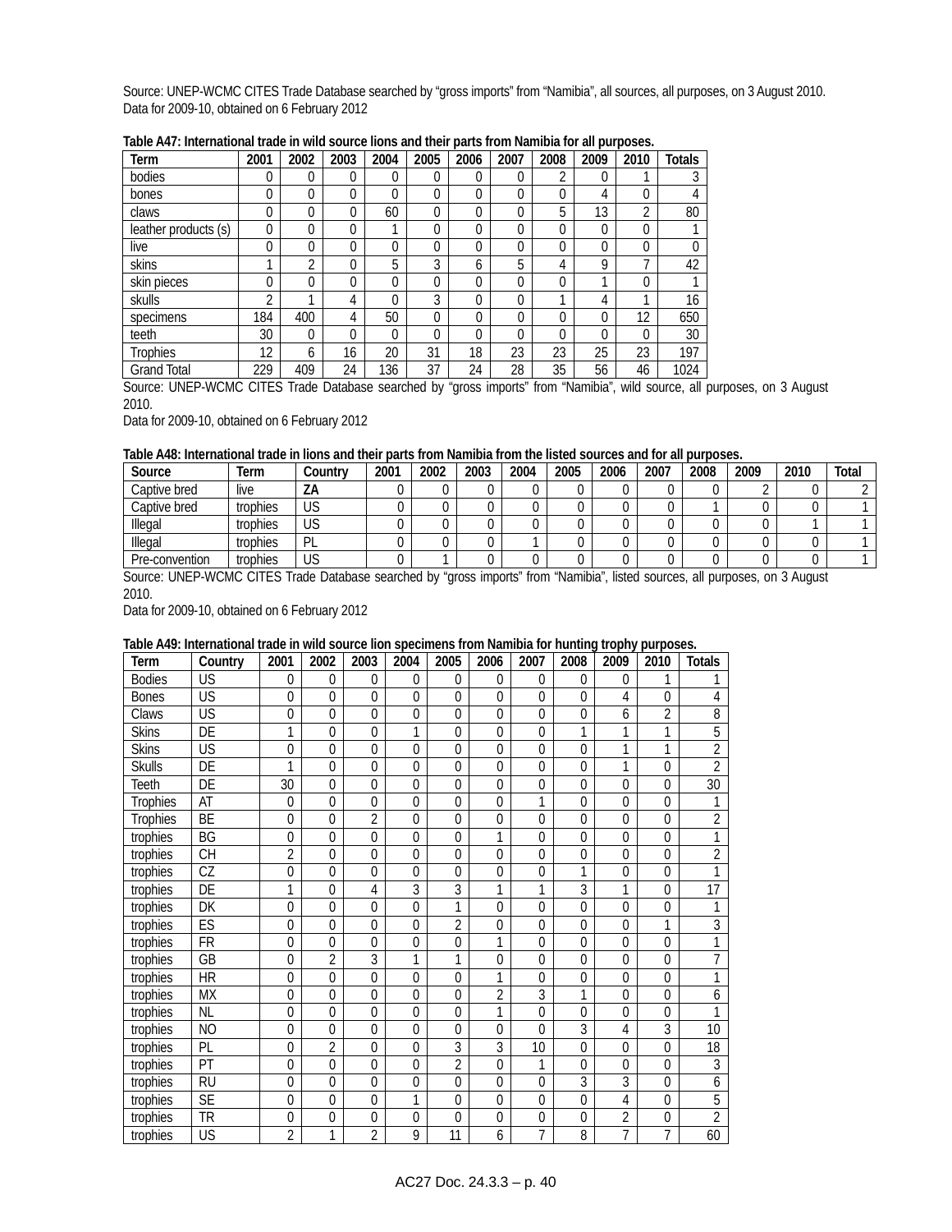Source: UNEP-WCMC CITES Trade Database searched by “gross imports” from “Namibia”, all sources, all purposes, on 3 August 2010. Data for 2009-10, obtained on 6 February 2012

**Table A47: International trade in wild source lions and their parts from Namibia for all purposes.**

| Term | 2001 | 2002 | 2003 | 2004 | 2005 | 2006 | 2007 | 2008 | 2009 | 2010 | Totals |
|---|---|---|---|---|---|---|---|---|---|---|---|
| bodies | 0 | 0 | 0 | 0 | 0 | 0 | 0 | 2 | 0 | 1 | 3 |
| bones | 0 | 0 | 0 | 0 | 0 | 0 | 0 | 0 | 4 | 0 | 4 |
| claws | 0 | 0 | 0 | 60 | 0 | 0 | 0 | 5 | 13 | 2 | 80 |
| leather products (s) | 0 | 0 | 0 | 1 | 0 | 0 | 0 | 0 | 0 | 0 | 1 |
| live | 0 | 0 | 0 | 0 | 0 | 0 | 0 | 0 | 0 | 0 | 0 |
| skins | 1 | 2 | 0 | 5 | 3 | 6 | 5 | 4 | 9 | 7 | 42 |
| skin pieces | 0 | 0 | 0 | 0 | 0 | 0 | 0 | 0 | 1 | 0 | 1 |
| skulls | 2 | 1 | 4 | 0 | 3 | 0 | 0 | 1 | 4 | 1 | 16 |
| specimens | 184 | 400 | 4 | 50 | 0 | 0 | 0 | 0 | 0 | 12 | 650 |
| teeth | 30 | 0 | 0 | 0 | 0 | 0 | 0 | 0 | 0 | 0 | 30 |
| Trophies | 12 | 6 | 16 | 20 | 31 | 18 | 23 | 23 | 25 | 23 | 197 |
| Grand Total | 229 | 409 | 24 | 136 | 37 | 24 | 28 | 35 | 56 | 46 | 1024 |

Source: UNEP-WCMC CITES Trade Database searched by “gross imports” from “Namibia”, wild source, all purposes, on 3 August 2010.

Data for 2009-10, obtained on 6 February 2012

**Table A48: International trade in lions and their parts from Namibia from the listed sources and for all purposes.**

| Source | Term | Country | 2001 | 2002 | 2003 | 2004 | 2005 | 2006 | 2007 | 2008 | 2009 | 2010 | Total |
|---|---|---|---|---|---|---|---|---|---|---|---|---|---|
| Captive bred | live | ZA | 0 | 0 | 0 | 0 | 0 | 0 | 0 | 0 | 2 | 0 | 2 |
| Captive bred | trophies | US | 0 | 0 | 0 | 0 | 0 | 0 | 0 | 1 | 0 | 0 | 1 |
| Illegal | trophies | US | 0 | 0 | 0 | 0 | 0 | 0 | 0 | 0 | 0 | 1 | 1 |
| Illegal | trophies | PL | 0 | 0 | 0 | 1 | 0 | 0 | 0 | 0 | 0 | 0 | 1 |
| Pre-convention | trophies | US | 0 | 1 | 0 | 0 | 0 | 0 | 0 | 0 | 0 | 0 | 1 |

Source: UNEP-WCMC CITES Trade Database searched by “gross imports” from “Namibia”, listed sources, all purposes, on 3 August 2010.

Data for 2009-10, obtained on 6 February 2012

**Table A49: International trade in wild source lion specimens from Namibia for hunting trophy purposes.**

| Term | Country | 2001 | 2002 | 2003 | 2004 | 2005 | 2006 | 2007 | 2008 | 2009 | 2010 | Totals |
|---|---|---|---|---|---|---|---|---|---|---|---|---|
| Bodies | US | 0 | 0 | 0 | 0 | 0 | 0 | 0 | 0 | 0 | 1 | 1 |
| Bones | US | 0 | 0 | 0 | 0 | 0 | 0 | 0 | 0 | 4 | 0 | 4 |
| Claws | US | 0 | 0 | 0 | 0 | 0 | 0 | 0 | 0 | 6 | 2 | 8 |
| Skins | DE | 1 | 0 | 0 | 1 | 0 | 0 | 0 | 1 | 1 | 1 | 5 |
| Skins | US | 0 | 0 | 0 | 0 | 0 | 0 | 0 | 0 | 1 | 1 | 2 |
| Skulls | DE | 1 | 0 | 0 | 0 | 0 | 0 | 0 | 0 | 1 | 0 | 2 |
| Teeth | DE | 30 | 0 | 0 | 0 | 0 | 0 | 0 | 0 | 0 | 0 | 30 |
| Trophies | AT | 0 | 0 | 0 | 0 | 0 | 0 | 1 | 0 | 0 | 0 | 1 |
| Trophies | BE | 0 | 0 | 2 | 0 | 0 | 0 | 0 | 0 | 0 | 0 | 2 |
| trophies | BG | 0 | 0 | 0 | 0 | 0 | 1 | 0 | 0 | 0 | 0 | 1 |
| trophies | CH | 2 | 0 | 0 | 0 | 0 | 0 | 0 | 0 | 0 | 0 | 2 |
| trophies | CZ | 0 | 0 | 0 | 0 | 0 | 0 | 0 | 1 | 0 | 0 | 1 |
| trophies | DE | 1 | 0 | 4 | 3 | 3 | 1 | 1 | 3 | 1 | 0 | 17 |
| trophies | DK | 0 | 0 | 0 | 0 | 1 | 0 | 0 | 0 | 0 | 0 | 1 |
| trophies | ES | 0 | 0 | 0 | 0 | 2 | 0 | 0 | 0 | 0 | 1 | 3 |
| trophies | FR | 0 | 0 | 0 | 0 | 0 | 1 | 0 | 0 | 0 | 0 | 1 |
| trophies | GB | 0 | 2 | 3 | 1 | 1 | 0 | 0 | 0 | 0 | 0 | 7 |
| trophies | HR | 0 | 0 | 0 | 0 | 0 | 1 | 0 | 0 | 0 | 0 | 1 |
| trophies | MX | 0 | 0 | 0 | 0 | 0 | 2 | 3 | 1 | 0 | 0 | 6 |
| trophies | NL | 0 | 0 | 0 | 0 | 0 | 1 | 0 | 0 | 0 | 0 | 1 |
| trophies | NO | 0 | 0 | 0 | 0 | 0 | 0 | 0 | 3 | 4 | 3 | 10 |
| trophies | PL | 0 | 2 | 0 | 0 | 3 | 3 | 10 | 0 | 0 | 0 | 18 |
| trophies | PT | 0 | 0 | 0 | 0 | 2 | 0 | 1 | 0 | 0 | 0 | 3 |
| trophies | RU | 0 | 0 | 0 | 0 | 0 | 0 | 0 | 3 | 3 | 0 | 6 |
| trophies | SE | 0 | 0 | 0 | 1 | 0 | 0 | 0 | 0 | 4 | 0 | 5 |
| trophies | TR | 0 | 0 | 0 | 0 | 0 | 0 | 0 | 0 | 2 | 0 | 2 |
| trophies | US | 2 | 1 | 2 | 9 | 11 | 6 | 7 | 8 | 7 | 7 | 60 |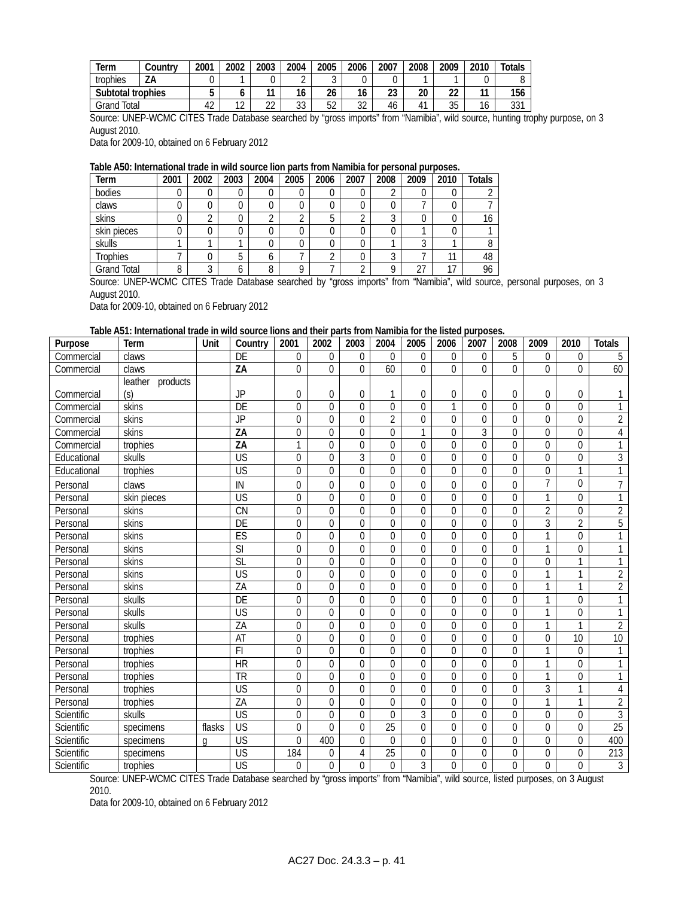| Term | Country | 2001 | 2002 | 2003 | 2004 | 2005 | 2006 | 2007 | 2008 | 2009 | 2010 | Totals |
|---|---|---|---|---|---|---|---|---|---|---|---|---|
| trophies | **ZA** | 0 | 1 | 0 | 2 | 3 | 0 | 0 | 1 | 1 | 0 | 8 |
| **Subtotal trophies** | | **5** | **6** | **11** | **16** | **26** | **16** | **23** | **20** | **22** | **11** | **156** |
| Grand Total | | 42 | 12 | 22 | 33 | 52 | 32 | 46 | 41 | 35 | 16 | 331 |

Source: UNEP-WCMC CITES Trade Database searched by "gross imports" from "Namibia", wild source, hunting trophy purpose, on 3 August 2010.

Data for 2009-10, obtained on 6 February 2012

**Table A50: International trade in wild source lion parts from Namibia for personal purposes.**

| Term | 2001 | 2002 | 2003 | 2004 | 2005 | 2006 | 2007 | 2008 | 2009 | 2010 | Totals |
|---|---|---|---|---|---|---|---|---|---|---|---|
| bodies | 0 | 0 | 0 | 0 | 0 | 0 | 0 | 2 | 0 | 0 | 2 |
| claws | 0 | 0 | 0 | 0 | 0 | 0 | 0 | 0 | 7 | 0 | 7 |
| skins | 0 | 2 | 0 | 2 | 2 | 5 | 2 | 3 | 0 | 0 | 16 |
| skin pieces | 0 | 0 | 0 | 0 | 0 | 0 | 0 | 0 | 1 | 0 | 1 |
| skulls | 1 | 1 | 1 | 0 | 0 | 0 | 0 | 1 | 3 | 1 | 8 |
| Trophies | 7 | 0 | 5 | 6 | 7 | 2 | 0 | 3 | 7 | 11 | 48 |
| Grand Total | 8 | 3 | 6 | 8 | 9 | 7 | 2 | 9 | 27 | 17 | 96 |

Source: UNEP-WCMC CITES Trade Database searched by "gross imports" from "Namibia", wild source, personal purposes, on 3 August 2010.

Data for 2009-10, obtained on 6 February 2012

**Table A51: International trade in wild source lions and their parts from Namibia for the listed purposes.**

| Purpose | Term | Unit | Country | 2001 | 2002 | 2003 | 2004 | 2005 | 2006 | 2007 | 2008 | 2009 | 2010 | Totals |
|---|---|---|---|---|---|---|---|---|---|---|---|---|---|---|
| Commercial | claws | | DE | 0 | 0 | 0 | 0 | 0 | 0 | 0 | 5 | 0 | 0 | 5 |
| Commercial | claws | | **ZA** | 0 | 0 | 0 | 60 | 0 | 0 | 0 | 0 | 0 | 0 | 60 |
| Commercial | leather products (s) | | JP | 0 | 0 | 0 | 1 | 0 | 0 | 0 | 0 | 0 | 0 | 1 |
| Commercial | skins | | DE | 0 | 0 | 0 | 0 | 0 | 1 | 0 | 0 | 0 | 0 | 1 |
| Commercial | skins | | JP | 0 | 0 | 0 | 2 | 0 | 0 | 0 | 0 | 0 | 0 | 2 |
| Commercial | skins | | **ZA** | 0 | 0 | 0 | 0 | 1 | 0 | 3 | 0 | 0 | 0 | 4 |
| Commercial | trophies | | **ZA** | 1 | 0 | 0 | 0 | 0 | 0 | 0 | 0 | 0 | 0 | 1 |
| Educational | skulls | | US | 0 | 0 | 3 | 0 | 0 | 0 | 0 | 0 | 0 | 0 | 3 |
| Educational | trophies | | US | 0 | 0 | 0 | 0 | 0 | 0 | 0 | 0 | 0 | 1 | 1 |
| Personal | claws | | IN | 0 | 0 | 0 | 0 | 0 | 0 | 0 | 0 | 7 | 0 | 7 |
| Personal | skin pieces | | US | 0 | 0 | 0 | 0 | 0 | 0 | 0 | 0 | 1 | 0 | 1 |
| Personal | skins | | CN | 0 | 0 | 0 | 0 | 0 | 0 | 0 | 0 | 2 | 0 | 2 |
| Personal | skins | | DE | 0 | 0 | 0 | 0 | 0 | 0 | 0 | 0 | 3 | 2 | 5 |
| Personal | skins | | ES | 0 | 0 | 0 | 0 | 0 | 0 | 0 | 0 | 1 | 0 | 1 |
| Personal | skins | | SI | 0 | 0 | 0 | 0 | 0 | 0 | 0 | 0 | 1 | 0 | 1 |
| Personal | skins | | SL | 0 | 0 | 0 | 0 | 0 | 0 | 0 | 0 | 0 | 1 | 1 |
| Personal | skins | | US | 0 | 0 | 0 | 0 | 0 | 0 | 0 | 0 | 1 | 1 | 2 |
| Personal | skins | | ZA | 0 | 0 | 0 | 0 | 0 | 0 | 0 | 0 | 1 | 1 | 2 |
| Personal | skulls | | DE | 0 | 0 | 0 | 0 | 0 | 0 | 0 | 0 | 1 | 0 | 1 |
| Personal | skulls | | US | 0 | 0 | 0 | 0 | 0 | 0 | 0 | 0 | 1 | 0 | 1 |
| Personal | skulls | | ZA | 0 | 0 | 0 | 0 | 0 | 0 | 0 | 0 | 1 | 1 | 2 |
| Personal | trophies | | AT | 0 | 0 | 0 | 0 | 0 | 0 | 0 | 0 | 0 | 10 | 10 |
| Personal | trophies | | FI | 0 | 0 | 0 | 0 | 0 | 0 | 0 | 0 | 1 | 0 | 1 |
| Personal | trophies | | HR | 0 | 0 | 0 | 0 | 0 | 0 | 0 | 0 | 1 | 0 | 1 |
| Personal | trophies | | TR | 0 | 0 | 0 | 0 | 0 | 0 | 0 | 0 | 1 | 0 | 1 |
| Personal | trophies | | US | 0 | 0 | 0 | 0 | 0 | 0 | 0 | 0 | 3 | 1 | 4 |
| Personal | trophies | | ZA | 0 | 0 | 0 | 0 | 0 | 0 | 0 | 0 | 1 | 1 | 2 |
| Scientific | skulls | | US | 0 | 0 | 0 | 0 | 3 | 0 | 0 | 0 | 0 | 0 | 3 |
| Scientific | specimens | flasks | US | 0 | 0 | 0 | 25 | 0 | 0 | 0 | 0 | 0 | 0 | 25 |
| Scientific | specimens | g | US | 0 | 400 | 0 | 0 | 0 | 0 | 0 | 0 | 0 | 0 | 400 |
| Scientific | specimens | | US | 184 | 0 | 4 | 25 | 0 | 0 | 0 | 0 | 0 | 0 | 213 |
| Scientific | trophies | | US | 0 | 0 | 0 | 0 | 3 | 0 | 0 | 0 | 0 | 0 | 3 |

Source: UNEP-WCMC CITES Trade Database searched by "gross imports" from "Namibia", wild source, listed purposes, on 3 August 2010.

Data for 2009-10, obtained on 6 February 2012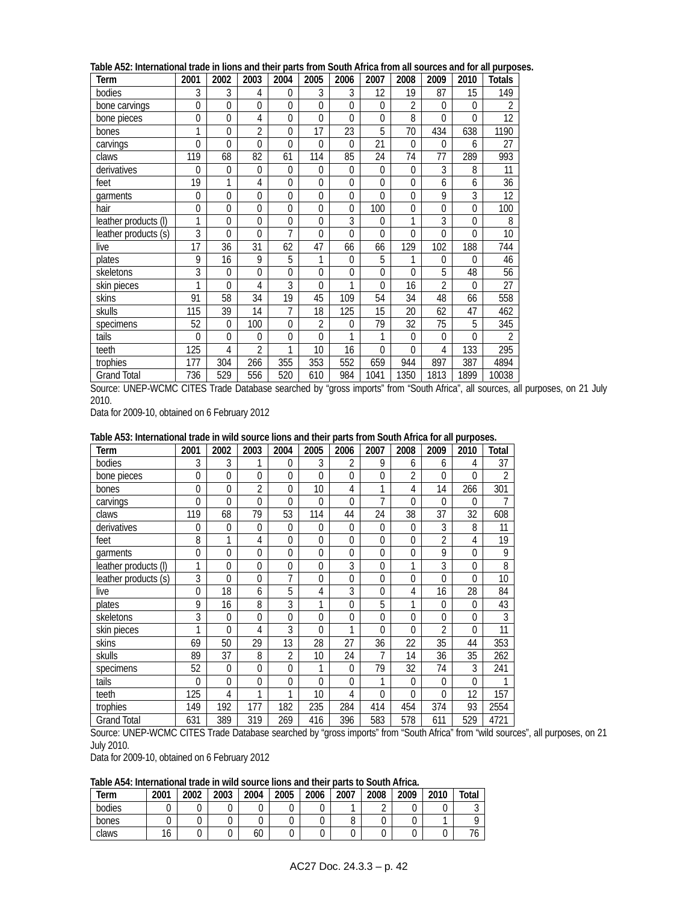**Table A52: International trade in lions and their parts from South Africa from all sources and for all purposes.**

| Term | 2001 | 2002 | 2003 | 2004 | 2005 | 2006 | 2007 | 2008 | 2009 | 2010 | Totals |
|---|---|---|---|---|---|---|---|---|---|---|---|
| bodies | 3 | 3 | 4 | 0 | 3 | 3 | 12 | 19 | 87 | 15 | 149 |
| bone carvings | 0 | 0 | 0 | 0 | 0 | 0 | 0 | 2 | 0 | 0 | 2 |
| bone pieces | 0 | 0 | 4 | 0 | 0 | 0 | 0 | 8 | 0 | 0 | 12 |
| bones | 1 | 0 | 2 | 0 | 17 | 23 | 5 | 70 | 434 | 638 | 1190 |
| carvings | 0 | 0 | 0 | 0 | 0 | 0 | 21 | 0 | 0 | 6 | 27 |
| claws | 119 | 68 | 82 | 61 | 114 | 85 | 24 | 74 | 77 | 289 | 993 |
| derivatives | 0 | 0 | 0 | 0 | 0 | 0 | 0 | 0 | 3 | 8 | 11 |
| feet | 19 | 1 | 4 | 0 | 0 | 0 | 0 | 0 | 6 | 6 | 36 |
| garments | 0 | 0 | 0 | 0 | 0 | 0 | 0 | 0 | 9 | 3 | 12 |
| hair | 0 | 0 | 0 | 0 | 0 | 0 | 100 | 0 | 0 | 0 | 100 |
| leather products (l) | 1 | 0 | 0 | 0 | 0 | 3 | 0 | 1 | 3 | 0 | 8 |
| leather products (s) | 3 | 0 | 0 | 7 | 0 | 0 | 0 | 0 | 0 | 0 | 10 |
| live | 17 | 36 | 31 | 62 | 47 | 66 | 66 | 129 | 102 | 188 | 744 |
| plates | 9 | 16 | 9 | 5 | 1 | 0 | 5 | 1 | 0 | 0 | 46 |
| skeletons | 3 | 0 | 0 | 0 | 0 | 0 | 0 | 0 | 5 | 48 | 56 |
| skin pieces | 1 | 0 | 4 | 3 | 0 | 1 | 0 | 16 | 2 | 0 | 27 |
| skins | 91 | 58 | 34 | 19 | 45 | 109 | 54 | 34 | 48 | 66 | 558 |
| skulls | 115 | 39 | 14 | 7 | 18 | 125 | 15 | 20 | 62 | 47 | 462 |
| specimens | 52 | 0 | 100 | 0 | 2 | 0 | 79 | 32 | 75 | 5 | 345 |
| tails | 0 | 0 | 0 | 0 | 0 | 1 | 1 | 0 | 0 | 0 | 2 |
| teeth | 125 | 4 | 2 | 1 | 10 | 16 | 0 | 0 | 4 | 133 | 295 |
| trophies | 177 | 304 | 266 | 355 | 353 | 552 | 659 | 944 | 897 | 387 | 4894 |
| Grand Total | 736 | 529 | 556 | 520 | 610 | 984 | 1041 | 1350 | 1813 | 1899 | 10038 |

Source: UNEP-WCMC CITES Trade Database searched by "gross imports" from "South Africa", all sources, all purposes, on 21 July 2010.
Data for 2009-10, obtained on 6 February 2012

**Table A53: International trade in wild source lions and their parts from South Africa for all purposes.**

| Term | 2001 | 2002 | 2003 | 2004 | 2005 | 2006 | 2007 | 2008 | 2009 | 2010 | Total |
|---|---|---|---|---|---|---|---|---|---|---|---|
| bodies | 3 | 3 | 1 | 0 | 3 | 2 | 9 | 6 | 6 | 4 | 37 |
| bone pieces | 0 | 0 | 0 | 0 | 0 | 0 | 0 | 2 | 0 | 0 | 2 |
| bones | 0 | 0 | 2 | 0 | 10 | 4 | 1 | 4 | 14 | 266 | 301 |
| carvings | 0 | 0 | 0 | 0 | 0 | 0 | 7 | 0 | 0 | 0 | 7 |
| claws | 119 | 68 | 79 | 53 | 114 | 44 | 24 | 38 | 37 | 32 | 608 |
| derivatives | 0 | 0 | 0 | 0 | 0 | 0 | 0 | 0 | 3 | 8 | 11 |
| feet | 8 | 1 | 4 | 0 | 0 | 0 | 0 | 0 | 2 | 4 | 19 |
| garments | 0 | 0 | 0 | 0 | 0 | 0 | 0 | 0 | 9 | 0 | 9 |
| leather products (l) | 1 | 0 | 0 | 0 | 0 | 3 | 0 | 1 | 3 | 0 | 8 |
| leather products (s) | 3 | 0 | 0 | 7 | 0 | 0 | 0 | 0 | 0 | 0 | 10 |
| live | 0 | 18 | 6 | 5 | 4 | 3 | 0 | 4 | 16 | 28 | 84 |
| plates | 9 | 16 | 8 | 3 | 1 | 0 | 5 | 1 | 0 | 0 | 43 |
| skeletons | 3 | 0 | 0 | 0 | 0 | 0 | 0 | 0 | 0 | 0 | 3 |
| skin pieces | 1 | 0 | 4 | 3 | 0 | 1 | 0 | 0 | 2 | 0 | 11 |
| skins | 69 | 50 | 29 | 13 | 28 | 27 | 36 | 22 | 35 | 44 | 353 |
| skulls | 89 | 37 | 8 | 2 | 10 | 24 | 7 | 14 | 36 | 35 | 262 |
| specimens | 52 | 0 | 0 | 0 | 1 | 0 | 79 | 32 | 74 | 3 | 241 |
| tails | 0 | 0 | 0 | 0 | 0 | 0 | 1 | 0 | 0 | 0 | 1 |
| teeth | 125 | 4 | 1 | 1 | 10 | 4 | 0 | 0 | 0 | 12 | 157 |
| trophies | 149 | 192 | 177 | 182 | 235 | 284 | 414 | 454 | 374 | 93 | 2554 |
| Grand Total | 631 | 389 | 319 | 269 | 416 | 396 | 583 | 578 | 611 | 529 | 4721 |

Source: UNEP-WCMC CITES Trade Database searched by "gross imports" from "South Africa" from "wild sources", all purposes, on 21 July 2010.
Data for 2009-10, obtained on 6 February 2012

**Table A54: International trade in wild source lions and their parts to South Africa.**

| Term | 2001 | 2002 | 2003 | 2004 | 2005 | 2006 | 2007 | 2008 | 2009 | 2010 | Total |
|---|---|---|---|---|---|---|---|---|---|---|---|
| bodies | 0 | 0 | 0 | 0 | 0 | 0 | 1 | 2 | 0 | 0 | 3 |
| bones | 0 | 0 | 0 | 0 | 0 | 0 | 8 | 0 | 0 | 1 | 9 |
| claws | 16 | 0 | 0 | 60 | 0 | 0 | 0 | 0 | 0 | 0 | 76 |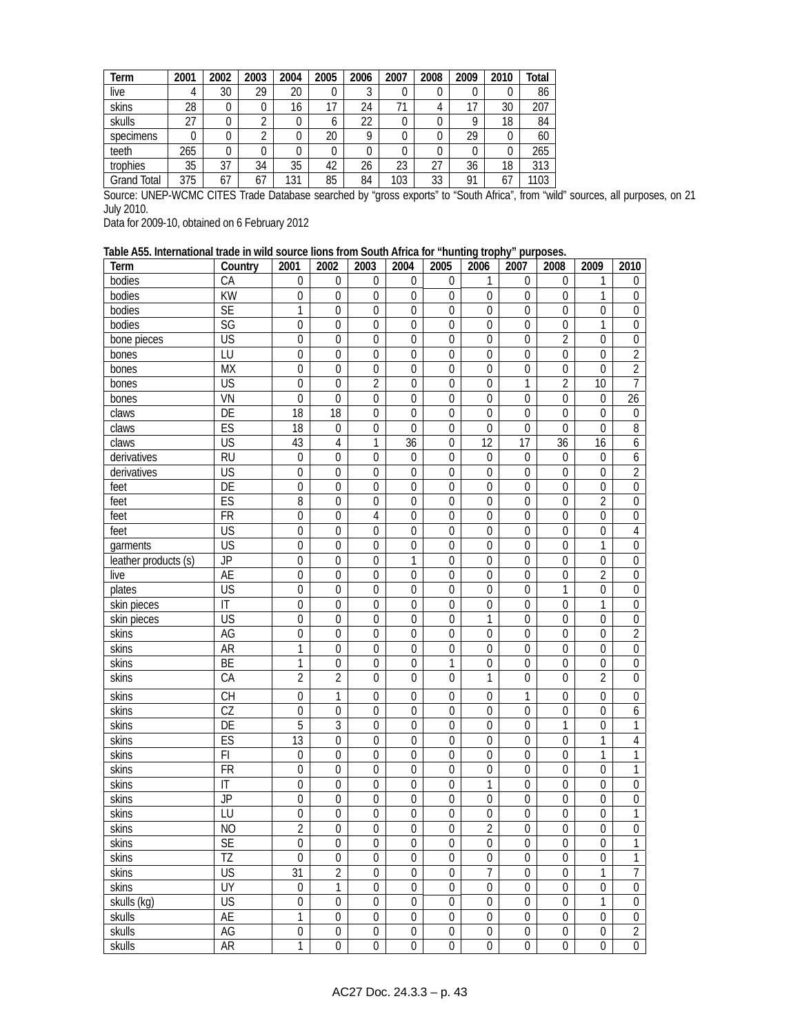| Term | 2001 | 2002 | 2003 | 2004 | 2005 | 2006 | 2007 | 2008 | 2009 | 2010 | Total |
|---|---|---|---|---|---|---|---|---|---|---|---|
| live | 4 | 30 | 29 | 20 | 0 | 3 | 0 | 0 | 0 | 0 | 86 |
| skins | 28 | 0 | 0 | 16 | 17 | 24 | 71 | 4 | 17 | 30 | 207 |
| skulls | 27 | 0 | 2 | 0 | 6 | 22 | 0 | 0 | 9 | 18 | 84 |
| specimens | 0 | 0 | 2 | 0 | 20 | 9 | 0 | 0 | 29 | 0 | 60 |
| teeth | 265 | 0 | 0 | 0 | 0 | 0 | 0 | 0 | 0 | 0 | 265 |
| trophies | 35 | 37 | 34 | 35 | 42 | 26 | 23 | 27 | 36 | 18 | 313 |
| Grand Total | 375 | 67 | 67 | 131 | 85 | 84 | 103 | 33 | 91 | 67 | 1103 |

Source: UNEP-WCMC CITES Trade Database searched by "gross exports" to "South Africa", from "wild" sources, all purposes, on 21 July 2010.
Data for 2009-10, obtained on 6 February 2012

**Table A55. International trade in wild source lions from South Africa for "hunting trophy" purposes.**

| Term | Country | 2001 | 2002 | 2003 | 2004 | 2005 | 2006 | 2007 | 2008 | 2009 | 2010 |
|---|---|---|---|---|---|---|---|---|---|---|---|
| bodies | CA | 0 | 0 | 0 | 0 | 0 | 1 | 0 | 0 | 1 | 0 |
| bodies | KW | 0 | 0 | 0 | 0 | 0 | 0 | 0 | 0 | 1 | 0 |
| bodies | SE | 1 | 0 | 0 | 0 | 0 | 0 | 0 | 0 | 0 | 0 |
| bodies | SG | 0 | 0 | 0 | 0 | 0 | 0 | 0 | 0 | 1 | 0 |
| bone pieces | US | 0 | 0 | 0 | 0 | 0 | 0 | 0 | 2 | 0 | 0 |
| bones | LU | 0 | 0 | 0 | 0 | 0 | 0 | 0 | 0 | 0 | 2 |
| bones | MX | 0 | 0 | 0 | 0 | 0 | 0 | 0 | 0 | 0 | 2 |
| bones | US | 0 | 0 | 2 | 0 | 0 | 0 | 1 | 2 | 10 | 7 |
| bones | VN | 0 | 0 | 0 | 0 | 0 | 0 | 0 | 0 | 0 | 26 |
| claws | DE | 18 | 18 | 0 | 0 | 0 | 0 | 0 | 0 | 0 | 0 |
| claws | ES | 18 | 0 | 0 | 0 | 0 | 0 | 0 | 0 | 0 | 8 |
| claws | US | 43 | 4 | 1 | 36 | 0 | 12 | 17 | 36 | 16 | 6 |
| derivatives | RU | 0 | 0 | 0 | 0 | 0 | 0 | 0 | 0 | 0 | 6 |
| derivatives | US | 0 | 0 | 0 | 0 | 0 | 0 | 0 | 0 | 0 | 2 |
| feet | DE | 0 | 0 | 0 | 0 | 0 | 0 | 0 | 0 | 0 | 0 |
| feet | ES | 8 | 0 | 0 | 0 | 0 | 0 | 0 | 0 | 2 | 0 |
| feet | FR | 0 | 0 | 4 | 0 | 0 | 0 | 0 | 0 | 0 | 0 |
| feet | US | 0 | 0 | 0 | 0 | 0 | 0 | 0 | 0 | 0 | 4 |
| garments | US | 0 | 0 | 0 | 0 | 0 | 0 | 0 | 0 | 1 | 0 |
| leather products (s) | JP | 0 | 0 | 0 | 1 | 0 | 0 | 0 | 0 | 0 | 0 |
| live | AE | 0 | 0 | 0 | 0 | 0 | 0 | 0 | 0 | 2 | 0 |
| plates | US | 0 | 0 | 0 | 0 | 0 | 0 | 0 | 1 | 0 | 0 |
| skin pieces | IT | 0 | 0 | 0 | 0 | 0 | 0 | 0 | 0 | 1 | 0 |
| skin pieces | US | 0 | 0 | 0 | 0 | 0 | 1 | 0 | 0 | 0 | 0 |
| skins | AG | 0 | 0 | 0 | 0 | 0 | 0 | 0 | 0 | 0 | 2 |
| skins | AR | 1 | 0 | 0 | 0 | 0 | 0 | 0 | 0 | 0 | 0 |
| skins | BE | 1 | 0 | 0 | 0 | 1 | 0 | 0 | 0 | 0 | 0 |
| skins | CA | 2 | 2 | 0 | 0 | 0 | 1 | 0 | 0 | 2 | 0 |
| skins | CH | 0 | 1 | 0 | 0 | 0 | 0 | 1 | 0 | 0 | 0 |
| skins | CZ | 0 | 0 | 0 | 0 | 0 | 0 | 0 | 0 | 0 | 6 |
| skins | DE | 5 | 3 | 0 | 0 | 0 | 0 | 0 | 1 | 0 | 1 |
| skins | ES | 13 | 0 | 0 | 0 | 0 | 0 | 0 | 0 | 1 | 4 |
| skins | FI | 0 | 0 | 0 | 0 | 0 | 0 | 0 | 0 | 1 | 1 |
| skins | FR | 0 | 0 | 0 | 0 | 0 | 0 | 0 | 0 | 0 | 1 |
| skins | IT | 0 | 0 | 0 | 0 | 0 | 1 | 0 | 0 | 0 | 0 |
| skins | JP | 0 | 0 | 0 | 0 | 0 | 0 | 0 | 0 | 0 | 0 |
| skins | LU | 0 | 0 | 0 | 0 | 0 | 0 | 0 | 0 | 0 | 1 |
| skins | NO | 2 | 0 | 0 | 0 | 0 | 2 | 0 | 0 | 0 | 0 |
| skins | SE | 0 | 0 | 0 | 0 | 0 | 0 | 0 | 0 | 0 | 1 |
| skins | TZ | 0 | 0 | 0 | 0 | 0 | 0 | 0 | 0 | 0 | 1 |
| skins | US | 31 | 2 | 0 | 0 | 0 | 7 | 0 | 0 | 1 | 7 |
| skins | UY | 0 | 1 | 0 | 0 | 0 | 0 | 0 | 0 | 0 | 0 |
| skulls (kg) | US | 0 | 0 | 0 | 0 | 0 | 0 | 0 | 0 | 1 | 0 |
| skulls | AE | 1 | 0 | 0 | 0 | 0 | 0 | 0 | 0 | 0 | 0 |
| skulls | AG | 0 | 0 | 0 | 0 | 0 | 0 | 0 | 0 | 0 | 2 |
| skulls | AR | 1 | 0 | 0 | 0 | 0 | 0 | 0 | 0 | 0 | 0 |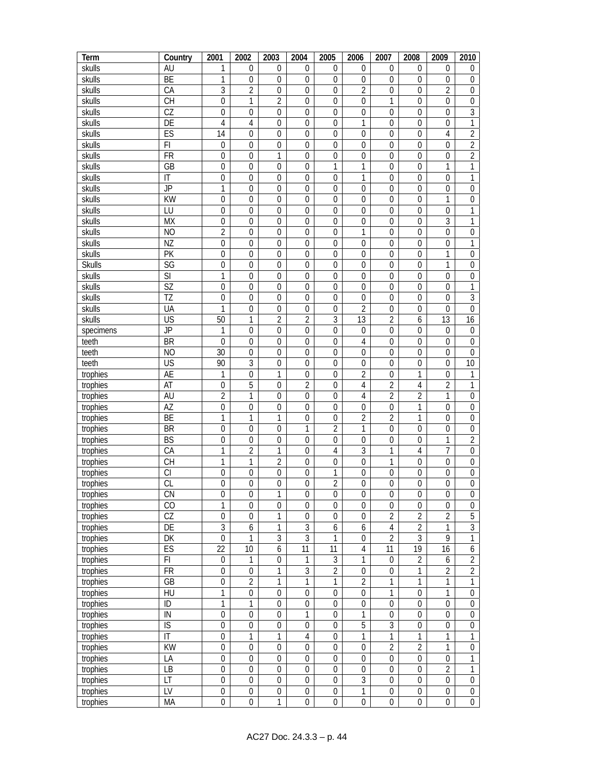| Term | Country | 2001 | 2002 | 2003 | 2004 | 2005 | 2006 | 2007 | 2008 | 2009 | 2010 |
|---|---|---|---|---|---|---|---|---|---|---|---|
| skulls | AU | 1 | 0 | 0 | 0 | 0 | 0 | 0 | 0 | 0 | 0 |
| skulls | BE | 1 | 0 | 0 | 0 | 0 | 0 | 0 | 0 | 0 | 0 |
| skulls | CA | 3 | 2 | 0 | 0 | 0 | 2 | 0 | 0 | 2 | 0 |
| skulls | CH | 0 | 1 | 2 | 0 | 0 | 0 | 1 | 0 | 0 | 0 |
| skulls | CZ | 0 | 0 | 0 | 0 | 0 | 0 | 0 | 0 | 0 | 3 |
| skulls | DE | 4 | 4 | 0 | 0 | 0 | 1 | 0 | 0 | 0 | 1 |
| skulls | ES | 14 | 0 | 0 | 0 | 0 | 0 | 0 | 0 | 4 | 2 |
| skulls | FI | 0 | 0 | 0 | 0 | 0 | 0 | 0 | 0 | 0 | 2 |
| skulls | FR | 0 | 0 | 1 | 0 | 0 | 0 | 0 | 0 | 0 | 2 |
| skulls | GB | 0 | 0 | 0 | 0 | 1 | 1 | 0 | 0 | 1 | 1 |
| skulls | IT | 0 | 0 | 0 | 0 | 0 | 1 | 0 | 0 | 0 | 1 |
| skulls | JP | 1 | 0 | 0 | 0 | 0 | 0 | 0 | 0 | 0 | 0 |
| skulls | KW | 0 | 0 | 0 | 0 | 0 | 0 | 0 | 0 | 1 | 0 |
| skulls | LU | 0 | 0 | 0 | 0 | 0 | 0 | 0 | 0 | 0 | 1 |
| skulls | MX | 0 | 0 | 0 | 0 | 0 | 0 | 0 | 0 | 3 | 1 |
| skulls | NO | 2 | 0 | 0 | 0 | 0 | 1 | 0 | 0 | 0 | 0 |
| skulls | NZ | 0 | 0 | 0 | 0 | 0 | 0 | 0 | 0 | 0 | 1 |
| skulls | PK | 0 | 0 | 0 | 0 | 0 | 0 | 0 | 0 | 1 | 0 |
| Skulls | SG | 0 | 0 | 0 | 0 | 0 | 0 | 0 | 0 | 1 | 0 |
| skulls | SI | 1 | 0 | 0 | 0 | 0 | 0 | 0 | 0 | 0 | 0 |
| skulls | SZ | 0 | 0 | 0 | 0 | 0 | 0 | 0 | 0 | 0 | 1 |
| skulls | TZ | 0 | 0 | 0 | 0 | 0 | 0 | 0 | 0 | 0 | 3 |
| skulls | UA | 1 | 0 | 0 | 0 | 0 | 2 | 0 | 0 | 0 | 0 |
| skulls | US | 50 | 1 | 2 | 2 | 3 | 13 | 2 | 6 | 13 | 16 |
| specimens | JP | 1 | 0 | 0 | 0 | 0 | 0 | 0 | 0 | 0 | 0 |
| teeth | BR | 0 | 0 | 0 | 0 | 0 | 4 | 0 | 0 | 0 | 0 |
| teeth | NO | 30 | 0 | 0 | 0 | 0 | 0 | 0 | 0 | 0 | 0 |
| teeth | US | 90 | 3 | 0 | 0 | 0 | 0 | 0 | 0 | 0 | 10 |
| trophies | AE | 1 | 0 | 1 | 0 | 0 | 2 | 0 | 1 | 0 | 1 |
| trophies | AT | 0 | 5 | 0 | 2 | 0 | 4 | 2 | 4 | 2 | 1 |
| trophies | AU | 2 | 1 | 0 | 0 | 0 | 4 | 2 | 2 | 1 | 0 |
| trophies | AZ | 0 | 0 | 0 | 0 | 0 | 0 | 0 | 1 | 0 | 0 |
| trophies | BE | 1 | 1 | 1 | 0 | 0 | 2 | 2 | 1 | 0 | 0 |
| trophies | BR | 0 | 0 | 0 | 1 | 2 | 1 | 0 | 0 | 0 | 0 |
| trophies | BS | 0 | 0 | 0 | 0 | 0 | 0 | 0 | 0 | 1 | 2 |
| trophies | CA | 1 | 2 | 1 | 0 | 4 | 3 | 1 | 4 | 7 | 0 |
| trophies | CH | 1 | 1 | 2 | 0 | 0 | 0 | 1 | 0 | 0 | 0 |
| trophies | CI | 0 | 0 | 0 | 0 | 1 | 0 | 0 | 0 | 0 | 0 |
| trophies | CL | 0 | 0 | 0 | 0 | 2 | 0 | 0 | 0 | 0 | 0 |
| trophies | CN | 0 | 0 | 1 | 0 | 0 | 0 | 0 | 0 | 0 | 0 |
| trophies | CO | 1 | 0 | 0 | 0 | 0 | 0 | 0 | 0 | 0 | 0 |
| trophies | CZ | 0 | 0 | 1 | 0 | 0 | 0 | 2 | 2 | 2 | 5 |
| trophies | DE | 3 | 6 | 1 | 3 | 6 | 6 | 4 | 2 | 1 | 3 |
| trophies | DK | 0 | 1 | 3 | 3 | 1 | 0 | 2 | 3 | 9 | 1 |
| trophies | ES | 22 | 10 | 6 | 11 | 11 | 4 | 11 | 19 | 16 | 6 |
| trophies | FI | 0 | 1 | 0 | 1 | 3 | 1 | 0 | 2 | 6 | 2 |
| trophies | FR | 0 | 0 | 1 | 3 | 2 | 0 | 0 | 1 | 2 | 2 |
| trophies | GB | 0 | 2 | 1 | 1 | 1 | 2 | 1 | 1 | 1 | 1 |
| trophies | HU | 1 | 0 | 0 | 0 | 0 | 0 | 1 | 0 | 1 | 0 |
| trophies | ID | 1 | 1 | 0 | 0 | 0 | 0 | 0 | 0 | 0 | 0 |
| trophies | IN | 0 | 0 | 0 | 1 | 0 | 1 | 0 | 0 | 0 | 0 |
| trophies | IS | 0 | 0 | 0 | 0 | 0 | 5 | 3 | 0 | 0 | 0 |
| trophies | IT | 0 | 1 | 1 | 4 | 0 | 1 | 1 | 1 | 1 | 1 |
| trophies | KW | 0 | 0 | 0 | 0 | 0 | 0 | 2 | 2 | 1 | 0 |
| trophies | LA | 0 | 0 | 0 | 0 | 0 | 0 | 0 | 0 | 0 | 1 |
| trophies | LB | 0 | 0 | 0 | 0 | 0 | 0 | 0 | 0 | 2 | 1 |
| trophies | LT | 0 | 0 | 0 | 0 | 0 | 3 | 0 | 0 | 0 | 0 |
| trophies | LV | 0 | 0 | 0 | 0 | 0 | 1 | 0 | 0 | 0 | 0 |
| trophies | MA | 0 | 0 | 1 | 0 | 0 | 0 | 0 | 0 | 0 | 0 |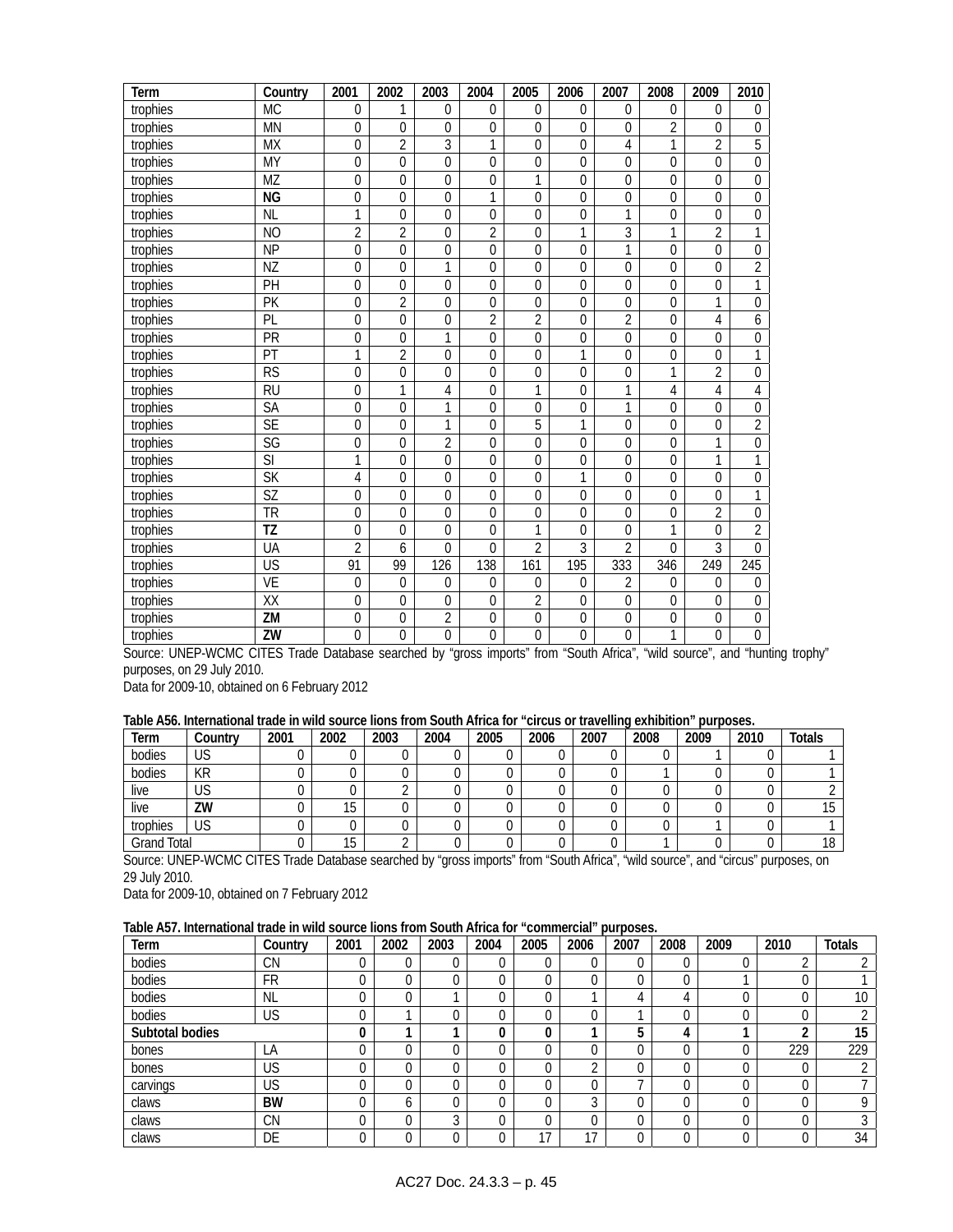| Term | Country | 2001 | 2002 | 2003 | 2004 | 2005 | 2006 | 2007 | 2008 | 2009 | 2010 |
|---|---|---|---|---|---|---|---|---|---|---|---|
| trophies | MC | 0 | 1 | 0 | 0 | 0 | 0 | 0 | 0 | 0 | 0 |
| trophies | MN | 0 | 0 | 0 | 0 | 0 | 0 | 0 | 2 | 0 | 0 |
| trophies | MX | 0 | 2 | 3 | 1 | 0 | 0 | 4 | 1 | 2 | 5 |
| trophies | MY | 0 | 0 | 0 | 0 | 0 | 0 | 0 | 0 | 0 | 0 |
| trophies | MZ | 0 | 0 | 0 | 0 | 1 | 0 | 0 | 0 | 0 | 0 |
| trophies | **NG** | 0 | 0 | 0 | 1 | 0 | 0 | 0 | 0 | 0 | 0 |
| trophies | NL | 1 | 0 | 0 | 0 | 0 | 0 | 1 | 0 | 0 | 0 |
| trophies | NO | 2 | 2 | 0 | 2 | 0 | 1 | 3 | 1 | 2 | 1 |
| trophies | NP | 0 | 0 | 0 | 0 | 0 | 0 | 1 | 0 | 0 | 0 |
| trophies | NZ | 0 | 0 | 1 | 0 | 0 | 0 | 0 | 0 | 0 | 2 |
| trophies | PH | 0 | 0 | 0 | 0 | 0 | 0 | 0 | 0 | 0 | 1 |
| trophies | PK | 0 | 2 | 0 | 0 | 0 | 0 | 0 | 0 | 1 | 0 |
| trophies | PL | 0 | 0 | 0 | 2 | 2 | 0 | 2 | 0 | 4 | 6 |
| trophies | PR | 0 | 0 | 1 | 0 | 0 | 0 | 0 | 0 | 0 | 0 |
| trophies | PT | 1 | 2 | 0 | 0 | 0 | 1 | 0 | 0 | 0 | 1 |
| trophies | RS | 0 | 0 | 0 | 0 | 0 | 0 | 0 | 1 | 2 | 0 |
| trophies | RU | 0 | 1 | 4 | 0 | 1 | 0 | 1 | 4 | 4 | 4 |
| trophies | SA | 0 | 0 | 1 | 0 | 0 | 0 | 1 | 0 | 0 | 0 |
| trophies | SE | 0 | 0 | 1 | 0 | 5 | 1 | 0 | 0 | 0 | 2 |
| trophies | SG | 0 | 0 | 2 | 0 | 0 | 0 | 0 | 0 | 1 | 0 |
| trophies | SI | 1 | 0 | 0 | 0 | 0 | 0 | 0 | 0 | 1 | 1 |
| trophies | SK | 4 | 0 | 0 | 0 | 0 | 1 | 0 | 0 | 0 | 0 |
| trophies | SZ | 0 | 0 | 0 | 0 | 0 | 0 | 0 | 0 | 0 | 1 |
| trophies | TR | 0 | 0 | 0 | 0 | 0 | 0 | 0 | 0 | 2 | 0 |
| trophies | **TZ** | 0 | 0 | 0 | 0 | 1 | 0 | 0 | 1 | 0 | 2 |
| trophies | UA | 2 | 6 | 0 | 0 | 2 | 3 | 2 | 0 | 3 | 0 |
| trophies | US | 91 | 99 | 126 | 138 | 161 | 195 | 333 | 346 | 249 | 245 |
| trophies | VE | 0 | 0 | 0 | 0 | 0 | 0 | 2 | 0 | 0 | 0 |
| trophies | XX | 0 | 0 | 0 | 0 | 2 | 0 | 0 | 0 | 0 | 0 |
| trophies | **ZM** | 0 | 0 | 2 | 0 | 0 | 0 | 0 | 0 | 0 | 0 |
| trophies | **ZW** | 0 | 0 | 0 | 0 | 0 | 0 | 0 | 1 | 0 | 0 |

Source: UNEP-WCMC CITES Trade Database searched by "gross imports" from "South Africa", "wild source", and "hunting trophy" purposes, on 29 July 2010.
Data for 2009-10, obtained on 6 February 2012

**Table A56. International trade in wild source lions from South Africa for "circus or travelling exhibition" purposes.**

| Term | Country | 2001 | 2002 | 2003 | 2004 | 2005 | 2006 | 2007 | 2008 | 2009 | 2010 | Totals |
|---|---|---|---|---|---|---|---|---|---|---|---|---|
| bodies | US | 0 | 0 | 0 | 0 | 0 | 0 | 0 | 0 | 1 | 0 | 1 |
| bodies | KR | 0 | 0 | 0 | 0 | 0 | 0 | 0 | 1 | 0 | 0 | 1 |
| live | US | 0 | 0 | 2 | 0 | 0 | 0 | 0 | 0 | 0 | 0 | 2 |
| live | **ZW** | 0 | 15 | 0 | 0 | 0 | 0 | 0 | 0 | 0 | 0 | 15 |
| trophies | US | 0 | 0 | 0 | 0 | 0 | 0 | 0 | 0 | 1 | 0 | 1 |
| Grand Total | | 0 | 15 | 2 | 0 | 0 | 0 | 0 | 1 | 0 | 0 | 18 |

Source: UNEP-WCMC CITES Trade Database searched by "gross imports" from "South Africa", "wild source", and "circus" purposes, on 29 July 2010.
Data for 2009-10, obtained on 7 February 2012

**Table A57. International trade in wild source lions from South Africa for "commercial" purposes.**

| Term | Country | 2001 | 2002 | 2003 | 2004 | 2005 | 2006 | 2007 | 2008 | 2009 | 2010 | Totals |
|---|---|---|---|---|---|---|---|---|---|---|---|---|
| bodies | CN | 0 | 0 | 0 | 0 | 0 | 0 | 0 | 0 | 0 | 2 | 2 |
| bodies | FR | 0 | 0 | 0 | 0 | 0 | 0 | 0 | 0 | 1 | 0 | 1 |
| bodies | NL | 0 | 0 | 1 | 0 | 0 | 1 | 4 | 4 | 0 | 0 | 10 |
| bodies | US | 0 | 1 | 0 | 0 | 0 | 0 | 1 | 0 | 0 | 0 | 2 |
| **Subtotal bodies** | | **0** | **1** | **1** | **0** | **0** | **1** | **5** | **4** | **1** | **2** | **15** |
| bones | LA | 0 | 0 | 0 | 0 | 0 | 0 | 0 | 0 | 0 | 229 | 229 |
| bones | US | 0 | 0 | 0 | 0 | 0 | 2 | 0 | 0 | 0 | 0 | 2 |
| carvings | US | 0 | 0 | 0 | 0 | 0 | 0 | 7 | 0 | 0 | 0 | 7 |
| claws | **BW** | 0 | 6 | 0 | 0 | 0 | 3 | 0 | 0 | 0 | 0 | 9 |
| claws | CN | 0 | 0 | 3 | 0 | 0 | 0 | 0 | 0 | 0 | 0 | 3 |
| claws | DE | 0 | 0 | 0 | 0 | 17 | 17 | 0 | 0 | 0 | 0 | 34 |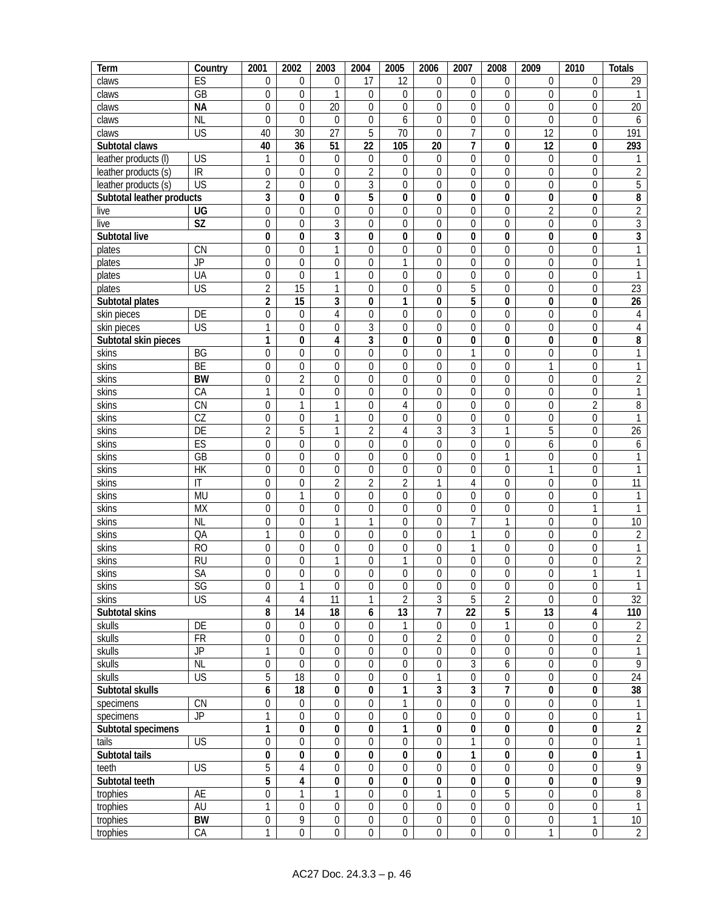| Term | Country | 2001 | 2002 | 2003 | 2004 | 2005 | 2006 | 2007 | 2008 | 2009 | 2010 | Totals |
|---|---|---|---|---|---|---|---|---|---|---|---|---|
| claws | ES | 0 | 0 | 0 | 17 | 12 | 0 | 0 | 0 | 0 | 0 | 29 |
| claws | GB | 0 | 0 | 1 | 0 | 0 | 0 | 0 | 0 | 0 | 0 | 1 |
| claws | **NA** | 0 | 0 | 20 | 0 | 0 | 0 | 0 | 0 | 0 | 0 | 20 |
| claws | NL | 0 | 0 | 0 | 0 | 6 | 0 | 0 | 0 | 0 | 0 | 6 |
| claws | US | 40 | 30 | 27 | 5 | 70 | 0 | 7 | 0 | 12 | 0 | 191 |
| **Subtotal claws** | | **40** | **36** | **51** | **22** | **105** | **20** | **7** | **0** | **12** | **0** | **293** |
| leather products (l) | US | 1 | 0 | 0 | 0 | 0 | 0 | 0 | 0 | 0 | 0 | 1 |
| leather products (s) | IR | 0 | 0 | 0 | 2 | 0 | 0 | 0 | 0 | 0 | 0 | 2 |
| leather products (s) | US | 2 | 0 | 0 | 3 | 0 | 0 | 0 | 0 | 0 | 0 | 5 |
| **Subtotal leather products** | | **3** | **0** | **0** | **5** | **0** | **0** | **0** | **0** | **0** | **0** | **8** |
| live | **UG** | 0 | 0 | 0 | 0 | 0 | 0 | 0 | 0 | 2 | 0 | 2 |
| live | **SZ** | 0 | 0 | 3 | 0 | 0 | 0 | 0 | 0 | 0 | 0 | 3 |
| **Subtotal live** | | **0** | **0** | **3** | **0** | **0** | **0** | **0** | **0** | **0** | **0** | **3** |
| plates | CN | 0 | 0 | 1 | 0 | 0 | 0 | 0 | 0 | 0 | 0 | 1 |
| plates | JP | 0 | 0 | 0 | 0 | 1 | 0 | 0 | 0 | 0 | 0 | 1 |
| plates | UA | 0 | 0 | 1 | 0 | 0 | 0 | 0 | 0 | 0 | 0 | 1 |
| plates | US | 2 | 15 | 1 | 0 | 0 | 0 | 5 | 0 | 0 | 0 | 23 |
| **Subtotal plates** | | **2** | **15** | **3** | **0** | **1** | **0** | **5** | **0** | **0** | **0** | **26** |
| skin pieces | DE | 0 | 0 | 4 | 0 | 0 | 0 | 0 | 0 | 0 | 0 | 4 |
| skin pieces | US | 1 | 0 | 0 | 3 | 0 | 0 | 0 | 0 | 0 | 0 | 4 |
| **Subtotal skin pieces** | | **1** | **0** | **4** | **3** | **0** | **0** | **0** | **0** | **0** | **0** | **8** |
| skins | BG | 0 | 0 | 0 | 0 | 0 | 0 | 1 | 0 | 0 | 0 | 1 |
| skins | BE | 0 | 0 | 0 | 0 | 0 | 0 | 0 | 0 | 1 | 0 | 1 |
| skins | **BW** | 0 | 2 | 0 | 0 | 0 | 0 | 0 | 0 | 0 | 0 | 2 |
| skins | CA | 1 | 0 | 0 | 0 | 0 | 0 | 0 | 0 | 0 | 0 | 1 |
| skins | CN | 0 | 1 | 1 | 0 | 4 | 0 | 0 | 0 | 0 | 2 | 8 |
| skins | CZ | 0 | 0 | 1 | 0 | 0 | 0 | 0 | 0 | 0 | 0 | 1 |
| skins | DE | 2 | 5 | 1 | 2 | 4 | 3 | 3 | 1 | 5 | 0 | 26 |
| skins | ES | 0 | 0 | 0 | 0 | 0 | 0 | 0 | 0 | 6 | 0 | 6 |
| skins | GB | 0 | 0 | 0 | 0 | 0 | 0 | 0 | 1 | 0 | 0 | 1 |
| skins | HK | 0 | 0 | 0 | 0 | 0 | 0 | 0 | 0 | 1 | 0 | 1 |
| skins | IT | 0 | 0 | 2 | 2 | 2 | 1 | 4 | 0 | 0 | 0 | 11 |
| skins | MU | 0 | 1 | 0 | 0 | 0 | 0 | 0 | 0 | 0 | 0 | 1 |
| skins | MX | 0 | 0 | 0 | 0 | 0 | 0 | 0 | 0 | 0 | 1 | 1 |
| skins | NL | 0 | 0 | 1 | 1 | 0 | 0 | 7 | 1 | 0 | 0 | 10 |
| skins | QA | 1 | 0 | 0 | 0 | 0 | 0 | 1 | 0 | 0 | 0 | 2 |
| skins | RO | 0 | 0 | 0 | 0 | 0 | 0 | 1 | 0 | 0 | 0 | 1 |
| skins | RU | 0 | 0 | 1 | 0 | 1 | 0 | 0 | 0 | 0 | 0 | 2 |
| skins | SA | 0 | 0 | 0 | 0 | 0 | 0 | 0 | 0 | 0 | 1 | 1 |
| skins | SG | 0 | 1 | 0 | 0 | 0 | 0 | 0 | 0 | 0 | 0 | 1 |
| skins | US | 4 | 4 | 11 | 1 | 2 | 3 | 5 | 2 | 0 | 0 | 32 |
| **Subtotal skins** | | **8** | **14** | **18** | **6** | **13** | **7** | **22** | **5** | **13** | **4** | **110** |
| skulls | DE | 0 | 0 | 0 | 0 | 1 | 0 | 0 | 1 | 0 | 0 | 2 |
| skulls | FR | 0 | 0 | 0 | 0 | 0 | 2 | 0 | 0 | 0 | 0 | 2 |
| skulls | JP | 1 | 0 | 0 | 0 | 0 | 0 | 0 | 0 | 0 | 0 | 1 |
| skulls | NL | 0 | 0 | 0 | 0 | 0 | 0 | 3 | 6 | 0 | 0 | 9 |
| skulls | US | 5 | 18 | 0 | 0 | 0 | 1 | 0 | 0 | 0 | 0 | 24 |
| **Subtotal skulls** | | **6** | **18** | **0** | **0** | **1** | **3** | **3** | **7** | **0** | **0** | **38** |
| specimens | CN | 0 | 0 | 0 | 0 | 1 | 0 | 0 | 0 | 0 | 0 | 1 |
| specimens | JP | 1 | 0 | 0 | 0 | 0 | 0 | 0 | 0 | 0 | 0 | 1 |
| **Subtotal specimens** | | **1** | **0** | **0** | **0** | **1** | **0** | **0** | **0** | **0** | **0** | **2** |
| tails | US | 0 | 0 | 0 | 0 | 0 | 0 | 1 | 0 | 0 | 0 | 1 |
| **Subtotal tails** | | **0** | **0** | **0** | **0** | **0** | **0** | **1** | **0** | **0** | **0** | **1** |
| teeth | US | 5 | 4 | 0 | 0 | 0 | 0 | 0 | 0 | 0 | 0 | 9 |
| **Subtotal teeth** | | **5** | **4** | **0** | **0** | **0** | **0** | **0** | **0** | **0** | **0** | **9** |
| trophies | AE | 0 | 1 | 1 | 0 | 0 | 1 | 0 | 5 | 0 | 0 | 8 |
| trophies | AU | 1 | 0 | 0 | 0 | 0 | 0 | 0 | 0 | 0 | 0 | 1 |
| trophies | **BW** | 0 | 9 | 0 | 0 | 0 | 0 | 0 | 0 | 0 | 1 | 10 |
| trophies | CA | 1 | 0 | 0 | 0 | 0 | 0 | 0 | 0 | 1 | 0 | 2 |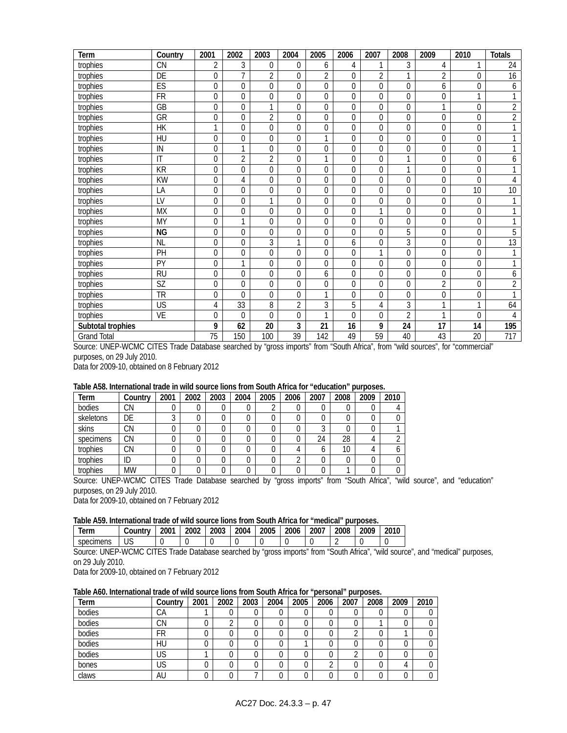| Term | Country | 2001 | 2002 | 2003 | 2004 | 2005 | 2006 | 2007 | 2008 | 2009 | 2010 | Totals |
|---|---|---|---|---|---|---|---|---|---|---|---|---|
| trophies | CN | 2 | 3 | 0 | 0 | 6 | 4 | 1 | 3 | 4 | 1 | 24 |
| trophies | DE | 0 | 7 | 2 | 0 | 2 | 0 | 2 | 1 | 2 | 0 | 16 |
| trophies | ES | 0 | 0 | 0 | 0 | 0 | 0 | 0 | 0 | 6 | 0 | 6 |
| trophies | FR | 0 | 0 | 0 | 0 | 0 | 0 | 0 | 0 | 0 | 1 | 1 |
| trophies | GB | 0 | 0 | 1 | 0 | 0 | 0 | 0 | 0 | 1 | 0 | 2 |
| trophies | GR | 0 | 0 | 2 | 0 | 0 | 0 | 0 | 0 | 0 | 0 | 2 |
| trophies | HK | 1 | 0 | 0 | 0 | 0 | 0 | 0 | 0 | 0 | 0 | 1 |
| trophies | HU | 0 | 0 | 0 | 0 | 1 | 0 | 0 | 0 | 0 | 0 | 1 |
| trophies | IN | 0 | 1 | 0 | 0 | 0 | 0 | 0 | 0 | 0 | 0 | 1 |
| trophies | IT | 0 | 2 | 2 | 0 | 1 | 0 | 0 | 1 | 0 | 0 | 6 |
| trophies | KR | 0 | 0 | 0 | 0 | 0 | 0 | 0 | 1 | 0 | 0 | 1 |
| trophies | KW | 0 | 4 | 0 | 0 | 0 | 0 | 0 | 0 | 0 | 0 | 4 |
| trophies | LA | 0 | 0 | 0 | 0 | 0 | 0 | 0 | 0 | 0 | 10 | 10 |
| trophies | LV | 0 | 0 | 1 | 0 | 0 | 0 | 0 | 0 | 0 | 0 | 1 |
| trophies | MX | 0 | 0 | 0 | 0 | 0 | 0 | 1 | 0 | 0 | 0 | 1 |
| trophies | MY | 0 | 1 | 0 | 0 | 0 | 0 | 0 | 0 | 0 | 0 | 1 |
| trophies | **NG** | 0 | 0 | 0 | 0 | 0 | 0 | 0 | 5 | 0 | 0 | 5 |
| trophies | NL | 0 | 0 | 3 | 1 | 0 | 6 | 0 | 3 | 0 | 0 | 13 |
| trophies | PH | 0 | 0 | 0 | 0 | 0 | 0 | 1 | 0 | 0 | 0 | 1 |
| trophies | PY | 0 | 1 | 0 | 0 | 0 | 0 | 0 | 0 | 0 | 0 | 1 |
| trophies | RU | 0 | 0 | 0 | 0 | 6 | 0 | 0 | 0 | 0 | 0 | 6 |
| trophies | SZ | 0 | 0 | 0 | 0 | 0 | 0 | 0 | 0 | 2 | 0 | 2 |
| trophies | TR | 0 | 0 | 0 | 0 | 1 | 0 | 0 | 0 | 0 | 0 | 1 |
| trophies | US | 4 | 33 | 8 | 2 | 3 | 5 | 4 | 3 | 1 | 1 | 64 |
| trophies | VE | 0 | 0 | 0 | 0 | 1 | 0 | 0 | 2 | 1 | 0 | 4 |
| **Subtotal trophies** | | **9** | **62** | **20** | **3** | **21** | **16** | **9** | **24** | **17** | **14** | **195** |
| Grand Total | | 75 | 150 | 100 | 39 | 142 | 49 | 59 | 40 | 43 | 20 | 717 |

Source: UNEP-WCMC CITES Trade Database searched by "gross imports" from "South Africa", from "wild sources", for "commercial" purposes, on 29 July 2010.
Data for 2009-10, obtained on 8 February 2012

**Table A58. International trade in wild source lions from South Africa for "education" purposes.**

| Term | Country | 2001 | 2002 | 2003 | 2004 | 2005 | 2006 | 2007 | 2008 | 2009 | 2010 |
|---|---|---|---|---|---|---|---|---|---|---|---|
| bodies | CN | 0 | 0 | 0 | 0 | 2 | 0 | 0 | 0 | 0 | 4 |
| skeletons | DE | 3 | 0 | 0 | 0 | 0 | 0 | 0 | 0 | 0 | 0 |
| skins | CN | 0 | 0 | 0 | 0 | 0 | 0 | 3 | 0 | 0 | 1 |
| specimens | CN | 0 | 0 | 0 | 0 | 0 | 0 | 24 | 28 | 4 | 2 |
| trophies | CN | 0 | 0 | 0 | 0 | 0 | 4 | 6 | 10 | 4 | 6 |
| trophies | ID | 0 | 0 | 0 | 0 | 0 | 2 | 0 | 0 | 0 | 0 |
| trophies | MW | 0 | 0 | 0 | 0 | 0 | 0 | 0 | 1 | 0 | 0 |

Source: UNEP-WCMC CITES Trade Database searched by "gross imports" from "South Africa", "wild source", and "education" purposes, on 29 July 2010.
Data for 2009-10, obtained on 7 February 2012

**Table A59. International trade of wild source lions from South Africa for "medical" purposes.**

| Term | Country | 2001 | 2002 | 2003 | 2004 | 2005 | 2006 | 2007 | 2008 | 2009 | 2010 |
|---|---|---|---|---|---|---|---|---|---|---|---|
| specimens | US | 0 | 0 | 0 | 0 | 0 | 0 | 0 | 2 | 0 | 0 |

Source: UNEP-WCMC CITES Trade Database searched by "gross imports" from "South Africa", "wild source", and "medical" purposes, on 29 July 2010.
Data for 2009-10, obtained on 7 February 2012

**Table A60. International trade of wild source lions from South Africa for "personal" purposes.**

| Term | Country | 2001 | 2002 | 2003 | 2004 | 2005 | 2006 | 2007 | 2008 | 2009 | 2010 |
|---|---|---|---|---|---|---|---|---|---|---|---|
| bodies | CA | 1 | 0 | 0 | 0 | 0 | 0 | 0 | 0 | 0 | 0 |
| bodies | CN | 0 | 2 | 0 | 0 | 0 | 0 | 0 | 1 | 0 | 0 |
| bodies | FR | 0 | 0 | 0 | 0 | 0 | 0 | 2 | 0 | 1 | 0 |
| bodies | HU | 0 | 0 | 0 | 0 | 1 | 0 | 0 | 0 | 0 | 0 |
| bodies | US | 1 | 0 | 0 | 0 | 0 | 0 | 2 | 0 | 0 | 0 |
| bones | US | 0 | 0 | 0 | 0 | 0 | 2 | 0 | 0 | 4 | 0 |
| claws | AU | 0 | 0 | 7 | 0 | 0 | 0 | 0 | 0 | 0 | 0 |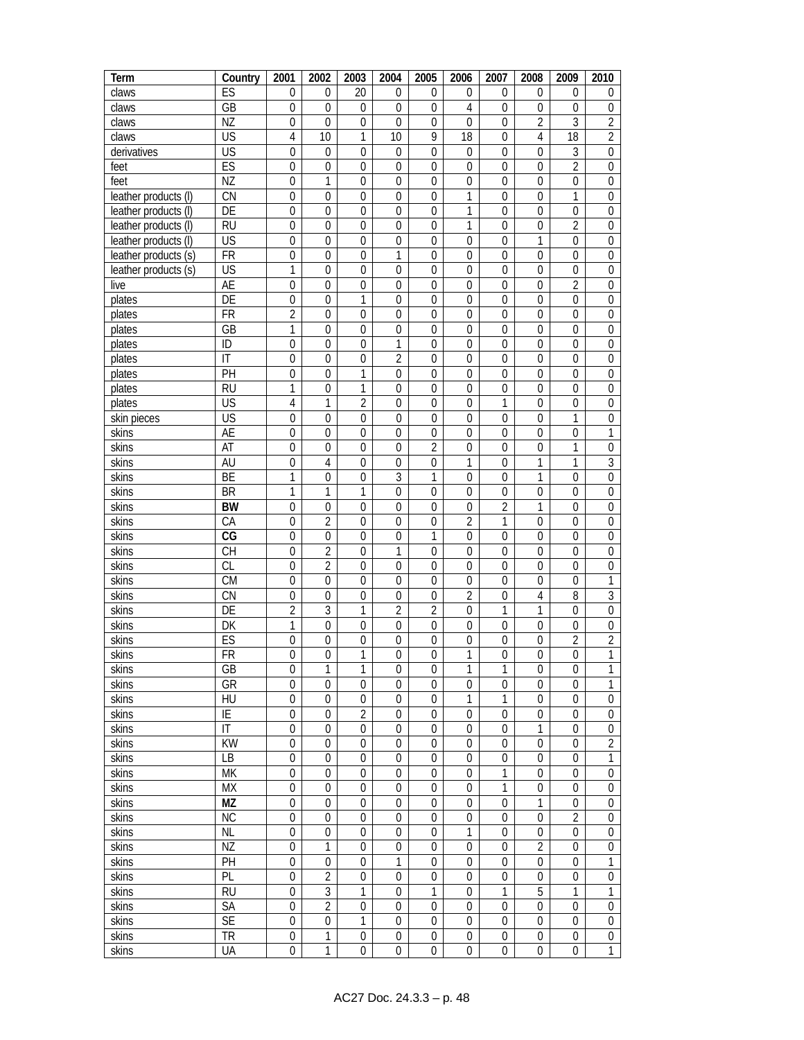| Term | Country | 2001 | 2002 | 2003 | 2004 | 2005 | 2006 | 2007 | 2008 | 2009 | 2010 |
|---|---|---|---|---|---|---|---|---|---|---|---|
| claws | ES | 0 | 0 | 20 | 0 | 0 | 0 | 0 | 0 | 0 | 0 |
| claws | GB | 0 | 0 | 0 | 0 | 0 | 4 | 0 | 0 | 0 | 0 |
| claws | NZ | 0 | 0 | 0 | 0 | 0 | 0 | 0 | 2 | 3 | 2 |
| claws | US | 4 | 10 | 1 | 10 | 9 | 18 | 0 | 4 | 18 | 2 |
| derivatives | US | 0 | 0 | 0 | 0 | 0 | 0 | 0 | 0 | 3 | 0 |
| feet | ES | 0 | 0 | 0 | 0 | 0 | 0 | 0 | 0 | 2 | 0 |
| feet | NZ | 0 | 1 | 0 | 0 | 0 | 0 | 0 | 0 | 0 | 0 |
| leather products (l) | CN | 0 | 0 | 0 | 0 | 0 | 1 | 0 | 0 | 1 | 0 |
| leather products (l) | DE | 0 | 0 | 0 | 0 | 0 | 1 | 0 | 0 | 0 | 0 |
| leather products (l) | RU | 0 | 0 | 0 | 0 | 0 | 1 | 0 | 0 | 2 | 0 |
| leather products (l) | US | 0 | 0 | 0 | 0 | 0 | 0 | 0 | 1 | 0 | 0 |
| leather products (s) | FR | 0 | 0 | 0 | 1 | 0 | 0 | 0 | 0 | 0 | 0 |
| leather products (s) | US | 1 | 0 | 0 | 0 | 0 | 0 | 0 | 0 | 0 | 0 |
| live | AE | 0 | 0 | 0 | 0 | 0 | 0 | 0 | 0 | 2 | 0 |
| plates | DE | 0 | 0 | 1 | 0 | 0 | 0 | 0 | 0 | 0 | 0 |
| plates | FR | 2 | 0 | 0 | 0 | 0 | 0 | 0 | 0 | 0 | 0 |
| plates | GB | 1 | 0 | 0 | 0 | 0 | 0 | 0 | 0 | 0 | 0 |
| plates | ID | 0 | 0 | 0 | 1 | 0 | 0 | 0 | 0 | 0 | 0 |
| plates | IT | 0 | 0 | 0 | 2 | 0 | 0 | 0 | 0 | 0 | 0 |
| plates | PH | 0 | 0 | 1 | 0 | 0 | 0 | 0 | 0 | 0 | 0 |
| plates | RU | 1 | 0 | 1 | 0 | 0 | 0 | 0 | 0 | 0 | 0 |
| plates | US | 4 | 1 | 2 | 0 | 0 | 0 | 1 | 0 | 0 | 0 |
| skin pieces | US | 0 | 0 | 0 | 0 | 0 | 0 | 0 | 0 | 1 | 0 |
| skins | AE | 0 | 0 | 0 | 0 | 0 | 0 | 0 | 0 | 0 | 1 |
| skins | AT | 0 | 0 | 0 | 0 | 2 | 0 | 0 | 0 | 1 | 0 |
| skins | AU | 0 | 4 | 0 | 0 | 0 | 1 | 0 | 1 | 1 | 3 |
| skins | BE | 1 | 0 | 0 | 3 | 1 | 0 | 0 | 1 | 0 | 0 |
| skins | BR | 1 | 1 | 1 | 0 | 0 | 0 | 0 | 0 | 0 | 0 |
| skins | **BW** | 0 | 0 | 0 | 0 | 0 | 0 | 2 | 1 | 0 | 0 |
| skins | CA | 0 | 2 | 0 | 0 | 0 | 2 | 1 | 0 | 0 | 0 |
| skins | **CG** | 0 | 0 | 0 | 0 | 1 | 0 | 0 | 0 | 0 | 0 |
| skins | CH | 0 | 2 | 0 | 1 | 0 | 0 | 0 | 0 | 0 | 0 |
| skins | CL | 0 | 2 | 0 | 0 | 0 | 0 | 0 | 0 | 0 | 0 |
| skins | CM | 0 | 0 | 0 | 0 | 0 | 0 | 0 | 0 | 0 | 1 |
| skins | CN | 0 | 0 | 0 | 0 | 0 | 2 | 0 | 4 | 8 | 3 |
| skins | DE | 2 | 3 | 1 | 2 | 2 | 0 | 1 | 1 | 0 | 0 |
| skins | DK | 1 | 0 | 0 | 0 | 0 | 0 | 0 | 0 | 0 | 0 |
| skins | ES | 0 | 0 | 0 | 0 | 0 | 0 | 0 | 0 | 2 | 2 |
| skins | FR | 0 | 0 | 1 | 0 | 0 | 1 | 0 | 0 | 0 | 1 |
| skins | GB | 0 | 1 | 1 | 0 | 0 | 1 | 1 | 0 | 0 | 1 |
| skins | GR | 0 | 0 | 0 | 0 | 0 | 0 | 0 | 0 | 0 | 1 |
| skins | HU | 0 | 0 | 0 | 0 | 0 | 1 | 1 | 0 | 0 | 0 |
| skins | IE | 0 | 0 | 2 | 0 | 0 | 0 | 0 | 0 | 0 | 0 |
| skins | IT | 0 | 0 | 0 | 0 | 0 | 0 | 0 | 1 | 0 | 0 |
| skins | KW | 0 | 0 | 0 | 0 | 0 | 0 | 0 | 0 | 0 | 2 |
| skins | LB | 0 | 0 | 0 | 0 | 0 | 0 | 0 | 0 | 0 | 1 |
| skins | MK | 0 | 0 | 0 | 0 | 0 | 0 | 1 | 0 | 0 | 0 |
| skins | MX | 0 | 0 | 0 | 0 | 0 | 0 | 1 | 0 | 0 | 0 |
| skins | **MZ** | 0 | 0 | 0 | 0 | 0 | 0 | 0 | 1 | 0 | 0 |
| skins | NC | 0 | 0 | 0 | 0 | 0 | 0 | 0 | 0 | 2 | 0 |
| skins | NL | 0 | 0 | 0 | 0 | 0 | 1 | 0 | 0 | 0 | 0 |
| skins | NZ | 0 | 1 | 0 | 0 | 0 | 0 | 0 | 2 | 0 | 0 |
| skins | PH | 0 | 0 | 0 | 1 | 0 | 0 | 0 | 0 | 0 | 1 |
| skins | PL | 0 | 2 | 0 | 0 | 0 | 0 | 0 | 0 | 0 | 0 |
| skins | RU | 0 | 3 | 1 | 0 | 1 | 0 | 1 | 5 | 1 | 1 |
| skins | SA | 0 | 2 | 0 | 0 | 0 | 0 | 0 | 0 | 0 | 0 |
| skins | SE | 0 | 0 | 1 | 0 | 0 | 0 | 0 | 0 | 0 | 0 |
| skins | TR | 0 | 1 | 0 | 0 | 0 | 0 | 0 | 0 | 0 | 0 |
| skins | UA | 0 | 1 | 0 | 0 | 0 | 0 | 0 | 0 | 0 | 1 |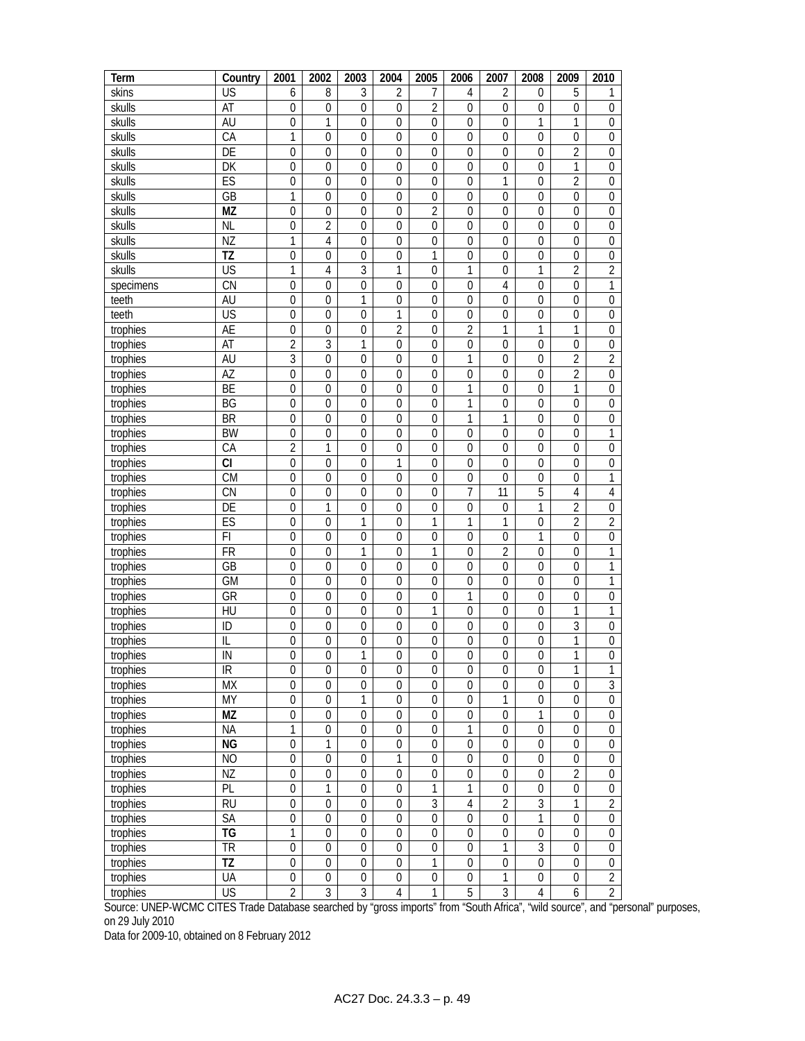| Term | Country | 2001 | 2002 | 2003 | 2004 | 2005 | 2006 | 2007 | 2008 | 2009 | 2010 |
|---|---|---|---|---|---|---|---|---|---|---|---|
| skins | US | 6 | 8 | 3 | 2 | 7 | 4 | 2 | 0 | 5 | 1 |
| skulls | AT | 0 | 0 | 0 | 0 | 2 | 0 | 0 | 0 | 0 | 0 |
| skulls | AU | 0 | 1 | 0 | 0 | 0 | 0 | 0 | 1 | 1 | 0 |
| skulls | CA | 1 | 0 | 0 | 0 | 0 | 0 | 0 | 0 | 0 | 0 |
| skulls | DE | 0 | 0 | 0 | 0 | 0 | 0 | 0 | 0 | 2 | 0 |
| skulls | DK | 0 | 0 | 0 | 0 | 0 | 0 | 0 | 0 | 1 | 0 |
| skulls | ES | 0 | 0 | 0 | 0 | 0 | 0 | 1 | 0 | 2 | 0 |
| skulls | GB | 1 | 0 | 0 | 0 | 0 | 0 | 0 | 0 | 0 | 0 |
| skulls | **MZ** | 0 | 0 | 0 | 0 | 2 | 0 | 0 | 0 | 0 | 0 |
| skulls | NL | 0 | 2 | 0 | 0 | 0 | 0 | 0 | 0 | 0 | 0 |
| skulls | NZ | 1 | 4 | 0 | 0 | 0 | 0 | 0 | 0 | 0 | 0 |
| skulls | **TZ** | 0 | 0 | 0 | 0 | 1 | 0 | 0 | 0 | 0 | 0 |
| skulls | US | 1 | 4 | 3 | 1 | 0 | 1 | 0 | 1 | 2 | 2 |
| specimens | CN | 0 | 0 | 0 | 0 | 0 | 0 | 4 | 0 | 0 | 1 |
| teeth | AU | 0 | 0 | 1 | 0 | 0 | 0 | 0 | 0 | 0 | 0 |
| teeth | US | 0 | 0 | 0 | 1 | 0 | 0 | 0 | 0 | 0 | 0 |
| trophies | AE | 0 | 0 | 0 | 2 | 0 | 2 | 1 | 1 | 1 | 0 |
| trophies | AT | 2 | 3 | 1 | 0 | 0 | 0 | 0 | 0 | 0 | 0 |
| trophies | AU | 3 | 0 | 0 | 0 | 0 | 1 | 0 | 0 | 2 | 2 |
| trophies | AZ | 0 | 0 | 0 | 0 | 0 | 0 | 0 | 0 | 2 | 0 |
| trophies | BE | 0 | 0 | 0 | 0 | 0 | 1 | 0 | 0 | 1 | 0 |
| trophies | BG | 0 | 0 | 0 | 0 | 0 | 1 | 0 | 0 | 0 | 0 |
| trophies | BR | 0 | 0 | 0 | 0 | 0 | 1 | 1 | 0 | 0 | 0 |
| trophies | BW | 0 | 0 | 0 | 0 | 0 | 0 | 0 | 0 | 0 | 1 |
| trophies | CA | 2 | 1 | 0 | 0 | 0 | 0 | 0 | 0 | 0 | 0 |
| trophies | **CI** | 0 | 0 | 0 | 1 | 0 | 0 | 0 | 0 | 0 | 0 |
| trophies | CM | 0 | 0 | 0 | 0 | 0 | 0 | 0 | 0 | 0 | 1 |
| trophies | CN | 0 | 0 | 0 | 0 | 0 | 7 | 11 | 5 | 4 | 4 |
| trophies | DE | 0 | 1 | 0 | 0 | 0 | 0 | 0 | 1 | 2 | 0 |
| trophies | ES | 0 | 0 | 1 | 0 | 1 | 1 | 1 | 0 | 2 | 2 |
| trophies | FI | 0 | 0 | 0 | 0 | 0 | 0 | 0 | 1 | 0 | 0 |
| trophies | FR | 0 | 0 | 1 | 0 | 1 | 0 | 2 | 0 | 0 | 1 |
| trophies | GB | 0 | 0 | 0 | 0 | 0 | 0 | 0 | 0 | 0 | 1 |
| trophies | GM | 0 | 0 | 0 | 0 | 0 | 0 | 0 | 0 | 0 | 1 |
| trophies | GR | 0 | 0 | 0 | 0 | 0 | 1 | 0 | 0 | 0 | 0 |
| trophies | HU | 0 | 0 | 0 | 0 | 1 | 0 | 0 | 0 | 1 | 1 |
| trophies | ID | 0 | 0 | 0 | 0 | 0 | 0 | 0 | 0 | 3 | 0 |
| trophies | IL | 0 | 0 | 0 | 0 | 0 | 0 | 0 | 0 | 1 | 0 |
| trophies | IN | 0 | 0 | 1 | 0 | 0 | 0 | 0 | 0 | 1 | 0 |
| trophies | IR | 0 | 0 | 0 | 0 | 0 | 0 | 0 | 0 | 1 | 1 |
| trophies | MX | 0 | 0 | 0 | 0 | 0 | 0 | 0 | 0 | 0 | 3 |
| trophies | MY | 0 | 0 | 1 | 0 | 0 | 0 | 1 | 0 | 0 | 0 |
| trophies | **MZ** | 0 | 0 | 0 | 0 | 0 | 0 | 0 | 1 | 0 | 0 |
| trophies | NA | 1 | 0 | 0 | 0 | 0 | 1 | 0 | 0 | 0 | 0 |
| trophies | **NG** | 0 | 1 | 0 | 0 | 0 | 0 | 0 | 0 | 0 | 0 |
| trophies | NO | 0 | 0 | 0 | 1 | 0 | 0 | 0 | 0 | 0 | 0 |
| trophies | NZ | 0 | 0 | 0 | 0 | 0 | 0 | 0 | 0 | 2 | 0 |
| trophies | PL | 0 | 1 | 0 | 0 | 1 | 1 | 0 | 0 | 0 | 0 |
| trophies | RU | 0 | 0 | 0 | 0 | 3 | 4 | 2 | 3 | 1 | 2 |
| trophies | SA | 0 | 0 | 0 | 0 | 0 | 0 | 0 | 1 | 0 | 0 |
| trophies | **TG** | 1 | 0 | 0 | 0 | 0 | 0 | 0 | 0 | 0 | 0 |
| trophies | TR | 0 | 0 | 0 | 0 | 0 | 0 | 1 | 3 | 0 | 0 |
| trophies | **TZ** | 0 | 0 | 0 | 0 | 1 | 0 | 0 | 0 | 0 | 0 |
| trophies | UA | 0 | 0 | 0 | 0 | 0 | 0 | 1 | 0 | 0 | 2 |
| trophies | US | 2 | 3 | 3 | 4 | 1 | 5 | 3 | 4 | 6 | 2 |

Source: UNEP-WCMC CITES Trade Database searched by "gross imports" from "South Africa", "wild source", and "personal" purposes, on 29 July 2010

Data for 2009-10, obtained on 8 February 2012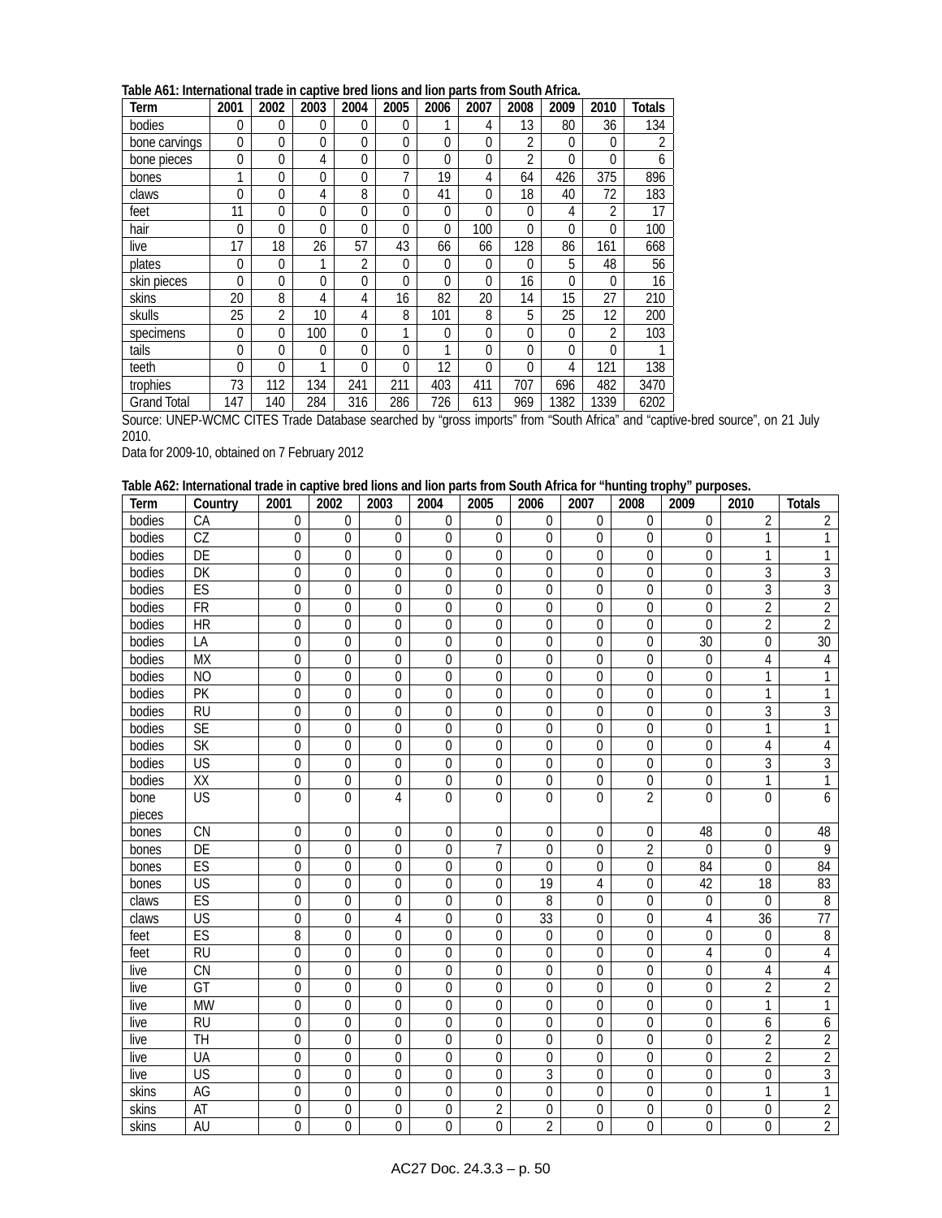**Table A61: International trade in captive bred lions and lion parts from South Africa.**

| Term | 2001 | 2002 | 2003 | 2004 | 2005 | 2006 | 2007 | 2008 | 2009 | 2010 | Totals |
|---|---|---|---|---|---|---|---|---|---|---|---|
| bodies | 0 | 0 | 0 | 0 | 0 | 1 | 4 | 13 | 80 | 36 | 134 |
| bone carvings | 0 | 0 | 0 | 0 | 0 | 0 | 0 | 2 | 0 | 0 | 2 |
| bone pieces | 0 | 0 | 4 | 0 | 0 | 0 | 0 | 2 | 0 | 0 | 6 |
| bones | 1 | 0 | 0 | 0 | 7 | 19 | 4 | 64 | 426 | 375 | 896 |
| claws | 0 | 0 | 4 | 8 | 0 | 41 | 0 | 18 | 40 | 72 | 183 |
| feet | 11 | 0 | 0 | 0 | 0 | 0 | 0 | 0 | 4 | 2 | 17 |
| hair | 0 | 0 | 0 | 0 | 0 | 0 | 100 | 0 | 0 | 0 | 100 |
| live | 17 | 18 | 26 | 57 | 43 | 66 | 66 | 128 | 86 | 161 | 668 |
| plates | 0 | 0 | 1 | 2 | 0 | 0 | 0 | 0 | 5 | 48 | 56 |
| skin pieces | 0 | 0 | 0 | 0 | 0 | 0 | 0 | 16 | 0 | 0 | 16 |
| skins | 20 | 8 | 4 | 4 | 16 | 82 | 20 | 14 | 15 | 27 | 210 |
| skulls | 25 | 2 | 10 | 4 | 8 | 101 | 8 | 5 | 25 | 12 | 200 |
| specimens | 0 | 0 | 100 | 0 | 1 | 0 | 0 | 0 | 0 | 2 | 103 |
| tails | 0 | 0 | 0 | 0 | 0 | 1 | 0 | 0 | 0 | 0 | 1 |
| teeth | 0 | 0 | 1 | 0 | 0 | 12 | 0 | 0 | 4 | 121 | 138 |
| trophies | 73 | 112 | 134 | 241 | 211 | 403 | 411 | 707 | 696 | 482 | 3470 |
| Grand Total | 147 | 140 | 284 | 316 | 286 | 726 | 613 | 969 | 1382 | 1339 | 6202 |

Source: UNEP-WCMC CITES Trade Database searched by "gross imports" from "South Africa" and "captive-bred source", on 21 July 2010.
Data for 2009-10, obtained on 7 February 2012

**Table A62: International trade in captive bred lions and lion parts from South Africa for "hunting trophy" purposes.**

| Term | Country | 2001 | 2002 | 2003 | 2004 | 2005 | 2006 | 2007 | 2008 | 2009 | 2010 | Totals |
|---|---|---|---|---|---|---|---|---|---|---|---|---|
| bodies | CA | 0 | 0 | 0 | 0 | 0 | 0 | 0 | 0 | 0 | 2 | 2 |
| bodies | CZ | 0 | 0 | 0 | 0 | 0 | 0 | 0 | 0 | 0 | 1 | 1 |
| bodies | DE | 0 | 0 | 0 | 0 | 0 | 0 | 0 | 0 | 0 | 1 | 1 |
| bodies | DK | 0 | 0 | 0 | 0 | 0 | 0 | 0 | 0 | 0 | 3 | 3 |
| bodies | ES | 0 | 0 | 0 | 0 | 0 | 0 | 0 | 0 | 0 | 3 | 3 |
| bodies | FR | 0 | 0 | 0 | 0 | 0 | 0 | 0 | 0 | 0 | 2 | 2 |
| bodies | HR | 0 | 0 | 0 | 0 | 0 | 0 | 0 | 0 | 0 | 2 | 2 |
| bodies | LA | 0 | 0 | 0 | 0 | 0 | 0 | 0 | 0 | 30 | 0 | 30 |
| bodies | MX | 0 | 0 | 0 | 0 | 0 | 0 | 0 | 0 | 0 | 4 | 4 |
| bodies | NO | 0 | 0 | 0 | 0 | 0 | 0 | 0 | 0 | 0 | 1 | 1 |
| bodies | PK | 0 | 0 | 0 | 0 | 0 | 0 | 0 | 0 | 0 | 1 | 1 |
| bodies | RU | 0 | 0 | 0 | 0 | 0 | 0 | 0 | 0 | 0 | 3 | 3 |
| bodies | SE | 0 | 0 | 0 | 0 | 0 | 0 | 0 | 0 | 0 | 1 | 1 |
| bodies | SK | 0 | 0 | 0 | 0 | 0 | 0 | 0 | 0 | 0 | 4 | 4 |
| bodies | US | 0 | 0 | 0 | 0 | 0 | 0 | 0 | 0 | 0 | 3 | 3 |
| bodies | XX | 0 | 0 | 0 | 0 | 0 | 0 | 0 | 0 | 0 | 1 | 1 |
| bone pieces | US | 0 | 0 | 4 | 0 | 0 | 0 | 0 | 2 | 0 | 0 | 6 |
| bones | CN | 0 | 0 | 0 | 0 | 0 | 0 | 0 | 0 | 48 | 0 | 48 |
| bones | DE | 0 | 0 | 0 | 0 | 7 | 0 | 0 | 2 | 0 | 0 | 9 |
| bones | ES | 0 | 0 | 0 | 0 | 0 | 0 | 0 | 0 | 84 | 0 | 84 |
| bones | US | 0 | 0 | 0 | 0 | 0 | 19 | 4 | 0 | 42 | 18 | 83 |
| claws | ES | 0 | 0 | 0 | 0 | 0 | 8 | 0 | 0 | 0 | 0 | 8 |
| claws | US | 0 | 0 | 4 | 0 | 0 | 33 | 0 | 0 | 4 | 36 | 77 |
| feet | ES | 8 | 0 | 0 | 0 | 0 | 0 | 0 | 0 | 0 | 0 | 8 |
| feet | RU | 0 | 0 | 0 | 0 | 0 | 0 | 0 | 0 | 4 | 0 | 4 |
| live | CN | 0 | 0 | 0 | 0 | 0 | 0 | 0 | 0 | 0 | 4 | 4 |
| live | GT | 0 | 0 | 0 | 0 | 0 | 0 | 0 | 0 | 0 | 2 | 2 |
| live | MW | 0 | 0 | 0 | 0 | 0 | 0 | 0 | 0 | 0 | 1 | 1 |
| live | RU | 0 | 0 | 0 | 0 | 0 | 0 | 0 | 0 | 0 | 6 | 6 |
| live | TH | 0 | 0 | 0 | 0 | 0 | 0 | 0 | 0 | 0 | 2 | 2 |
| live | UA | 0 | 0 | 0 | 0 | 0 | 0 | 0 | 0 | 0 | 2 | 2 |
| live | US | 0 | 0 | 0 | 0 | 0 | 3 | 0 | 0 | 0 | 0 | 3 |
| skins | AG | 0 | 0 | 0 | 0 | 0 | 0 | 0 | 0 | 0 | 1 | 1 |
| skins | AT | 0 | 0 | 0 | 0 | 2 | 0 | 0 | 0 | 0 | 0 | 2 |
| skins | AU | 0 | 0 | 0 | 0 | 0 | 2 | 0 | 0 | 0 | 0 | 2 |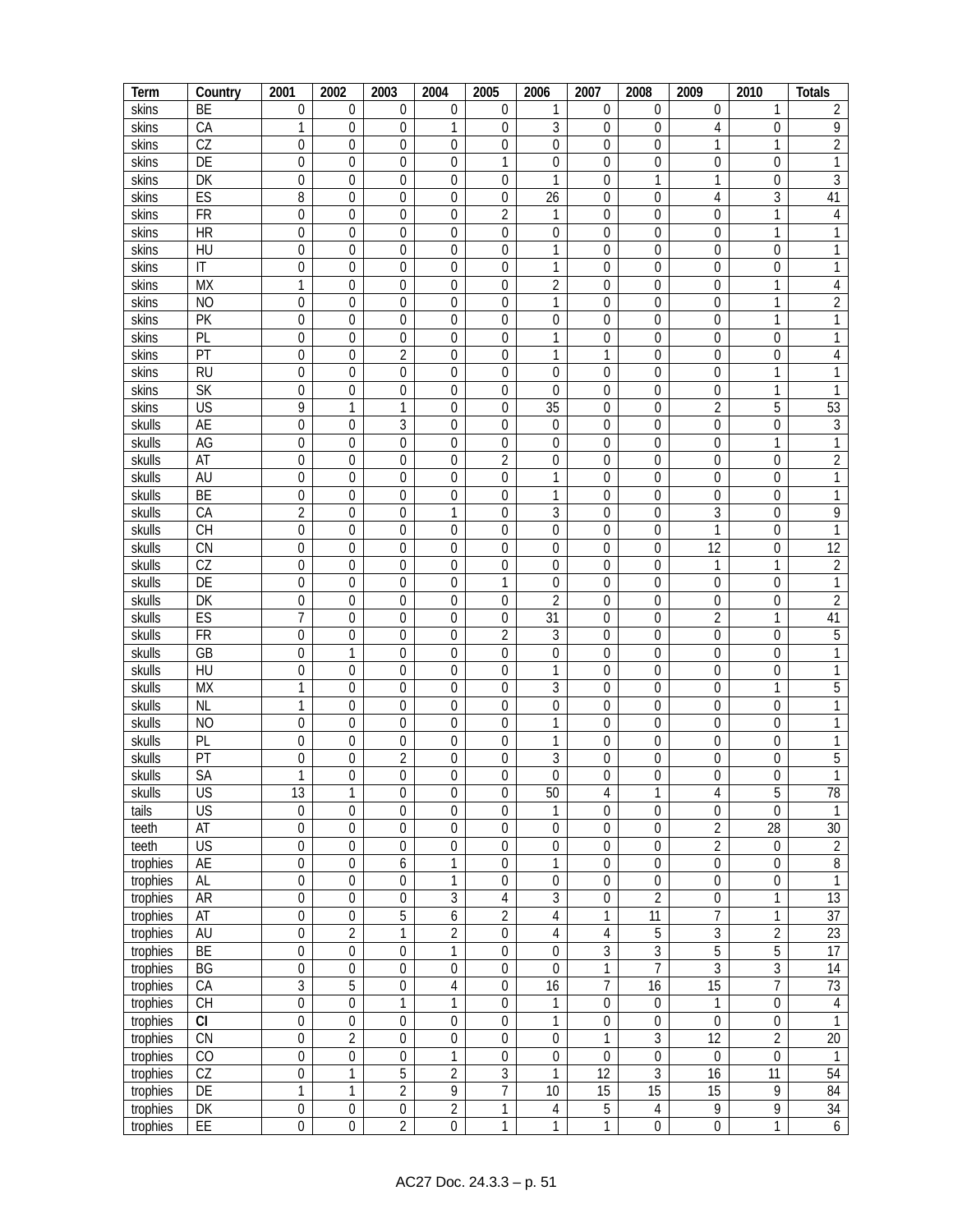| Term | Country | 2001 | 2002 | 2003 | 2004 | 2005 | 2006 | 2007 | 2008 | 2009 | 2010 | Totals |
|---|---|---|---|---|---|---|---|---|---|---|---|---|
| skins | BE | 0 | 0 | 0 | 0 | 0 | 1 | 0 | 0 | 0 | 1 | 2 |
| skins | CA | 1 | 0 | 0 | 1 | 0 | 3 | 0 | 0 | 4 | 0 | 9 |
| skins | CZ | 0 | 0 | 0 | 0 | 0 | 0 | 0 | 0 | 1 | 1 | 2 |
| skins | DE | 0 | 0 | 0 | 0 | 1 | 0 | 0 | 0 | 0 | 0 | 1 |
| skins | DK | 0 | 0 | 0 | 0 | 0 | 1 | 0 | 1 | 1 | 0 | 3 |
| skins | ES | 8 | 0 | 0 | 0 | 0 | 26 | 0 | 0 | 4 | 3 | 41 |
| skins | FR | 0 | 0 | 0 | 0 | 2 | 1 | 0 | 0 | 0 | 1 | 4 |
| skins | HR | 0 | 0 | 0 | 0 | 0 | 0 | 0 | 0 | 0 | 1 | 1 |
| skins | HU | 0 | 0 | 0 | 0 | 0 | 1 | 0 | 0 | 0 | 0 | 1 |
| skins | IT | 0 | 0 | 0 | 0 | 0 | 1 | 0 | 0 | 0 | 0 | 1 |
| skins | MX | 1 | 0 | 0 | 0 | 0 | 2 | 0 | 0 | 0 | 1 | 4 |
| skins | NO | 0 | 0 | 0 | 0 | 0 | 1 | 0 | 0 | 0 | 1 | 2 |
| skins | PK | 0 | 0 | 0 | 0 | 0 | 0 | 0 | 0 | 0 | 1 | 1 |
| skins | PL | 0 | 0 | 0 | 0 | 0 | 1 | 0 | 0 | 0 | 0 | 1 |
| skins | PT | 0 | 0 | 2 | 0 | 0 | 1 | 1 | 0 | 0 | 0 | 4 |
| skins | RU | 0 | 0 | 0 | 0 | 0 | 0 | 0 | 0 | 0 | 1 | 1 |
| skins | SK | 0 | 0 | 0 | 0 | 0 | 0 | 0 | 0 | 0 | 1 | 1 |
| skins | US | 9 | 1 | 1 | 0 | 0 | 35 | 0 | 0 | 2 | 5 | 53 |
| skulls | AE | 0 | 0 | 3 | 0 | 0 | 0 | 0 | 0 | 0 | 0 | 3 |
| skulls | AG | 0 | 0 | 0 | 0 | 0 | 0 | 0 | 0 | 0 | 1 | 1 |
| skulls | AT | 0 | 0 | 0 | 0 | 2 | 0 | 0 | 0 | 0 | 0 | 2 |
| skulls | AU | 0 | 0 | 0 | 0 | 0 | 1 | 0 | 0 | 0 | 0 | 1 |
| skulls | BE | 0 | 0 | 0 | 0 | 0 | 1 | 0 | 0 | 0 | 0 | 1 |
| skulls | CA | 2 | 0 | 0 | 1 | 0 | 3 | 0 | 0 | 3 | 0 | 9 |
| skulls | CH | 0 | 0 | 0 | 0 | 0 | 0 | 0 | 0 | 1 | 0 | 1 |
| skulls | CN | 0 | 0 | 0 | 0 | 0 | 0 | 0 | 0 | 12 | 0 | 12 |
| skulls | CZ | 0 | 0 | 0 | 0 | 0 | 0 | 0 | 0 | 1 | 1 | 2 |
| skulls | DE | 0 | 0 | 0 | 0 | 1 | 0 | 0 | 0 | 0 | 0 | 1 |
| skulls | DK | 0 | 0 | 0 | 0 | 0 | 2 | 0 | 0 | 0 | 0 | 2 |
| skulls | ES | 7 | 0 | 0 | 0 | 0 | 31 | 0 | 0 | 2 | 1 | 41 |
| skulls | FR | 0 | 0 | 0 | 0 | 2 | 3 | 0 | 0 | 0 | 0 | 5 |
| skulls | GB | 0 | 1 | 0 | 0 | 0 | 0 | 0 | 0 | 0 | 0 | 1 |
| skulls | HU | 0 | 0 | 0 | 0 | 0 | 1 | 0 | 0 | 0 | 0 | 1 |
| skulls | MX | 1 | 0 | 0 | 0 | 0 | 3 | 0 | 0 | 0 | 1 | 5 |
| skulls | NL | 1 | 0 | 0 | 0 | 0 | 0 | 0 | 0 | 0 | 0 | 1 |
| skulls | NO | 0 | 0 | 0 | 0 | 0 | 1 | 0 | 0 | 0 | 0 | 1 |
| skulls | PL | 0 | 0 | 0 | 0 | 0 | 1 | 0 | 0 | 0 | 0 | 1 |
| skulls | PT | 0 | 0 | 2 | 0 | 0 | 3 | 0 | 0 | 0 | 0 | 5 |
| skulls | SA | 1 | 0 | 0 | 0 | 0 | 0 | 0 | 0 | 0 | 0 | 1 |
| skulls | US | 13 | 1 | 0 | 0 | 0 | 50 | 4 | 1 | 4 | 5 | 78 |
| tails | US | 0 | 0 | 0 | 0 | 0 | 1 | 0 | 0 | 0 | 0 | 1 |
| teeth | AT | 0 | 0 | 0 | 0 | 0 | 0 | 0 | 0 | 2 | 28 | 30 |
| teeth | US | 0 | 0 | 0 | 0 | 0 | 0 | 0 | 0 | 2 | 0 | 2 |
| trophies | AE | 0 | 0 | 6 | 1 | 0 | 1 | 0 | 0 | 0 | 0 | 8 |
| trophies | AL | 0 | 0 | 0 | 1 | 0 | 0 | 0 | 0 | 0 | 0 | 1 |
| trophies | AR | 0 | 0 | 0 | 3 | 4 | 3 | 0 | 2 | 0 | 1 | 13 |
| trophies | AT | 0 | 0 | 5 | 6 | 2 | 4 | 1 | 11 | 7 | 1 | 37 |
| trophies | AU | 0 | 2 | 1 | 2 | 0 | 4 | 4 | 5 | 3 | 2 | 23 |
| trophies | BE | 0 | 0 | 0 | 1 | 0 | 0 | 3 | 3 | 5 | 5 | 17 |
| trophies | BG | 0 | 0 | 0 | 0 | 0 | 0 | 1 | 7 | 3 | 3 | 14 |
| trophies | CA | 3 | 5 | 0 | 4 | 0 | 16 | 7 | 16 | 15 | 7 | 73 |
| trophies | CH | 0 | 0 | 1 | 1 | 0 | 1 | 0 | 0 | 1 | 0 | 4 |
| trophies | CI | 0 | 0 | 0 | 0 | 0 | 1 | 0 | 0 | 0 | 0 | 1 |
| trophies | CN | 0 | 2 | 0 | 0 | 0 | 0 | 1 | 3 | 12 | 2 | 20 |
| trophies | CO | 0 | 0 | 0 | 1 | 0 | 0 | 0 | 0 | 0 | 0 | 1 |
| trophies | CZ | 0 | 1 | 5 | 2 | 3 | 1 | 12 | 3 | 16 | 11 | 54 |
| trophies | DE | 1 | 1 | 2 | 9 | 7 | 10 | 15 | 15 | 15 | 9 | 84 |
| trophies | DK | 0 | 0 | 0 | 2 | 1 | 4 | 5 | 4 | 9 | 9 | 34 |
| trophies | EE | 0 | 0 | 2 | 0 | 1 | 1 | 1 | 0 | 0 | 1 | 6 |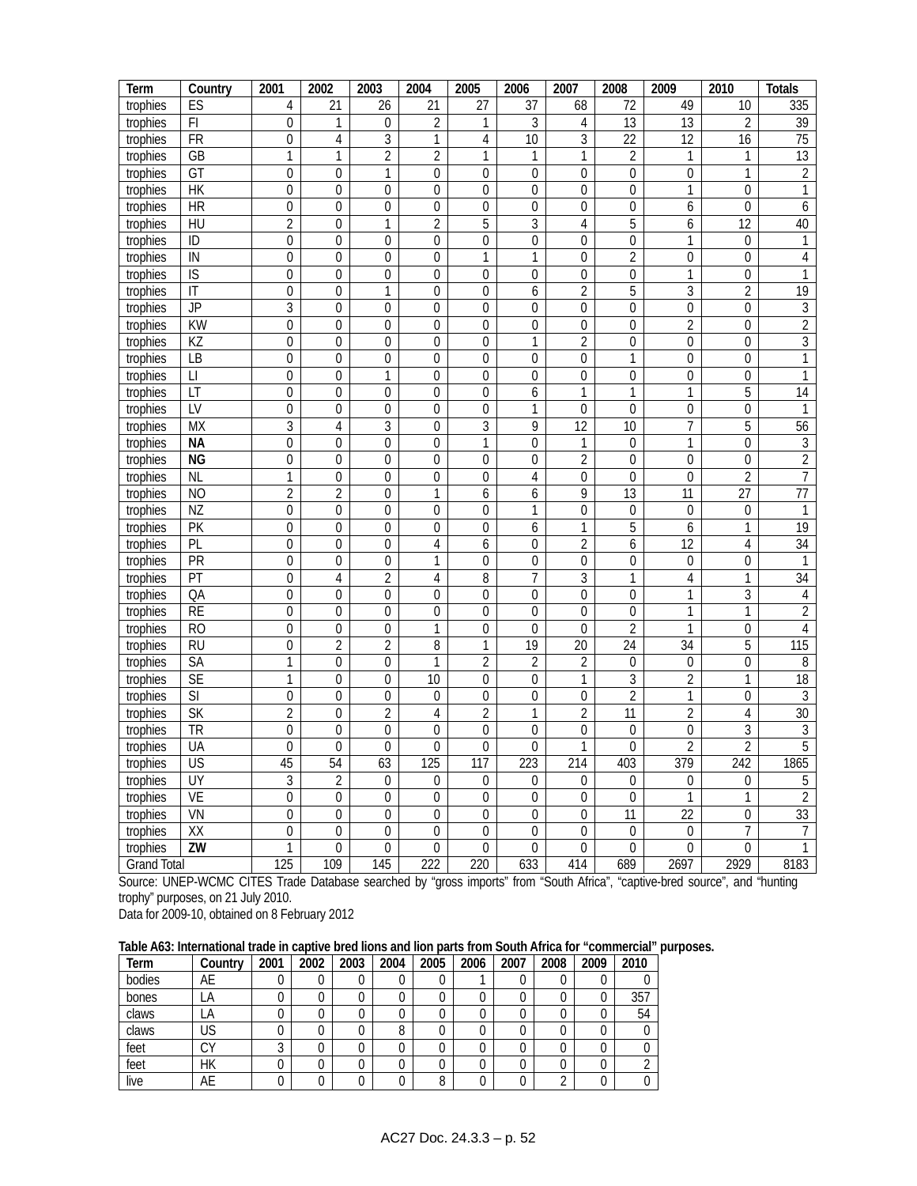| Term | Country | 2001 | 2002 | 2003 | 2004 | 2005 | 2006 | 2007 | 2008 | 2009 | 2010 | Totals |
|---|---|---|---|---|---|---|---|---|---|---|---|---|
| trophies | ES | 4 | 21 | 26 | 21 | 27 | 37 | 68 | 72 | 49 | 10 | 335 |
| trophies | FI | 0 | 1 | 0 | 2 | 1 | 3 | 4 | 13 | 13 | 2 | 39 |
| trophies | FR | 0 | 4 | 3 | 1 | 4 | 10 | 3 | 22 | 12 | 16 | 75 |
| trophies | GB | 1 | 1 | 2 | 2 | 1 | 1 | 1 | 2 | 1 | 1 | 13 |
| trophies | GT | 0 | 0 | 1 | 0 | 0 | 0 | 0 | 0 | 0 | 1 | 2 |
| trophies | HK | 0 | 0 | 0 | 0 | 0 | 0 | 0 | 0 | 1 | 0 | 1 |
| trophies | HR | 0 | 0 | 0 | 0 | 0 | 0 | 0 | 0 | 6 | 0 | 6 |
| trophies | HU | 2 | 0 | 1 | 2 | 5 | 3 | 4 | 5 | 6 | 12 | 40 |
| trophies | ID | 0 | 0 | 0 | 0 | 0 | 0 | 0 | 0 | 1 | 0 | 1 |
| trophies | IN | 0 | 0 | 0 | 0 | 1 | 1 | 0 | 2 | 0 | 0 | 4 |
| trophies | IS | 0 | 0 | 0 | 0 | 0 | 0 | 0 | 0 | 1 | 0 | 1 |
| trophies | IT | 0 | 0 | 1 | 0 | 0 | 6 | 2 | 5 | 3 | 2 | 19 |
| trophies | JP | 3 | 0 | 0 | 0 | 0 | 0 | 0 | 0 | 0 | 0 | 3 |
| trophies | KW | 0 | 0 | 0 | 0 | 0 | 0 | 0 | 0 | 2 | 0 | 2 |
| trophies | KZ | 0 | 0 | 0 | 0 | 0 | 1 | 2 | 0 | 0 | 0 | 3 |
| trophies | LB | 0 | 0 | 0 | 0 | 0 | 0 | 0 | 1 | 0 | 0 | 1 |
| trophies | LI | 0 | 0 | 1 | 0 | 0 | 0 | 0 | 0 | 0 | 0 | 1 |
| trophies | LT | 0 | 0 | 0 | 0 | 0 | 6 | 1 | 1 | 1 | 5 | 14 |
| trophies | LV | 0 | 0 | 0 | 0 | 0 | 1 | 0 | 0 | 0 | 0 | 1 |
| trophies | MX | 3 | 4 | 3 | 0 | 3 | 9 | 12 | 10 | 7 | 5 | 56 |
| trophies | **NA** | 0 | 0 | 0 | 0 | 1 | 0 | 1 | 0 | 1 | 0 | 3 |
| trophies | **NG** | 0 | 0 | 0 | 0 | 0 | 0 | 2 | 0 | 0 | 0 | 2 |
| trophies | NL | 1 | 0 | 0 | 0 | 0 | 4 | 0 | 0 | 0 | 2 | 7 |
| trophies | NO | 2 | 2 | 0 | 1 | 6 | 6 | 9 | 13 | 11 | 27 | 77 |
| trophies | NZ | 0 | 0 | 0 | 0 | 0 | 1 | 0 | 0 | 0 | 0 | 1 |
| trophies | PK | 0 | 0 | 0 | 0 | 0 | 6 | 1 | 5 | 6 | 1 | 19 |
| trophies | PL | 0 | 0 | 0 | 4 | 6 | 0 | 2 | 6 | 12 | 4 | 34 |
| trophies | PR | 0 | 0 | 0 | 1 | 0 | 0 | 0 | 0 | 0 | 0 | 1 |
| trophies | PT | 0 | 4 | 2 | 4 | 8 | 7 | 3 | 1 | 4 | 1 | 34 |
| trophies | QA | 0 | 0 | 0 | 0 | 0 | 0 | 0 | 0 | 1 | 3 | 4 |
| trophies | RE | 0 | 0 | 0 | 0 | 0 | 0 | 0 | 0 | 1 | 1 | 2 |
| trophies | RO | 0 | 0 | 0 | 1 | 0 | 0 | 0 | 2 | 1 | 0 | 4 |
| trophies | RU | 0 | 2 | 2 | 8 | 1 | 19 | 20 | 24 | 34 | 5 | 115 |
| trophies | SA | 1 | 0 | 0 | 1 | 2 | 2 | 2 | 0 | 0 | 0 | 8 |
| trophies | SE | 1 | 0 | 0 | 10 | 0 | 0 | 1 | 3 | 2 | 1 | 18 |
| trophies | SI | 0 | 0 | 0 | 0 | 0 | 0 | 0 | 2 | 1 | 0 | 3 |
| trophies | SK | 2 | 0 | 2 | 4 | 2 | 1 | 2 | 11 | 2 | 4 | 30 |
| trophies | TR | 0 | 0 | 0 | 0 | 0 | 0 | 0 | 0 | 0 | 3 | 3 |
| trophies | UA | 0 | 0 | 0 | 0 | 0 | 0 | 1 | 0 | 2 | 2 | 5 |
| trophies | US | 45 | 54 | 63 | 125 | 117 | 223 | 214 | 403 | 379 | 242 | 1865 |
| trophies | UY | 3 | 2 | 0 | 0 | 0 | 0 | 0 | 0 | 0 | 0 | 5 |
| trophies | VE | 0 | 0 | 0 | 0 | 0 | 0 | 0 | 0 | 1 | 1 | 2 |
| trophies | VN | 0 | 0 | 0 | 0 | 0 | 0 | 0 | 11 | 22 | 0 | 33 |
| trophies | XX | 0 | 0 | 0 | 0 | 0 | 0 | 0 | 0 | 0 | 7 | 7 |
| trophies | **ZW** | 1 | 0 | 0 | 0 | 0 | 0 | 0 | 0 | 0 | 0 | 1 |
| Grand Total | | 125 | 109 | 145 | 222 | 220 | 633 | 414 | 689 | 2697 | 2929 | 8183 |

Source: UNEP-WCMC CITES Trade Database searched by “gross imports” from “South Africa”, “captive-bred source”, and “hunting trophy” purposes, on 21 July 2010.
Data for 2009-10, obtained on 8 February 2012

**Table A63: International trade in captive bred lions and lion parts from South Africa for “commercial” purposes.**

| Term | Country | 2001 | 2002 | 2003 | 2004 | 2005 | 2006 | 2007 | 2008 | 2009 | 2010 |
|---|---|---|---|---|---|---|---|---|---|---|---|
| bodies | AE | 0 | 0 | 0 | 0 | 0 | 1 | 0 | 0 | 0 | 0 |
| bones | LA | 0 | 0 | 0 | 0 | 0 | 0 | 0 | 0 | 0 | 357 |
| claws | LA | 0 | 0 | 0 | 0 | 0 | 0 | 0 | 0 | 0 | 54 |
| claws | US | 0 | 0 | 0 | 8 | 0 | 0 | 0 | 0 | 0 | 0 |
| feet | CY | 3 | 0 | 0 | 0 | 0 | 0 | 0 | 0 | 0 | 0 |
| feet | HK | 0 | 0 | 0 | 0 | 0 | 0 | 0 | 0 | 0 | 2 |
| live | AE | 0 | 0 | 0 | 0 | 8 | 0 | 0 | 2 | 0 | 0 |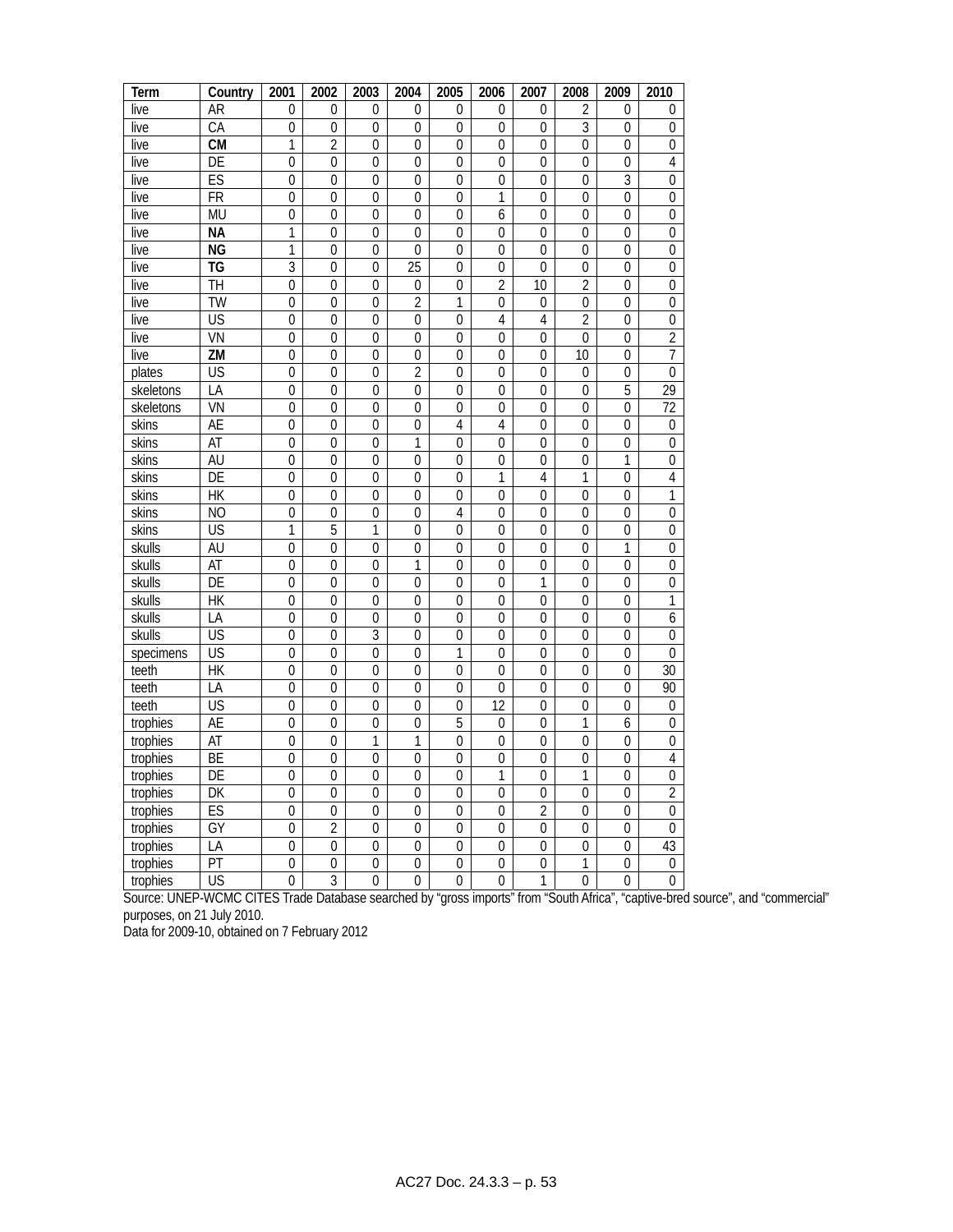| Term | Country | 2001 | 2002 | 2003 | 2004 | 2005 | 2006 | 2007 | 2008 | 2009 | 2010 |
|---|---|---|---|---|---|---|---|---|---|---|---|
| live | AR | 0 | 0 | 0 | 0 | 0 | 0 | 0 | 2 | 0 | 0 |
| live | CA | 0 | 0 | 0 | 0 | 0 | 0 | 0 | 3 | 0 | 0 |
| live | **CM** | 1 | 2 | 0 | 0 | 0 | 0 | 0 | 0 | 0 | 0 |
| live | DE | 0 | 0 | 0 | 0 | 0 | 0 | 0 | 0 | 0 | 4 |
| live | ES | 0 | 0 | 0 | 0 | 0 | 0 | 0 | 0 | 3 | 0 |
| live | FR | 0 | 0 | 0 | 0 | 0 | 1 | 0 | 0 | 0 | 0 |
| live | MU | 0 | 0 | 0 | 0 | 0 | 6 | 0 | 0 | 0 | 0 |
| live | **NA** | 1 | 0 | 0 | 0 | 0 | 0 | 0 | 0 | 0 | 0 |
| live | **NG** | 1 | 0 | 0 | 0 | 0 | 0 | 0 | 0 | 0 | 0 |
| live | **TG** | 3 | 0 | 0 | 25 | 0 | 0 | 0 | 0 | 0 | 0 |
| live | TH | 0 | 0 | 0 | 0 | 0 | 2 | 10 | 2 | 0 | 0 |
| live | TW | 0 | 0 | 0 | 2 | 1 | 0 | 0 | 0 | 0 | 0 |
| live | US | 0 | 0 | 0 | 0 | 0 | 4 | 4 | 2 | 0 | 0 |
| live | VN | 0 | 0 | 0 | 0 | 0 | 0 | 0 | 0 | 0 | 2 |
| live | **ZM** | 0 | 0 | 0 | 0 | 0 | 0 | 0 | 10 | 0 | 7 |
| plates | US | 0 | 0 | 0 | 2 | 0 | 0 | 0 | 0 | 0 | 0 |
| skeletons | LA | 0 | 0 | 0 | 0 | 0 | 0 | 0 | 0 | 5 | 29 |
| skeletons | VN | 0 | 0 | 0 | 0 | 0 | 0 | 0 | 0 | 0 | 72 |
| skins | AE | 0 | 0 | 0 | 0 | 4 | 4 | 0 | 0 | 0 | 0 |
| skins | AT | 0 | 0 | 0 | 1 | 0 | 0 | 0 | 0 | 0 | 0 |
| skins | AU | 0 | 0 | 0 | 0 | 0 | 0 | 0 | 0 | 1 | 0 |
| skins | DE | 0 | 0 | 0 | 0 | 0 | 1 | 4 | 1 | 0 | 4 |
| skins | HK | 0 | 0 | 0 | 0 | 0 | 0 | 0 | 0 | 0 | 1 |
| skins | NO | 0 | 0 | 0 | 0 | 4 | 0 | 0 | 0 | 0 | 0 |
| skins | US | 1 | 5 | 1 | 0 | 0 | 0 | 0 | 0 | 0 | 0 |
| skulls | AU | 0 | 0 | 0 | 0 | 0 | 0 | 0 | 0 | 1 | 0 |
| skulls | AT | 0 | 0 | 0 | 1 | 0 | 0 | 0 | 0 | 0 | 0 |
| skulls | DE | 0 | 0 | 0 | 0 | 0 | 0 | 1 | 0 | 0 | 0 |
| skulls | HK | 0 | 0 | 0 | 0 | 0 | 0 | 0 | 0 | 0 | 1 |
| skulls | LA | 0 | 0 | 0 | 0 | 0 | 0 | 0 | 0 | 0 | 6 |
| skulls | US | 0 | 0 | 3 | 0 | 0 | 0 | 0 | 0 | 0 | 0 |
| specimens | US | 0 | 0 | 0 | 0 | 1 | 0 | 0 | 0 | 0 | 0 |
| teeth | HK | 0 | 0 | 0 | 0 | 0 | 0 | 0 | 0 | 0 | 30 |
| teeth | LA | 0 | 0 | 0 | 0 | 0 | 0 | 0 | 0 | 0 | 90 |
| teeth | US | 0 | 0 | 0 | 0 | 0 | 12 | 0 | 0 | 0 | 0 |
| trophies | AE | 0 | 0 | 0 | 0 | 5 | 0 | 0 | 1 | 6 | 0 |
| trophies | AT | 0 | 0 | 1 | 1 | 0 | 0 | 0 | 0 | 0 | 0 |
| trophies | BE | 0 | 0 | 0 | 0 | 0 | 0 | 0 | 0 | 0 | 4 |
| trophies | DE | 0 | 0 | 0 | 0 | 0 | 1 | 0 | 1 | 0 | 0 |
| trophies | DK | 0 | 0 | 0 | 0 | 0 | 0 | 0 | 0 | 0 | 2 |
| trophies | ES | 0 | 0 | 0 | 0 | 0 | 0 | 2 | 0 | 0 | 0 |
| trophies | GY | 0 | 2 | 0 | 0 | 0 | 0 | 0 | 0 | 0 | 0 |
| trophies | LA | 0 | 0 | 0 | 0 | 0 | 0 | 0 | 0 | 0 | 43 |
| trophies | PT | 0 | 0 | 0 | 0 | 0 | 0 | 0 | 1 | 0 | 0 |
| trophies | US | 0 | 3 | 0 | 0 | 0 | 0 | 1 | 0 | 0 | 0 |

Source: UNEP-WCMC CITES Trade Database searched by "gross imports" from "South Africa", "captive-bred source", and "commercial" purposes, on 21 July 2010.
Data for 2009-10, obtained on 7 February 2012